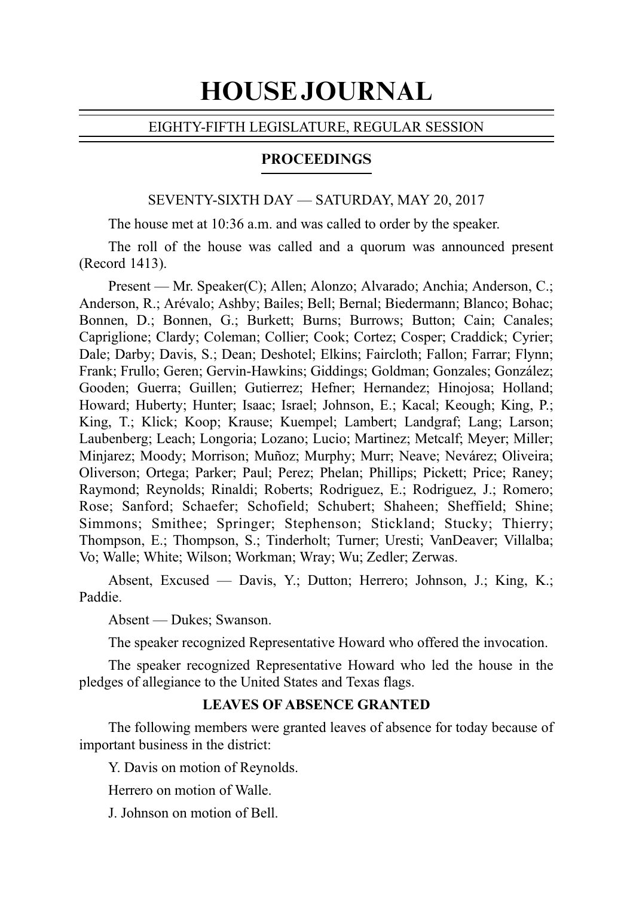# HOUSE JOURNAL

EIGHTY-FIFTH LEGISLATURE, REGULAR SESSION

## PROCEEDINGS

SEVENTY-SIXTH DAY — SATURDAY, MAY 20, 2017

The house met at 10:36 a.m. and was called to order by the speaker.

The roll of the house was called and a quorum was announced present (Record 1413).

Present — Mr. Speaker(C); Allen; Alonzo; Alvarado; Anchia; Anderson, C.; Anderson, R.; Arévalo; Ashby; Bailes; Bell; Bernal; Biedermann; Blanco; Bohac; Bonnen, D.; Bonnen, G.; Burkett; Burns; Burrows; Button; Cain; Canales; Capriglione; Clardy; Coleman; Collier; Cook; Cortez; Cosper; Craddick; Cyrier; Dale; Darby; Davis, S.; Dean; Deshotel; Elkins; Faircloth; Fallon; Farrar; Flynn; Frank; Frullo; Geren; Gervin-Hawkins; Giddings; Goldman; Gonzales; González; Gooden; Guerra; Guillen; Gutierrez; Hefner; Hernandez; Hinojosa; Holland; Howard; Huberty; Hunter; Isaac; Israel; Johnson, E.; Kacal; Keough; King, P.; King, T.; Klick; Koop; Krause; Kuempel; Lambert; Landgraf; Lang; Larson; Laubenberg; Leach; Longoria; Lozano; Lucio; Martinez; Metcalf; Meyer; Miller; Minjarez; Moody; Morrison; Muñoz; Murphy; Murr; Neave; Nevárez; Oliveira; Oliverson; Ortega; Parker; Paul; Perez; Phelan; Phillips; Pickett; Price; Raney; Raymond; Reynolds; Rinaldi; Roberts; Rodriguez, E.; Rodriguez, J.; Romero; Rose; Sanford; Schaefer; Schofield; Schubert; Shaheen; Sheffield; Shine; Simmons; Smithee; Springer; Stephenson; Stickland; Stucky; Thierry; Thompson, E.; Thompson, S.; Tinderholt; Turner; Uresti; VanDeaver; Villalba; Vo; Walle; White; Wilson; Workman; Wray; Wu; Zedler; Zerwas.

Absent, Excused — Davis, Y.; Dutton; Herrero; Johnson, J.; King, K.; Paddie.

Absent — Dukes; Swanson.

The speaker recognized Representative Howard who offered the invocation.

The speaker recognized Representative Howard who led the house in the pledges of allegiance to the United States and Texas flags.

### LEAVES OF ABSENCE GRANTED

The following members were granted leaves of absence for today because of important business in the district:

Y. Davis on motion of Reynolds.

Herrero on motion of Walle.

J. Johnson on motion of Bell.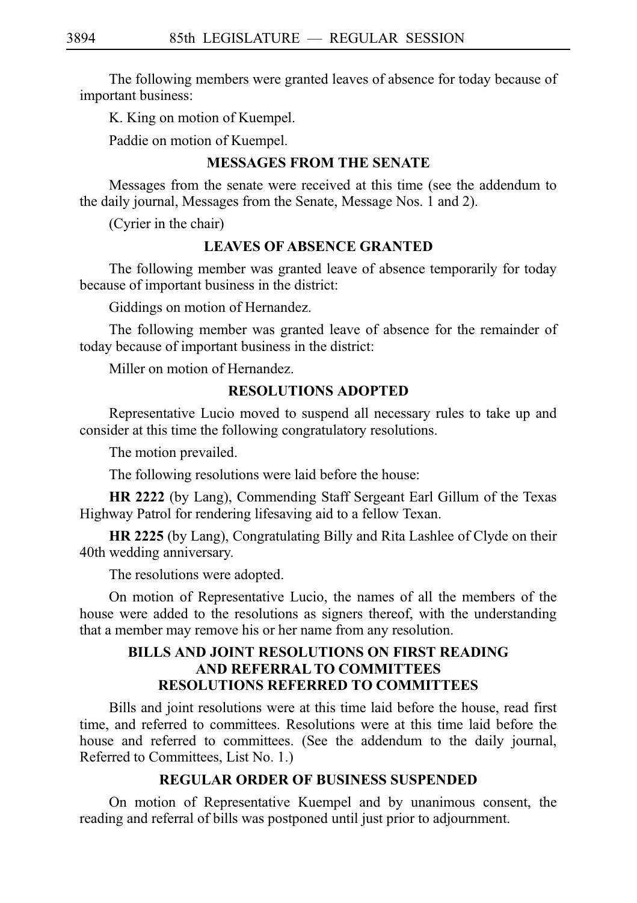The following members were granted leaves of absence for today because of important business:

K. King on motion of Kuempel.

Paddie on motion of Kuempel.

## MESSAGES FROM THE SENATE

Messages from the senate were received at this time (see the addendum to the daily journal, Messages from the Senate, Message Nos. 1 and 2).

(Cyrier in the chair)

## LEAVES OF ABSENCE GRANTED

The following member was granted leave of absence temporarily for today because of important business in the district:

Giddings on motion of Hernandez.

The following member was granted leave of absence for the remainder of today because of important business in the district:

Miller on motion of Hernandez.

## RESOLUTIONS ADOPTED

Representative Lucio moved to suspend all necessary rules to take up and consider at this time the following congratulatory resolutions.

The motion prevailed.

The following resolutions were laid before the house:

**HR 2222** (by Lang), Commending Staff Sergeant Earl Gillum of the Texas Highway Patrol for rendering lifesaving aid to a fellow Texan.

**HR 2225** (by Lang), Congratulating Billy and Rita Lashlee of Clyde on their 40th wedding anniversary.

The resolutions were adopted.

On motion of Representative Lucio, the names of all the members of the house were added to the resolutions as signers thereof, with the understanding that a member may remove his or her name from any resolution.

## BILLS AND JOINT RESOLUTIONS ON FIRST READING AND REFERRAL TO COMMITTEES RESOLUTIONS REFERRED TO COMMITTEES

Bills and joint resolutions were at this time laid before the house, read first time, and referred to committees. Resolutions were at this time laid before the house and referred to committees. (See the addendum to the daily journal, Referred to Committees, List No. 1.)

## REGULAR ORDER OF BUSINESS SUSPENDED

On motion of Representative Kuempel and by unanimous consent, the reading and referral of bills was postponed until just prior to adjournment.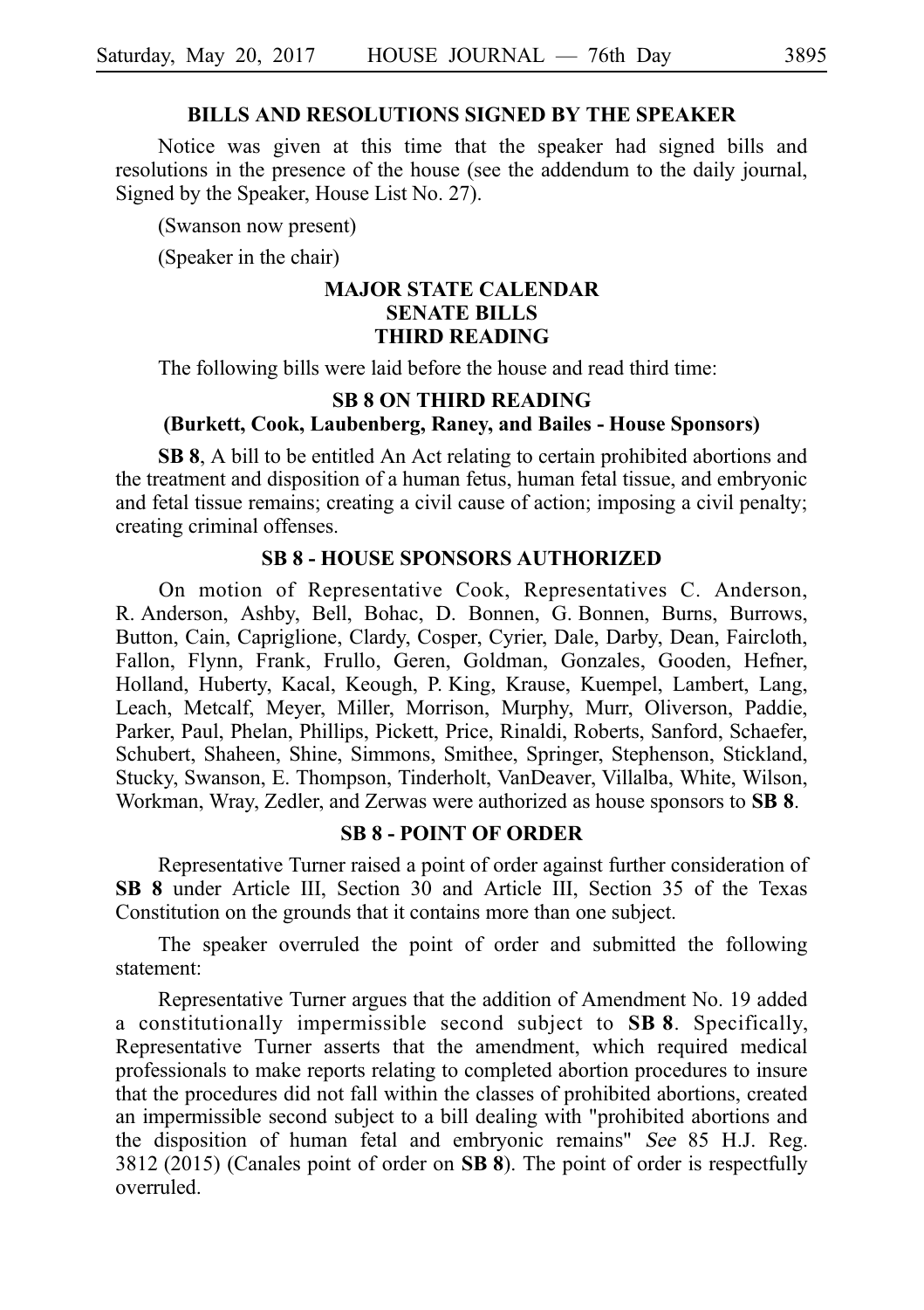## BILLS AND RESOLUTIONS SIGNED BY THE SPEAKER

Notice was given at this time that the speaker had signed bills and resolutions in the presence of the house (see the addendum to the daily journal, Signed by the Speaker, House List No. 27).

(Swanson now present)

(Speaker in the chair)

## MAJOR STATE CALENDAR
## SENATE BILLS
## THIRD READING

The following bills were laid before the house and read third time:

### SB 8 ON THIRD READING
### (Burkett, Cook, Laubenberg, Raney, and Bailes - House Sponsors)

**SB 8**, A bill to be entitled An Act relating to certain prohibited abortions and the treatment and disposition of a human fetus, human fetal tissue, and embryonic and fetal tissue remains; creating a civil cause of action; imposing a civil penalty; creating criminal offenses.

### SB 8 - HOUSE SPONSORS AUTHORIZED

On motion of Representative Cook, Representatives C. Anderson, R. Anderson, Ashby, Bell, Bohac, D. Bonnen, G. Bonnen, Burns, Burrows, Button, Cain, Capriglione, Clardy, Cosper, Cyrier, Dale, Darby, Dean, Faircloth, Fallon, Flynn, Frank, Frullo, Geren, Goldman, Gonzales, Gooden, Hefner, Holland, Huberty, Kacal, Keough, P. King, Krause, Kuempel, Lambert, Lang, Leach, Metcalf, Meyer, Miller, Morrison, Murphy, Murr, Oliverson, Paddie, Parker, Paul, Phelan, Phillips, Pickett, Price, Rinaldi, Roberts, Sanford, Schaefer, Schubert, Shaheen, Shine, Simmons, Smithee, Springer, Stephenson, Stickland, Stucky, Swanson, E. Thompson, Tinderholt, VanDeaver, Villalba, White, Wilson, Workman, Wray, Zedler, and Zerwas were authorized as house sponsors to **SB 8**.

### SB 8 - POINT OF ORDER

Representative Turner raised a point of order against further consideration of **SB 8** under Article III, Section 30 and Article III, Section 35 of the Texas Constitution on the grounds that it contains more than one subject.

The speaker overruled the point of order and submitted the following statement:

Representative Turner argues that the addition of Amendment No. 19 added a constitutionally impermissible second subject to **SB 8**. Specifically, Representative Turner asserts that the amendment, which required medical professionals to make reports relating to completed abortion procedures to insure that the procedures did not fall within the classes of prohibited abortions, created an impermissible second subject to a bill dealing with "prohibited abortions and the disposition of human fetal and embryonic remains" *See* 85 H.J. Reg. 3812 (2015) (Canales point of order on **SB 8**). The point of order is respectfully overruled.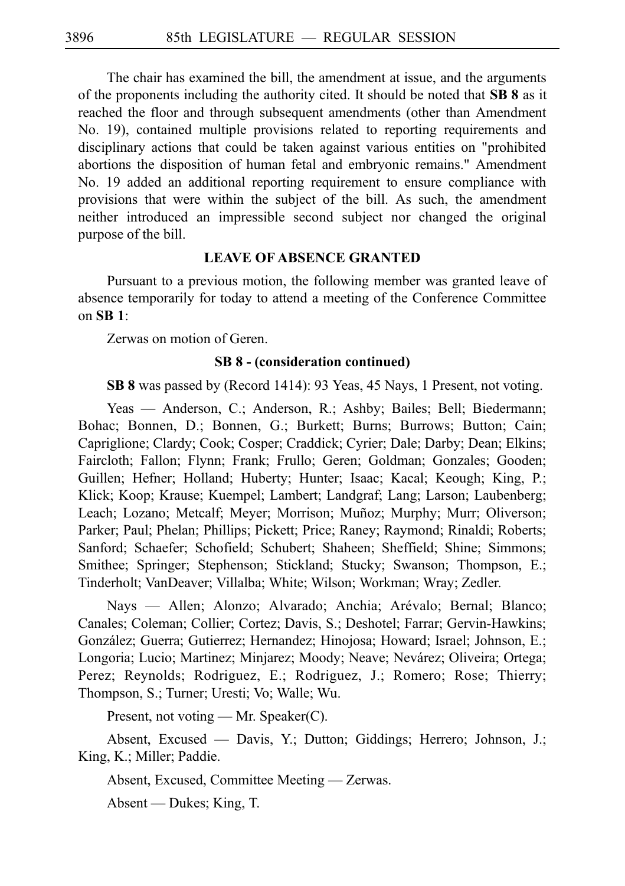The chair has examined the bill, the amendment at issue, and the arguments of the proponents including the authority cited. It should be noted that **SB 8** as it reached the floor and through subsequent amendments (other than Amendment No. 19), contained multiple provisions related to reporting requirements and disciplinary actions that could be taken against various entities on "prohibited abortions the disposition of human fetal and embryonic remains." Amendment No. 19 added an additional reporting requirement to ensure compliance with provisions that were within the subject of the bill. As such, the amendment neither introduced an impressible second subject nor changed the original purpose of the bill.

### LEAVE OF ABSENCE GRANTED

Pursuant to a previous motion, the following member was granted leave of absence temporarily for today to attend a meeting of the Conference Committee on **SB 1**:

Zerwas on motion of Geren.

### SB 8 - (consideration continued)

**SB 8** was passed by (Record 1414): 93 Yeas, 45 Nays, 1 Present, not voting.

Yeas — Anderson, C.; Anderson, R.; Ashby; Bailes; Bell; Biedermann; Bohac; Bonnen, D.; Bonnen, G.; Burkett; Burns; Burrows; Button; Cain; Capriglione; Clardy; Cook; Cosper; Craddick; Cyrier; Dale; Darby; Dean; Elkins; Faircloth; Fallon; Flynn; Frank; Frullo; Geren; Goldman; Gonzales; Gooden; Guillen; Hefner; Holland; Huberty; Hunter; Isaac; Kacal; Keough; King, P.; Klick; Koop; Krause; Kuempel; Lambert; Landgraf; Lang; Larson; Laubenberg; Leach; Lozano; Metcalf; Meyer; Morrison; Muñoz; Murphy; Murr; Oliverson; Parker; Paul; Phelan; Phillips; Pickett; Price; Raney; Raymond; Rinaldi; Roberts; Sanford; Schaefer; Schofield; Schubert; Shaheen; Sheffield; Shine; Simmons; Smithee; Springer; Stephenson; Stickland; Stucky; Swanson; Thompson, E.; Tinderholt; VanDeaver; Villalba; White; Wilson; Workman; Wray; Zedler.

Nays — Allen; Alonzo; Alvarado; Anchia; Arévalo; Bernal; Blanco; Canales; Coleman; Collier; Cortez; Davis, S.; Deshotel; Farrar; Gervin-Hawkins; González; Guerra; Gutierrez; Hernandez; Hinojosa; Howard; Israel; Johnson, E.; Longoria; Lucio; Martinez; Minjarez; Moody; Neave; Nevárez; Oliveira; Ortega; Perez; Reynolds; Rodriguez, E.; Rodriguez, J.; Romero; Rose; Thierry; Thompson, S.; Turner; Uresti; Vo; Walle; Wu.

Present, not voting — Mr. Speaker(C).

Absent, Excused — Davis, Y.; Dutton; Giddings; Herrero; Johnson, J.; King, K.; Miller; Paddie.

Absent, Excused, Committee Meeting — Zerwas.

Absent — Dukes; King, T.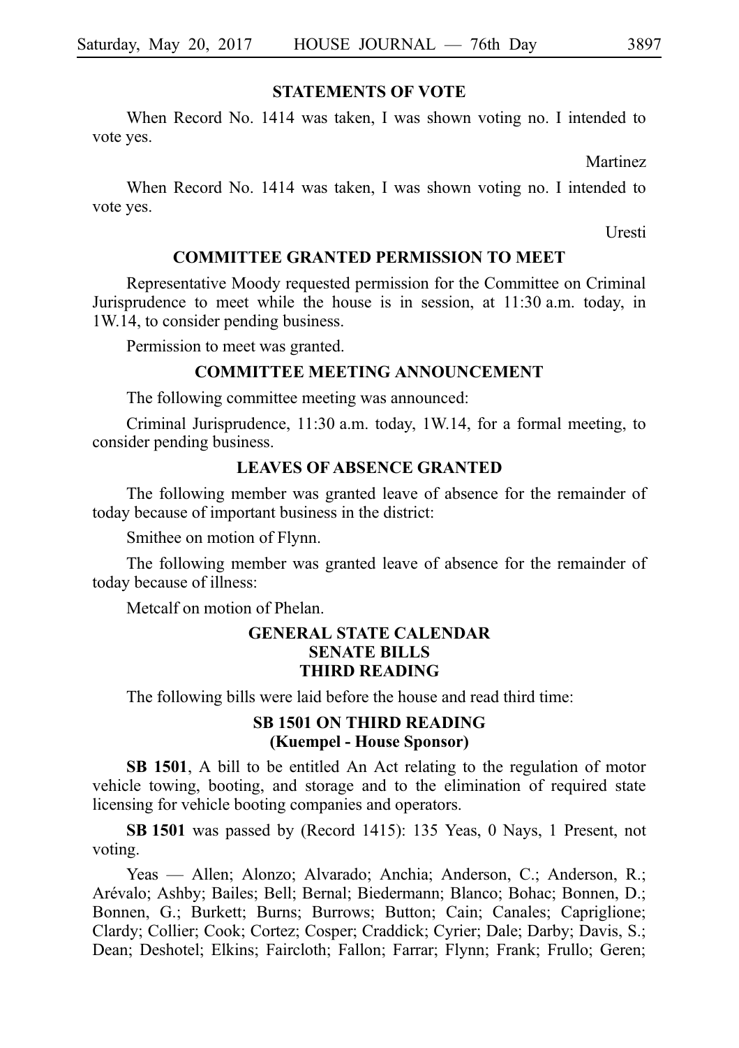## STATEMENTS OF VOTE

When Record No. 1414 was taken, I was shown voting no. I intended to vote yes.

Martinez

When Record No. 1414 was taken, I was shown voting no. I intended to vote yes.

Uresti

## COMMITTEE GRANTED PERMISSION TO MEET

Representative Moody requested permission for the Committee on Criminal Jurisprudence to meet while the house is in session, at 11:30 a.m. today, in 1W.14, to consider pending business.

Permission to meet was granted.

## COMMITTEE MEETING ANNOUNCEMENT

The following committee meeting was announced:

Criminal Jurisprudence, 11:30 a.m. today, 1W.14, for a formal meeting, to consider pending business.

## LEAVES OF ABSENCE GRANTED

The following member was granted leave of absence for the remainder of today because of important business in the district:

Smithee on motion of Flynn.

The following member was granted leave of absence for the remainder of today because of illness:

Metcalf on motion of Phelan.

## GENERAL STATE CALENDAR
## SENATE BILLS
## THIRD READING

The following bills were laid before the house and read third time:

### SB 1501 ON THIRD READING
### (Kuempel - House Sponsor)

**SB 1501**, A bill to be entitled An Act relating to the regulation of motor vehicle towing, booting, and storage and to the elimination of required state licensing for vehicle booting companies and operators.

**SB 1501** was passed by (Record 1415): 135 Yeas, 0 Nays, 1 Present, not voting.

Yeas — Allen; Alonzo; Alvarado; Anchia; Anderson, C.; Anderson, R.; Arévalo; Ashby; Bailes; Bell; Bernal; Biedermann; Blanco; Bohac; Bonnen, D.; Bonnen, G.; Burkett; Burns; Burrows; Button; Cain; Canales; Capriglione; Clardy; Collier; Cook; Cortez; Cosper; Craddick; Cyrier; Dale; Darby; Davis, S.; Dean; Deshotel; Elkins; Faircloth; Fallon; Farrar; Flynn; Frank; Frullo; Geren;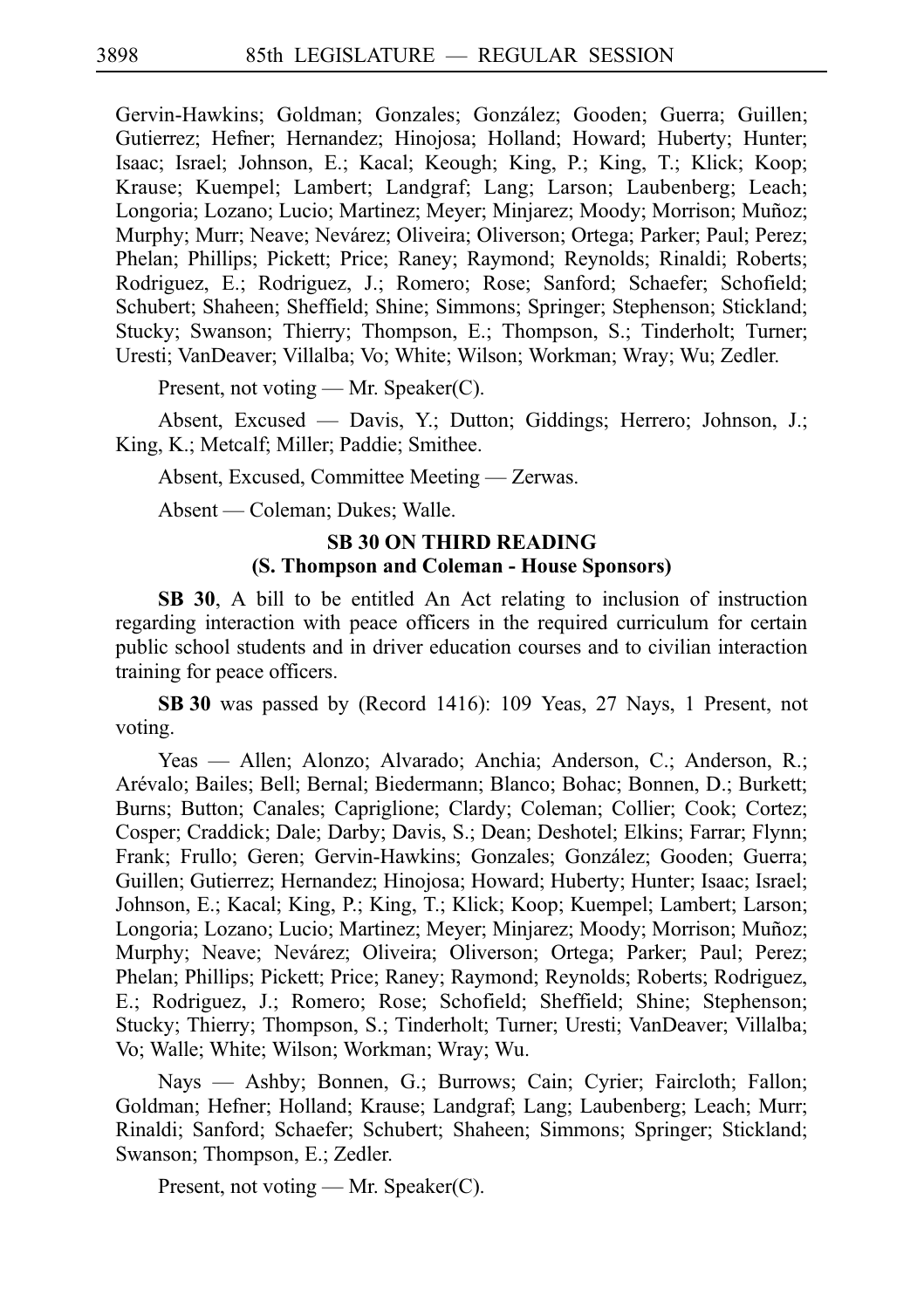Gervin-Hawkins; Goldman; Gonzales; González; Gooden; Guerra; Guillen; Gutierrez; Hefner; Hernandez; Hinojosa; Holland; Howard; Huberty; Hunter; Isaac; Israel; Johnson, E.; Kacal; Keough; King, P.; King, T.; Klick; Koop; Krause; Kuempel; Lambert; Landgraf; Lang; Larson; Laubenberg; Leach; Longoria; Lozano; Lucio; Martinez; Meyer; Minjarez; Moody; Morrison; Muñoz; Murphy; Murr; Neave; Nevárez; Oliveira; Oliverson; Ortega; Parker; Paul; Perez; Phelan; Phillips; Pickett; Price; Raney; Raymond; Reynolds; Rinaldi; Roberts; Rodriguez, E.; Rodriguez, J.; Romero; Rose; Sanford; Schaefer; Schofield; Schubert; Shaheen; Sheffield; Shine; Simmons; Springer; Stephenson; Stickland; Stucky; Swanson; Thierry; Thompson, E.; Thompson, S.; Tinderholt; Turner; Uresti; VanDeaver; Villalba; Vo; White; Wilson; Workman; Wray; Wu; Zedler.

Present, not voting — Mr. Speaker(C).

Absent, Excused — Davis, Y.; Dutton; Giddings; Herrero; Johnson, J.; King, K.; Metcalf; Miller; Paddie; Smithee.

Absent, Excused, Committee Meeting — Zerwas.

Absent — Coleman; Dukes; Walle.

## SB 30 ON THIRD READING
### (S. Thompson and Coleman - House Sponsors)

**SB 30**, A bill to be entitled An Act relating to inclusion of instruction regarding interaction with peace officers in the required curriculum for certain public school students and in driver education courses and to civilian interaction training for peace officers.

**SB 30** was passed by (Record 1416): 109 Yeas, 27 Nays, 1 Present, not voting.

Yeas — Allen; Alonzo; Alvarado; Anchia; Anderson, C.; Anderson, R.; Arévalo; Bailes; Bell; Bernal; Biedermann; Blanco; Bohac; Bonnen, D.; Burkett; Burns; Button; Canales; Capriglione; Clardy; Coleman; Collier; Cook; Cortez; Cosper; Craddick; Dale; Darby; Davis, S.; Dean; Deshotel; Elkins; Farrar; Flynn; Frank; Frullo; Geren; Gervin-Hawkins; Gonzales; González; Gooden; Guerra; Guillen; Gutierrez; Hernandez; Hinojosa; Howard; Huberty; Hunter; Isaac; Israel; Johnson, E.; Kacal; King, P.; King, T.; Klick; Koop; Kuempel; Lambert; Larson; Longoria; Lozano; Lucio; Martinez; Meyer; Minjarez; Moody; Morrison; Muñoz; Murphy; Neave; Nevárez; Oliveira; Oliverson; Ortega; Parker; Paul; Perez; Phelan; Phillips; Pickett; Price; Raney; Raymond; Reynolds; Roberts; Rodriguez, E.; Rodriguez, J.; Romero; Rose; Schofield; Sheffield; Shine; Stephenson; Stucky; Thierry; Thompson, S.; Tinderholt; Turner; Uresti; VanDeaver; Villalba; Vo; Walle; White; Wilson; Workman; Wray; Wu.

Nays — Ashby; Bonnen, G.; Burrows; Cain; Cyrier; Faircloth; Fallon; Goldman; Hefner; Holland; Krause; Landgraf; Lang; Laubenberg; Leach; Murr; Rinaldi; Sanford; Schaefer; Schubert; Shaheen; Simmons; Springer; Stickland; Swanson; Thompson, E.; Zedler.

Present, not voting — Mr. Speaker(C).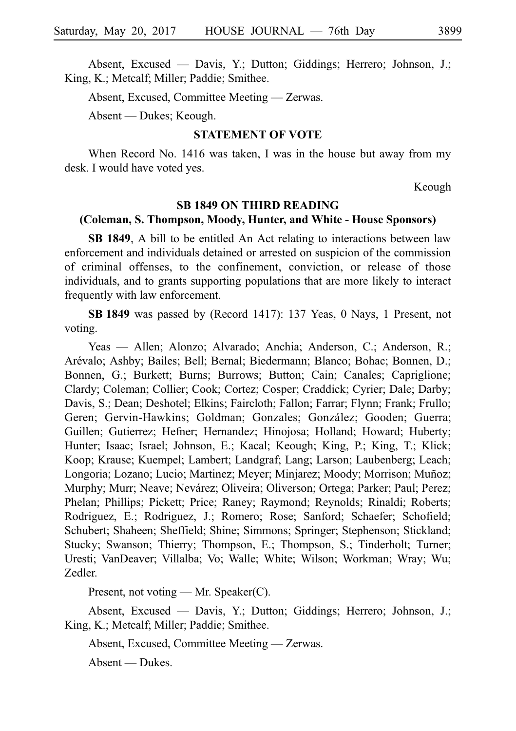Absent, Excused — Davis, Y.; Dutton; Giddings; Herrero; Johnson, J.; King, K.; Metcalf; Miller; Paddie; Smithee.

Absent, Excused, Committee Meeting — Zerwas.

Absent — Dukes; Keough.

## STATEMENT OF VOTE

When Record No. 1416 was taken, I was in the house but away from my desk. I would have voted yes.

Keough

## SB 1849 ON THIRD READING
### (Coleman, S. Thompson, Moody, Hunter, and White - House Sponsors)

**SB 1849**, A bill to be entitled An Act relating to interactions between law enforcement and individuals detained or arrested on suspicion of the commission of criminal offenses, to the confinement, conviction, or release of those individuals, and to grants supporting populations that are more likely to interact frequently with law enforcement.

**SB 1849** was passed by (Record 1417): 137 Yeas, 0 Nays, 1 Present, not voting.

Yeas — Allen; Alonzo; Alvarado; Anchia; Anderson, C.; Anderson, R.; Arévalo; Ashby; Bailes; Bell; Bernal; Biedermann; Blanco; Bohac; Bonnen, D.; Bonnen, G.; Burkett; Burns; Burrows; Button; Cain; Canales; Capriglione; Clardy; Coleman; Collier; Cook; Cortez; Cosper; Craddick; Cyrier; Dale; Darby; Davis, S.; Dean; Deshotel; Elkins; Faircloth; Fallon; Farrar; Flynn; Frank; Frullo; Geren; Gervin-Hawkins; Goldman; Gonzales; González; Gooden; Guerra; Guillen; Gutierrez; Hefner; Hernandez; Hinojosa; Holland; Howard; Huberty; Hunter; Isaac; Israel; Johnson, E.; Kacal; Keough; King, P.; King, T.; Klick; Koop; Krause; Kuempel; Lambert; Landgraf; Lang; Larson; Laubenberg; Leach; Longoria; Lozano; Lucio; Martinez; Meyer; Minjarez; Moody; Morrison; Muñoz; Murphy; Murr; Neave; Nevárez; Oliveira; Oliverson; Ortega; Parker; Paul; Perez; Phelan; Phillips; Pickett; Price; Raney; Raymond; Reynolds; Rinaldi; Roberts; Rodriguez, E.; Rodriguez, J.; Romero; Rose; Sanford; Schaefer; Schofield; Schubert; Shaheen; Sheffield; Shine; Simmons; Springer; Stephenson; Stickland; Stucky; Swanson; Thierry; Thompson, E.; Thompson, S.; Tinderholt; Turner; Uresti; VanDeaver; Villalba; Vo; Walle; White; Wilson; Workman; Wray; Wu; Zedler.

Present, not voting — Mr. Speaker(C).

Absent, Excused — Davis, Y.; Dutton; Giddings; Herrero; Johnson, J.; King, K.; Metcalf; Miller; Paddie; Smithee.

Absent, Excused, Committee Meeting — Zerwas.

Absent — Dukes.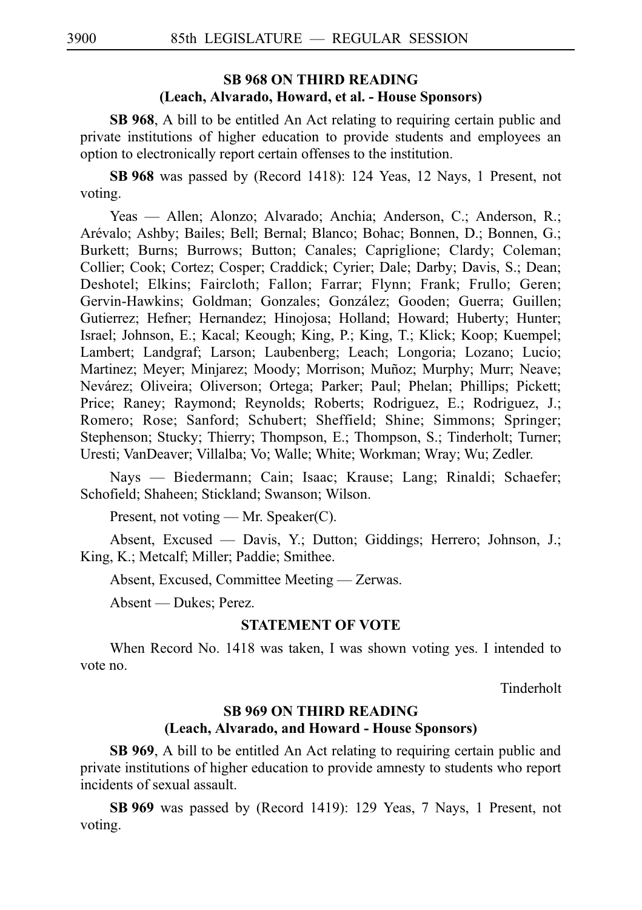### SB 968 ON THIRD READING
### (Leach, Alvarado, Howard, et al. - House Sponsors)

**SB 968**, A bill to be entitled An Act relating to requiring certain public and private institutions of higher education to provide students and employees an option to electronically report certain offenses to the institution.

**SB 968** was passed by (Record 1418): 124 Yeas, 12 Nays, 1 Present, not voting.

Yeas — Allen; Alonzo; Alvarado; Anchia; Anderson, C.; Anderson, R.; Arévalo; Ashby; Bailes; Bell; Bernal; Blanco; Bohac; Bonnen, D.; Bonnen, G.; Burkett; Burns; Burrows; Button; Canales; Capriglione; Clardy; Coleman; Collier; Cook; Cortez; Cosper; Craddick; Cyrier; Dale; Darby; Davis, S.; Dean; Deshotel; Elkins; Faircloth; Fallon; Farrar; Flynn; Frank; Frullo; Geren; Gervin-Hawkins; Goldman; Gonzales; González; Gooden; Guerra; Guillen; Gutierrez; Hefner; Hernandez; Hinojosa; Holland; Howard; Huberty; Hunter; Israel; Johnson, E.; Kacal; Keough; King, P.; King, T.; Klick; Koop; Kuempel; Lambert; Landgraf; Larson; Laubenberg; Leach; Longoria; Lozano; Lucio; Martinez; Meyer; Minjarez; Moody; Morrison; Muñoz; Murphy; Murr; Neave; Nevárez; Oliveira; Oliverson; Ortega; Parker; Paul; Phelan; Phillips; Pickett; Price; Raney; Raymond; Reynolds; Roberts; Rodriguez, E.; Rodriguez, J.; Romero; Rose; Sanford; Schubert; Sheffield; Shine; Simmons; Springer; Stephenson; Stucky; Thierry; Thompson, E.; Thompson, S.; Tinderholt; Turner; Uresti; VanDeaver; Villalba; Vo; Walle; White; Workman; Wray; Wu; Zedler.

Nays — Biedermann; Cain; Isaac; Krause; Lang; Rinaldi; Schaefer; Schofield; Shaheen; Stickland; Swanson; Wilson.

Present, not voting — Mr. Speaker(C).

Absent, Excused — Davis, Y.; Dutton; Giddings; Herrero; Johnson, J.; King, K.; Metcalf; Miller; Paddie; Smithee.

Absent, Excused, Committee Meeting — Zerwas.

Absent — Dukes; Perez.

### STATEMENT OF VOTE

When Record No. 1418 was taken, I was shown voting yes. I intended to vote no.

Tinderholt

### SB 969 ON THIRD READING
### (Leach, Alvarado, and Howard - House Sponsors)

**SB 969**, A bill to be entitled An Act relating to requiring certain public and private institutions of higher education to provide amnesty to students who report incidents of sexual assault.

**SB 969** was passed by (Record 1419): 129 Yeas, 7 Nays, 1 Present, not voting.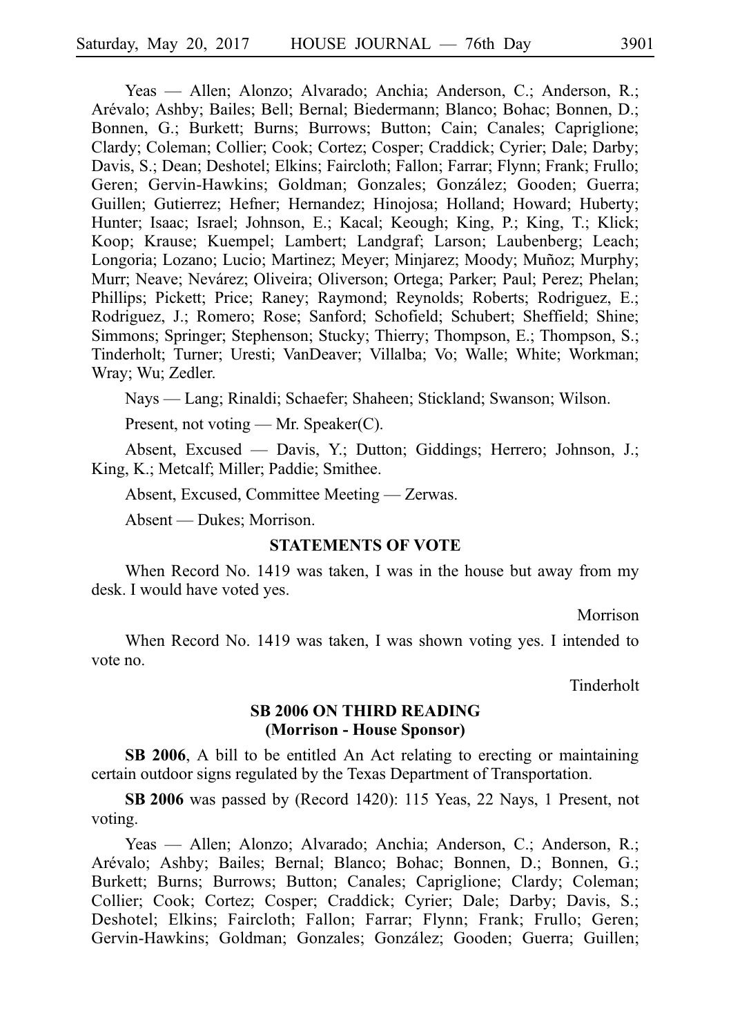Yeas — Allen; Alonzo; Alvarado; Anchia; Anderson, C.; Anderson, R.; Arévalo; Ashby; Bailes; Bell; Bernal; Biedermann; Blanco; Bohac; Bonnen, D.; Bonnen, G.; Burkett; Burns; Burrows; Button; Cain; Canales; Capriglione; Clardy; Coleman; Collier; Cook; Cortez; Cosper; Craddick; Cyrier; Dale; Darby; Davis, S.; Dean; Deshotel; Elkins; Faircloth; Fallon; Farrar; Flynn; Frank; Frullo; Geren; Gervin-Hawkins; Goldman; Gonzales; González; Gooden; Guerra; Guillen; Gutierrez; Hefner; Hernandez; Hinojosa; Holland; Howard; Huberty; Hunter; Isaac; Israel; Johnson, E.; Kacal; Keough; King, P.; King, T.; Klick; Koop; Krause; Kuempel; Lambert; Landgraf; Larson; Laubenberg; Leach; Longoria; Lozano; Lucio; Martinez; Meyer; Minjarez; Moody; Muñoz; Murphy; Murr; Neave; Nevárez; Oliveira; Oliverson; Ortega; Parker; Paul; Perez; Phelan; Phillips; Pickett; Price; Raney; Raymond; Reynolds; Roberts; Rodriguez, E.; Rodriguez, J.; Romero; Rose; Sanford; Schofield; Schubert; Sheffield; Shine; Simmons; Springer; Stephenson; Stucky; Thierry; Thompson, E.; Thompson, S.; Tinderholt; Turner; Uresti; VanDeaver; Villalba; Vo; Walle; White; Workman; Wray; Wu; Zedler.

Nays — Lang; Rinaldi; Schaefer; Shaheen; Stickland; Swanson; Wilson.

Present, not voting — Mr. Speaker(C).

Absent, Excused — Davis, Y.; Dutton; Giddings; Herrero; Johnson, J.; King, K.; Metcalf; Miller; Paddie; Smithee.

Absent, Excused, Committee Meeting — Zerwas.

Absent — Dukes; Morrison.

## STATEMENTS OF VOTE

When Record No. 1419 was taken, I was in the house but away from my desk. I would have voted yes.

Morrison

When Record No. 1419 was taken, I was shown voting yes. I intended to vote no.

Tinderholt

## SB 2006 ON THIRD READING (Morrison - House Sponsor)

**SB 2006**, A bill to be entitled An Act relating to erecting or maintaining certain outdoor signs regulated by the Texas Department of Transportation.

**SB 2006** was passed by (Record 1420): 115 Yeas, 22 Nays, 1 Present, not voting.

Yeas — Allen; Alonzo; Alvarado; Anchia; Anderson, C.; Anderson, R.; Arévalo; Ashby; Bailes; Bernal; Blanco; Bohac; Bonnen, D.; Bonnen, G.; Burkett; Burns; Burrows; Button; Canales; Capriglione; Clardy; Coleman; Collier; Cook; Cortez; Cosper; Craddick; Cyrier; Dale; Darby; Davis, S.; Deshotel; Elkins; Faircloth; Fallon; Farrar; Flynn; Frank; Frullo; Geren; Gervin-Hawkins; Goldman; Gonzales; González; Gooden; Guerra; Guillen;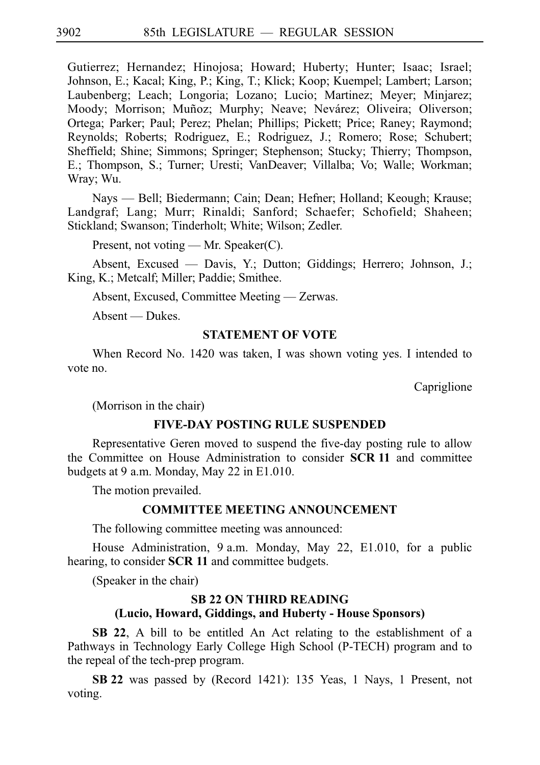Gutierrez; Hernandez; Hinojosa; Howard; Huberty; Hunter; Isaac; Israel; Johnson, E.; Kacal; King, P.; King, T.; Klick; Koop; Kuempel; Lambert; Larson; Laubenberg; Leach; Longoria; Lozano; Lucio; Martinez; Meyer; Minjarez; Moody; Morrison; Muñoz; Murphy; Neave; Nevárez; Oliveira; Oliverson; Ortega; Parker; Paul; Perez; Phelan; Phillips; Pickett; Price; Raney; Raymond; Reynolds; Roberts; Rodriguez, E.; Rodriguez, J.; Romero; Rose; Schubert; Sheffield; Shine; Simmons; Springer; Stephenson; Stucky; Thierry; Thompson, E.; Thompson, S.; Turner; Uresti; VanDeaver; Villalba; Vo; Walle; Workman; Wray; Wu.

Nays — Bell; Biedermann; Cain; Dean; Hefner; Holland; Keough; Krause; Landgraf; Lang; Murr; Rinaldi; Sanford; Schaefer; Schofield; Shaheen; Stickland; Swanson; Tinderholt; White; Wilson; Zedler.

Present, not voting — Mr. Speaker(C).

Absent, Excused — Davis, Y.; Dutton; Giddings; Herrero; Johnson, J.; King, K.; Metcalf; Miller; Paddie; Smithee.

Absent, Excused, Committee Meeting — Zerwas.

Absent — Dukes.

### STATEMENT OF VOTE

When Record No. 1420 was taken, I was shown voting yes. I intended to vote no.

Capriglione

(Morrison in the chair)

### FIVE-DAY POSTING RULE SUSPENDED

Representative Geren moved to suspend the five-day posting rule to allow the Committee on House Administration to consider **SCR 11** and committee budgets at 9 a.m. Monday, May 22 in E1.010.

The motion prevailed.

### COMMITTEE MEETING ANNOUNCEMENT

The following committee meeting was announced:

House Administration, 9 a.m. Monday, May 22, E1.010, for a public hearing, to consider **SCR 11** and committee budgets.

(Speaker in the chair)

### SB 22 ON THIRD READING (Lucio, Howard, Giddings, and Huberty - House Sponsors)

**SB 22**, A bill to be entitled An Act relating to the establishment of a Pathways in Technology Early College High School (P-TECH) program and to the repeal of the tech-prep program.

**SB 22** was passed by (Record 1421): 135 Yeas, 1 Nays, 1 Present, not voting.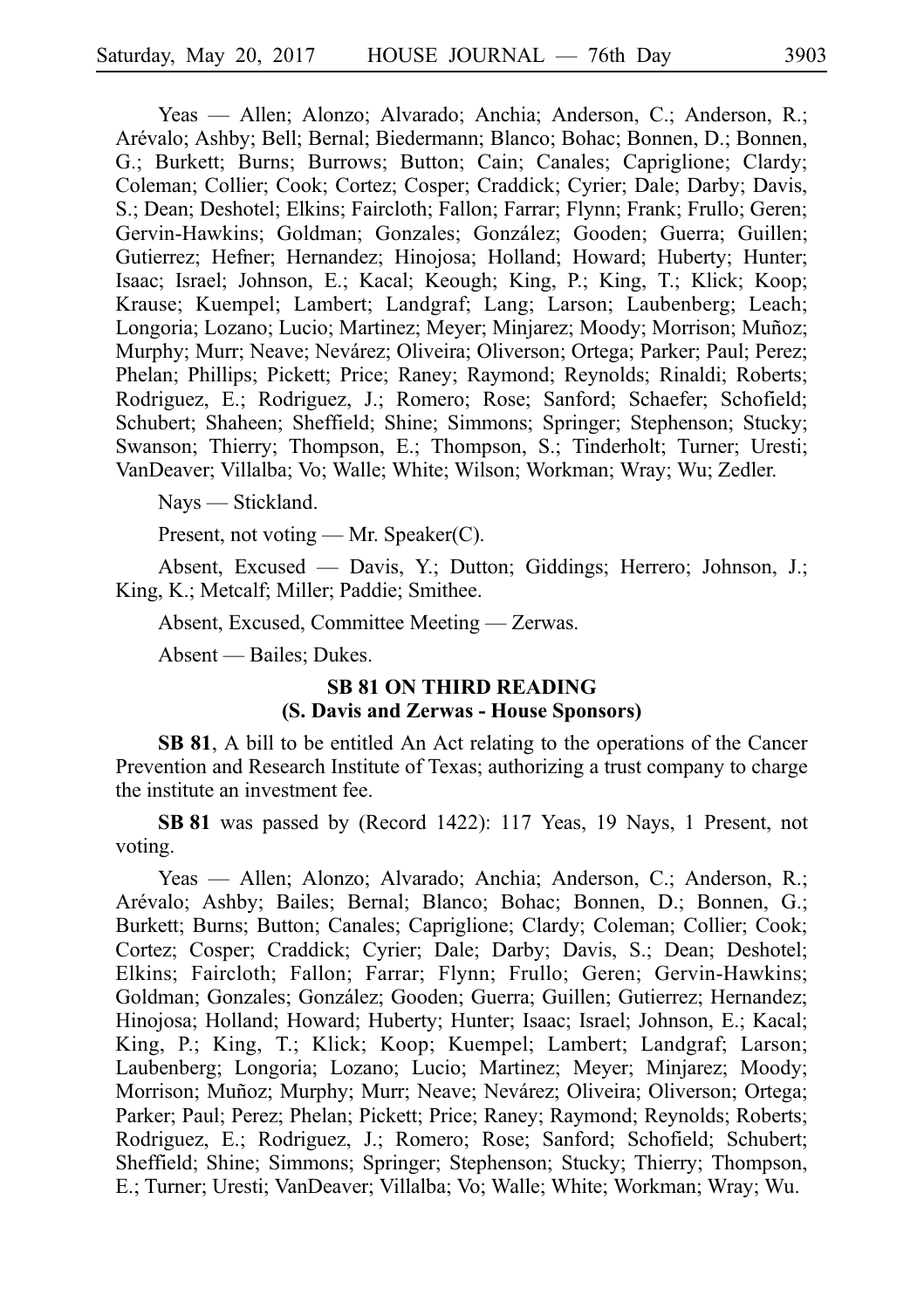Yeas — Allen; Alonzo; Alvarado; Anchia; Anderson, C.; Anderson, R.; Arévalo; Ashby; Bell; Bernal; Biedermann; Blanco; Bohac; Bonnen, D.; Bonnen, G.; Burkett; Burns; Burrows; Button; Cain; Canales; Capriglione; Clardy; Coleman; Collier; Cook; Cortez; Cosper; Craddick; Cyrier; Dale; Darby; Davis, S.; Dean; Deshotel; Elkins; Faircloth; Fallon; Farrar; Flynn; Frank; Frullo; Geren; Gervin-Hawkins; Goldman; Gonzales; González; Gooden; Guerra; Guillen; Gutierrez; Hefner; Hernandez; Hinojosa; Holland; Howard; Huberty; Hunter; Isaac; Israel; Johnson, E.; Kacal; Keough; King, P.; King, T.; Klick; Koop; Krause; Kuempel; Lambert; Landgraf; Lang; Larson; Laubenberg; Leach; Longoria; Lozano; Lucio; Martinez; Meyer; Minjarez; Moody; Morrison; Muñoz; Murphy; Murr; Neave; Nevárez; Oliveira; Oliverson; Ortega; Parker; Paul; Perez; Phelan; Phillips; Pickett; Price; Raney; Raymond; Reynolds; Rinaldi; Roberts; Rodriguez, E.; Rodriguez, J.; Romero; Rose; Sanford; Schaefer; Schofield; Schubert; Shaheen; Sheffield; Shine; Simmons; Springer; Stephenson; Stucky; Swanson; Thierry; Thompson, E.; Thompson, S.; Tinderholt; Turner; Uresti; VanDeaver; Villalba; Vo; Walle; White; Wilson; Workman; Wray; Wu; Zedler.

Nays — Stickland.

Present, not voting — Mr. Speaker(C).

Absent, Excused — Davis, Y.; Dutton; Giddings; Herrero; Johnson, J.; King, K.; Metcalf; Miller; Paddie; Smithee.

Absent, Excused, Committee Meeting — Zerwas.

Absent — Bailes; Dukes.

## SB 81 ON THIRD READING
## (S. Davis and Zerwas - House Sponsors)

**SB 81**, A bill to be entitled An Act relating to the operations of the Cancer Prevention and Research Institute of Texas; authorizing a trust company to charge the institute an investment fee.

**SB 81** was passed by (Record 1422): 117 Yeas, 19 Nays, 1 Present, not voting.

Yeas — Allen; Alonzo; Alvarado; Anchia; Anderson, C.; Anderson, R.; Arévalo; Ashby; Bailes; Bernal; Blanco; Bohac; Bonnen, D.; Bonnen, G.; Burkett; Burns; Button; Canales; Capriglione; Clardy; Coleman; Collier; Cook; Cortez; Cosper; Craddick; Cyrier; Dale; Darby; Davis, S.; Dean; Deshotel; Elkins; Faircloth; Fallon; Farrar; Flynn; Frullo; Geren; Gervin-Hawkins; Goldman; Gonzales; González; Gooden; Guerra; Guillen; Gutierrez; Hernandez; Hinojosa; Holland; Howard; Huberty; Hunter; Isaac; Israel; Johnson, E.; Kacal; King, P.; King, T.; Klick; Koop; Kuempel; Lambert; Landgraf; Larson; Laubenberg; Longoria; Lozano; Lucio; Martinez; Meyer; Minjarez; Moody; Morrison; Muñoz; Murphy; Murr; Neave; Nevárez; Oliveira; Oliverson; Ortega; Parker; Paul; Perez; Phelan; Pickett; Price; Raney; Raymond; Reynolds; Roberts; Rodriguez, E.; Rodriguez, J.; Romero; Rose; Sanford; Schofield; Schubert; Sheffield; Shine; Simmons; Springer; Stephenson; Stucky; Thierry; Thompson, E.; Turner; Uresti; VanDeaver; Villalba; Vo; Walle; White; Workman; Wray; Wu.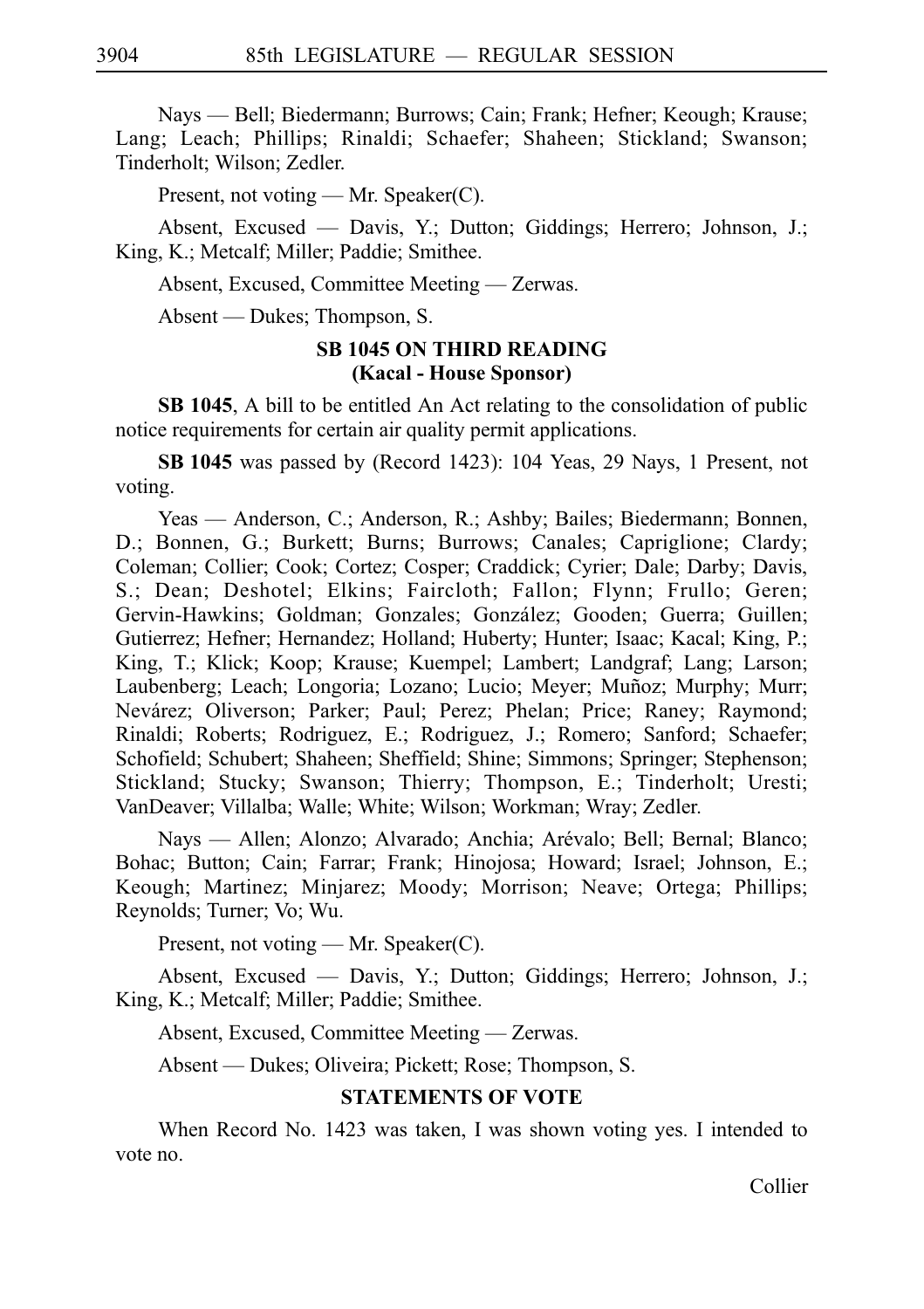Nays — Bell; Biedermann; Burrows; Cain; Frank; Hefner; Keough; Krause; Lang; Leach; Phillips; Rinaldi; Schaefer; Shaheen; Stickland; Swanson; Tinderholt; Wilson; Zedler.

Present, not voting — Mr. Speaker(C).

Absent, Excused — Davis, Y.; Dutton; Giddings; Herrero; Johnson, J.; King, K.; Metcalf; Miller; Paddie; Smithee.

Absent, Excused, Committee Meeting — Zerwas.

Absent — Dukes; Thompson, S.

### SB 1045 ON THIRD READING
### (Kacal - House Sponsor)

**SB 1045**, A bill to be entitled An Act relating to the consolidation of public notice requirements for certain air quality permit applications.

**SB 1045** was passed by (Record 1423): 104 Yeas, 29 Nays, 1 Present, not voting.

Yeas — Anderson, C.; Anderson, R.; Ashby; Bailes; Biedermann; Bonnen, D.; Bonnen, G.; Burkett; Burns; Burrows; Canales; Capriglione; Clardy; Coleman; Collier; Cook; Cortez; Cosper; Craddick; Cyrier; Dale; Darby; Davis, S.; Dean; Deshotel; Elkins; Faircloth; Fallon; Flynn; Frullo; Geren; Gervin-Hawkins; Goldman; Gonzales; González; Gooden; Guerra; Guillen; Gutierrez; Hefner; Hernandez; Holland; Huberty; Hunter; Isaac; Kacal; King, P.; King, T.; Klick; Koop; Krause; Kuempel; Lambert; Landgraf; Lang; Larson; Laubenberg; Leach; Longoria; Lozano; Lucio; Meyer; Muñoz; Murphy; Murr; Nevárez; Oliverson; Parker; Paul; Perez; Phelan; Price; Raney; Raymond; Rinaldi; Roberts; Rodriguez, E.; Rodriguez, J.; Romero; Sanford; Schaefer; Schofield; Schubert; Shaheen; Sheffield; Shine; Simmons; Springer; Stephenson; Stickland; Stucky; Swanson; Thierry; Thompson, E.; Tinderholt; Uresti; VanDeaver; Villalba; Walle; White; Wilson; Workman; Wray; Zedler.

Nays — Allen; Alonzo; Alvarado; Anchia; Arévalo; Bell; Bernal; Blanco; Bohac; Button; Cain; Farrar; Frank; Hinojosa; Howard; Israel; Johnson, E.; Keough; Martinez; Minjarez; Moody; Morrison; Neave; Ortega; Phillips; Reynolds; Turner; Vo; Wu.

Present, not voting — Mr. Speaker(C).

Absent, Excused — Davis, Y.; Dutton; Giddings; Herrero; Johnson, J.; King, K.; Metcalf; Miller; Paddie; Smithee.

Absent, Excused, Committee Meeting — Zerwas.

Absent — Dukes; Oliveira; Pickett; Rose; Thompson, S.

### STATEMENTS OF VOTE

When Record No. 1423 was taken, I was shown voting yes. I intended to vote no.

Collier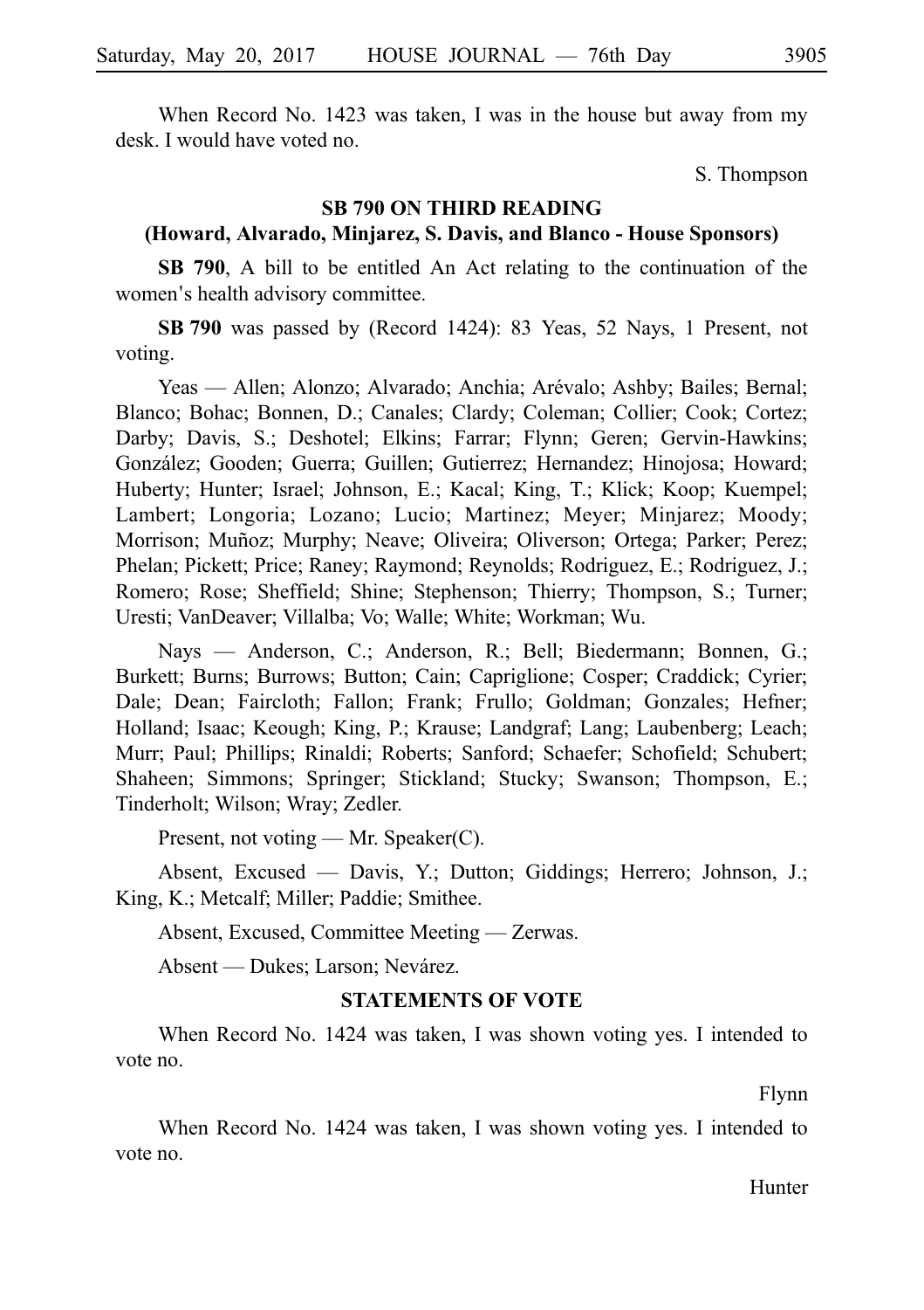When Record No. 1423 was taken, I was in the house but away from my desk. I would have voted no.

S. Thompson

## SB 790 ON THIRD READING
### (Howard, Alvarado, Minjarez, S. Davis, and Blanco - House Sponsors)

**SB 790**, A bill to be entitled An Act relating to the continuation of the women's health advisory committee.

**SB 790** was passed by (Record 1424): 83 Yeas, 52 Nays, 1 Present, not voting.

Yeas — Allen; Alonzo; Alvarado; Anchia; Arévalo; Ashby; Bailes; Bernal; Blanco; Bohac; Bonnen, D.; Canales; Clardy; Coleman; Collier; Cook; Cortez; Darby; Davis, S.; Deshotel; Elkins; Farrar; Flynn; Geren; Gervin-Hawkins; González; Gooden; Guerra; Guillen; Gutierrez; Hernandez; Hinojosa; Howard; Huberty; Hunter; Israel; Johnson, E.; Kacal; King, T.; Klick; Koop; Kuempel; Lambert; Longoria; Lozano; Lucio; Martinez; Meyer; Minjarez; Moody; Morrison; Muñoz; Murphy; Neave; Oliveira; Oliverson; Ortega; Parker; Perez; Phelan; Pickett; Price; Raney; Raymond; Reynolds; Rodriguez, E.; Rodriguez, J.; Romero; Rose; Sheffield; Shine; Stephenson; Thierry; Thompson, S.; Turner; Uresti; VanDeaver; Villalba; Vo; Walle; White; Workman; Wu.

Nays — Anderson, C.; Anderson, R.; Bell; Biedermann; Bonnen, G.; Burkett; Burns; Burrows; Button; Cain; Capriglione; Cosper; Craddick; Cyrier; Dale; Dean; Faircloth; Fallon; Frank; Frullo; Goldman; Gonzales; Hefner; Holland; Isaac; Keough; King, P.; Krause; Landgraf; Lang; Laubenberg; Leach; Murr; Paul; Phillips; Rinaldi; Roberts; Sanford; Schaefer; Schofield; Schubert; Shaheen; Simmons; Springer; Stickland; Stucky; Swanson; Thompson, E.; Tinderholt; Wilson; Wray; Zedler.

Present, not voting — Mr. Speaker(C).

Absent, Excused — Davis, Y.; Dutton; Giddings; Herrero; Johnson, J.; King, K.; Metcalf; Miller; Paddie; Smithee.

Absent, Excused, Committee Meeting — Zerwas.

Absent — Dukes; Larson; Nevárez.

## STATEMENTS OF VOTE

When Record No. 1424 was taken, I was shown voting yes. I intended to vote no.

Flynn

When Record No. 1424 was taken, I was shown voting yes. I intended to vote no.

Hunter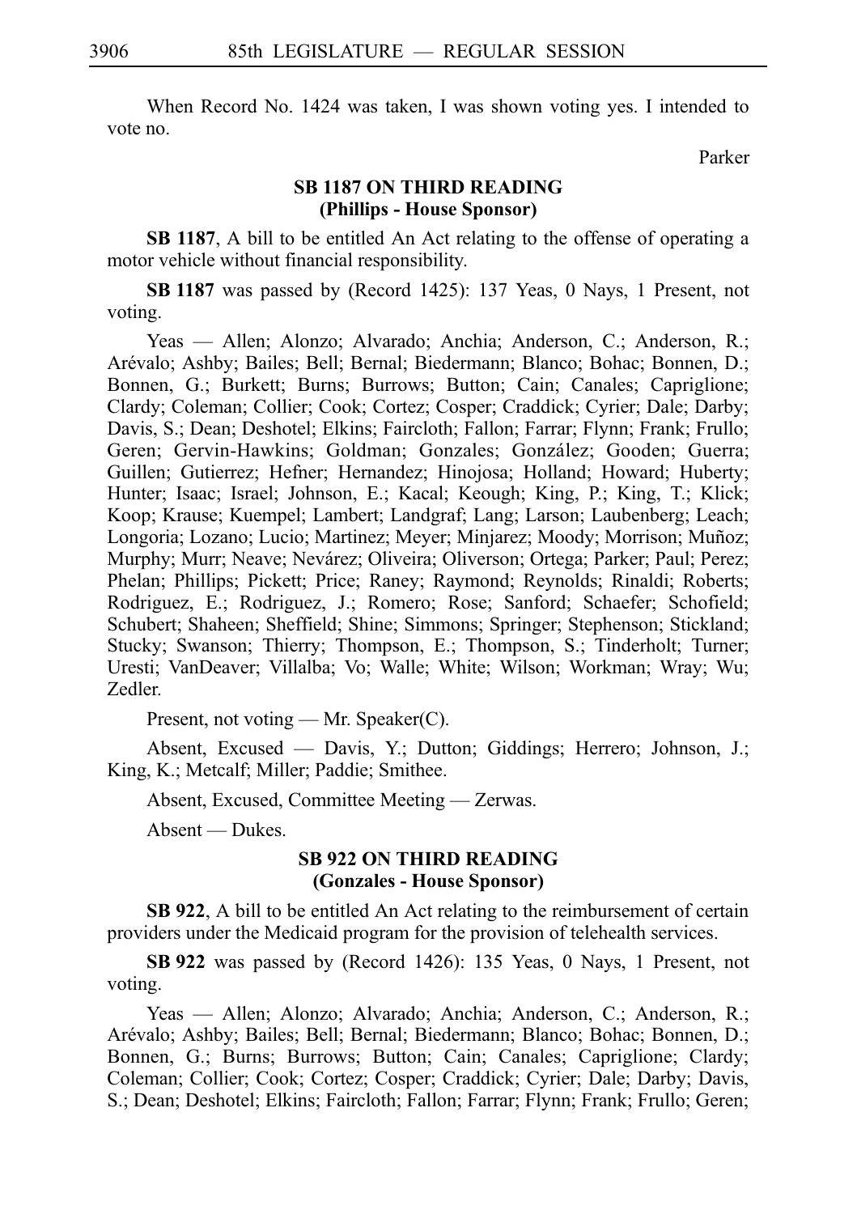When Record No. 1424 was taken, I was shown voting yes. I intended to vote no.

Parker

**SB 1187 ON THIRD READING**
**(Phillips - House Sponsor)**

**SB 1187**, A bill to be entitled An Act relating to the offense of operating a motor vehicle without financial responsibility.

**SB 1187** was passed by (Record 1425): 137 Yeas, 0 Nays, 1 Present, not voting.

Yeas — Allen; Alonzo; Alvarado; Anchia; Anderson, C.; Anderson, R.; Arévalo; Ashby; Bailes; Bell; Bernal; Biedermann; Blanco; Bohac; Bonnen, D.; Bonnen, G.; Burkett; Burns; Burrows; Button; Cain; Canales; Capriglione; Clardy; Coleman; Collier; Cook; Cortez; Cosper; Craddick; Cyrier; Dale; Darby; Davis, S.; Dean; Deshotel; Elkins; Faircloth; Fallon; Farrar; Flynn; Frank; Frullo; Geren; Gervin-Hawkins; Goldman; Gonzales; González; Gooden; Guerra; Guillen; Gutierrez; Hefner; Hernandez; Hinojosa; Holland; Howard; Huberty; Hunter; Isaac; Israel; Johnson, E.; Kacal; Keough; King, P.; King, T.; Klick; Koop; Krause; Kuempel; Lambert; Landgraf; Lang; Larson; Laubenberg; Leach; Longoria; Lozano; Lucio; Martinez; Meyer; Minjarez; Moody; Morrison; Muñoz; Murphy; Murr; Neave; Nevárez; Oliveira; Oliverson; Ortega; Parker; Paul; Perez; Phelan; Phillips; Pickett; Price; Raney; Raymond; Reynolds; Rinaldi; Roberts; Rodriguez, E.; Rodriguez, J.; Romero; Rose; Sanford; Schaefer; Schofield; Schubert; Shaheen; Sheffield; Shine; Simmons; Springer; Stephenson; Stickland; Stucky; Swanson; Thierry; Thompson, E.; Thompson, S.; Tinderholt; Turner; Uresti; VanDeaver; Villalba; Vo; Walle; White; Wilson; Workman; Wray; Wu; Zedler.

Present, not voting — Mr. Speaker(C).

Absent, Excused — Davis, Y.; Dutton; Giddings; Herrero; Johnson, J.; King, K.; Metcalf; Miller; Paddie; Smithee.

Absent, Excused, Committee Meeting — Zerwas.

Absent — Dukes.

**SB 922 ON THIRD READING**
**(Gonzales - House Sponsor)**

**SB 922**, A bill to be entitled An Act relating to the reimbursement of certain providers under the Medicaid program for the provision of telehealth services.

**SB 922** was passed by (Record 1426): 135 Yeas, 0 Nays, 1 Present, not voting.

Yeas — Allen; Alonzo; Alvarado; Anchia; Anderson, C.; Anderson, R.; Arévalo; Ashby; Bailes; Bell; Bernal; Biedermann; Blanco; Bohac; Bonnen, D.; Bonnen, G.; Burns; Burrows; Button; Cain; Canales; Capriglione; Clardy; Coleman; Collier; Cook; Cortez; Cosper; Craddick; Cyrier; Dale; Darby; Davis, S.; Dean; Deshotel; Elkins; Faircloth; Fallon; Farrar; Flynn; Frank; Frullo; Geren;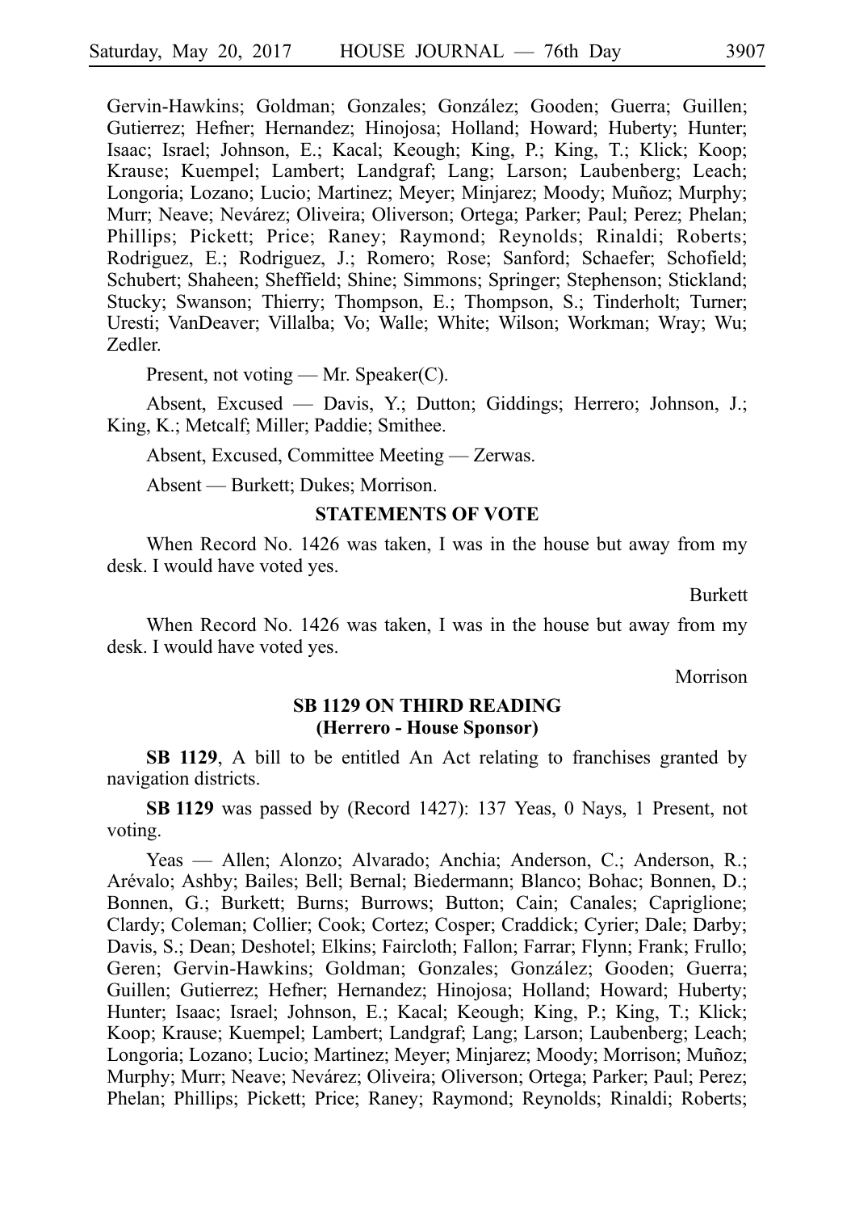Gervin-Hawkins; Goldman; Gonzales; González; Gooden; Guerra; Guillen; Gutierrez; Hefner; Hernandez; Hinojosa; Holland; Howard; Huberty; Hunter; Isaac; Israel; Johnson, E.; Kacal; Keough; King, P.; King, T.; Klick; Koop; Krause; Kuempel; Lambert; Landgraf; Lang; Larson; Laubenberg; Leach; Longoria; Lozano; Lucio; Martinez; Meyer; Minjarez; Moody; Muñoz; Murphy; Murr; Neave; Nevárez; Oliveira; Oliverson; Ortega; Parker; Paul; Perez; Phelan; Phillips; Pickett; Price; Raney; Raymond; Reynolds; Rinaldi; Roberts; Rodriguez, E.; Rodriguez, J.; Romero; Rose; Sanford; Schaefer; Schofield; Schubert; Shaheen; Sheffield; Shine; Simmons; Springer; Stephenson; Stickland; Stucky; Swanson; Thierry; Thompson, E.; Thompson, S.; Tinderholt; Turner; Uresti; VanDeaver; Villalba; Vo; Walle; White; Wilson; Workman; Wray; Wu; Zedler.

Present, not voting — Mr. Speaker(C).

Absent, Excused — Davis, Y.; Dutton; Giddings; Herrero; Johnson, J.; King, K.; Metcalf; Miller; Paddie; Smithee.

Absent, Excused, Committee Meeting — Zerwas.

Absent — Burkett; Dukes; Morrison.

## STATEMENTS OF VOTE

When Record No. 1426 was taken, I was in the house but away from my desk. I would have voted yes.

Burkett

When Record No. 1426 was taken, I was in the house but away from my desk. I would have voted yes.

Morrison

## SB 1129 ON THIRD READING (Herrero - House Sponsor)

**SB 1129**, A bill to be entitled An Act relating to franchises granted by navigation districts.

**SB 1129** was passed by (Record 1427): 137 Yeas, 0 Nays, 1 Present, not voting.

Yeas — Allen; Alonzo; Alvarado; Anchia; Anderson, C.; Anderson, R.; Arévalo; Ashby; Bailes; Bell; Bernal; Biedermann; Blanco; Bohac; Bonnen, D.; Bonnen, G.; Burkett; Burns; Burrows; Button; Cain; Canales; Capriglione; Clardy; Coleman; Collier; Cook; Cortez; Cosper; Craddick; Cyrier; Dale; Darby; Davis, S.; Dean; Deshotel; Elkins; Faircloth; Fallon; Farrar; Flynn; Frank; Frullo; Geren; Gervin-Hawkins; Goldman; Gonzales; González; Gooden; Guerra; Guillen; Gutierrez; Hefner; Hernandez; Hinojosa; Holland; Howard; Huberty; Hunter; Isaac; Israel; Johnson, E.; Kacal; Keough; King, P.; King, T.; Klick; Koop; Krause; Kuempel; Lambert; Landgraf; Lang; Larson; Laubenberg; Leach; Longoria; Lozano; Lucio; Martinez; Meyer; Minjarez; Moody; Morrison; Muñoz; Murphy; Murr; Neave; Nevárez; Oliveira; Oliverson; Ortega; Parker; Paul; Perez; Phelan; Phillips; Pickett; Price; Raney; Raymond; Reynolds; Rinaldi; Roberts;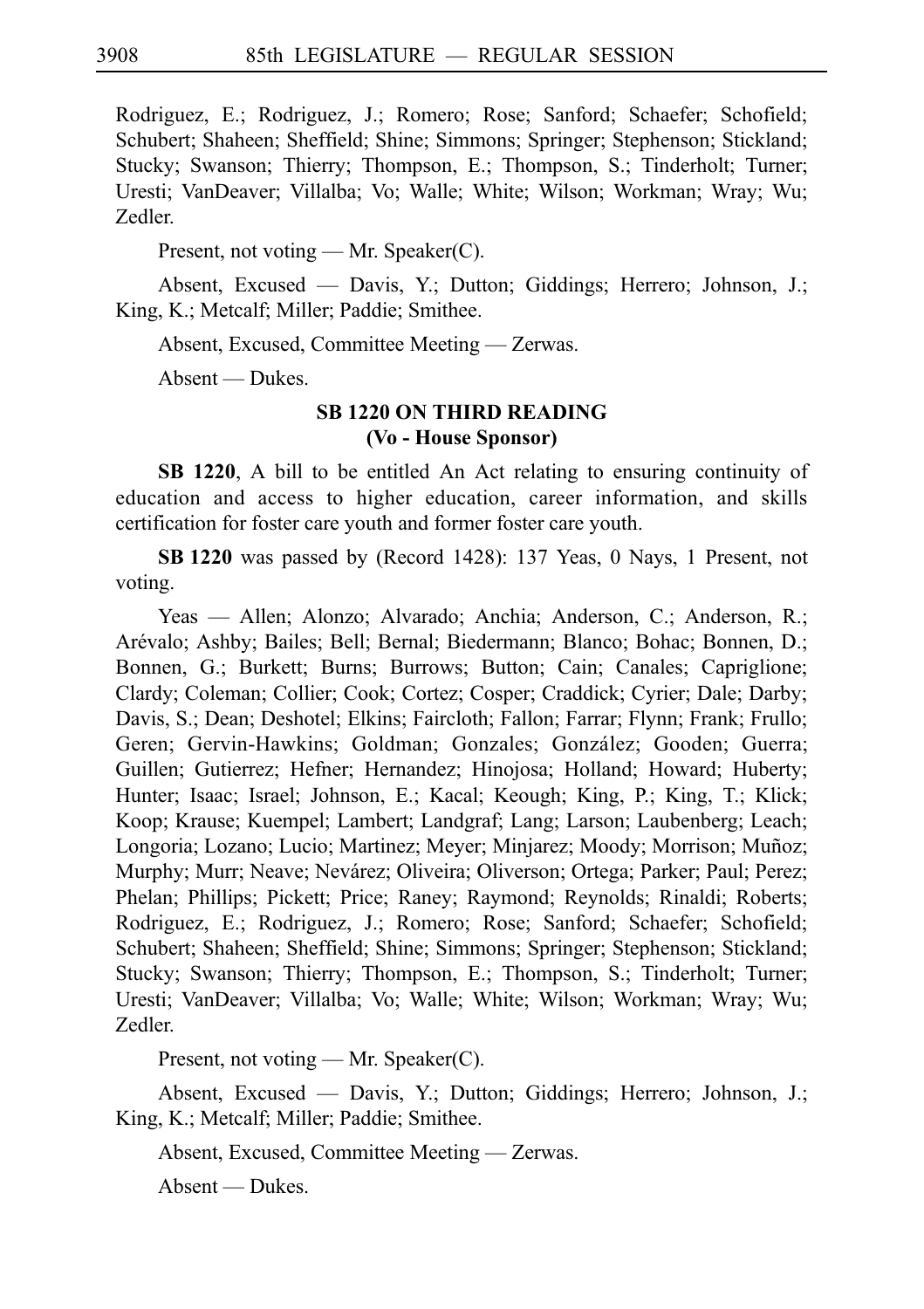Rodriguez, E.; Rodriguez, J.; Romero; Rose; Sanford; Schaefer; Schofield; Schubert; Shaheen; Sheffield; Shine; Simmons; Springer; Stephenson; Stickland; Stucky; Swanson; Thierry; Thompson, E.; Thompson, S.; Tinderholt; Turner; Uresti; VanDeaver; Villalba; Vo; Walle; White; Wilson; Workman; Wray; Wu; Zedler.

Present, not voting — Mr. Speaker(C).

Absent, Excused — Davis, Y.; Dutton; Giddings; Herrero; Johnson, J.; King, K.; Metcalf; Miller; Paddie; Smithee.

Absent, Excused, Committee Meeting — Zerwas.

Absent — Dukes.

### SB 1220 ON THIRD READING
### (Vo - House Sponsor)

**SB 1220**, A bill to be entitled An Act relating to ensuring continuity of education and access to higher education, career information, and skills certification for foster care youth and former foster care youth.

**SB 1220** was passed by (Record 1428): 137 Yeas, 0 Nays, 1 Present, not voting.

Yeas — Allen; Alonzo; Alvarado; Anchia; Anderson, C.; Anderson, R.; Arévalo; Ashby; Bailes; Bell; Bernal; Biedermann; Blanco; Bohac; Bonnen, D.; Bonnen, G.; Burkett; Burns; Burrows; Button; Cain; Canales; Capriglione; Clardy; Coleman; Collier; Cook; Cortez; Cosper; Craddick; Cyrier; Dale; Darby; Davis, S.; Dean; Deshotel; Elkins; Faircloth; Fallon; Farrar; Flynn; Frank; Frullo; Geren; Gervin-Hawkins; Goldman; Gonzales; González; Gooden; Guerra; Guillen; Gutierrez; Hefner; Hernandez; Hinojosa; Holland; Howard; Huberty; Hunter; Isaac; Israel; Johnson, E.; Kacal; Keough; King, P.; King, T.; Klick; Koop; Krause; Kuempel; Lambert; Landgraf; Lang; Larson; Laubenberg; Leach; Longoria; Lozano; Lucio; Martinez; Meyer; Minjarez; Moody; Morrison; Muñoz; Murphy; Murr; Neave; Nevárez; Oliveira; Oliverson; Ortega; Parker; Paul; Perez; Phelan; Phillips; Pickett; Price; Raney; Raymond; Reynolds; Rinaldi; Roberts; Rodriguez, E.; Rodriguez, J.; Romero; Rose; Sanford; Schaefer; Schofield; Schubert; Shaheen; Sheffield; Shine; Simmons; Springer; Stephenson; Stickland; Stucky; Swanson; Thierry; Thompson, E.; Thompson, S.; Tinderholt; Turner; Uresti; VanDeaver; Villalba; Vo; Walle; White; Wilson; Workman; Wray; Wu; Zedler.

Present, not voting — Mr. Speaker(C).

Absent, Excused — Davis, Y.; Dutton; Giddings; Herrero; Johnson, J.; King, K.; Metcalf; Miller; Paddie; Smithee.

Absent, Excused, Committee Meeting — Zerwas.

Absent — Dukes.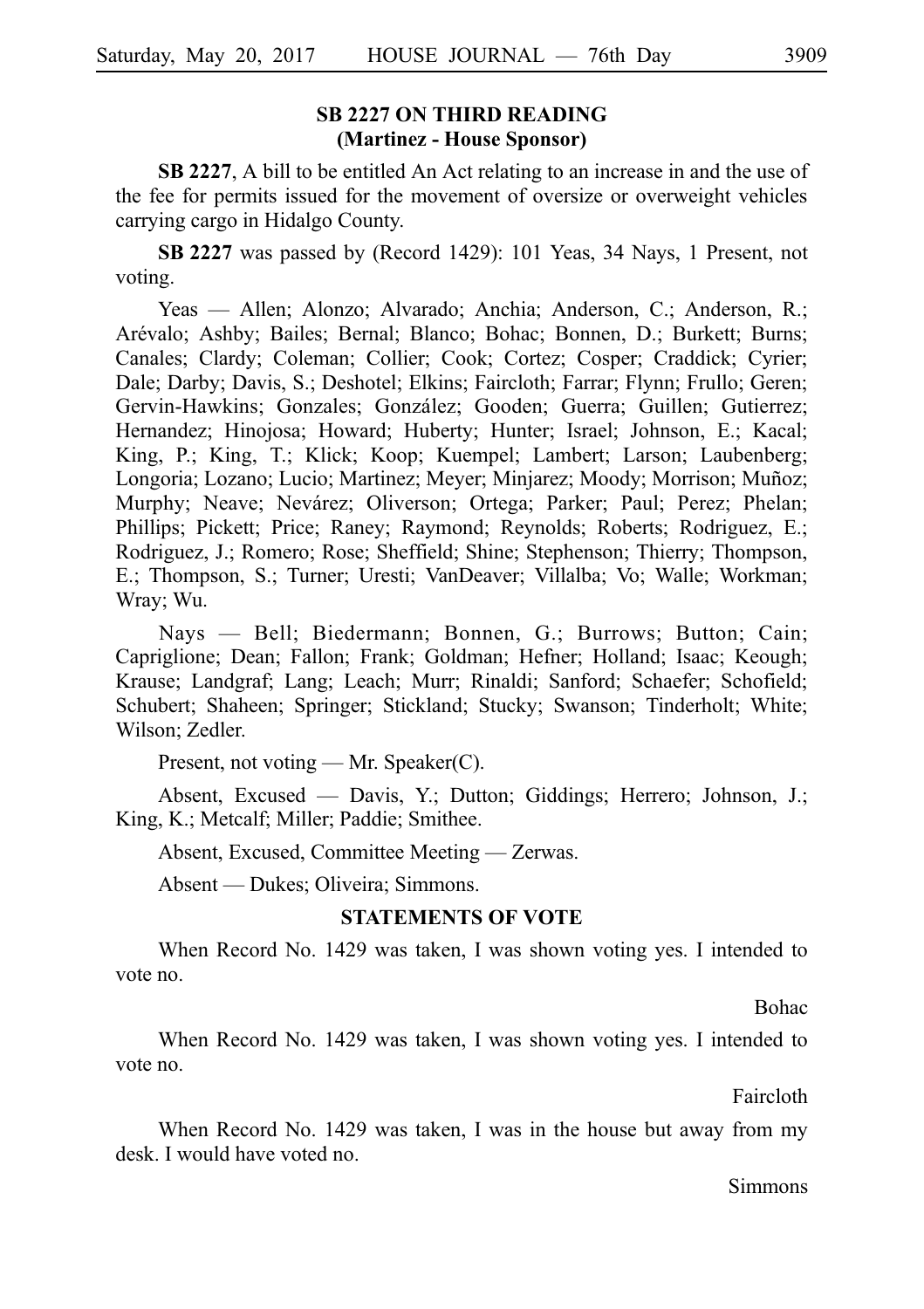## SB 2227 ON THIRD READING
## (Martinez - House Sponsor)

**SB 2227**, A bill to be entitled An Act relating to an increase in and the use of the fee for permits issued for the movement of oversize or overweight vehicles carrying cargo in Hidalgo County.

**SB 2227** was passed by (Record 1429): 101 Yeas, 34 Nays, 1 Present, not voting.

Yeas — Allen; Alonzo; Alvarado; Anchia; Anderson, C.; Anderson, R.; Arévalo; Ashby; Bailes; Bernal; Blanco; Bohac; Bonnen, D.; Burkett; Burns; Canales; Clardy; Coleman; Collier; Cook; Cortez; Cosper; Craddick; Cyrier; Dale; Darby; Davis, S.; Deshotel; Elkins; Faircloth; Farrar; Flynn; Frullo; Geren; Gervin-Hawkins; Gonzales; González; Gooden; Guerra; Guillen; Gutierrez; Hernandez; Hinojosa; Howard; Huberty; Hunter; Israel; Johnson, E.; Kacal; King, P.; King, T.; Klick; Koop; Kuempel; Lambert; Larson; Laubenberg; Longoria; Lozano; Lucio; Martinez; Meyer; Minjarez; Moody; Morrison; Muñoz; Murphy; Neave; Nevárez; Oliverson; Ortega; Parker; Paul; Perez; Phelan; Phillips; Pickett; Price; Raney; Raymond; Reynolds; Roberts; Rodriguez, E.; Rodriguez, J.; Romero; Rose; Sheffield; Shine; Stephenson; Thierry; Thompson, E.; Thompson, S.; Turner; Uresti; VanDeaver; Villalba; Vo; Walle; Workman; Wray; Wu.

Nays — Bell; Biedermann; Bonnen, G.; Burrows; Button; Cain; Capriglione; Dean; Fallon; Frank; Goldman; Hefner; Holland; Isaac; Keough; Krause; Landgraf; Lang; Leach; Murr; Rinaldi; Sanford; Schaefer; Schofield; Schubert; Shaheen; Springer; Stickland; Stucky; Swanson; Tinderholt; White; Wilson; Zedler.

Present, not voting — Mr. Speaker(C).

Absent, Excused — Davis, Y.; Dutton; Giddings; Herrero; Johnson, J.; King, K.; Metcalf; Miller; Paddie; Smithee.

Absent, Excused, Committee Meeting — Zerwas.

Absent — Dukes; Oliveira; Simmons.

### STATEMENTS OF VOTE

When Record No. 1429 was taken, I was shown voting yes. I intended to vote no.

Bohac

When Record No. 1429 was taken, I was shown voting yes. I intended to vote no.

Faircloth

When Record No. 1429 was taken, I was in the house but away from my desk. I would have voted no.

Simmons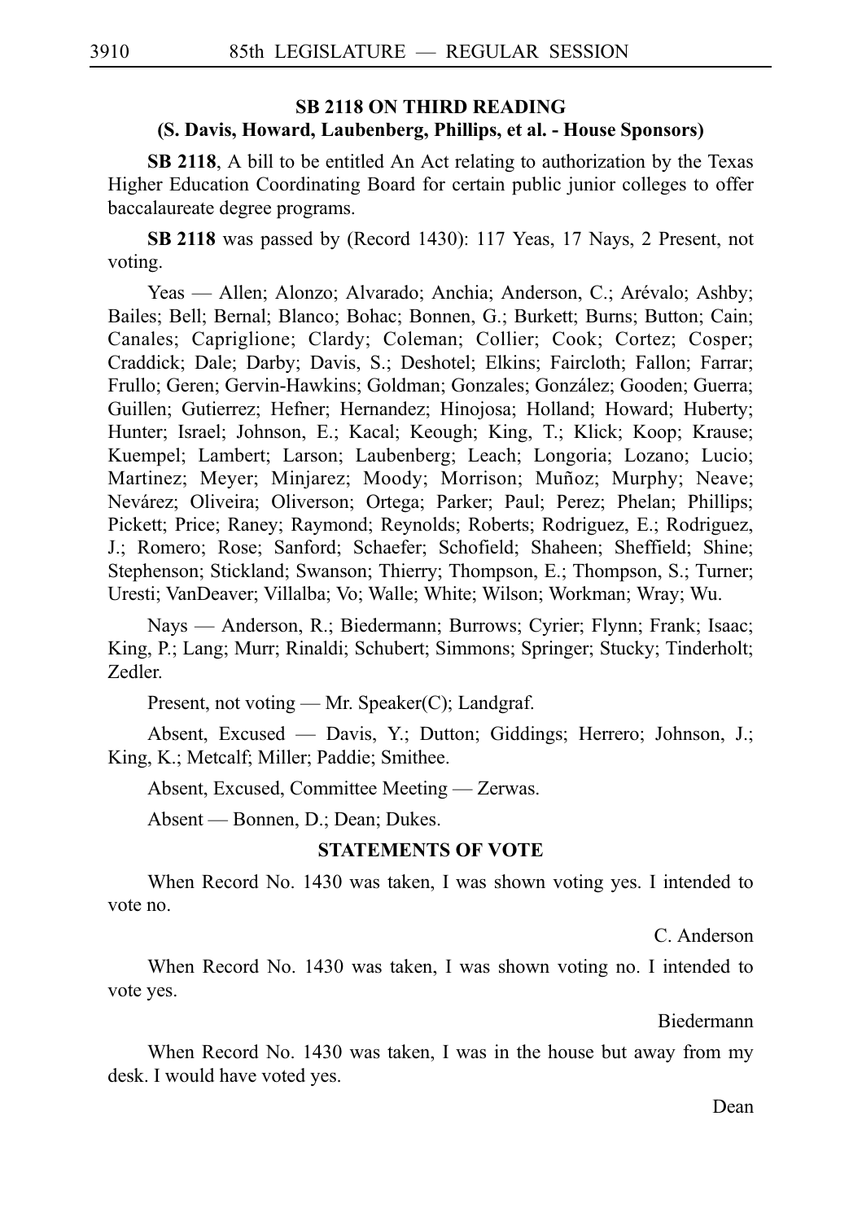## SB 2118 ON THIRD READING
### (S. Davis, Howard, Laubenberg, Phillips, et al. - House Sponsors)

**SB 2118**, A bill to be entitled An Act relating to authorization by the Texas Higher Education Coordinating Board for certain public junior colleges to offer baccalaureate degree programs.

**SB 2118** was passed by (Record 1430): 117 Yeas, 17 Nays, 2 Present, not voting.

Yeas — Allen; Alonzo; Alvarado; Anchia; Anderson, C.; Arévalo; Ashby; Bailes; Bell; Bernal; Blanco; Bohac; Bonnen, G.; Burkett; Burns; Button; Cain; Canales; Capriglione; Clardy; Coleman; Collier; Cook; Cortez; Cosper; Craddick; Dale; Darby; Davis, S.; Deshotel; Elkins; Faircloth; Fallon; Farrar; Frullo; Geren; Gervin-Hawkins; Goldman; Gonzales; González; Gooden; Guerra; Guillen; Gutierrez; Hefner; Hernandez; Hinojosa; Holland; Howard; Huberty; Hunter; Israel; Johnson, E.; Kacal; Keough; King, T.; Klick; Koop; Krause; Kuempel; Lambert; Larson; Laubenberg; Leach; Longoria; Lozano; Lucio; Martinez; Meyer; Minjarez; Moody; Morrison; Muñoz; Murphy; Neave; Nevárez; Oliveira; Oliverson; Ortega; Parker; Paul; Perez; Phelan; Phillips; Pickett; Price; Raney; Raymond; Reynolds; Roberts; Rodriguez, E.; Rodriguez, J.; Romero; Rose; Sanford; Schaefer; Schofield; Shaheen; Sheffield; Shine; Stephenson; Stickland; Swanson; Thierry; Thompson, E.; Thompson, S.; Turner; Uresti; VanDeaver; Villalba; Vo; Walle; White; Wilson; Workman; Wray; Wu.

Nays — Anderson, R.; Biedermann; Burrows; Cyrier; Flynn; Frank; Isaac; King, P.; Lang; Murr; Rinaldi; Schubert; Simmons; Springer; Stucky; Tinderholt; Zedler.

Present, not voting — Mr. Speaker(C); Landgraf.

Absent, Excused — Davis, Y.; Dutton; Giddings; Herrero; Johnson, J.; King, K.; Metcalf; Miller; Paddie; Smithee.

Absent, Excused, Committee Meeting — Zerwas.

Absent — Bonnen, D.; Dean; Dukes.

### STATEMENTS OF VOTE

When Record No. 1430 was taken, I was shown voting yes. I intended to vote no.

C. Anderson

When Record No. 1430 was taken, I was shown voting no. I intended to vote yes.

Biedermann

When Record No. 1430 was taken, I was in the house but away from my desk. I would have voted yes.

Dean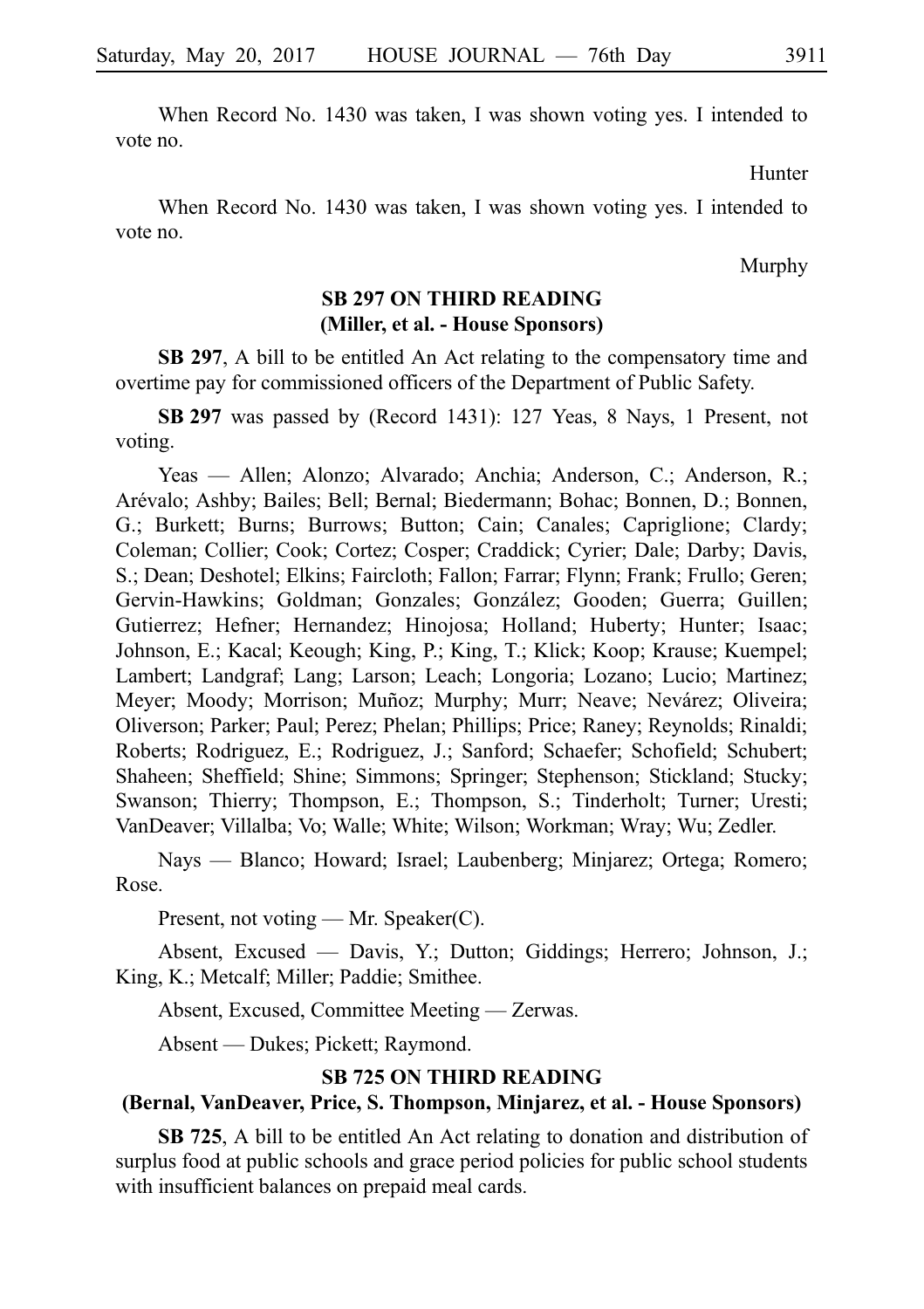When Record No. 1430 was taken, I was shown voting yes. I intended to vote no.

Hunter

When Record No. 1430 was taken, I was shown voting yes. I intended to vote no.

Murphy

## SB 297 ON THIRD READING
## (Miller, et al. - House Sponsors)

**SB 297**, A bill to be entitled An Act relating to the compensatory time and overtime pay for commissioned officers of the Department of Public Safety.

**SB 297** was passed by (Record 1431): 127 Yeas, 8 Nays, 1 Present, not voting.

Yeas — Allen; Alonzo; Alvarado; Anchia; Anderson, C.; Anderson, R.; Arévalo; Ashby; Bailes; Bell; Bernal; Biedermann; Bohac; Bonnen, D.; Bonnen, G.; Burkett; Burns; Burrows; Button; Cain; Canales; Capriglione; Clardy; Coleman; Collier; Cook; Cortez; Cosper; Craddick; Cyrier; Dale; Darby; Davis, S.; Dean; Deshotel; Elkins; Faircloth; Fallon; Farrar; Flynn; Frank; Frullo; Geren; Gervin-Hawkins; Goldman; Gonzales; González; Gooden; Guerra; Guillen; Gutierrez; Hefner; Hernandez; Hinojosa; Holland; Huberty; Hunter; Isaac; Johnson, E.; Kacal; Keough; King, P.; King, T.; Klick; Koop; Krause; Kuempel; Lambert; Landgraf; Lang; Larson; Leach; Longoria; Lozano; Lucio; Martinez; Meyer; Moody; Morrison; Muñoz; Murphy; Murr; Neave; Nevárez; Oliveira; Oliverson; Parker; Paul; Perez; Phelan; Phillips; Price; Raney; Reynolds; Rinaldi; Roberts; Rodriguez, E.; Rodriguez, J.; Sanford; Schaefer; Schofield; Schubert; Shaheen; Sheffield; Shine; Simmons; Springer; Stephenson; Stickland; Stucky; Swanson; Thierry; Thompson, E.; Thompson, S.; Tinderholt; Turner; Uresti; VanDeaver; Villalba; Vo; Walle; White; Wilson; Workman; Wray; Wu; Zedler.

Nays — Blanco; Howard; Israel; Laubenberg; Minjarez; Ortega; Romero; Rose.

Present, not voting — Mr. Speaker(C).

Absent, Excused — Davis, Y.; Dutton; Giddings; Herrero; Johnson, J.; King, K.; Metcalf; Miller; Paddie; Smithee.

Absent, Excused, Committee Meeting — Zerwas.

Absent — Dukes; Pickett; Raymond.

## SB 725 ON THIRD READING
## (Bernal, VanDeaver, Price, S. Thompson, Minjarez, et al. - House Sponsors)

**SB 725**, A bill to be entitled An Act relating to donation and distribution of surplus food at public schools and grace period policies for public school students with insufficient balances on prepaid meal cards.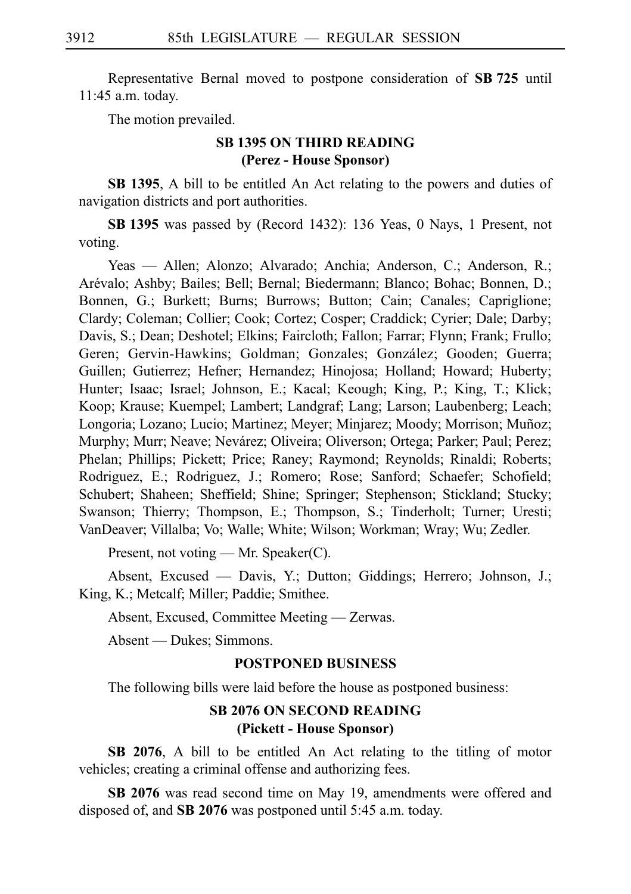Representative Bernal moved to postpone consideration of **SB 725** until 11:45 a.m. today.

The motion prevailed.

### SB 1395 ON THIRD READING
### (Perez - House Sponsor)

**SB 1395**, A bill to be entitled An Act relating to the powers and duties of navigation districts and port authorities.

**SB 1395** was passed by (Record 1432): 136 Yeas, 0 Nays, 1 Present, not voting.

Yeas — Allen; Alonzo; Alvarado; Anchia; Anderson, C.; Anderson, R.; Arévalo; Ashby; Bailes; Bell; Bernal; Biedermann; Blanco; Bohac; Bonnen, D.; Bonnen, G.; Burkett; Burns; Burrows; Button; Cain; Canales; Capriglione; Clardy; Coleman; Collier; Cook; Cortez; Cosper; Craddick; Cyrier; Dale; Darby; Davis, S.; Dean; Deshotel; Elkins; Faircloth; Fallon; Farrar; Flynn; Frank; Frullo; Geren; Gervin-Hawkins; Goldman; Gonzales; González; Gooden; Guerra; Guillen; Gutierrez; Hefner; Hernandez; Hinojosa; Holland; Howard; Huberty; Hunter; Isaac; Israel; Johnson, E.; Kacal; Keough; King, P.; King, T.; Klick; Koop; Krause; Kuempel; Lambert; Landgraf; Lang; Larson; Laubenberg; Leach; Longoria; Lozano; Lucio; Martinez; Meyer; Minjarez; Moody; Morrison; Muñoz; Murphy; Murr; Neave; Nevárez; Oliveira; Oliverson; Ortega; Parker; Paul; Perez; Phelan; Phillips; Pickett; Price; Raney; Raymond; Reynolds; Rinaldi; Roberts; Rodriguez, E.; Rodriguez, J.; Romero; Rose; Sanford; Schaefer; Schofield; Schubert; Shaheen; Sheffield; Shine; Springer; Stephenson; Stickland; Stucky; Swanson; Thierry; Thompson, E.; Thompson, S.; Tinderholt; Turner; Uresti; VanDeaver; Villalba; Vo; Walle; White; Wilson; Workman; Wray; Wu; Zedler.

Present, not voting — Mr. Speaker(C).

Absent, Excused — Davis, Y.; Dutton; Giddings; Herrero; Johnson, J.; King, K.; Metcalf; Miller; Paddie; Smithee.

Absent, Excused, Committee Meeting — Zerwas.

Absent — Dukes; Simmons.

### POSTPONED BUSINESS

The following bills were laid before the house as postponed business:

### SB 2076 ON SECOND READING
### (Pickett - House Sponsor)

**SB 2076**, A bill to be entitled An Act relating to the titling of motor vehicles; creating a criminal offense and authorizing fees.

**SB 2076** was read second time on May 19, amendments were offered and disposed of, and **SB 2076** was postponed until 5:45 a.m. today.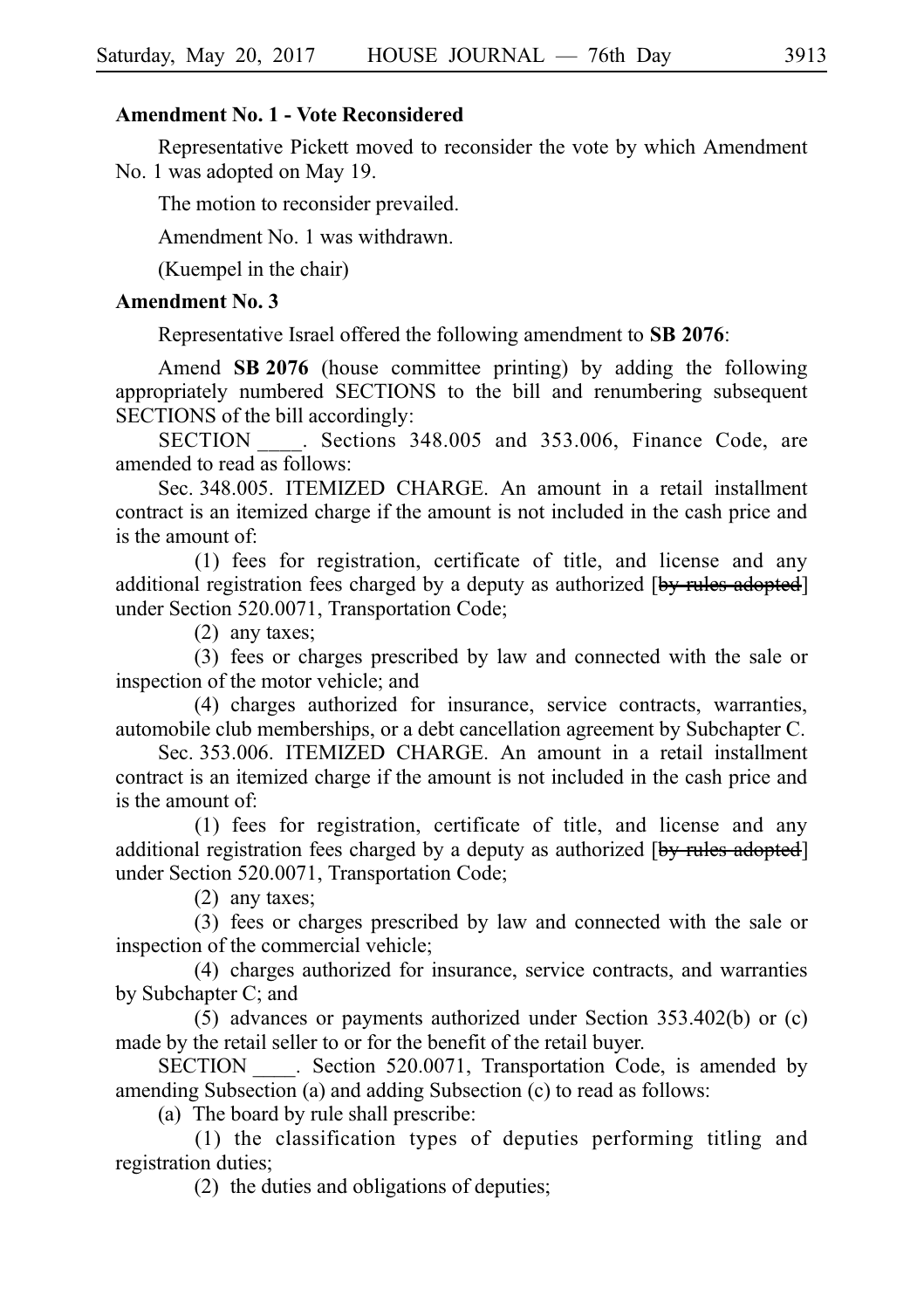**Amendment No. 1 - Vote Reconsidered**

Representative Pickett moved to reconsider the vote by which Amendment No. 1 was adopted on May 19.

The motion to reconsider prevailed.

Amendment No. 1 was withdrawn.

(Kuempel in the chair)

**Amendment No. 3**

Representative Israel offered the following amendment to **SB 2076**:

Amend **SB 2076** (house committee printing) by adding the following appropriately numbered SECTIONS to the bill and renumbering subsequent SECTIONS of the bill accordingly:

SECTION ____. Sections 348.005 and 353.006, Finance Code, are amended to read as follows:

Sec. 348.005. ITEMIZED CHARGE. An amount in a retail installment contract is an itemized charge if the amount is not included in the cash price and is the amount of:

(1) fees for registration, certificate of title, and license and any additional registration fees charged by a deputy as authorized [~~by rules adopted~~] under Section 520.0071, Transportation Code;

(2) any taxes;

(3) fees or charges prescribed by law and connected with the sale or inspection of the motor vehicle; and

(4) charges authorized for insurance, service contracts, warranties, automobile club memberships, or a debt cancellation agreement by Subchapter C.

Sec. 353.006. ITEMIZED CHARGE. An amount in a retail installment contract is an itemized charge if the amount is not included in the cash price and is the amount of:

(1) fees for registration, certificate of title, and license and any additional registration fees charged by a deputy as authorized [~~by rules adopted~~] under Section 520.0071, Transportation Code;

(2) any taxes;

(3) fees or charges prescribed by law and connected with the sale or inspection of the commercial vehicle;

(4) charges authorized for insurance, service contracts, and warranties by Subchapter C; and

(5) advances or payments authorized under Section 353.402(b) or (c) made by the retail seller to or for the benefit of the retail buyer.

SECTION ____. Section 520.0071, Transportation Code, is amended by amending Subsection (a) and adding Subsection (c) to read as follows:

(a) The board by rule shall prescribe:

(1) the classification types of deputies performing titling and registration duties;

(2) the duties and obligations of deputies;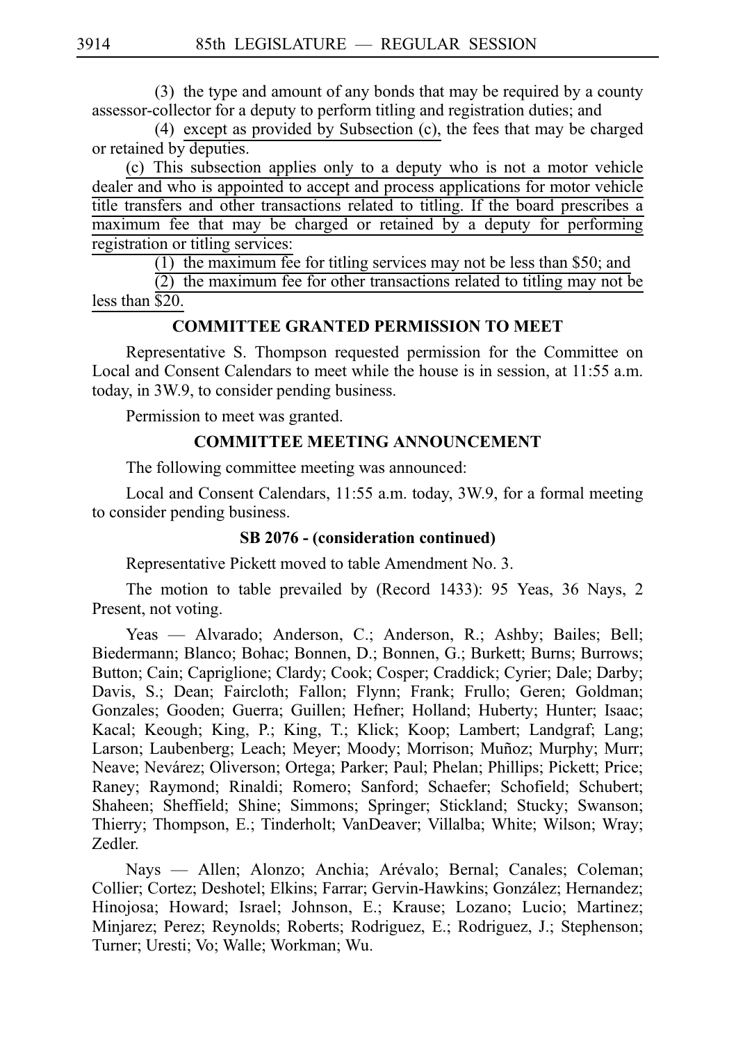(3) the type and amount of any bonds that may be required by a county assessor-collector for a deputy to perform titling and registration duties; and

(4) except as provided by Subsection (c), the fees that may be charged or retained by deputies.

(c) This subsection applies only to a deputy who is not a motor vehicle dealer and who is appointed to accept and process applications for motor vehicle title transfers and other transactions related to titling. If the board prescribes a maximum fee that may be charged or retained by a deputy for performing registration or titling services:

(1) the maximum fee for titling services may not be less than $50; and

(2) the maximum fee for other transactions related to titling may not be less than $20.

### COMMITTEE GRANTED PERMISSION TO MEET

Representative S. Thompson requested permission for the Committee on Local and Consent Calendars to meet while the house is in session, at 11:55 a.m. today, in 3W.9, to consider pending business.

Permission to meet was granted.

### COMMITTEE MEETING ANNOUNCEMENT

The following committee meeting was announced:

Local and Consent Calendars, 11:55 a.m. today, 3W.9, for a formal meeting to consider pending business.

### SB 2076 - (consideration continued)

Representative Pickett moved to table Amendment No. 3.

The motion to table prevailed by (Record 1433): 95 Yeas, 36 Nays, 2 Present, not voting.

Yeas — Alvarado; Anderson, C.; Anderson, R.; Ashby; Bailes; Bell; Biedermann; Blanco; Bohac; Bonnen, D.; Bonnen, G.; Burkett; Burns; Burrows; Button; Cain; Capriglione; Clardy; Cook; Cosper; Craddick; Cyrier; Dale; Darby; Davis, S.; Dean; Faircloth; Fallon; Flynn; Frank; Frullo; Geren; Goldman; Gonzales; Gooden; Guerra; Guillen; Hefner; Holland; Huberty; Hunter; Isaac; Kacal; Keough; King, P.; King, T.; Klick; Koop; Lambert; Landgraf; Lang; Larson; Laubenberg; Leach; Meyer; Moody; Morrison; Muñoz; Murphy; Murr; Neave; Nevárez; Oliverson; Ortega; Parker; Paul; Phelan; Phillips; Pickett; Price; Raney; Raymond; Rinaldi; Romero; Sanford; Schaefer; Schofield; Schubert; Shaheen; Sheffield; Shine; Simmons; Springer; Stickland; Stucky; Swanson; Thierry; Thompson, E.; Tinderholt; VanDeaver; Villalba; White; Wilson; Wray; Zedler.

Nays — Allen; Alonzo; Anchia; Arévalo; Bernal; Canales; Coleman; Collier; Cortez; Deshotel; Elkins; Farrar; Gervin-Hawkins; González; Hernandez; Hinojosa; Howard; Israel; Johnson, E.; Krause; Lozano; Lucio; Martinez; Minjarez; Perez; Reynolds; Roberts; Rodriguez, E.; Rodriguez, J.; Stephenson; Turner; Uresti; Vo; Walle; Workman; Wu.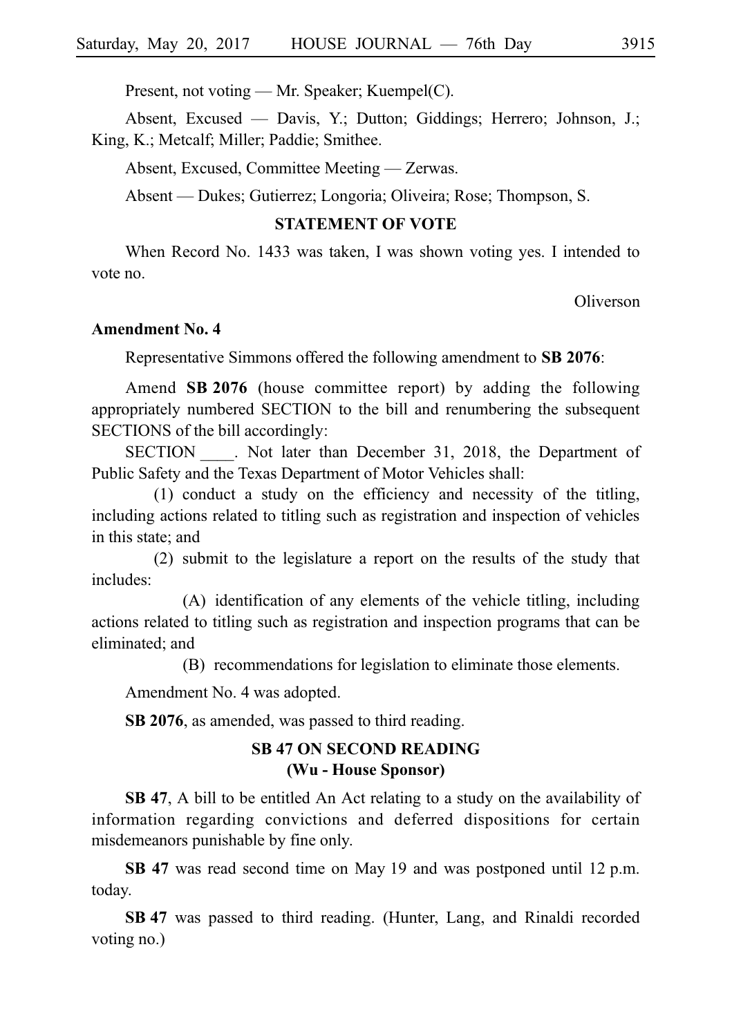Present, not voting — Mr. Speaker; Kuempel(C).

Absent, Excused — Davis, Y.; Dutton; Giddings; Herrero; Johnson, J.; King, K.; Metcalf; Miller; Paddie; Smithee.

Absent, Excused, Committee Meeting — Zerwas.

Absent — Dukes; Gutierrez; Longoria; Oliveira; Rose; Thompson, S.

### STATEMENT OF VOTE

When Record No. 1433 was taken, I was shown voting yes. I intended to vote no.

Oliverson

**Amendment No. 4**

Representative Simmons offered the following amendment to **SB 2076**:

Amend **SB 2076** (house committee report) by adding the following appropriately numbered SECTION to the bill and renumbering the subsequent SECTIONS of the bill accordingly:

SECTION ____. Not later than December 31, 2018, the Department of Public Safety and the Texas Department of Motor Vehicles shall:

(1) conduct a study on the efficiency and necessity of the titling, including actions related to titling such as registration and inspection of vehicles in this state; and

(2) submit to the legislature a report on the results of the study that includes:

(A) identification of any elements of the vehicle titling, including actions related to titling such as registration and inspection programs that can be eliminated; and

(B) recommendations for legislation to eliminate those elements.

Amendment No. 4 was adopted.

**SB 2076**, as amended, was passed to third reading.

### SB 47 ON SECOND READING
### (Wu - House Sponsor)

**SB 47**, A bill to be entitled An Act relating to a study on the availability of information regarding convictions and deferred dispositions for certain misdemeanors punishable by fine only.

**SB 47** was read second time on May 19 and was postponed until 12 p.m. today.

**SB 47** was passed to third reading. (Hunter, Lang, and Rinaldi recorded voting no.)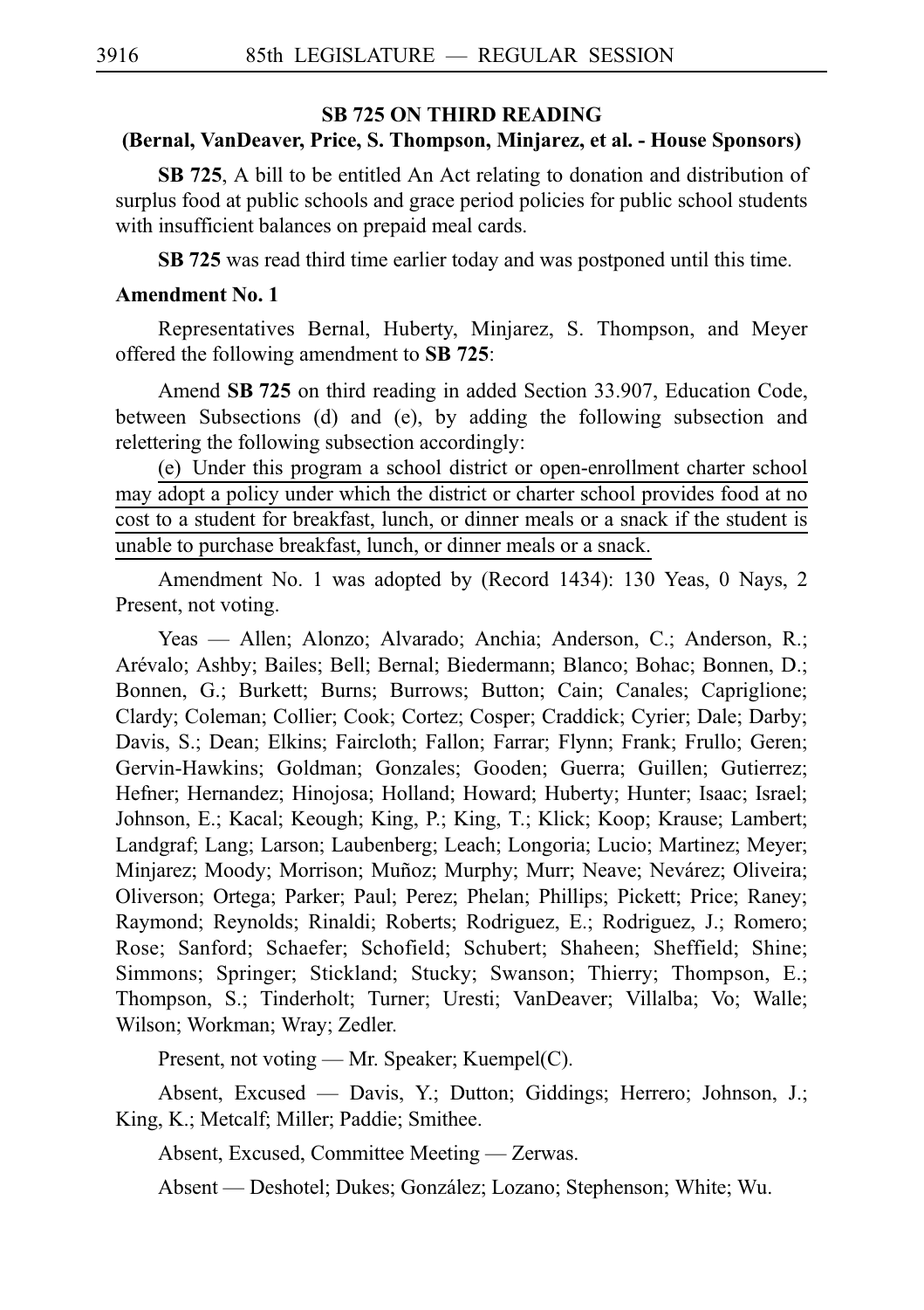**SB 725 ON THIRD READING**
**(Bernal, VanDeaver, Price, S. Thompson, Minjarez, et al. - House Sponsors)**

**SB 725**, A bill to be entitled An Act relating to donation and distribution of surplus food at public schools and grace period policies for public school students with insufficient balances on prepaid meal cards.

**SB 725** was read third time earlier today and was postponed until this time.

**Amendment No. 1**

Representatives Bernal, Huberty, Minjarez, S. Thompson, and Meyer offered the following amendment to **SB 725**:

Amend **SB 725** on third reading in added Section 33.907, Education Code, between Subsections (d) and (e), by adding the following subsection and relettering the following subsection accordingly:

<u>(e) Under this program a school district or open-enrollment charter school may adopt a policy under which the district or charter school provides food at no cost to a student for breakfast, lunch, or dinner meals or a snack if the student is unable to purchase breakfast, lunch, or dinner meals or a snack.</u>

Amendment No. 1 was adopted by (Record 1434): 130 Yeas, 0 Nays, 2 Present, not voting.

Yeas — Allen; Alonzo; Alvarado; Anchia; Anderson, C.; Anderson, R.; Arévalo; Ashby; Bailes; Bell; Bernal; Biedermann; Blanco; Bohac; Bonnen, D.; Bonnen, G.; Burkett; Burns; Burrows; Button; Cain; Canales; Capriglione; Clardy; Coleman; Collier; Cook; Cortez; Cosper; Craddick; Cyrier; Dale; Darby; Davis, S.; Dean; Elkins; Faircloth; Fallon; Farrar; Flynn; Frank; Frullo; Geren; Gervin-Hawkins; Goldman; Gonzales; Gooden; Guerra; Guillen; Gutierrez; Hefner; Hernandez; Hinojosa; Holland; Howard; Huberty; Hunter; Isaac; Israel; Johnson, E.; Kacal; Keough; King, P.; King, T.; Klick; Koop; Krause; Lambert; Landgraf; Lang; Larson; Laubenberg; Leach; Longoria; Lucio; Martinez; Meyer; Minjarez; Moody; Morrison; Muñoz; Murphy; Murr; Neave; Nevárez; Oliveira; Oliverson; Ortega; Parker; Paul; Perez; Phelan; Phillips; Pickett; Price; Raney; Raymond; Reynolds; Rinaldi; Roberts; Rodriguez, E.; Rodriguez, J.; Romero; Rose; Sanford; Schaefer; Schofield; Schubert; Shaheen; Sheffield; Shine; Simmons; Springer; Stickland; Stucky; Swanson; Thierry; Thompson, E.; Thompson, S.; Tinderholt; Turner; Uresti; VanDeaver; Villalba; Vo; Walle; Wilson; Workman; Wray; Zedler.

Present, not voting — Mr. Speaker; Kuempel(C).

Absent, Excused — Davis, Y.; Dutton; Giddings; Herrero; Johnson, J.; King, K.; Metcalf; Miller; Paddie; Smithee.

Absent, Excused, Committee Meeting — Zerwas.

Absent — Deshotel; Dukes; González; Lozano; Stephenson; White; Wu.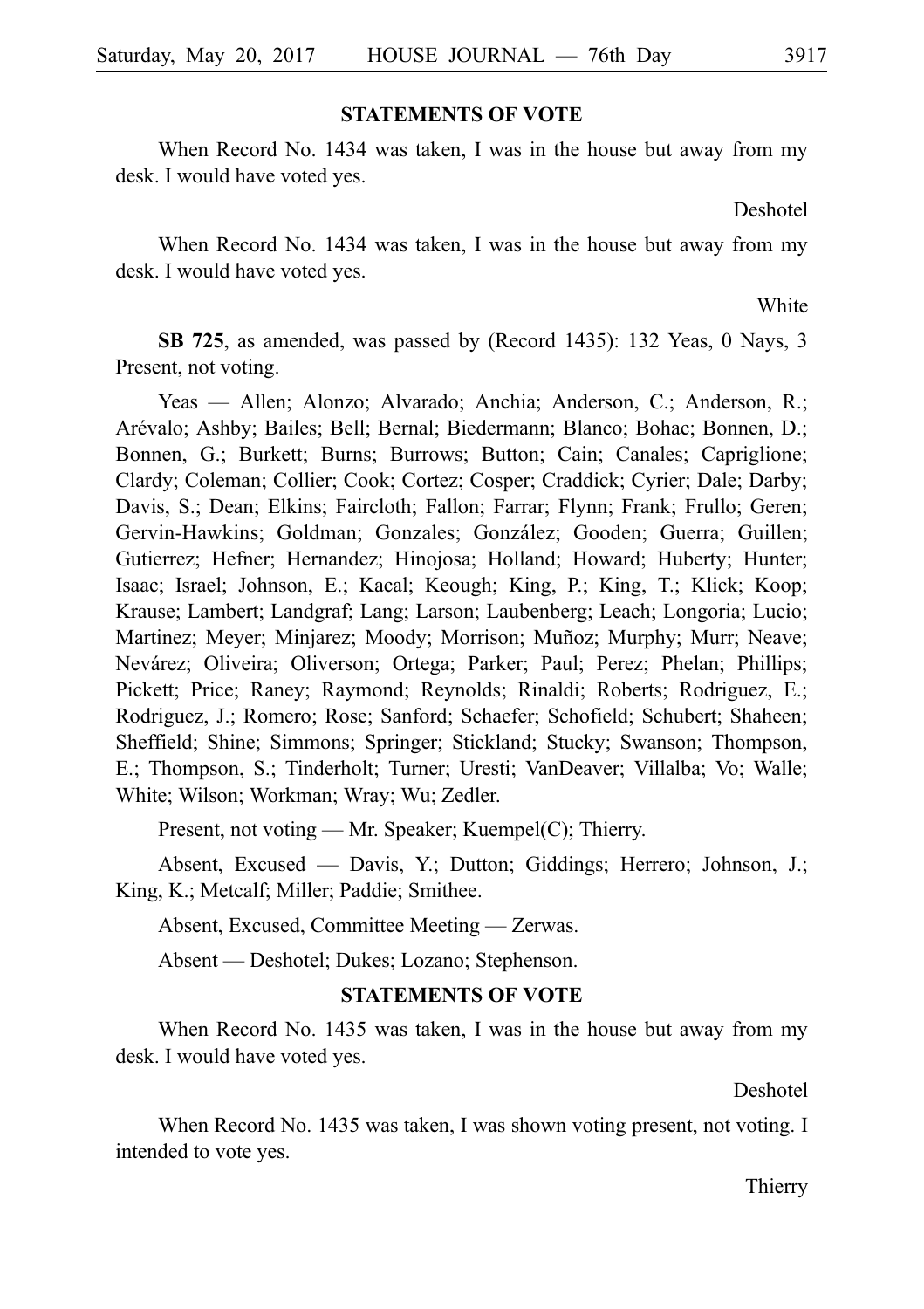## STATEMENTS OF VOTE

When Record No. 1434 was taken, I was in the house but away from my desk. I would have voted yes.

Deshotel

When Record No. 1434 was taken, I was in the house but away from my desk. I would have voted yes.

White

**SB 725**, as amended, was passed by (Record 1435): 132 Yeas, 0 Nays, 3 Present, not voting.

Yeas — Allen; Alonzo; Alvarado; Anchia; Anderson, C.; Anderson, R.; Arévalo; Ashby; Bailes; Bell; Bernal; Biedermann; Blanco; Bohac; Bonnen, D.; Bonnen, G.; Burkett; Burns; Burrows; Button; Cain; Canales; Capriglione; Clardy; Coleman; Collier; Cook; Cortez; Cosper; Craddick; Cyrier; Dale; Darby; Davis, S.; Dean; Elkins; Faircloth; Fallon; Farrar; Flynn; Frank; Frullo; Geren; Gervin-Hawkins; Goldman; Gonzales; González; Gooden; Guerra; Guillen; Gutierrez; Hefner; Hernandez; Hinojosa; Holland; Howard; Huberty; Hunter; Isaac; Israel; Johnson, E.; Kacal; Keough; King, P.; King, T.; Klick; Koop; Krause; Lambert; Landgraf; Lang; Larson; Laubenberg; Leach; Longoria; Lucio; Martinez; Meyer; Minjarez; Moody; Morrison; Muñoz; Murphy; Murr; Neave; Nevárez; Oliveira; Oliverson; Ortega; Parker; Paul; Perez; Phelan; Phillips; Pickett; Price; Raney; Raymond; Reynolds; Rinaldi; Roberts; Rodriguez, E.; Rodriguez, J.; Romero; Rose; Sanford; Schaefer; Schofield; Schubert; Shaheen; Sheffield; Shine; Simmons; Springer; Stickland; Stucky; Swanson; Thompson, E.; Thompson, S.; Tinderholt; Turner; Uresti; VanDeaver; Villalba; Vo; Walle; White; Wilson; Workman; Wray; Wu; Zedler.

Present, not voting — Mr. Speaker; Kuempel(C); Thierry.

Absent, Excused — Davis, Y.; Dutton; Giddings; Herrero; Johnson, J.; King, K.; Metcalf; Miller; Paddie; Smithee.

Absent, Excused, Committee Meeting — Zerwas.

Absent — Deshotel; Dukes; Lozano; Stephenson.

## STATEMENTS OF VOTE

When Record No. 1435 was taken, I was in the house but away from my desk. I would have voted yes.

Deshotel

When Record No. 1435 was taken, I was shown voting present, not voting. I intended to vote yes.

Thierry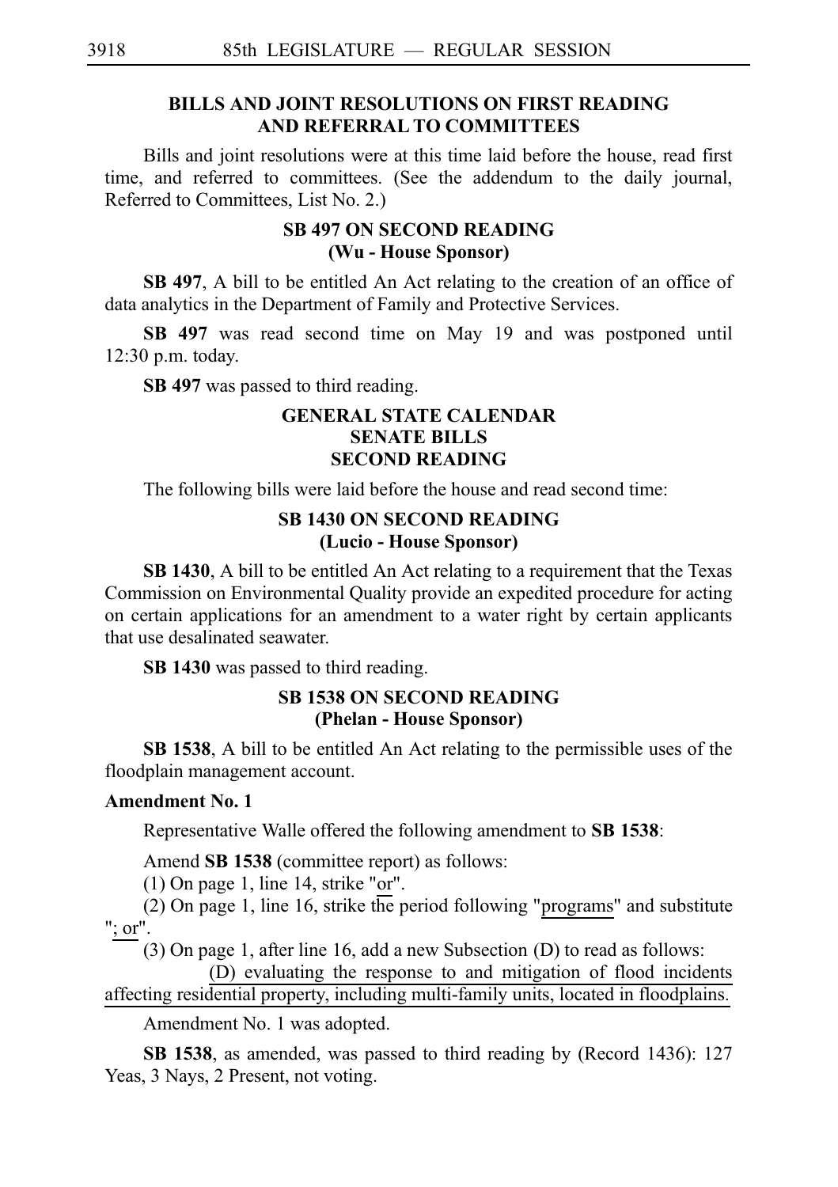## BILLS AND JOINT RESOLUTIONS ON FIRST READING AND REFERRAL TO COMMITTEES

Bills and joint resolutions were at this time laid before the house, read first time, and referred to committees. (See the addendum to the daily journal, Referred to Committees, List No. 2.)

## SB 497 ON SECOND READING (Wu - House Sponsor)

**SB 497**, A bill to be entitled An Act relating to the creation of an office of data analytics in the Department of Family and Protective Services.

**SB 497** was read second time on May 19 and was postponed until 12:30 p.m. today.

**SB 497** was passed to third reading.

## GENERAL STATE CALENDAR SENATE BILLS SECOND READING

The following bills were laid before the house and read second time:

## SB 1430 ON SECOND READING (Lucio - House Sponsor)

**SB 1430**, A bill to be entitled An Act relating to a requirement that the Texas Commission on Environmental Quality provide an expedited procedure for acting on certain applications for an amendment to a water right by certain applicants that use desalinated seawater.

**SB 1430** was passed to third reading.

## SB 1538 ON SECOND READING (Phelan - House Sponsor)

**SB 1538**, A bill to be entitled An Act relating to the permissible uses of the floodplain management account.

**Amendment No. 1**

Representative Walle offered the following amendment to **SB 1538**:

Amend **SB 1538** (committee report) as follows:

(1) On page 1, line 14, strike "or".

(2) On page 1, line 16, strike the period following "programs" and substitute "; or".

(3) On page 1, after line 16, add a new Subsection (D) to read as follows:

(D) evaluating the response to and mitigation of flood incidents affecting residential property, including multi-family units, located in floodplains.

Amendment No. 1 was adopted.

**SB 1538**, as amended, was passed to third reading by (Record 1436): 127 Yeas, 3 Nays, 2 Present, not voting.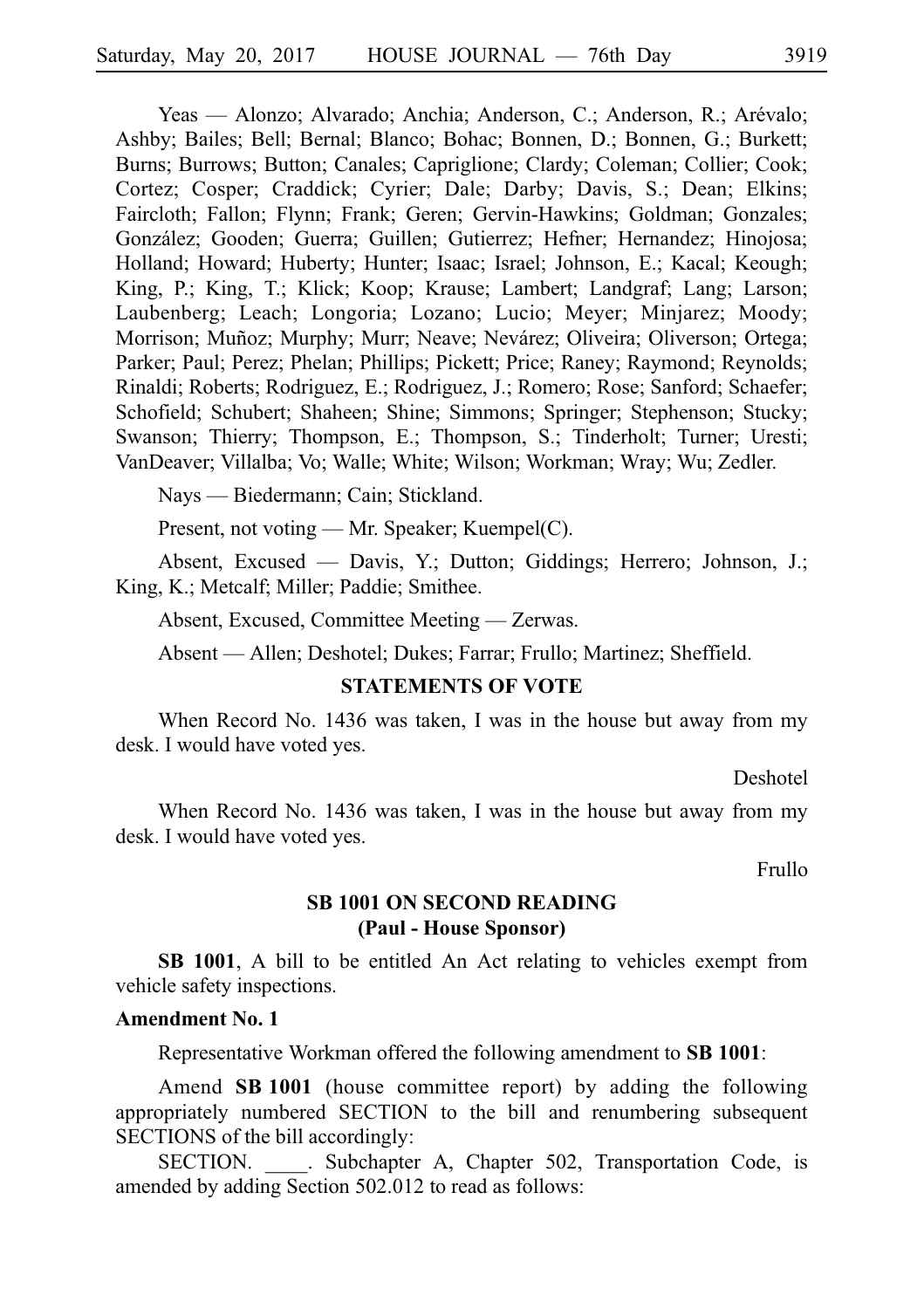Yeas — Alonzo; Alvarado; Anchia; Anderson, C.; Anderson, R.; Arévalo; Ashby; Bailes; Bell; Bernal; Blanco; Bohac; Bonnen, D.; Bonnen, G.; Burkett; Burns; Burrows; Button; Canales; Capriglione; Clardy; Coleman; Collier; Cook; Cortez; Cosper; Craddick; Cyrier; Dale; Darby; Davis, S.; Dean; Elkins; Faircloth; Fallon; Flynn; Frank; Geren; Gervin-Hawkins; Goldman; Gonzales; González; Gooden; Guerra; Guillen; Gutierrez; Hefner; Hernandez; Hinojosa; Holland; Howard; Huberty; Hunter; Isaac; Israel; Johnson, E.; Kacal; Keough; King, P.; King, T.; Klick; Koop; Krause; Lambert; Landgraf; Lang; Larson; Laubenberg; Leach; Longoria; Lozano; Lucio; Meyer; Minjarez; Moody; Morrison; Muñoz; Murphy; Murr; Neave; Nevárez; Oliveira; Oliverson; Ortega; Parker; Paul; Perez; Phelan; Phillips; Pickett; Price; Raney; Raymond; Reynolds; Rinaldi; Roberts; Rodriguez, E.; Rodriguez, J.; Romero; Rose; Sanford; Schaefer; Schofield; Schubert; Shaheen; Shine; Simmons; Springer; Stephenson; Stucky; Swanson; Thierry; Thompson, E.; Thompson, S.; Tinderholt; Turner; Uresti; VanDeaver; Villalba; Vo; Walle; White; Wilson; Workman; Wray; Wu; Zedler.

Nays — Biedermann; Cain; Stickland.

Present, not voting — Mr. Speaker; Kuempel(C).

Absent, Excused — Davis, Y.; Dutton; Giddings; Herrero; Johnson, J.; King, K.; Metcalf; Miller; Paddie; Smithee.

Absent, Excused, Committee Meeting — Zerwas.

Absent — Allen; Deshotel; Dukes; Farrar; Frullo; Martinez; Sheffield.

## STATEMENTS OF VOTE

When Record No. 1436 was taken, I was in the house but away from my desk. I would have voted yes.

Deshotel

When Record No. 1436 was taken, I was in the house but away from my desk. I would have voted yes.

Frullo

## SB 1001 ON SECOND READING
## (Paul - House Sponsor)

**SB 1001**, A bill to be entitled An Act relating to vehicles exempt from vehicle safety inspections.

**Amendment No. 1**

Representative Workman offered the following amendment to **SB 1001**:

Amend **SB 1001** (house committee report) by adding the following appropriately numbered SECTION to the bill and renumbering subsequent SECTIONS of the bill accordingly:

SECTION. ____. Subchapter A, Chapter 502, Transportation Code, is amended by adding Section 502.012 to read as follows: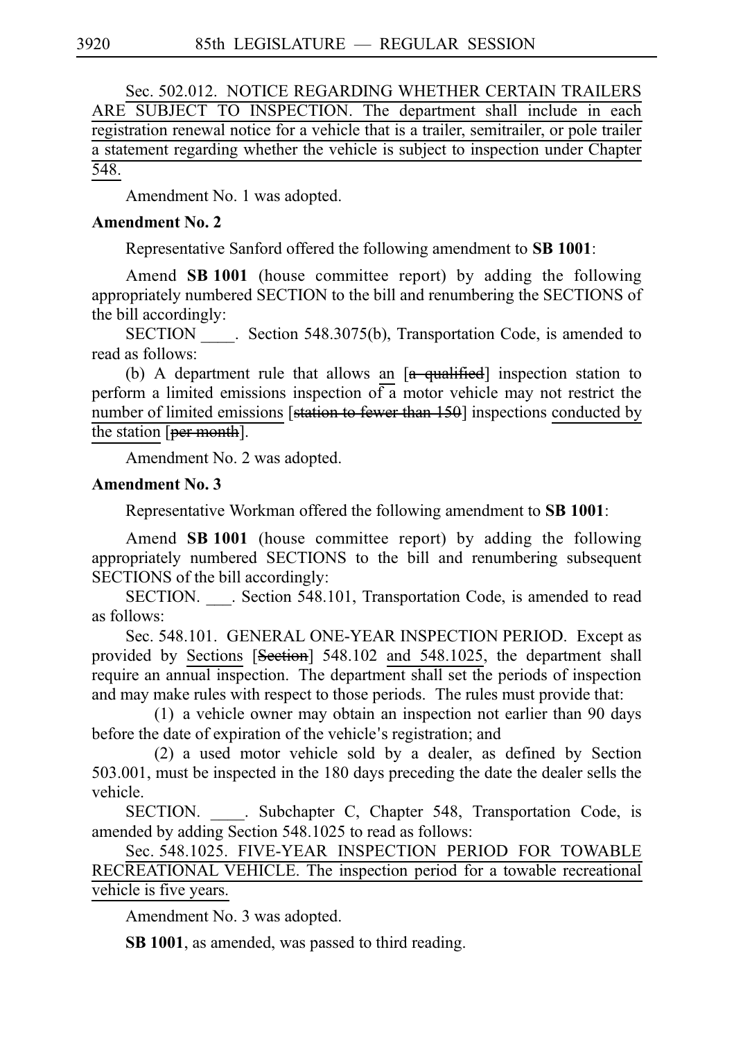Sec. 502.012. NOTICE REGARDING WHETHER CERTAIN TRAILERS ARE SUBJECT TO INSPECTION. The department shall include in each registration renewal notice for a vehicle that is a trailer, semitrailer, or pole trailer a statement regarding whether the vehicle is subject to inspection under Chapter 548.

Amendment No. 1 was adopted.

**Amendment No. 2**

Representative Sanford offered the following amendment to **SB 1001**:

Amend **SB 1001** (house committee report) by adding the following appropriately numbered SECTION to the bill and renumbering the SECTIONS of the bill accordingly:

SECTION ____. Section 548.3075(b), Transportation Code, is amended to read as follows:

(b) A department rule that allows an [~~a qualified~~] inspection station to perform a limited emissions inspection of a motor vehicle may not restrict the number of limited emissions [~~station to fewer than 150~~] inspections conducted by the station [~~per month~~].

Amendment No. 2 was adopted.

**Amendment No. 3**

Representative Workman offered the following amendment to **SB 1001**:

Amend **SB 1001** (house committee report) by adding the following appropriately numbered SECTIONS to the bill and renumbering subsequent SECTIONS of the bill accordingly:

SECTION. ___. Section 548.101, Transportation Code, is amended to read as follows:

Sec. 548.101. GENERAL ONE-YEAR INSPECTION PERIOD. Except as provided by Sections [~~Section~~] 548.102 and 548.1025, the department shall require an annual inspection. The department shall set the periods of inspection and may make rules with respect to those periods. The rules must provide that:

(1) a vehicle owner may obtain an inspection not earlier than 90 days before the date of expiration of the vehicle's registration; and

(2) a used motor vehicle sold by a dealer, as defined by Section 503.001, must be inspected in the 180 days preceding the date the dealer sells the vehicle.

SECTION. ____. Subchapter C, Chapter 548, Transportation Code, is amended by adding Section 548.1025 to read as follows:

Sec. 548.1025. FIVE-YEAR INSPECTION PERIOD FOR TOWABLE RECREATIONAL VEHICLE. The inspection period for a towable recreational vehicle is five years.

Amendment No. 3 was adopted.

**SB 1001**, as amended, was passed to third reading.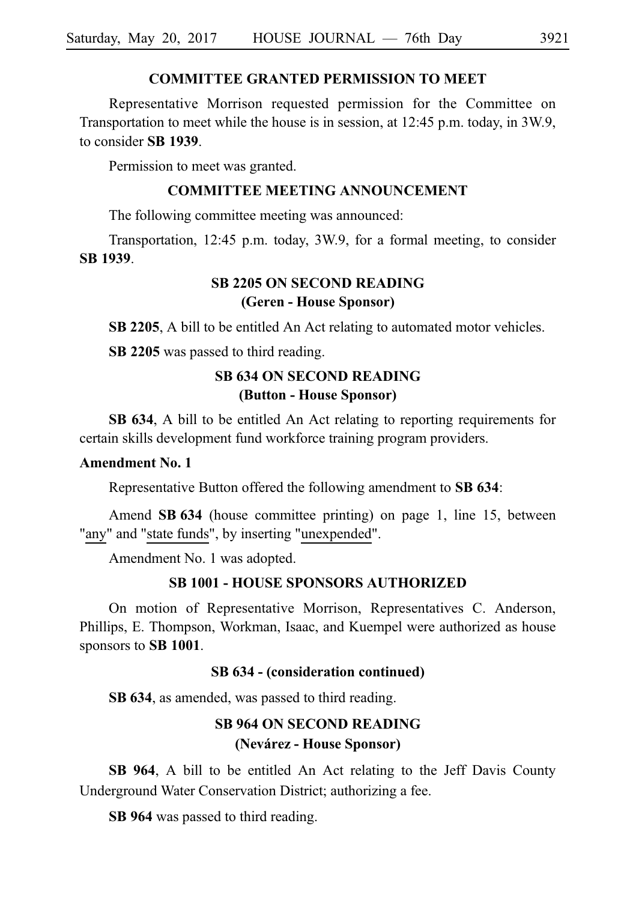## COMMITTEE GRANTED PERMISSION TO MEET

Representative Morrison requested permission for the Committee on Transportation to meet while the house is in session, at 12:45 p.m. today, in 3W.9, to consider **SB 1939**.

Permission to meet was granted.

## COMMITTEE MEETING ANNOUNCEMENT

The following committee meeting was announced:

Transportation, 12:45 p.m. today, 3W.9, for a formal meeting, to consider **SB 1939**.

## SB 2205 ON SECOND READING
## (Geren - House Sponsor)

**SB 2205**, A bill to be entitled An Act relating to automated motor vehicles.

**SB 2205** was passed to third reading.

## SB 634 ON SECOND READING
## (Button - House Sponsor)

**SB 634**, A bill to be entitled An Act relating to reporting requirements for certain skills development fund workforce training program providers.

**Amendment No. 1**

Representative Button offered the following amendment to **SB 634**:

Amend **SB 634** (house committee printing) on page 1, line 15, between "any" and "state funds", by inserting "unexpended".

Amendment No. 1 was adopted.

## SB 1001 - HOUSE SPONSORS AUTHORIZED

On motion of Representative Morrison, Representatives C. Anderson, Phillips, E. Thompson, Workman, Isaac, and Kuempel were authorized as house sponsors to **SB 1001**.

## SB 634 - (consideration continued)

**SB 634**, as amended, was passed to third reading.

## SB 964 ON SECOND READING
## (Nevárez - House Sponsor)

**SB 964**, A bill to be entitled An Act relating to the Jeff Davis County Underground Water Conservation District; authorizing a fee.

**SB 964** was passed to third reading.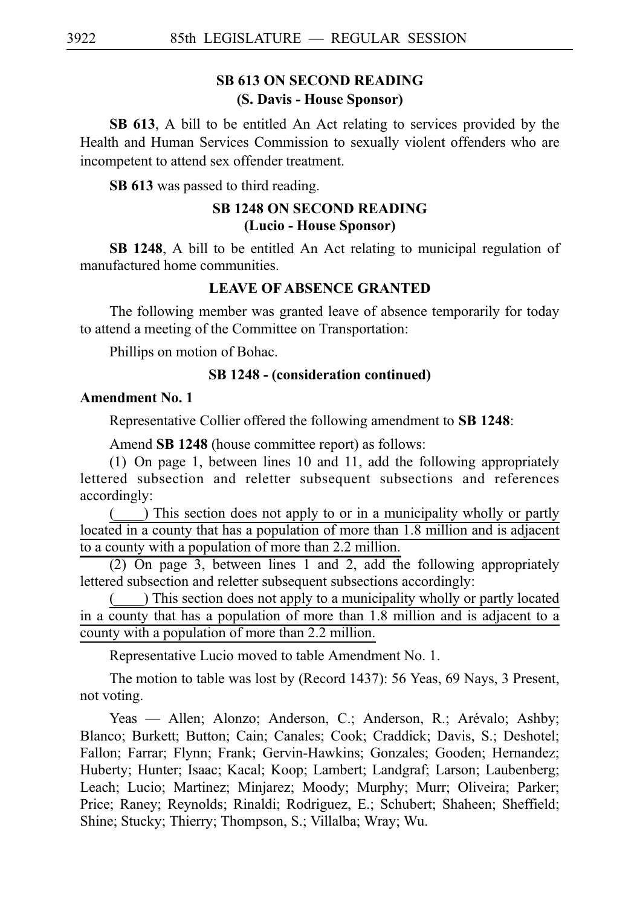## SB 613 ON SECOND READING
### (S. Davis - House Sponsor)

**SB 613**, A bill to be entitled An Act relating to services provided by the Health and Human Services Commission to sexually violent offenders who are incompetent to attend sex offender treatment.

**SB 613** was passed to third reading.

## SB 1248 ON SECOND READING
### (Lucio - House Sponsor)

**SB 1248**, A bill to be entitled An Act relating to municipal regulation of manufactured home communities.

## LEAVE OF ABSENCE GRANTED

The following member was granted leave of absence temporarily for today to attend a meeting of the Committee on Transportation:

Phillips on motion of Bohac.

## SB 1248 - (consideration continued)

**Amendment No. 1**

Representative Collier offered the following amendment to **SB 1248**:

Amend **SB 1248** (house committee report) as follows:

(1) On page 1, between lines 10 and 11, add the following appropriately lettered subsection and reletter subsequent subsections and references accordingly:

(____) This section does not apply to or in a municipality wholly or partly located in a county that has a population of more than 1.8 million and is adjacent to a county with a population of more than 2.2 million.

(2) On page 3, between lines 1 and 2, add the following appropriately lettered subsection and reletter subsequent subsections accordingly:

(____) This section does not apply to a municipality wholly or partly located in a county that has a population of more than 1.8 million and is adjacent to a county with a population of more than 2.2 million.

Representative Lucio moved to table Amendment No. 1.

The motion to table was lost by (Record 1437): 56 Yeas, 69 Nays, 3 Present, not voting.

Yeas — Allen; Alonzo; Anderson, C.; Anderson, R.; Arévalo; Ashby; Blanco; Burkett; Button; Cain; Canales; Cook; Craddick; Davis, S.; Deshotel; Fallon; Farrar; Flynn; Frank; Gervin-Hawkins; Gonzales; Gooden; Hernandez; Huberty; Hunter; Isaac; Kacal; Koop; Lambert; Landgraf; Larson; Laubenberg; Leach; Lucio; Martinez; Minjarez; Moody; Murphy; Murr; Oliveira; Parker; Price; Raney; Reynolds; Rinaldi; Rodriguez, E.; Schubert; Shaheen; Sheffield; Shine; Stucky; Thierry; Thompson, S.; Villalba; Wray; Wu.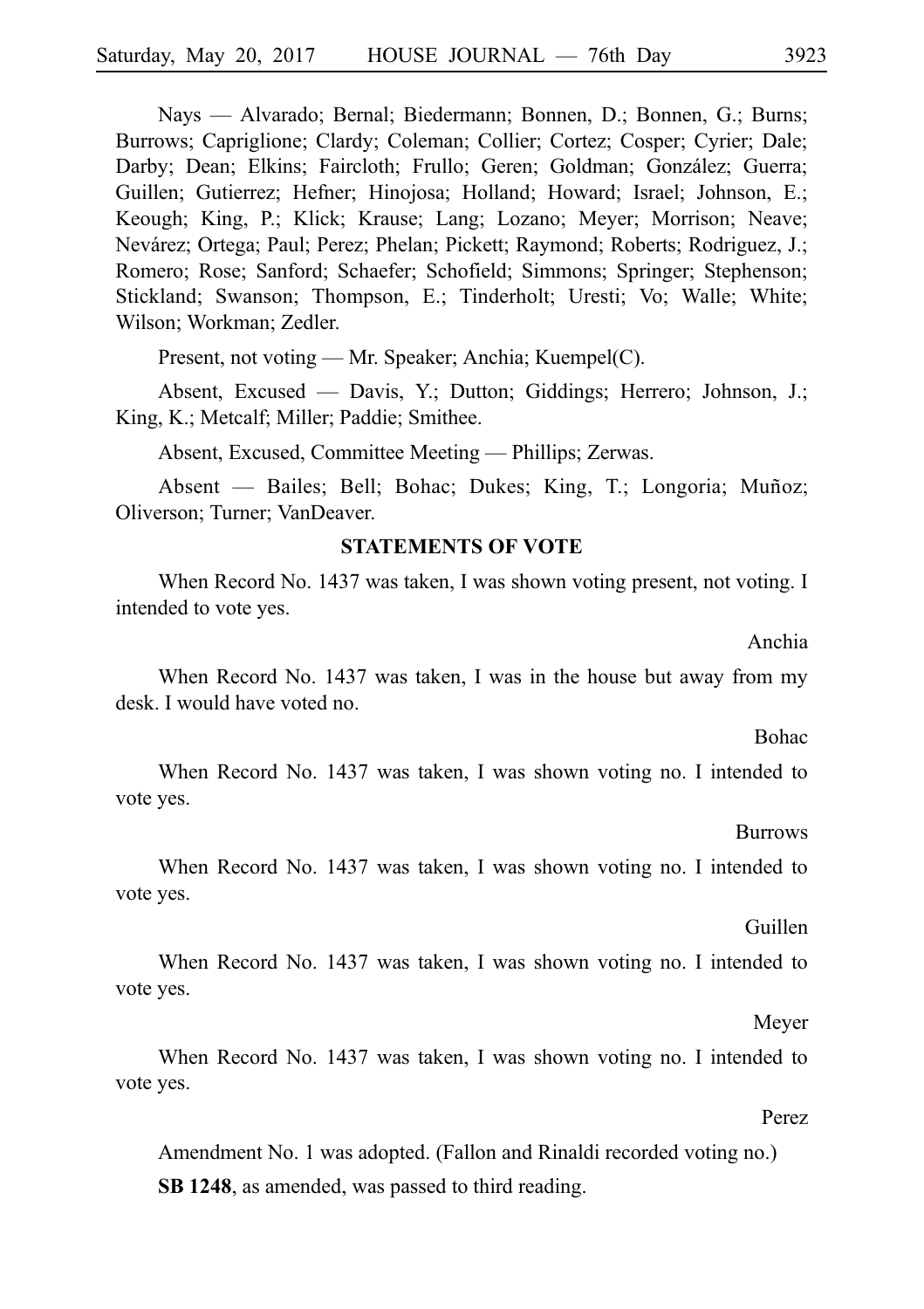Nays — Alvarado; Bernal; Biedermann; Bonnen, D.; Bonnen, G.; Burns; Burrows; Capriglione; Clardy; Coleman; Collier; Cortez; Cosper; Cyrier; Dale; Darby; Dean; Elkins; Faircloth; Frullo; Geren; Goldman; González; Guerra; Guillen; Gutierrez; Hefner; Hinojosa; Holland; Howard; Israel; Johnson, E.; Keough; King, P.; Klick; Krause; Lang; Lozano; Meyer; Morrison; Neave; Nevárez; Ortega; Paul; Perez; Phelan; Pickett; Raymond; Roberts; Rodriguez, J.; Romero; Rose; Sanford; Schaefer; Schofield; Simmons; Springer; Stephenson; Stickland; Swanson; Thompson, E.; Tinderholt; Uresti; Vo; Walle; White; Wilson; Workman; Zedler.

Present, not voting — Mr. Speaker; Anchia; Kuempel(C).

Absent, Excused — Davis, Y.; Dutton; Giddings; Herrero; Johnson, J.; King, K.; Metcalf; Miller; Paddie; Smithee.

Absent, Excused, Committee Meeting — Phillips; Zerwas.

Absent — Bailes; Bell; Bohac; Dukes; King, T.; Longoria; Muñoz; Oliverson; Turner; VanDeaver.

## STATEMENTS OF VOTE

When Record No. 1437 was taken, I was shown voting present, not voting. I intended to vote yes.

Anchia

When Record No. 1437 was taken, I was in the house but away from my desk. I would have voted no.

Bohac

When Record No. 1437 was taken, I was shown voting no. I intended to vote yes.

Burrows

When Record No. 1437 was taken, I was shown voting no. I intended to vote yes.

Guillen

When Record No. 1437 was taken, I was shown voting no. I intended to vote yes.

Meyer

When Record No. 1437 was taken, I was shown voting no. I intended to vote yes.

Perez

Amendment No. 1 was adopted. (Fallon and Rinaldi recorded voting no.)

**SB 1248**, as amended, was passed to third reading.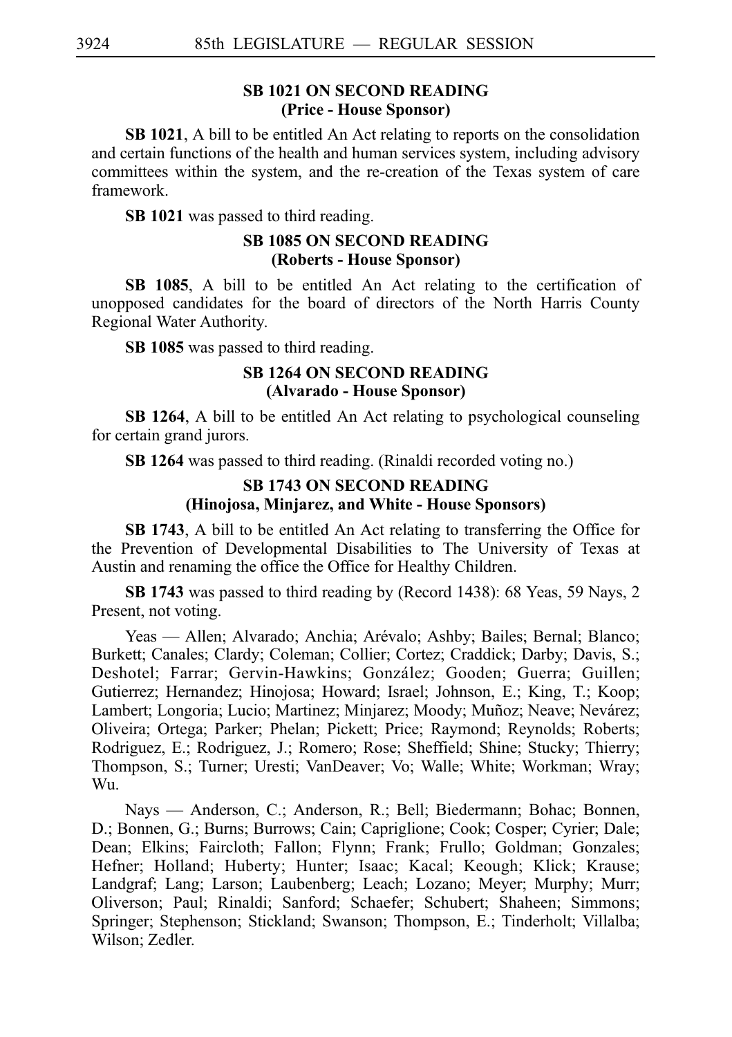**SB 1021 ON SECOND READING**
**(Price - House Sponsor)**

**SB 1021**, A bill to be entitled An Act relating to reports on the consolidation and certain functions of the health and human services system, including advisory committees within the system, and the re-creation of the Texas system of care framework.

**SB 1021** was passed to third reading.

**SB 1085 ON SECOND READING**
**(Roberts - House Sponsor)**

**SB 1085**, A bill to be entitled An Act relating to the certification of unopposed candidates for the board of directors of the North Harris County Regional Water Authority.

**SB 1085** was passed to third reading.

**SB 1264 ON SECOND READING**
**(Alvarado - House Sponsor)**

**SB 1264**, A bill to be entitled An Act relating to psychological counseling for certain grand jurors.

**SB 1264** was passed to third reading. (Rinaldi recorded voting no.)

**SB 1743 ON SECOND READING**
**(Hinojosa, Minjarez, and White - House Sponsors)**

**SB 1743**, A bill to be entitled An Act relating to transferring the Office for the Prevention of Developmental Disabilities to The University of Texas at Austin and renaming the office the Office for Healthy Children.

**SB 1743** was passed to third reading by (Record 1438): 68 Yeas, 59 Nays, 2 Present, not voting.

Yeas — Allen; Alvarado; Anchia; Arévalo; Ashby; Bailes; Bernal; Blanco; Burkett; Canales; Clardy; Coleman; Collier; Cortez; Craddick; Darby; Davis, S.; Deshotel; Farrar; Gervin-Hawkins; González; Gooden; Guerra; Guillen; Gutierrez; Hernandez; Hinojosa; Howard; Israel; Johnson, E.; King, T.; Koop; Lambert; Longoria; Lucio; Martinez; Minjarez; Moody; Muñoz; Neave; Nevárez; Oliveira; Ortega; Parker; Phelan; Pickett; Price; Raymond; Reynolds; Roberts; Rodriguez, E.; Rodriguez, J.; Romero; Rose; Sheffield; Shine; Stucky; Thierry; Thompson, S.; Turner; Uresti; VanDeaver; Vo; Walle; White; Workman; Wray; Wu.

Nays — Anderson, C.; Anderson, R.; Bell; Biedermann; Bohac; Bonnen, D.; Bonnen, G.; Burns; Burrows; Cain; Capriglione; Cook; Cosper; Cyrier; Dale; Dean; Elkins; Faircloth; Fallon; Flynn; Frank; Frullo; Goldman; Gonzales; Hefner; Holland; Huberty; Hunter; Isaac; Kacal; Keough; Klick; Krause; Landgraf; Lang; Larson; Laubenberg; Leach; Lozano; Meyer; Murphy; Murr; Oliverson; Paul; Rinaldi; Sanford; Schaefer; Schubert; Shaheen; Simmons; Springer; Stephenson; Stickland; Swanson; Thompson, E.; Tinderholt; Villalba; Wilson; Zedler.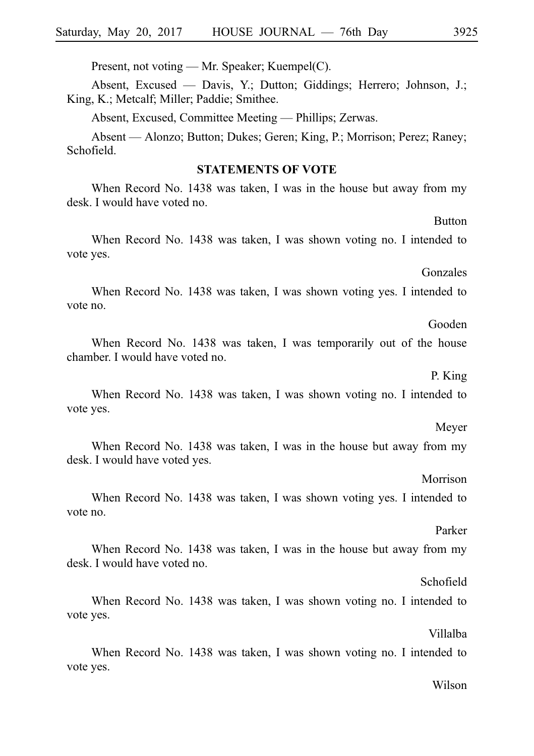Present, not voting — Mr. Speaker; Kuempel(C).

Absent, Excused — Davis, Y.; Dutton; Giddings; Herrero; Johnson, J.; King, K.; Metcalf; Miller; Paddie; Smithee.

Absent, Excused, Committee Meeting — Phillips; Zerwas.

Absent — Alonzo; Button; Dukes; Geren; King, P.; Morrison; Perez; Raney; Schofield.

## STATEMENTS OF VOTE

When Record No. 1438 was taken, I was in the house but away from my desk. I would have voted no.

Button

When Record No. 1438 was taken, I was shown voting no. I intended to vote yes.

Gonzales

When Record No. 1438 was taken, I was shown voting yes. I intended to vote no.

Gooden

When Record No. 1438 was taken, I was temporarily out of the house chamber. I would have voted no.

P. King

When Record No. 1438 was taken, I was shown voting no. I intended to vote yes.

Meyer

When Record No. 1438 was taken, I was in the house but away from my desk. I would have voted yes.

Morrison

When Record No. 1438 was taken, I was shown voting yes. I intended to vote no.

Parker

When Record No. 1438 was taken, I was in the house but away from my desk. I would have voted no.

Schofield

When Record No. 1438 was taken, I was shown voting no. I intended to vote yes.

Villalba

When Record No. 1438 was taken, I was shown voting no. I intended to vote yes.

Wilson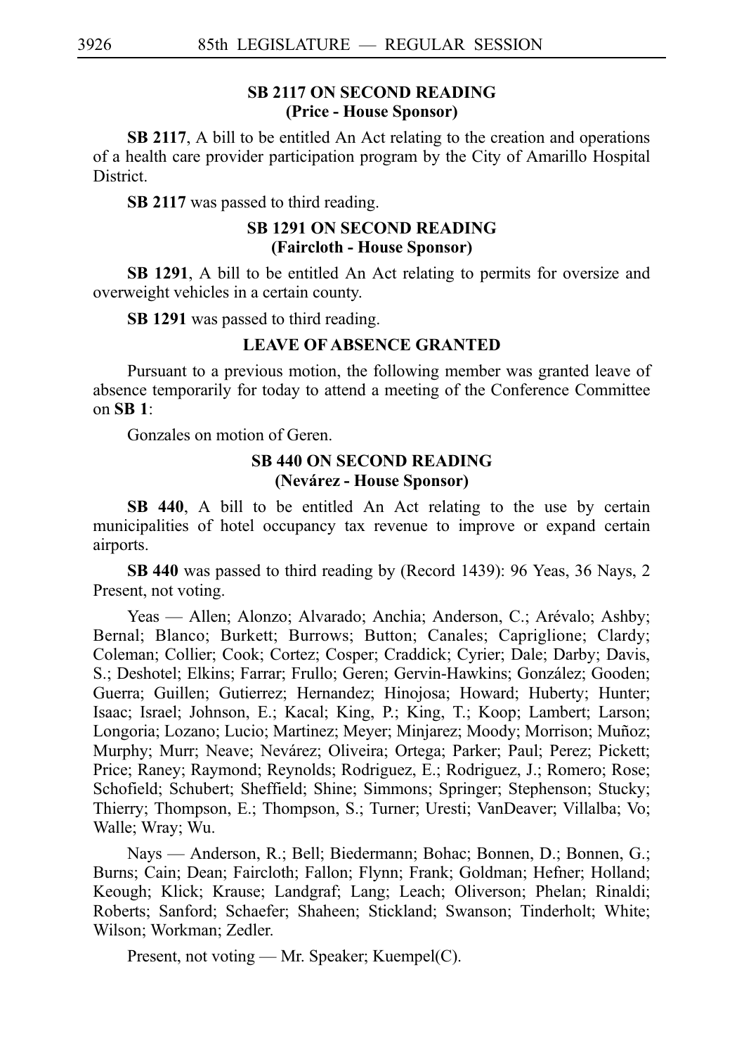## SB 2117 ON SECOND READING
### (Price - House Sponsor)

**SB 2117**, A bill to be entitled An Act relating to the creation and operations of a health care provider participation program by the City of Amarillo Hospital District.

**SB 2117** was passed to third reading.

## SB 1291 ON SECOND READING
### (Faircloth - House Sponsor)

**SB 1291**, A bill to be entitled An Act relating to permits for oversize and overweight vehicles in a certain county.

**SB 1291** was passed to third reading.

## LEAVE OF ABSENCE GRANTED

Pursuant to a previous motion, the following member was granted leave of absence temporarily for today to attend a meeting of the Conference Committee on **SB 1**:

Gonzales on motion of Geren.

## SB 440 ON SECOND READING
### (Nevárez - House Sponsor)

**SB 440**, A bill to be entitled An Act relating to the use by certain municipalities of hotel occupancy tax revenue to improve or expand certain airports.

**SB 440** was passed to third reading by (Record 1439): 96 Yeas, 36 Nays, 2 Present, not voting.

Yeas — Allen; Alonzo; Alvarado; Anchia; Anderson, C.; Arévalo; Ashby; Bernal; Blanco; Burkett; Burrows; Button; Canales; Capriglione; Clardy; Coleman; Collier; Cook; Cortez; Cosper; Craddick; Cyrier; Dale; Darby; Davis, S.; Deshotel; Elkins; Farrar; Frullo; Geren; Gervin-Hawkins; González; Gooden; Guerra; Guillen; Gutierrez; Hernandez; Hinojosa; Howard; Huberty; Hunter; Isaac; Israel; Johnson, E.; Kacal; King, P.; King, T.; Koop; Lambert; Larson; Longoria; Lozano; Lucio; Martinez; Meyer; Minjarez; Moody; Morrison; Muñoz; Murphy; Murr; Neave; Nevárez; Oliveira; Ortega; Parker; Paul; Perez; Pickett; Price; Raney; Raymond; Reynolds; Rodriguez, E.; Rodriguez, J.; Romero; Rose; Schofield; Schubert; Sheffield; Shine; Simmons; Springer; Stephenson; Stucky; Thierry; Thompson, E.; Thompson, S.; Turner; Uresti; VanDeaver; Villalba; Vo; Walle; Wray; Wu.

Nays — Anderson, R.; Bell; Biedermann; Bohac; Bonnen, D.; Bonnen, G.; Burns; Cain; Dean; Faircloth; Fallon; Flynn; Frank; Goldman; Hefner; Holland; Keough; Klick; Krause; Landgraf; Lang; Leach; Oliverson; Phelan; Rinaldi; Roberts; Sanford; Schaefer; Shaheen; Stickland; Swanson; Tinderholt; White; Wilson; Workman; Zedler.

Present, not voting — Mr. Speaker; Kuempel(C).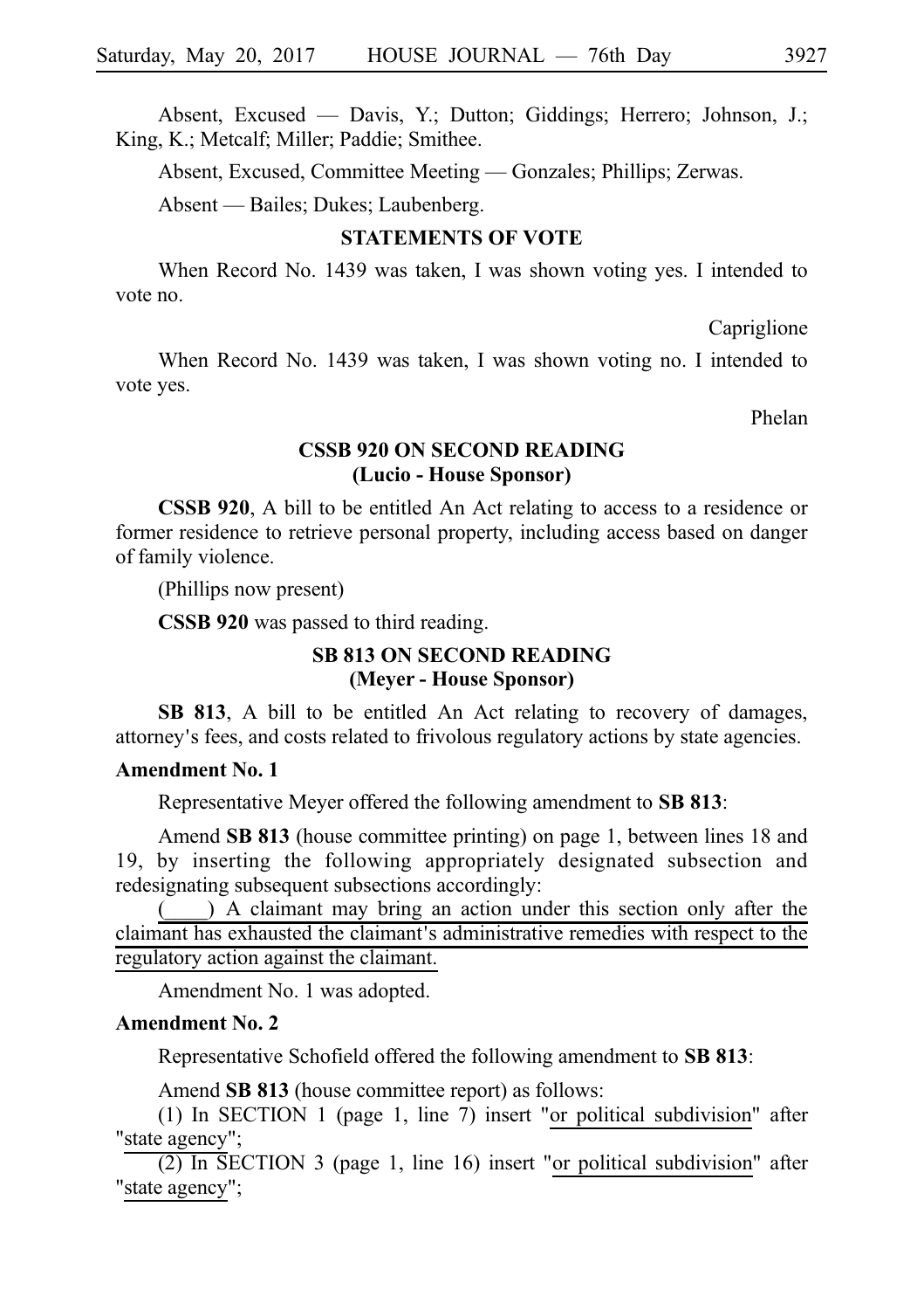Absent, Excused — Davis, Y.; Dutton; Giddings; Herrero; Johnson, J.; King, K.; Metcalf; Miller; Paddie; Smithee.

Absent, Excused, Committee Meeting — Gonzales; Phillips; Zerwas.

Absent — Bailes; Dukes; Laubenberg.

### STATEMENTS OF VOTE

When Record No. 1439 was taken, I was shown voting yes. I intended to vote no.

Capriglione

When Record No. 1439 was taken, I was shown voting no. I intended to vote yes.

Phelan

### CSSB 920 ON SECOND READING (Lucio - House Sponsor)

**CSSB 920**, A bill to be entitled An Act relating to access to a residence or former residence to retrieve personal property, including access based on danger of family violence.

(Phillips now present)

**CSSB 920** was passed to third reading.

### SB 813 ON SECOND READING (Meyer - House Sponsor)

**SB 813**, A bill to be entitled An Act relating to recovery of damages, attorney's fees, and costs related to frivolous regulatory actions by state agencies.

**Amendment No. 1**

Representative Meyer offered the following amendment to **SB 813**:

Amend **SB 813** (house committee printing) on page 1, between lines 18 and 19, by inserting the following appropriately designated subsection and redesignating subsequent subsections accordingly:

(____) A claimant may bring an action under this section only after the claimant has exhausted the claimant's administrative remedies with respect to the regulatory action against the claimant.

Amendment No. 1 was adopted.

**Amendment No. 2**

Representative Schofield offered the following amendment to **SB 813**:

Amend **SB 813** (house committee report) as follows:

(1) In SECTION 1 (page 1, line 7) insert "or political subdivision" after "state agency";

(2) In SECTION 3 (page 1, line 16) insert "or political subdivision" after "state agency";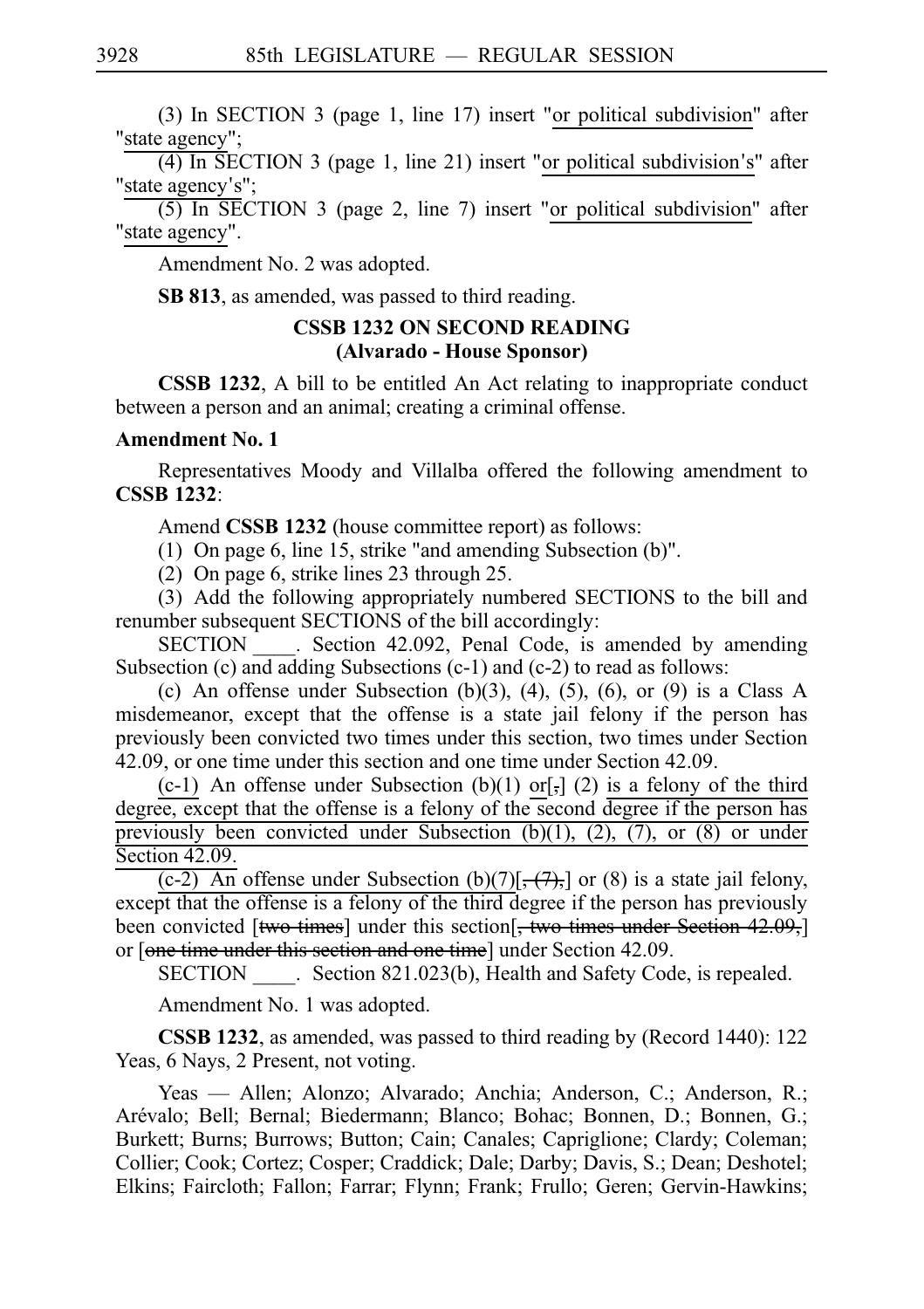(3) In SECTION 3 (page 1, line 17) insert "<u>or political subdivision</u>" after "<u>state agency</u>";

(4) In SECTION 3 (page 1, line 21) insert "<u>or political subdivision's</u>" after "<u>state agency's</u>";

(5) In SECTION 3 (page 2, line 7) insert "<u>or political subdivision</u>" after "<u>state agency</u>".

Amendment No. 2 was adopted.

**SB 813**, as amended, was passed to third reading.

### CSSB 1232 ON SECOND READING
### (Alvarado - House Sponsor)

**CSSB 1232**, A bill to be entitled An Act relating to inappropriate conduct between a person and an animal; creating a criminal offense.

**Amendment No. 1**

Representatives Moody and Villalba offered the following amendment to **CSSB 1232**:

Amend **CSSB 1232** (house committee report) as follows:

(1) On page 6, line 15, strike "and amending Subsection (b)".

(2) On page 6, strike lines 23 through 25.

(3) Add the following appropriately numbered SECTIONS to the bill and renumber subsequent SECTIONS of the bill accordingly:

SECTION \_\_\_\_. Section 42.092, Penal Code, is amended by amending Subsection (c) and adding Subsections (c-1) and (c-2) to read as follows:

(c) An offense under Subsection (b)(3), (4), (5), (6), or (9) is a Class A misdemeanor, except that the offense is a state jail felony if the person has previously been convicted two times under this section, two times under Section 42.09, or one time under this section and one time under Section 42.09.

<u>(c-1)</u> An offense under Subsection (b)(1) <u>or</u>[~~,~~] (2) <u>is a felony of the third degree, except that the offense is a felony of the second degree if the person has previously been convicted under Subsection (b)(1), (2), (7), or (8) or under Section 42.09.</u>

<u>(c-2)</u> An offense under Subsection (b)(7)[~~, (7),~~] or (8) is a state jail felony, except that the offense is a felony of the third degree if the person has previously been convicted [~~two times~~] under this section[~~, two times under Section 42.09,~~] or [~~one time under this section and one time~~] under Section 42.09.

SECTION \_\_\_\_. Section 821.023(b), Health and Safety Code, is repealed.

Amendment No. 1 was adopted.

**CSSB 1232**, as amended, was passed to third reading by (Record 1440): 122 Yeas, 6 Nays, 2 Present, not voting.

Yeas — Allen; Alonzo; Alvarado; Anchia; Anderson, C.; Anderson, R.; Arévalo; Bell; Bernal; Biedermann; Blanco; Bohac; Bonnen, D.; Bonnen, G.; Burkett; Burns; Burrows; Button; Cain; Canales; Capriglione; Clardy; Coleman; Collier; Cook; Cortez; Cosper; Craddick; Dale; Darby; Davis, S.; Dean; Deshotel; Elkins; Faircloth; Fallon; Farrar; Flynn; Frank; Frullo; Geren; Gervin-Hawkins;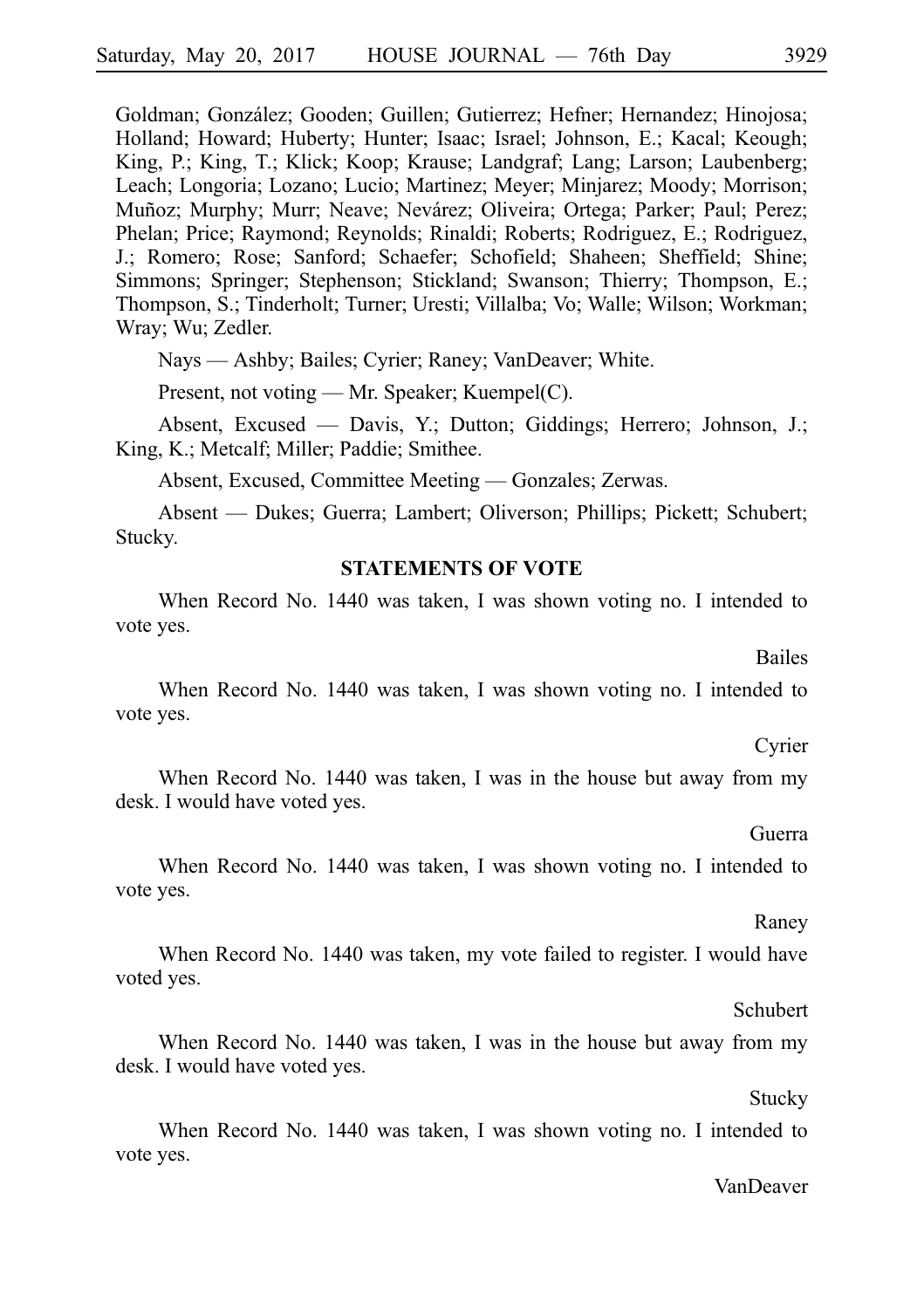Goldman; González; Gooden; Guillen; Gutierrez; Hefner; Hernandez; Hinojosa; Holland; Howard; Huberty; Hunter; Isaac; Israel; Johnson, E.; Kacal; Keough; King, P.; King, T.; Klick; Koop; Krause; Landgraf; Lang; Larson; Laubenberg; Leach; Longoria; Lozano; Lucio; Martinez; Meyer; Minjarez; Moody; Morrison; Muñoz; Murphy; Murr; Neave; Nevárez; Oliveira; Ortega; Parker; Paul; Perez; Phelan; Price; Raymond; Reynolds; Rinaldi; Roberts; Rodriguez, E.; Rodriguez, J.; Romero; Rose; Sanford; Schaefer; Schofield; Shaheen; Sheffield; Shine; Simmons; Springer; Stephenson; Stickland; Swanson; Thierry; Thompson, E.; Thompson, S.; Tinderholt; Turner; Uresti; Villalba; Vo; Walle; Wilson; Workman; Wray; Wu; Zedler.

Nays — Ashby; Bailes; Cyrier; Raney; VanDeaver; White.

Present, not voting — Mr. Speaker; Kuempel(C).

Absent, Excused — Davis, Y.; Dutton; Giddings; Herrero; Johnson, J.; King, K.; Metcalf; Miller; Paddie; Smithee.

Absent, Excused, Committee Meeting — Gonzales; Zerwas.

Absent — Dukes; Guerra; Lambert; Oliverson; Phillips; Pickett; Schubert; Stucky.

## STATEMENTS OF VOTE

When Record No. 1440 was taken, I was shown voting no. I intended to vote yes.

Bailes

When Record No. 1440 was taken, I was shown voting no. I intended to vote yes.

Cyrier

When Record No. 1440 was taken, I was in the house but away from my desk. I would have voted yes.

Guerra

When Record No. 1440 was taken, I was shown voting no. I intended to vote yes.

Raney

When Record No. 1440 was taken, my vote failed to register. I would have voted yes.

Schubert

When Record No. 1440 was taken, I was in the house but away from my desk. I would have voted yes.

Stucky

When Record No. 1440 was taken, I was shown voting no. I intended to vote yes.

VanDeaver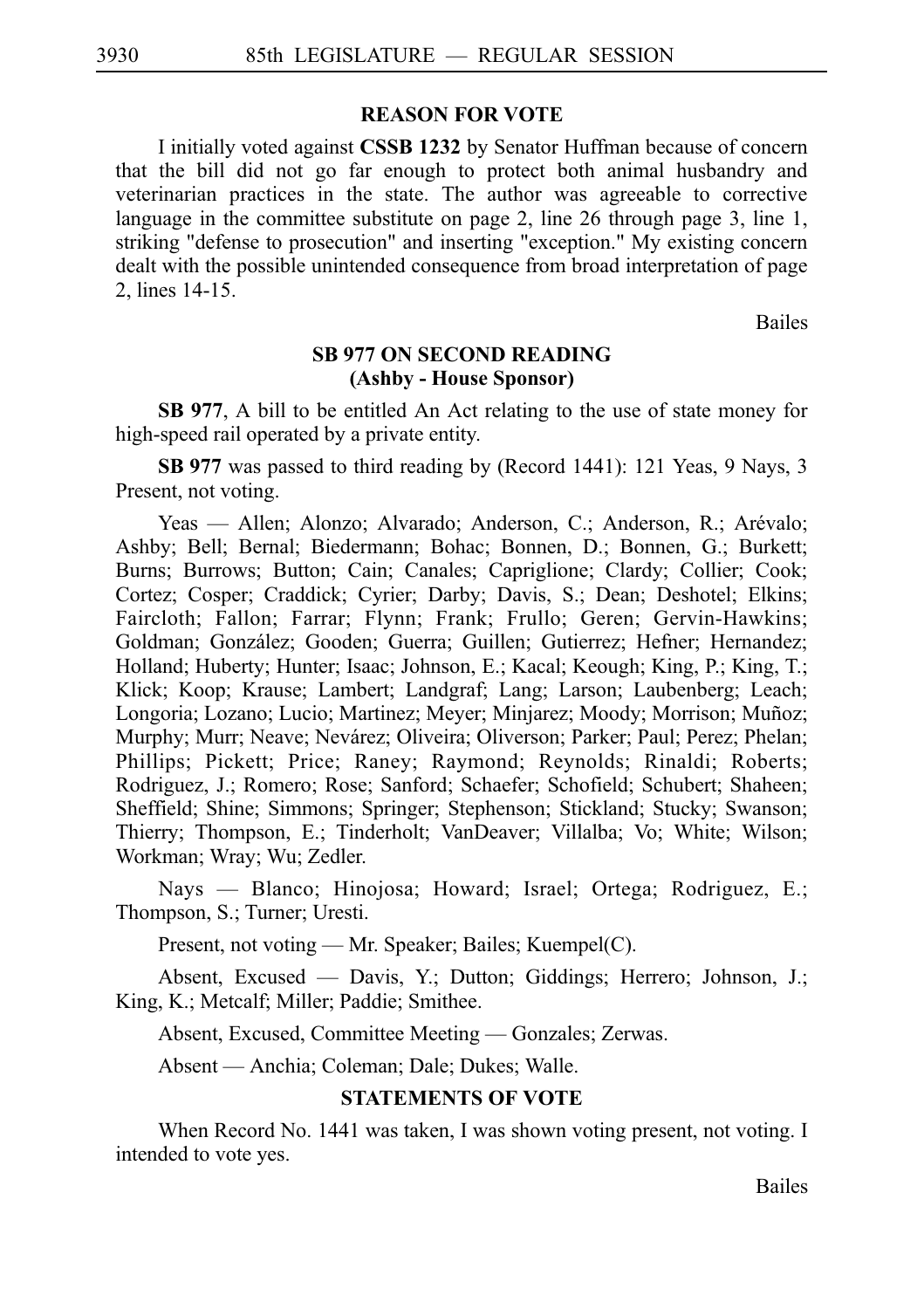### REASON FOR VOTE

I initially voted against **CSSB 1232** by Senator Huffman because of concern that the bill did not go far enough to protect both animal husbandry and veterinarian practices in the state. The author was agreeable to corrective language in the committee substitute on page 2, line 26 through page 3, line 1, striking "defense to prosecution" and inserting "exception." My existing concern dealt with the possible unintended consequence from broad interpretation of page 2, lines 14-15.

Bailes

### SB 977 ON SECOND READING
### (Ashby - House Sponsor)

**SB 977**, A bill to be entitled An Act relating to the use of state money for high-speed rail operated by a private entity.

**SB 977** was passed to third reading by (Record 1441): 121 Yeas, 9 Nays, 3 Present, not voting.

Yeas — Allen; Alonzo; Alvarado; Anderson, C.; Anderson, R.; Arévalo; Ashby; Bell; Bernal; Biedermann; Bohac; Bonnen, D.; Bonnen, G.; Burkett; Burns; Burrows; Button; Cain; Canales; Capriglione; Clardy; Collier; Cook; Cortez; Cosper; Craddick; Cyrier; Darby; Davis, S.; Dean; Deshotel; Elkins; Faircloth; Fallon; Farrar; Flynn; Frank; Frullo; Geren; Gervin-Hawkins; Goldman; González; Gooden; Guerra; Guillen; Gutierrez; Hefner; Hernandez; Holland; Huberty; Hunter; Isaac; Johnson, E.; Kacal; Keough; King, P.; King, T.; Klick; Koop; Krause; Lambert; Landgraf; Lang; Larson; Laubenberg; Leach; Longoria; Lozano; Lucio; Martinez; Meyer; Minjarez; Moody; Morrison; Muñoz; Murphy; Murr; Neave; Nevárez; Oliveira; Oliverson; Parker; Paul; Perez; Phelan; Phillips; Pickett; Price; Raney; Raymond; Reynolds; Rinaldi; Roberts; Rodriguez, J.; Romero; Rose; Sanford; Schaefer; Schofield; Schubert; Shaheen; Sheffield; Shine; Simmons; Springer; Stephenson; Stickland; Stucky; Swanson; Thierry; Thompson, E.; Tinderholt; VanDeaver; Villalba; Vo; White; Wilson; Workman; Wray; Wu; Zedler.

Nays — Blanco; Hinojosa; Howard; Israel; Ortega; Rodriguez, E.; Thompson, S.; Turner; Uresti.

Present, not voting — Mr. Speaker; Bailes; Kuempel(C).

Absent, Excused — Davis, Y.; Dutton; Giddings; Herrero; Johnson, J.; King, K.; Metcalf; Miller; Paddie; Smithee.

Absent, Excused, Committee Meeting — Gonzales; Zerwas.

Absent — Anchia; Coleman; Dale; Dukes; Walle.

### STATEMENTS OF VOTE

When Record No. 1441 was taken, I was shown voting present, not voting. I intended to vote yes.

Bailes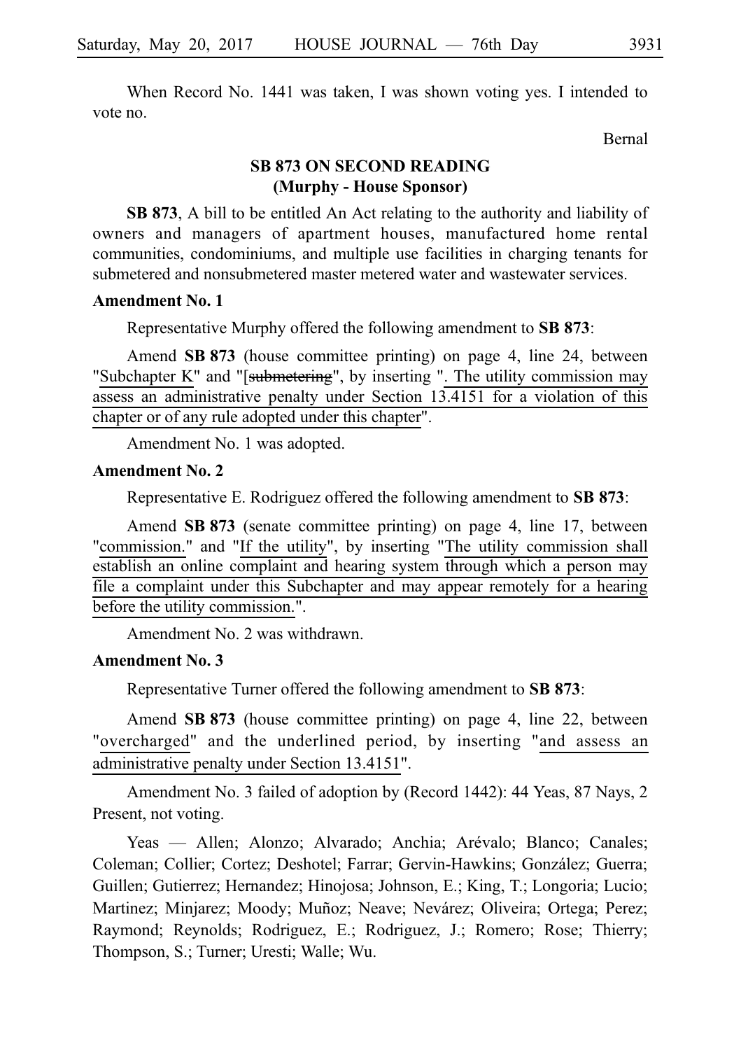When Record No. 1441 was taken, I was shown voting yes. I intended to vote no.

Bernal

## SB 873 ON SECOND READING
## (Murphy - House Sponsor)

**SB 873**, A bill to be entitled An Act relating to the authority and liability of owners and managers of apartment houses, manufactured home rental communities, condominiums, and multiple use facilities in charging tenants for submetered and nonsubmetered master metered water and wastewater services.

**Amendment No. 1**

Representative Murphy offered the following amendment to **SB 873**:

Amend **SB 873** (house committee printing) on page 4, line 24, between "Subchapter K" and "[~~submetering~~", by inserting ". The utility commission may assess an administrative penalty under Section 13.4151 for a violation of this chapter or of any rule adopted under this chapter".

Amendment No. 1 was adopted.

**Amendment No. 2**

Representative E. Rodriguez offered the following amendment to **SB 873**:

Amend **SB 873** (senate committee printing) on page 4, line 17, between "commission." and "If the utility", by inserting "The utility commission shall establish an online complaint and hearing system through which a person may file a complaint under this Subchapter and may appear remotely for a hearing before the utility commission.".

Amendment No. 2 was withdrawn.

**Amendment No. 3**

Representative Turner offered the following amendment to **SB 873**:

Amend **SB 873** (house committee printing) on page 4, line 22, between "overcharged" and the underlined period, by inserting "and assess an administrative penalty under Section 13.4151".

Amendment No. 3 failed of adoption by (Record 1442): 44 Yeas, 87 Nays, 2 Present, not voting.

Yeas — Allen; Alonzo; Alvarado; Anchia; Arévalo; Blanco; Canales; Coleman; Collier; Cortez; Deshotel; Farrar; Gervin-Hawkins; González; Guerra; Guillen; Gutierrez; Hernandez; Hinojosa; Johnson, E.; King, T.; Longoria; Lucio; Martinez; Minjarez; Moody; Muñoz; Neave; Nevárez; Oliveira; Ortega; Perez; Raymond; Reynolds; Rodriguez, E.; Rodriguez, J.; Romero; Rose; Thierry; Thompson, S.; Turner; Uresti; Walle; Wu.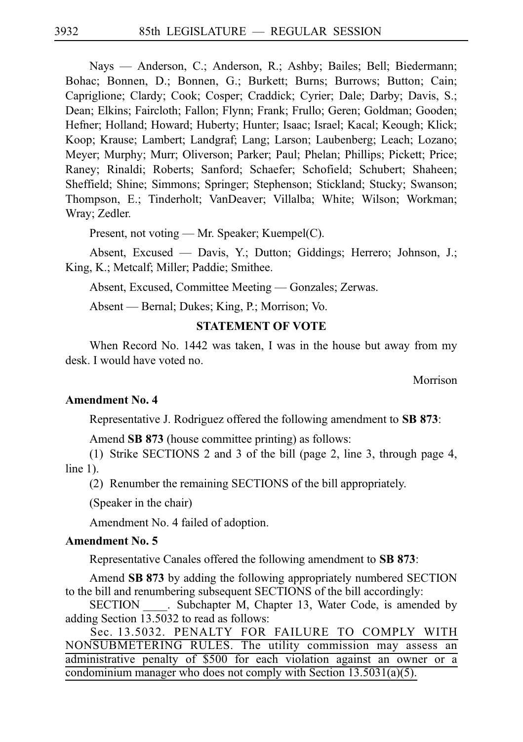Nays — Anderson, C.; Anderson, R.; Ashby; Bailes; Bell; Biedermann; Bohac; Bonnen, D.; Bonnen, G.; Burkett; Burns; Burrows; Button; Cain; Capriglione; Clardy; Cook; Cosper; Craddick; Cyrier; Dale; Darby; Davis, S.; Dean; Elkins; Faircloth; Fallon; Flynn; Frank; Frullo; Geren; Goldman; Gooden; Hefner; Holland; Howard; Huberty; Hunter; Isaac; Israel; Kacal; Keough; Klick; Koop; Krause; Lambert; Landgraf; Lang; Larson; Laubenberg; Leach; Lozano; Meyer; Murphy; Murr; Oliverson; Parker; Paul; Phelan; Phillips; Pickett; Price; Raney; Rinaldi; Roberts; Sanford; Schaefer; Schofield; Schubert; Shaheen; Sheffield; Shine; Simmons; Springer; Stephenson; Stickland; Stucky; Swanson; Thompson, E.; Tinderholt; VanDeaver; Villalba; White; Wilson; Workman; Wray; Zedler.

Present, not voting — Mr. Speaker; Kuempel(C).

Absent, Excused — Davis, Y.; Dutton; Giddings; Herrero; Johnson, J.; King, K.; Metcalf; Miller; Paddie; Smithee.

Absent, Excused, Committee Meeting — Gonzales; Zerwas.

Absent — Bernal; Dukes; King, P.; Morrison; Vo.

### STATEMENT OF VOTE

When Record No. 1442 was taken, I was in the house but away from my desk. I would have voted no.

Morrison

**Amendment No. 4**

Representative J. Rodriguez offered the following amendment to **SB 873**:

Amend **SB 873** (house committee printing) as follows:

(1) Strike SECTIONS 2 and 3 of the bill (page 2, line 3, through page 4, line 1).

(2) Renumber the remaining SECTIONS of the bill appropriately.

(Speaker in the chair)

Amendment No. 4 failed of adoption.

**Amendment No. 5**

Representative Canales offered the following amendment to **SB 873**:

Amend **SB 873** by adding the following appropriately numbered SECTION to the bill and renumbering subsequent SECTIONS of the bill accordingly:

SECTION ____. Subchapter M, Chapter 13, Water Code, is amended by adding Section 13.5032 to read as follows:

Sec. 13.5032. PENALTY FOR FAILURE TO COMPLY WITH NONSUBMETERING RULES. The utility commission may assess an administrative penalty of $500 for each violation against an owner or a condominium manager who does not comply with Section 13.5031(a)(5).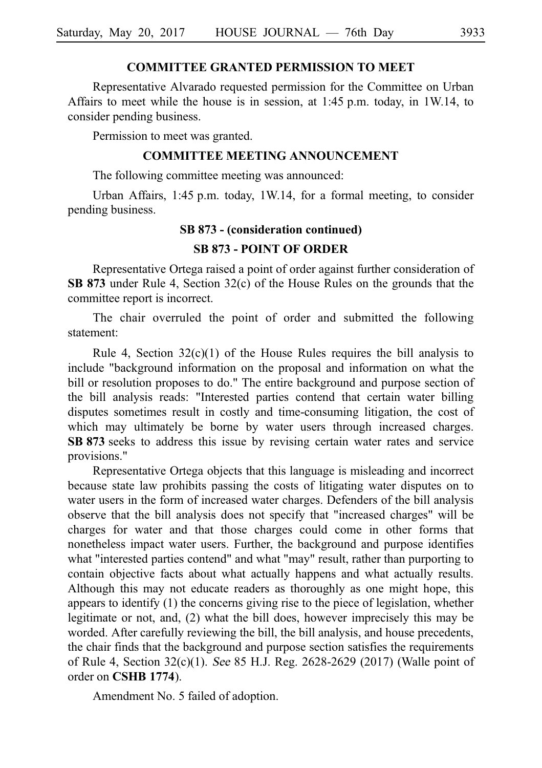## COMMITTEE GRANTED PERMISSION TO MEET

Representative Alvarado requested permission for the Committee on Urban Affairs to meet while the house is in session, at 1:45 p.m. today, in 1W.14, to consider pending business.

Permission to meet was granted.

## COMMITTEE MEETING ANNOUNCEMENT

The following committee meeting was announced:

Urban Affairs, 1:45 p.m. today, 1W.14, for a formal meeting, to consider pending business.

## SB 873 - (consideration continued)

## SB 873 - POINT OF ORDER

Representative Ortega raised a point of order against further consideration of **SB 873** under Rule 4, Section 32(c) of the House Rules on the grounds that the committee report is incorrect.

The chair overruled the point of order and submitted the following statement:

Rule 4, Section 32(c)(1) of the House Rules requires the bill analysis to include "background information on the proposal and information on what the bill or resolution proposes to do." The entire background and purpose section of the bill analysis reads: "Interested parties contend that certain water billing disputes sometimes result in costly and time-consuming litigation, the cost of which may ultimately be borne by water users through increased charges. **SB 873** seeks to address this issue by revising certain water rates and service provisions."

Representative Ortega objects that this language is misleading and incorrect because state law prohibits passing the costs of litigating water disputes on to water users in the form of increased water charges. Defenders of the bill analysis observe that the bill analysis does not specify that "increased charges" will be charges for water and that those charges could come in other forms that nonetheless impact water users. Further, the background and purpose identifies what "interested parties contend" and what "may" result, rather than purporting to contain objective facts about what actually happens and what actually results. Although this may not educate readers as thoroughly as one might hope, this appears to identify (1) the concerns giving rise to the piece of legislation, whether legitimate or not, and, (2) what the bill does, however imprecisely this may be worded. After carefully reviewing the bill, the bill analysis, and house precedents, the chair finds that the background and purpose section satisfies the requirements of Rule 4, Section 32(c)(1). *See* 85 H.J. Reg. 2628-2629 (2017) (Walle point of order on **CSHB 1774**).

Amendment No. 5 failed of adoption.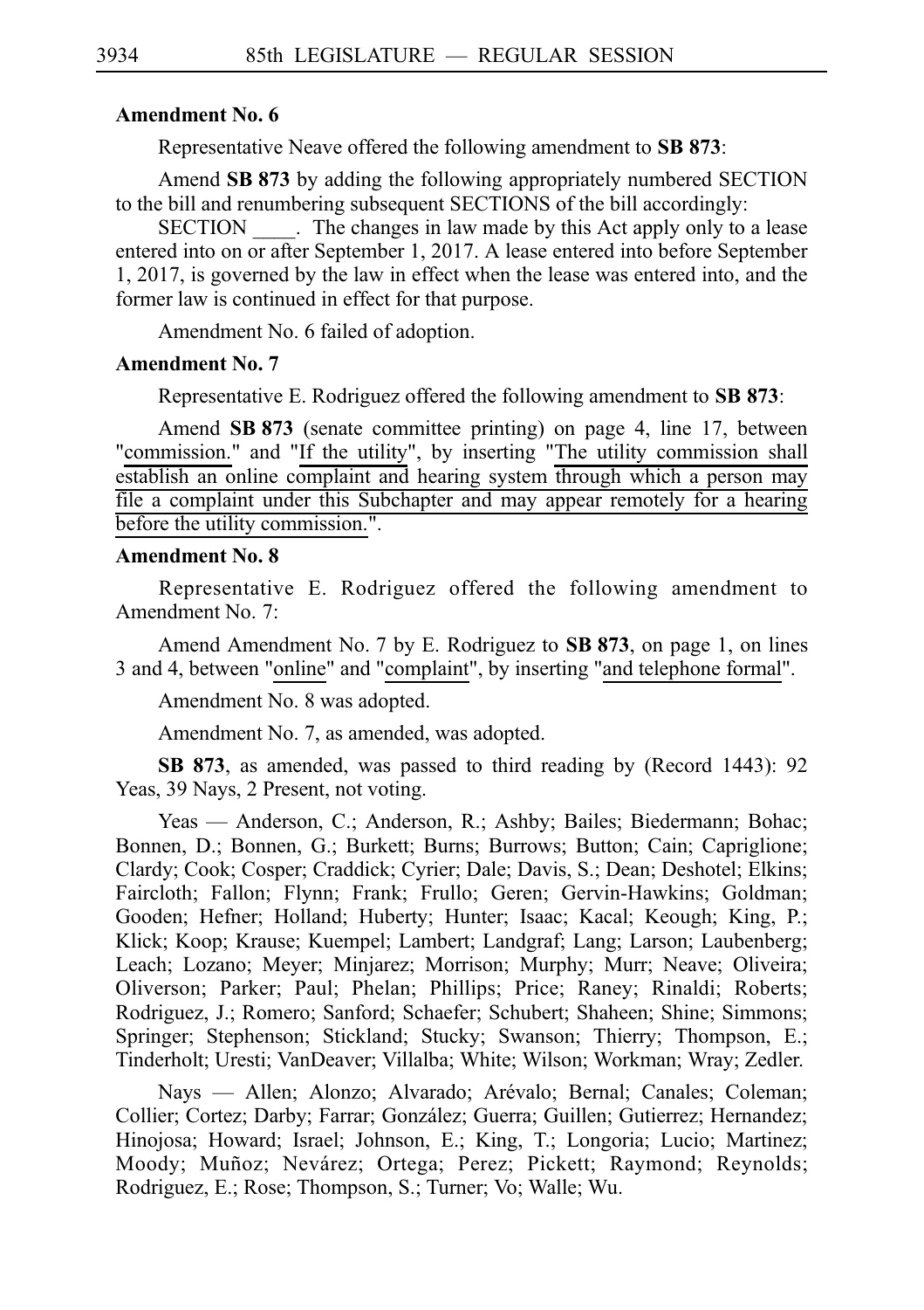**Amendment No. 6**

Representative Neave offered the following amendment to **SB 873**:

Amend **SB 873** by adding the following appropriately numbered SECTION to the bill and renumbering subsequent SECTIONS of the bill accordingly:

SECTION ____. The changes in law made by this Act apply only to a lease entered into on or after September 1, 2017. A lease entered into before September 1, 2017, is governed by the law in effect when the lease was entered into, and the former law is continued in effect for that purpose.

Amendment No. 6 failed of adoption.

**Amendment No. 7**

Representative E. Rodriguez offered the following amendment to **SB 873**:

Amend **SB 873** (senate committee printing) on page 4, line 17, between "commission." and "If the utility", by inserting "The utility commission shall establish an online complaint and hearing system through which a person may file a complaint under this Subchapter and may appear remotely for a hearing before the utility commission.".

**Amendment No. 8**

Representative E. Rodriguez offered the following amendment to Amendment No. 7:

Amend Amendment No. 7 by E. Rodriguez to **SB 873**, on page 1, on lines 3 and 4, between "online" and "complaint", by inserting "and telephone formal".

Amendment No. 8 was adopted.

Amendment No. 7, as amended, was adopted.

**SB 873**, as amended, was passed to third reading by (Record 1443): 92 Yeas, 39 Nays, 2 Present, not voting.

Yeas — Anderson, C.; Anderson, R.; Ashby; Bailes; Biedermann; Bohac; Bonnen, D.; Bonnen, G.; Burkett; Burns; Burrows; Button; Cain; Capriglione; Clardy; Cook; Cosper; Craddick; Cyrier; Dale; Davis, S.; Dean; Deshotel; Elkins; Faircloth; Fallon; Flynn; Frank; Frullo; Geren; Gervin-Hawkins; Goldman; Gooden; Hefner; Holland; Huberty; Hunter; Isaac; Kacal; Keough; King, P.; Klick; Koop; Krause; Kuempel; Lambert; Landgraf; Lang; Larson; Laubenberg; Leach; Lozano; Meyer; Minjarez; Morrison; Murphy; Murr; Neave; Oliveira; Oliverson; Parker; Paul; Phelan; Phillips; Price; Raney; Rinaldi; Roberts; Rodriguez, J.; Romero; Sanford; Schaefer; Schubert; Shaheen; Shine; Simmons; Springer; Stephenson; Stickland; Stucky; Swanson; Thierry; Thompson, E.; Tinderholt; Uresti; VanDeaver; Villalba; White; Wilson; Workman; Wray; Zedler.

Nays — Allen; Alonzo; Alvarado; Arévalo; Bernal; Canales; Coleman; Collier; Cortez; Darby; Farrar; González; Guerra; Guillen; Gutierrez; Hernandez; Hinojosa; Howard; Israel; Johnson, E.; King, T.; Longoria; Lucio; Martinez; Moody; Muñoz; Nevárez; Ortega; Perez; Pickett; Raymond; Reynolds; Rodriguez, E.; Rose; Thompson, S.; Turner; Vo; Walle; Wu.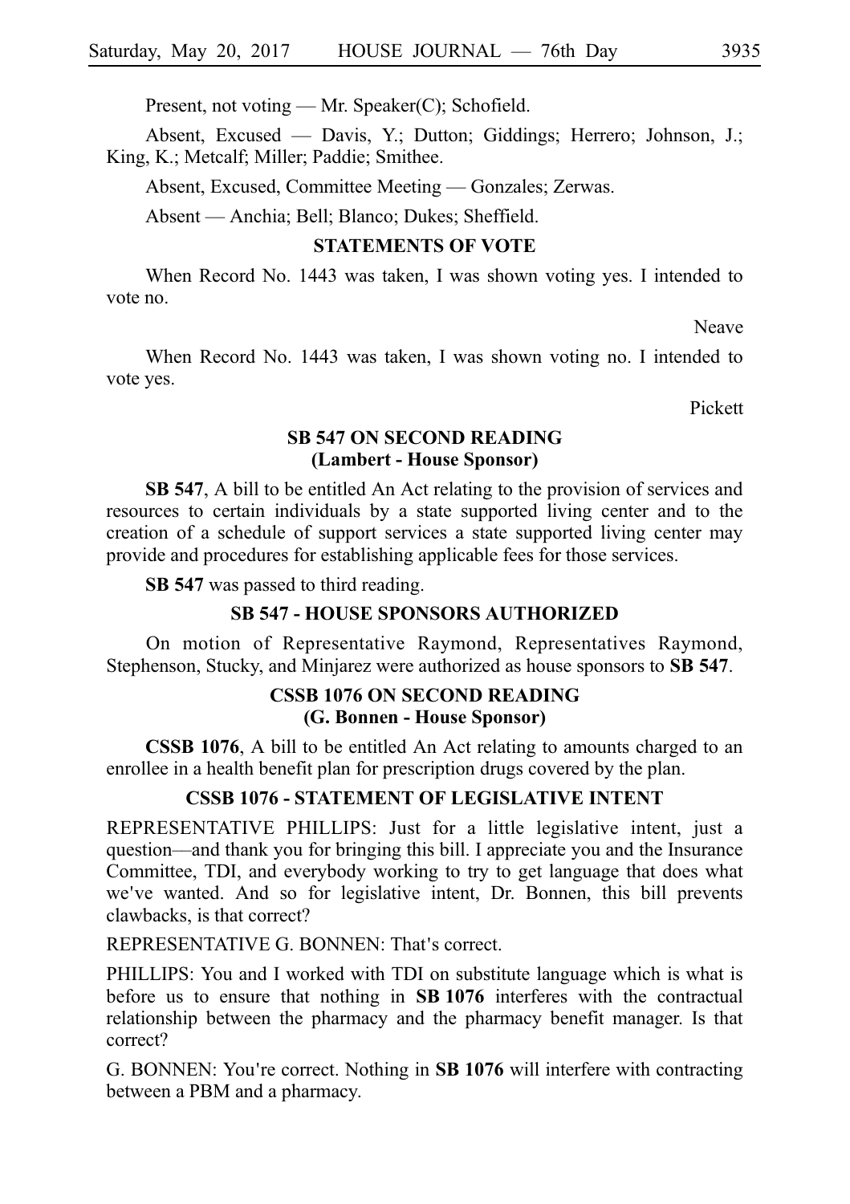Present, not voting — Mr. Speaker(C); Schofield.

Absent, Excused — Davis, Y.; Dutton; Giddings; Herrero; Johnson, J.; King, K.; Metcalf; Miller; Paddie; Smithee.

Absent, Excused, Committee Meeting — Gonzales; Zerwas.

Absent — Anchia; Bell; Blanco; Dukes; Sheffield.

### STATEMENTS OF VOTE

When Record No. 1443 was taken, I was shown voting yes. I intended to vote no.

Neave

When Record No. 1443 was taken, I was shown voting no. I intended to vote yes.

Pickett

### SB 547 ON SECOND READING (Lambert - House Sponsor)

**SB 547**, A bill to be entitled An Act relating to the provision of services and resources to certain individuals by a state supported living center and to the creation of a schedule of support services a state supported living center may provide and procedures for establishing applicable fees for those services.

**SB 547** was passed to third reading.

### SB 547 - HOUSE SPONSORS AUTHORIZED

On motion of Representative Raymond, Representatives Raymond, Stephenson, Stucky, and Minjarez were authorized as house sponsors to **SB 547**.

### CSSB 1076 ON SECOND READING (G. Bonnen - House Sponsor)

**CSSB 1076**, A bill to be entitled An Act relating to amounts charged to an enrollee in a health benefit plan for prescription drugs covered by the plan.

### CSSB 1076 - STATEMENT OF LEGISLATIVE INTENT

REPRESENTATIVE PHILLIPS: Just for a little legislative intent, just a question—and thank you for bringing this bill. I appreciate you and the Insurance Committee, TDI, and everybody working to try to get language that does what we've wanted. And so for legislative intent, Dr. Bonnen, this bill prevents clawbacks, is that correct?

REPRESENTATIVE G. BONNEN: That's correct.

PHILLIPS: You and I worked with TDI on substitute language which is what is before us to ensure that nothing in **SB 1076** interferes with the contractual relationship between the pharmacy and the pharmacy benefit manager. Is that correct?

G. BONNEN: You're correct. Nothing in **SB 1076** will interfere with contracting between a PBM and a pharmacy.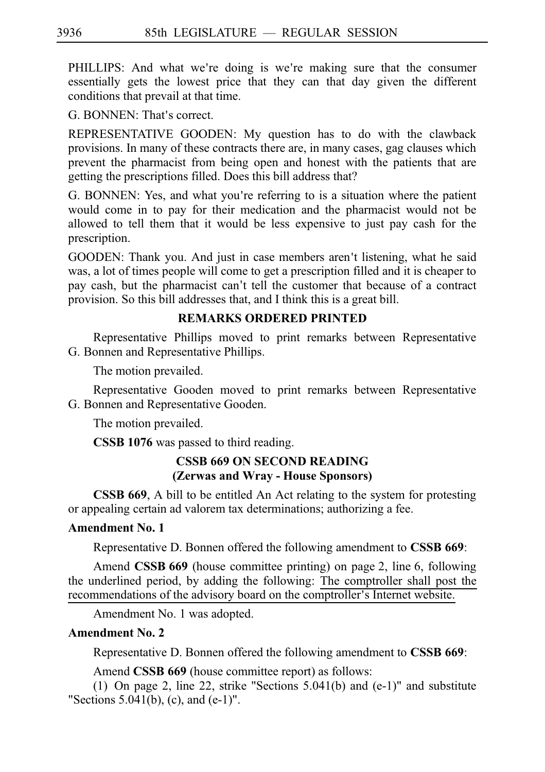PHILLIPS: And what we're doing is we're making sure that the consumer essentially gets the lowest price that they can that day given the different conditions that prevail at that time.

G. BONNEN: That's correct.

REPRESENTATIVE GOODEN: My question has to do with the clawback provisions. In many of these contracts there are, in many cases, gag clauses which prevent the pharmacist from being open and honest with the patients that are getting the prescriptions filled. Does this bill address that?

G. BONNEN: Yes, and what you're referring to is a situation where the patient would come in to pay for their medication and the pharmacist would not be allowed to tell them that it would be less expensive to just pay cash for the prescription.

GOODEN: Thank you. And just in case members aren't listening, what he said was, a lot of times people will come to get a prescription filled and it is cheaper to pay cash, but the pharmacist can't tell the customer that because of a contract provision. So this bill addresses that, and I think this is a great bill.

**REMARKS ORDERED PRINTED**

Representative Phillips moved to print remarks between Representative G. Bonnen and Representative Phillips.

The motion prevailed.

Representative Gooden moved to print remarks between Representative G. Bonnen and Representative Gooden.

The motion prevailed.

**CSSB 1076** was passed to third reading.

**CSSB 669 ON SECOND READING**
**(Zerwas and Wray - House Sponsors)**

**CSSB 669**, A bill to be entitled An Act relating to the system for protesting or appealing certain ad valorem tax determinations; authorizing a fee.

**Amendment No. 1**

Representative D. Bonnen offered the following amendment to **CSSB 669**:

Amend **CSSB 669** (house committee printing) on page 2, line 6, following the underlined period, by adding the following: The comptroller shall post the recommendations of the advisory board on the comptroller's Internet website.

Amendment No. 1 was adopted.

**Amendment No. 2**

Representative D. Bonnen offered the following amendment to **CSSB 669**:

Amend **CSSB 669** (house committee report) as follows:

(1) On page 2, line 22, strike "Sections 5.041(b) and (e-1)" and substitute "Sections 5.041(b), (c), and (e-1)".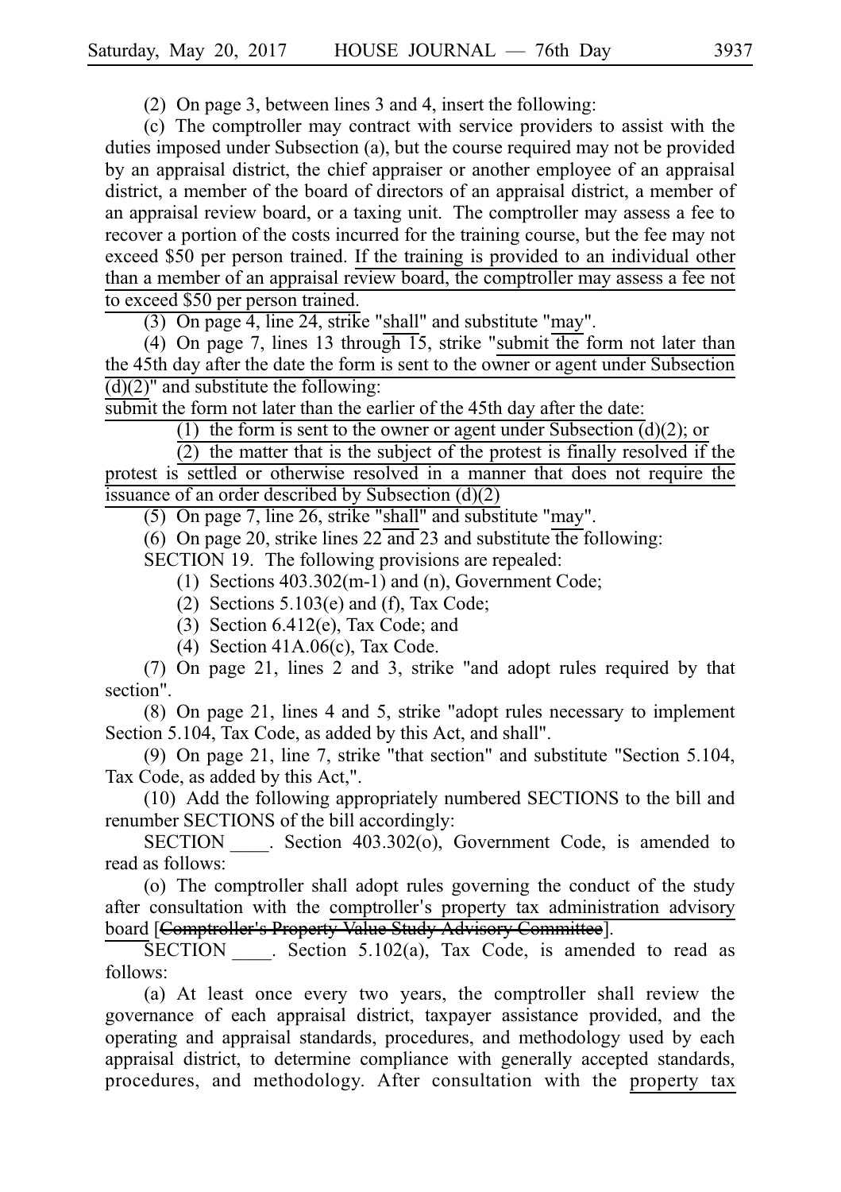(2) On page 3, between lines 3 and 4, insert the following:

(c) The comptroller may contract with service providers to assist with the duties imposed under Subsection (a), but the course required may not be provided by an appraisal district, the chief appraiser or another employee of an appraisal district, a member of the board of directors of an appraisal district, a member of an appraisal review board, or a taxing unit. The comptroller may assess a fee to recover a portion of the costs incurred for the training course, but the fee may not exceed $50 per person trained. <u>If the training is provided to an individual other than a member of an appraisal review board, the comptroller may assess a fee not to exceed $50 per person trained.</u>

(3) On page 4, line 24, strike "<u>shall</u>" and substitute "<u>may</u>".

(4) On page 7, lines 13 through 15, strike "<u>submit the form not later than the 45th day after the date the form is sent to the owner or agent under Subsection (d)(2)</u>" and substitute the following:

<u>submit the form not later than the earlier of the 45th day after the date:</u>

<u>(1) the form is sent to the owner or agent under Subsection (d)(2); or</u>

<u>(2) the matter that is the subject of the protest is finally resolved if the protest is settled or otherwise resolved in a manner that does not require the issuance of an order described by Subsection (d)(2)</u>

(5) On page 7, line 26, strike "<u>shall</u>" and substitute "<u>may</u>".

(6) On page 20, strike lines 22 and 23 and substitute the following:

SECTION 19. The following provisions are repealed:

(1) Sections 403.302(m-1) and (n), Government Code;

(2) Sections 5.103(e) and (f), Tax Code;

(3) Section 6.412(e), Tax Code; and

(4) Section 41A.06(c), Tax Code.

(7) On page 21, lines 2 and 3, strike "and adopt rules required by that section".

(8) On page 21, lines 4 and 5, strike "adopt rules necessary to implement Section 5.104, Tax Code, as added by this Act, and shall".

(9) On page 21, line 7, strike "that section" and substitute "Section 5.104, Tax Code, as added by this Act,".

(10) Add the following appropriately numbered SECTIONS to the bill and renumber SECTIONS of the bill accordingly:

SECTION \_\_\_\_. Section 403.302(o), Government Code, is amended to read as follows:

(o) The comptroller shall adopt rules governing the conduct of the study after consultation with the <u>comptroller's property tax administration advisory board</u> [~~Comptroller's Property Value Study Advisory Committee~~].

SECTION \_\_\_\_. Section 5.102(a), Tax Code, is amended to read as follows:

(a) At least once every two years, the comptroller shall review the governance of each appraisal district, taxpayer assistance provided, and the operating and appraisal standards, procedures, and methodology used by each appraisal district, to determine compliance with generally accepted standards, procedures, and methodology. After consultation with the <u>property tax</u>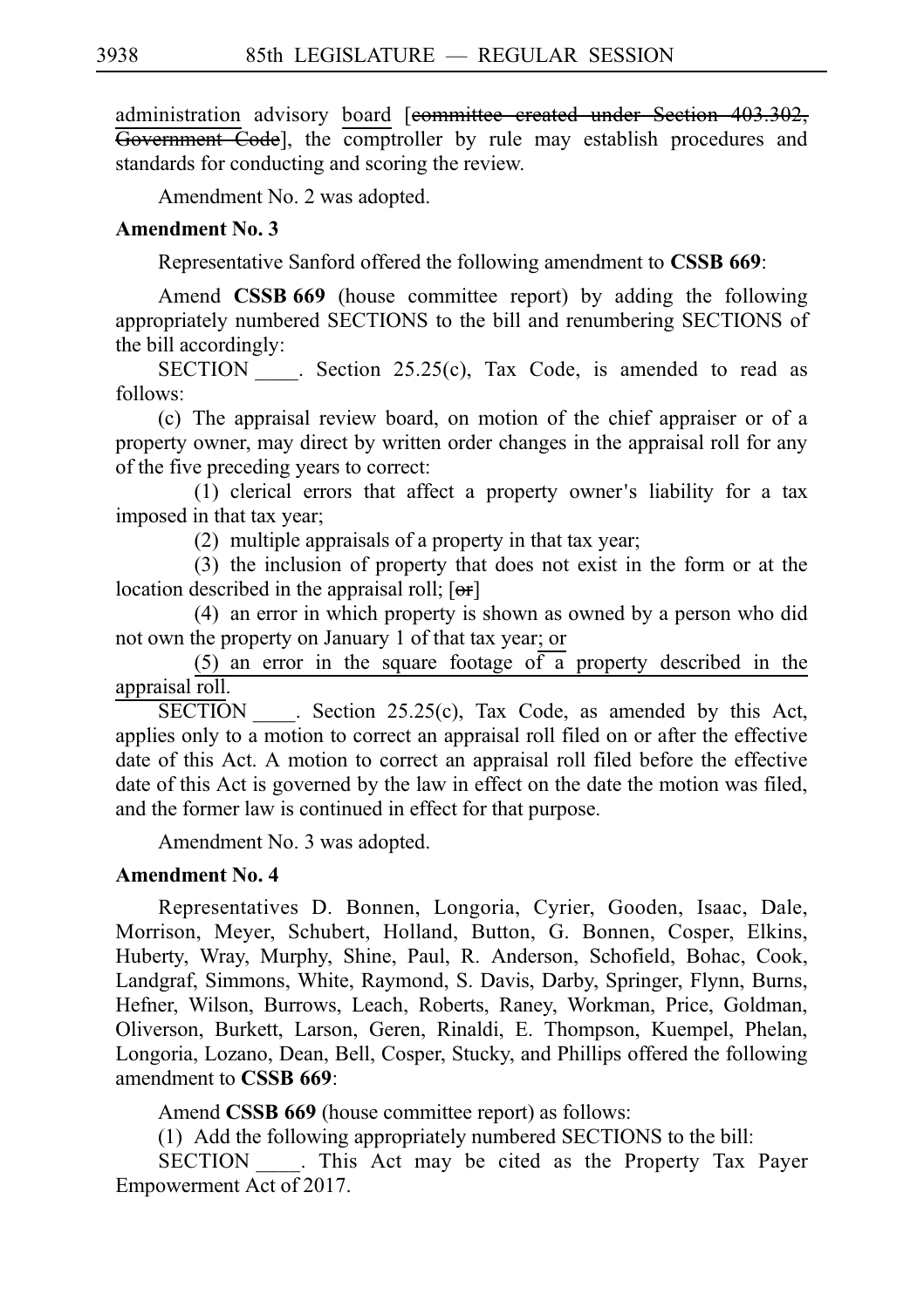administration advisory board [~~committee created under Section 403.302, Government Code~~], the comptroller by rule may establish procedures and standards for conducting and scoring the review.

Amendment No. 2 was adopted.

**Amendment No. 3**

Representative Sanford offered the following amendment to **CSSB 669**:

Amend **CSSB 669** (house committee report) by adding the following appropriately numbered SECTIONS to the bill and renumbering SECTIONS of the bill accordingly:

SECTION ____. Section 25.25(c), Tax Code, is amended to read as follows:

(c) The appraisal review board, on motion of the chief appraiser or of a property owner, may direct by written order changes in the appraisal roll for any of the five preceding years to correct:

(1) clerical errors that affect a property owner's liability for a tax imposed in that tax year;

(2) multiple appraisals of a property in that tax year;

(3) the inclusion of property that does not exist in the form or at the location described in the appraisal roll; [~~or~~]

(4) an error in which property is shown as owned by a person who did not own the property on January 1 of that tax year; <u>or</u>

<u>(5) an error in the square footage of a property described in the appraisal roll.</u>

SECTION ____. Section 25.25(c), Tax Code, as amended by this Act, applies only to a motion to correct an appraisal roll filed on or after the effective date of this Act. A motion to correct an appraisal roll filed before the effective date of this Act is governed by the law in effect on the date the motion was filed, and the former law is continued in effect for that purpose.

Amendment No. 3 was adopted.

**Amendment No. 4**

Representatives D. Bonnen, Longoria, Cyrier, Gooden, Isaac, Dale, Morrison, Meyer, Schubert, Holland, Button, G. Bonnen, Cosper, Elkins, Huberty, Wray, Murphy, Shine, Paul, R. Anderson, Schofield, Bohac, Cook, Landgraf, Simmons, White, Raymond, S. Davis, Darby, Springer, Flynn, Burns, Hefner, Wilson, Burrows, Leach, Roberts, Raney, Workman, Price, Goldman, Oliverson, Burkett, Larson, Geren, Rinaldi, E. Thompson, Kuempel, Phelan, Longoria, Lozano, Dean, Bell, Cosper, Stucky, and Phillips offered the following amendment to **CSSB 669**:

Amend **CSSB 669** (house committee report) as follows:

(1) Add the following appropriately numbered SECTIONS to the bill:

SECTION ____. This Act may be cited as the Property Tax Payer Empowerment Act of 2017.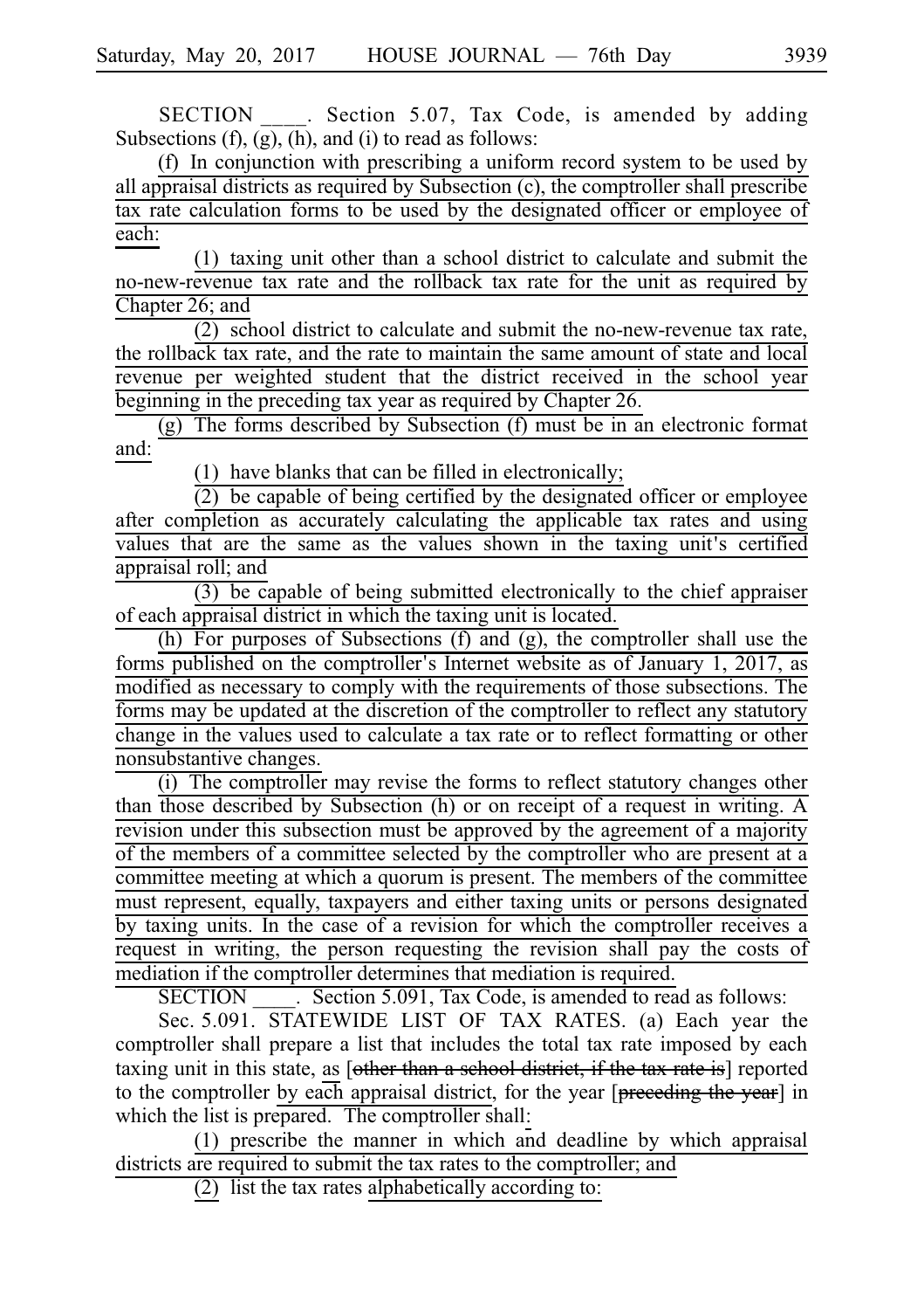SECTION ____. Section 5.07, Tax Code, is amended by adding Subsections (f), (g), (h), and (i) to read as follows:

(f) In conjunction with prescribing a uniform record system to be used by all appraisal districts as required by Subsection (c), the comptroller shall prescribe tax rate calculation forms to be used by the designated officer or employee of each:

(1) taxing unit other than a school district to calculate and submit the no-new-revenue tax rate and the rollback tax rate for the unit as required by Chapter 26; and

(2) school district to calculate and submit the no-new-revenue tax rate, the rollback tax rate, and the rate to maintain the same amount of state and local revenue per weighted student that the district received in the school year beginning in the preceding tax year as required by Chapter 26.

(g) The forms described by Subsection (f) must be in an electronic format and:

(1) have blanks that can be filled in electronically;

(2) be capable of being certified by the designated officer or employee after completion as accurately calculating the applicable tax rates and using values that are the same as the values shown in the taxing unit's certified appraisal roll; and

(3) be capable of being submitted electronically to the chief appraiser of each appraisal district in which the taxing unit is located.

(h) For purposes of Subsections (f) and (g), the comptroller shall use the forms published on the comptroller's Internet website as of January 1, 2017, as modified as necessary to comply with the requirements of those subsections. The forms may be updated at the discretion of the comptroller to reflect any statutory change in the values used to calculate a tax rate or to reflect formatting or other nonsubstantive changes.

(i) The comptroller may revise the forms to reflect statutory changes other than those described by Subsection (h) or on receipt of a request in writing. A revision under this subsection must be approved by the agreement of a majority of the members of a committee selected by the comptroller who are present at a committee meeting at which a quorum is present. The members of the committee must represent, equally, taxpayers and either taxing units or persons designated by taxing units. In the case of a revision for which the comptroller receives a request in writing, the person requesting the revision shall pay the costs of mediation if the comptroller determines that mediation is required.

SECTION ____. Section 5.091, Tax Code, is amended to read as follows:

Sec. 5.091. STATEWIDE LIST OF TAX RATES. (a) Each year the comptroller shall prepare a list that includes the total tax rate imposed by each taxing unit in this state, as [~~other than a school district, if the tax rate is~~] reported to the comptroller by each appraisal district, for the year [~~preceding the year~~] in which the list is prepared. The comptroller shall:

(1) prescribe the manner in which and deadline by which appraisal districts are required to submit the tax rates to the comptroller; and

(2) list the tax rates alphabetically according to: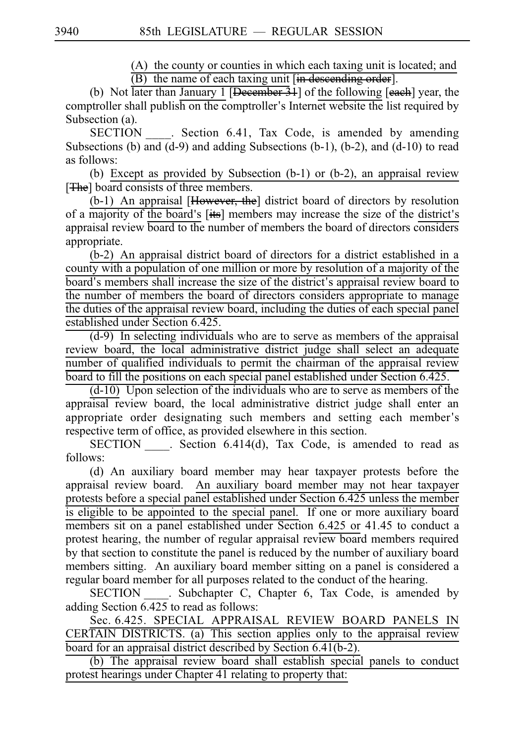(A) the county or counties in which each taxing unit is located; and

(B) the name of each taxing unit [in descending order].

(b) Not later than January 1 [December 31] of the following [each] year, the comptroller shall publish on the comptroller's Internet website the list required by Subsection (a).

SECTION ____. Section 6.41, Tax Code, is amended by amending Subsections (b) and (d-9) and adding Subsections (b-1), (b-2), and (d-10) to read as follows:

(b) Except as provided by Subsection (b-1) or (b-2), an appraisal review [The] board consists of three members.

(b-1) An appraisal [However, the] district board of directors by resolution of a majority of the board's [its] members may increase the size of the district's appraisal review board to the number of members the board of directors considers appropriate.

(b-2) An appraisal district board of directors for a district established in a county with a population of one million or more by resolution of a majority of the board's members shall increase the size of the district's appraisal review board to the number of members the board of directors considers appropriate to manage the duties of the appraisal review board, including the duties of each special panel established under Section 6.425.

(d-9) In selecting individuals who are to serve as members of the appraisal review board, the local administrative district judge shall select an adequate number of qualified individuals to permit the chairman of the appraisal review board to fill the positions on each special panel established under Section 6.425.

(d-10) Upon selection of the individuals who are to serve as members of the appraisal review board, the local administrative district judge shall enter an appropriate order designating such members and setting each member's respective term of office, as provided elsewhere in this section.

SECTION ____. Section 6.414(d), Tax Code, is amended to read as follows:

(d) An auxiliary board member may hear taxpayer protests before the appraisal review board. An auxiliary board member may not hear taxpayer protests before a special panel established under Section 6.425 unless the member is eligible to be appointed to the special panel. If one or more auxiliary board members sit on a panel established under Section 6.425 or 41.45 to conduct a protest hearing, the number of regular appraisal review board members required by that section to constitute the panel is reduced by the number of auxiliary board members sitting. An auxiliary board member sitting on a panel is considered a regular board member for all purposes related to the conduct of the hearing.

SECTION ____. Subchapter C, Chapter 6, Tax Code, is amended by adding Section 6.425 to read as follows:

Sec. 6.425. SPECIAL APPRAISAL REVIEW BOARD PANELS IN CERTAIN DISTRICTS. (a) This section applies only to the appraisal review board for an appraisal district described by Section 6.41(b-2).

(b) The appraisal review board shall establish special panels to conduct protest hearings under Chapter 41 relating to property that: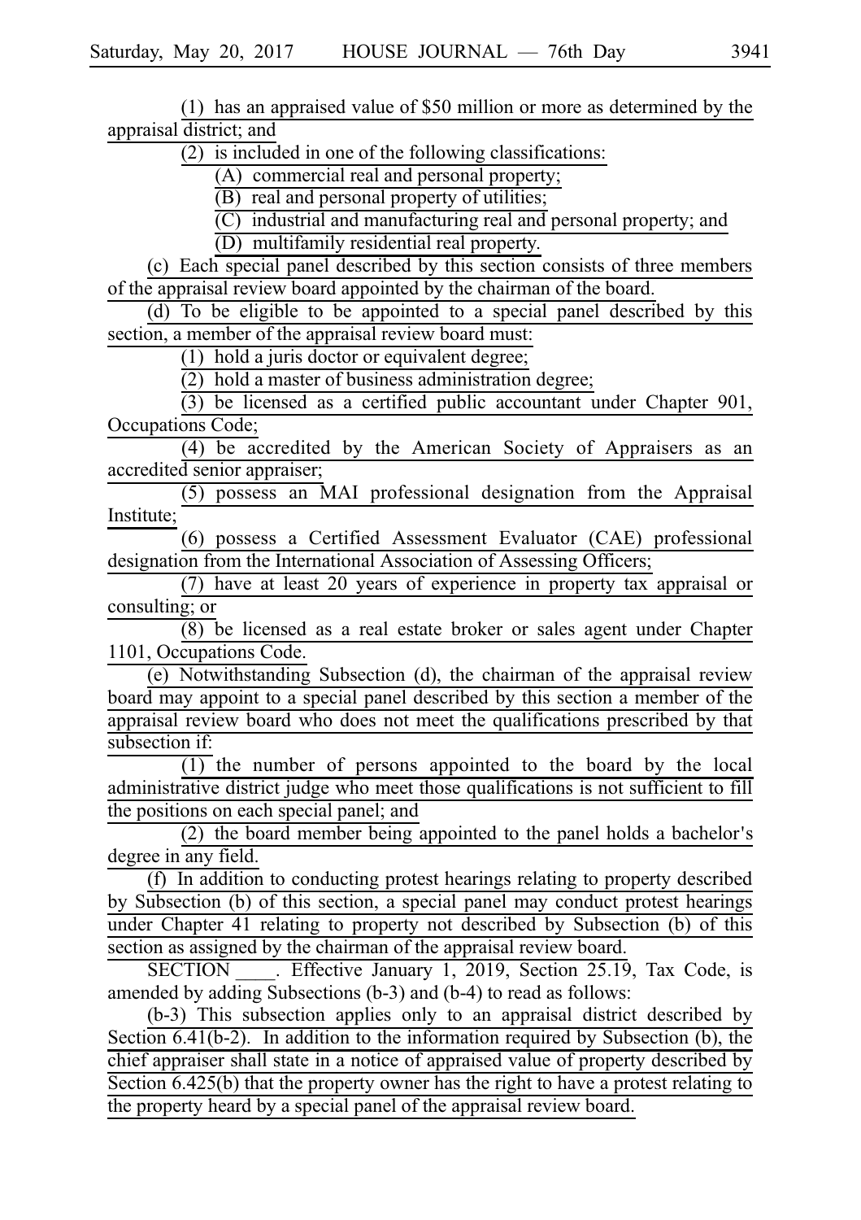(1) has an appraised value of $50 million or more as determined by the appraisal district; and

(2) is included in one of the following classifications:

(A) commercial real and personal property;

(B) real and personal property of utilities;

(C) industrial and manufacturing real and personal property; and

(D) multifamily residential real property.

(c) Each special panel described by this section consists of three members of the appraisal review board appointed by the chairman of the board.

(d) To be eligible to be appointed to a special panel described by this section, a member of the appraisal review board must:

(1) hold a juris doctor or equivalent degree;

(2) hold a master of business administration degree;

(3) be licensed as a certified public accountant under Chapter 901, Occupations Code;

(4) be accredited by the American Society of Appraisers as an accredited senior appraiser;

(5) possess an MAI professional designation from the Appraisal Institute;

(6) possess a Certified Assessment Evaluator (CAE) professional designation from the International Association of Assessing Officers;

(7) have at least 20 years of experience in property tax appraisal or consulting; or

(8) be licensed as a real estate broker or sales agent under Chapter 1101, Occupations Code.

(e) Notwithstanding Subsection (d), the chairman of the appraisal review board may appoint to a special panel described by this section a member of the appraisal review board who does not meet the qualifications prescribed by that subsection if:

(1) the number of persons appointed to the board by the local administrative district judge who meet those qualifications is not sufficient to fill the positions on each special panel; and

(2) the board member being appointed to the panel holds a bachelor's degree in any field.

(f) In addition to conducting protest hearings relating to property described by Subsection (b) of this section, a special panel may conduct protest hearings under Chapter 41 relating to property not described by Subsection (b) of this section as assigned by the chairman of the appraisal review board.

SECTION ____. Effective January 1, 2019, Section 25.19, Tax Code, is amended by adding Subsections (b-3) and (b-4) to read as follows:

(b-3) This subsection applies only to an appraisal district described by Section 6.41(b-2). In addition to the information required by Subsection (b), the chief appraiser shall state in a notice of appraised value of property described by Section 6.425(b) that the property owner has the right to have a protest relating to the property heard by a special panel of the appraisal review board.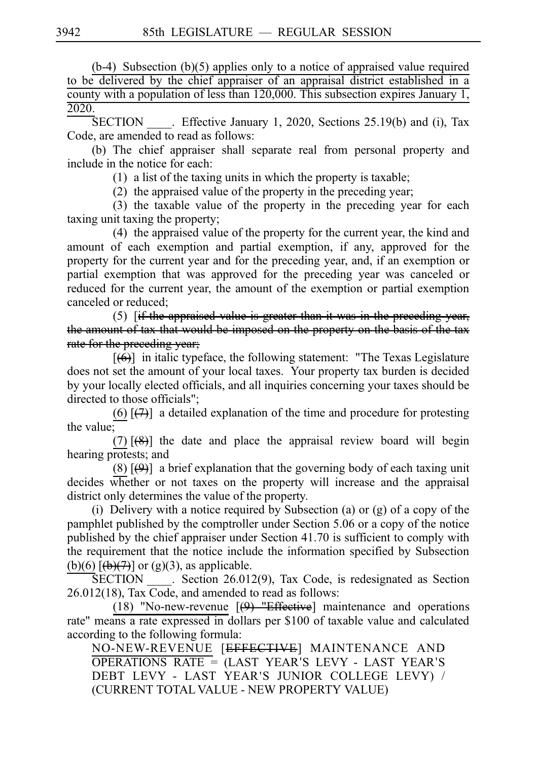(b-4) Subsection (b)(5) applies only to a notice of appraised value required to be delivered by the chief appraiser of an appraisal district established in a county with a population of less than 120,000. This subsection expires January 1, 2020.

SECTION ____. Effective January 1, 2020, Sections 25.19(b) and (i), Tax Code, are amended to read as follows:

(b) The chief appraiser shall separate real from personal property and include in the notice for each:

(1) a list of the taxing units in which the property is taxable;

(2) the appraised value of the property in the preceding year;

(3) the taxable value of the property in the preceding year for each taxing unit taxing the property;

(4) the appraised value of the property for the current year, the kind and amount of each exemption and partial exemption, if any, approved for the property for the current year and for the preceding year, and, if an exemption or partial exemption that was approved for the preceding year was canceled or reduced for the current year, the amount of the exemption or partial exemption canceled or reduced;

(5) [~~if the appraised value is greater than it was in the preceding year, the amount of tax that would be imposed on the property on the basis of the tax rate for the preceding year;~~

[~~(6)~~] in italic typeface, the following statement: "The Texas Legislature does not set the amount of your local taxes. Your property tax burden is decided by your locally elected officials, and all inquiries concerning your taxes should be directed to those officials";

(6) [~~(7)~~] a detailed explanation of the time and procedure for protesting the value;

(7) [~~(8)~~] the date and place the appraisal review board will begin hearing protests; and

(8) [~~(9)~~] a brief explanation that the governing body of each taxing unit decides whether or not taxes on the property will increase and the appraisal district only determines the value of the property.

(i) Delivery with a notice required by Subsection (a) or (g) of a copy of the pamphlet published by the comptroller under Section 5.06 or a copy of the notice published by the chief appraiser under Section 41.70 is sufficient to comply with the requirement that the notice include the information specified by Subsection (b)(6) [~~(b)(7)~~] or (g)(3), as applicable.

SECTION ____. Section 26.012(9), Tax Code, is redesignated as Section 26.012(18), Tax Code, and amended to read as follows:

(18) "No-new-revenue [~~(9) "Effective~~] maintenance and operations rate" means a rate expressed in dollars per $100 of taxable value and calculated according to the following formula:

NO-NEW-REVENUE [~~EFFECTIVE~~] MAINTENANCE AND OPERATIONS RATE = (LAST YEAR'S LEVY - LAST YEAR'S DEBT LEVY - LAST YEAR'S JUNIOR COLLEGE LEVY) / (CURRENT TOTAL VALUE - NEW PROPERTY VALUE)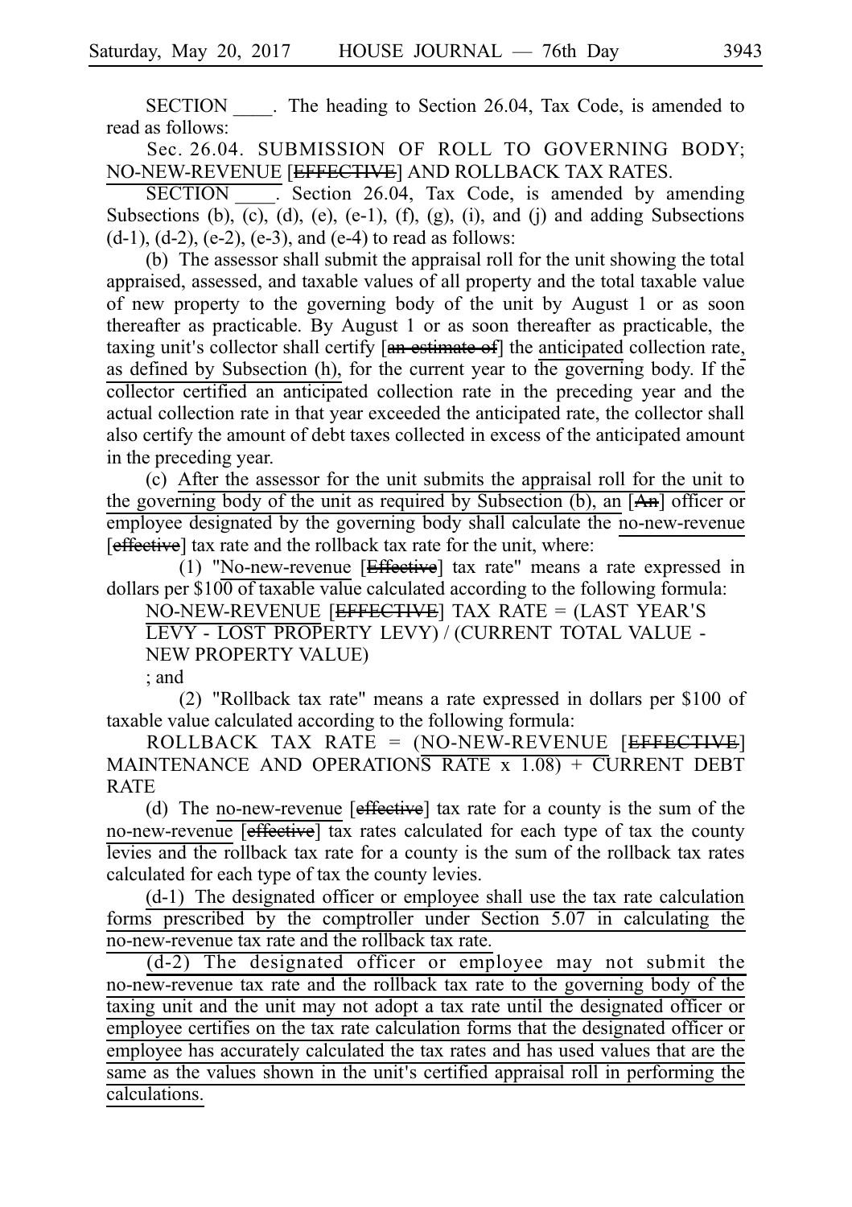SECTION ____. The heading to Section 26.04, Tax Code, is amended to read as follows:

Sec. 26.04. SUBMISSION OF ROLL TO GOVERNING BODY; NO-NEW-REVENUE [EFFECTIVE] AND ROLLBACK TAX RATES.

SECTION ____. Section 26.04, Tax Code, is amended by amending Subsections (b), (c), (d), (e), (e-1), (f), (g), (i), and (j) and adding Subsections (d-1), (d-2), (e-2), (e-3), and (e-4) to read as follows:

(b) The assessor shall submit the appraisal roll for the unit showing the total appraised, assessed, and taxable values of all property and the total taxable value of new property to the governing body of the unit by August 1 or as soon thereafter as practicable. By August 1 or as soon thereafter as practicable, the taxing unit's collector shall certify [an estimate of] the anticipated collection rate, as defined by Subsection (h), for the current year to the governing body. If the collector certified an anticipated collection rate in the preceding year and the actual collection rate in that year exceeded the anticipated rate, the collector shall also certify the amount of debt taxes collected in excess of the anticipated amount in the preceding year.

(c) After the assessor for the unit submits the appraisal roll for the unit to the governing body of the unit as required by Subsection (b), an [An] officer or employee designated by the governing body shall calculate the no-new-revenue [effective] tax rate and the rollback tax rate for the unit, where:

(1) "No-new-revenue [Effective] tax rate" means a rate expressed in dollars per $100 of taxable value calculated according to the following formula:

NO-NEW-REVENUE [EFFECTIVE] TAX RATE = (LAST YEAR'S LEVY - LOST PROPERTY LEVY) / (CURRENT TOTAL VALUE - NEW PROPERTY VALUE)

; and

(2) "Rollback tax rate" means a rate expressed in dollars per $100 of taxable value calculated according to the following formula:

ROLLBACK TAX RATE = (NO-NEW-REVENUE [EFFECTIVE] MAINTENANCE AND OPERATIONS RATE x 1.08) + CURRENT DEBT RATE

(d) The no-new-revenue [effective] tax rate for a county is the sum of the no-new-revenue [effective] tax rates calculated for each type of tax the county levies and the rollback tax rate for a county is the sum of the rollback tax rates calculated for each type of tax the county levies.

(d-1) The designated officer or employee shall use the tax rate calculation forms prescribed by the comptroller under Section 5.07 in calculating the no-new-revenue tax rate and the rollback tax rate.

(d-2) The designated officer or employee may not submit the no-new-revenue tax rate and the rollback tax rate to the governing body of the taxing unit and the unit may not adopt a tax rate until the designated officer or employee certifies on the tax rate calculation forms that the designated officer or employee has accurately calculated the tax rates and has used values that are the same as the values shown in the unit's certified appraisal roll in performing the calculations.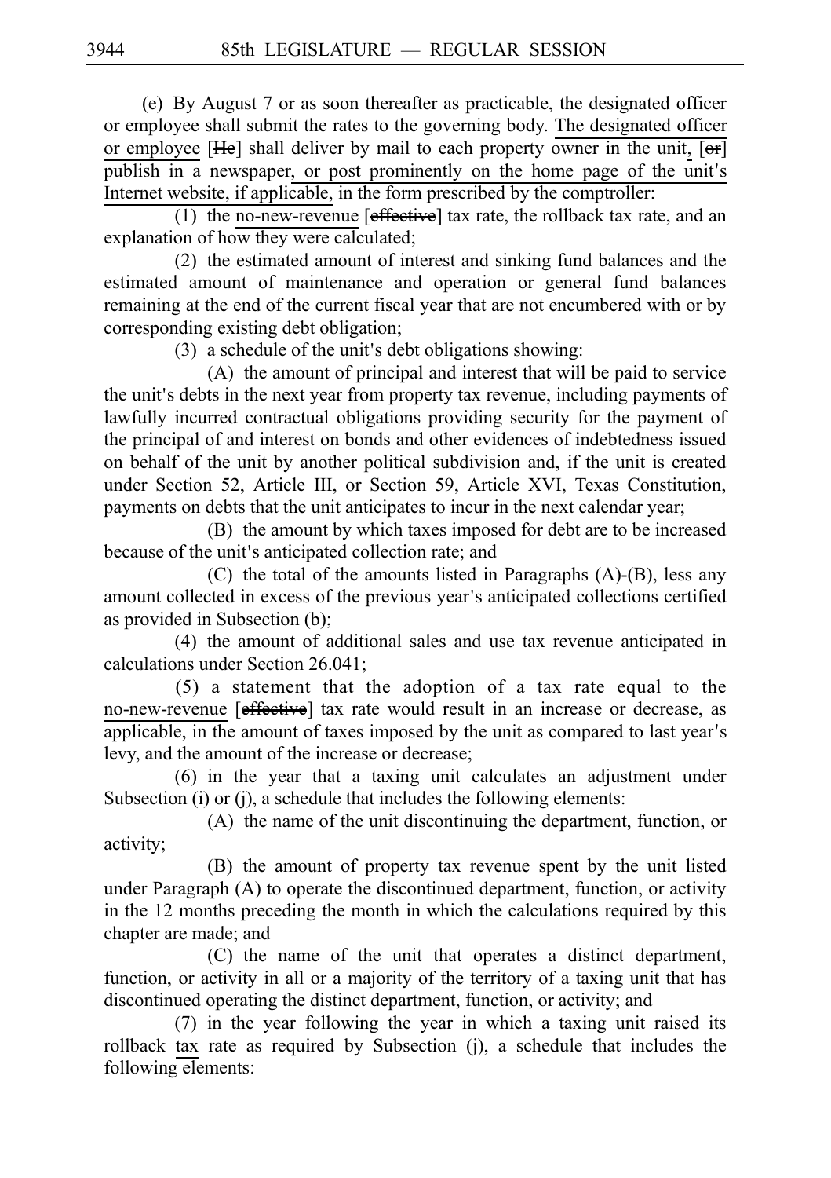(e) By August 7 or as soon thereafter as practicable, the designated officer or employee shall submit the rates to the governing body. The designated officer or employee [He] shall deliver by mail to each property owner in the unit, [or] publish in a newspaper, or post prominently on the home page of the unit's Internet website, if applicable, in the form prescribed by the comptroller:

(1) the no-new-revenue [effective] tax rate, the rollback tax rate, and an explanation of how they were calculated;

(2) the estimated amount of interest and sinking fund balances and the estimated amount of maintenance and operation or general fund balances remaining at the end of the current fiscal year that are not encumbered with or by corresponding existing debt obligation;

(3) a schedule of the unit's debt obligations showing:

(A) the amount of principal and interest that will be paid to service the unit's debts in the next year from property tax revenue, including payments of lawfully incurred contractual obligations providing security for the payment of the principal of and interest on bonds and other evidences of indebtedness issued on behalf of the unit by another political subdivision and, if the unit is created under Section 52, Article III, or Section 59, Article XVI, Texas Constitution, payments on debts that the unit anticipates to incur in the next calendar year;

(B) the amount by which taxes imposed for debt are to be increased because of the unit's anticipated collection rate; and

(C) the total of the amounts listed in Paragraphs (A)-(B), less any amount collected in excess of the previous year's anticipated collections certified as provided in Subsection (b);

(4) the amount of additional sales and use tax revenue anticipated in calculations under Section 26.041;

(5) a statement that the adoption of a tax rate equal to the no-new-revenue [effective] tax rate would result in an increase or decrease, as applicable, in the amount of taxes imposed by the unit as compared to last year's levy, and the amount of the increase or decrease;

(6) in the year that a taxing unit calculates an adjustment under Subsection (i) or (j), a schedule that includes the following elements:

(A) the name of the unit discontinuing the department, function, or activity;

(B) the amount of property tax revenue spent by the unit listed under Paragraph (A) to operate the discontinued department, function, or activity in the 12 months preceding the month in which the calculations required by this chapter are made; and

(C) the name of the unit that operates a distinct department, function, or activity in all or a majority of the territory of a taxing unit that has discontinued operating the distinct department, function, or activity; and

(7) in the year following the year in which a taxing unit raised its rollback tax rate as required by Subsection (j), a schedule that includes the following elements: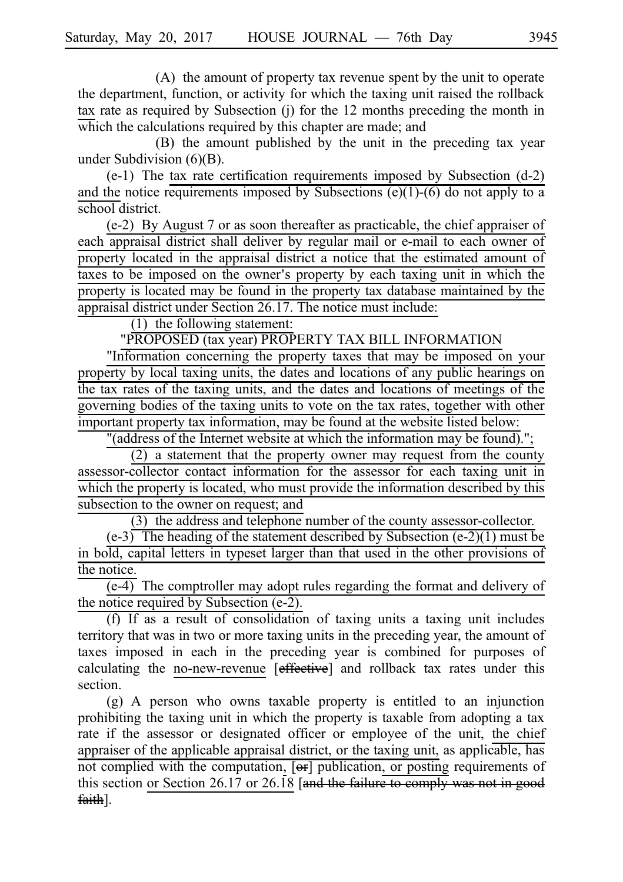(A) the amount of property tax revenue spent by the unit to operate the department, function, or activity for which the taxing unit raised the rollback tax rate as required by Subsection (j) for the 12 months preceding the month in which the calculations required by this chapter are made; and

(B) the amount published by the unit in the preceding tax year under Subdivision (6)(B).

(e-1) The tax rate certification requirements imposed by Subsection (d-2) and the notice requirements imposed by Subsections (e)(1)-(6) do not apply to a school district.

(e-2) By August 7 or as soon thereafter as practicable, the chief appraiser of each appraisal district shall deliver by regular mail or e-mail to each owner of property located in the appraisal district a notice that the estimated amount of taxes to be imposed on the owner's property by each taxing unit in which the property is located may be found in the property tax database maintained by the appraisal district under Section 26.17. The notice must include:

(1) the following statement:

"PROPOSED (tax year) PROPERTY TAX BILL INFORMATION

"Information concerning the property taxes that may be imposed on your property by local taxing units, the dates and locations of any public hearings on the tax rates of the taxing units, and the dates and locations of meetings of the governing bodies of the taxing units to vote on the tax rates, together with other important property tax information, may be found at the website listed below:

"(address of the Internet website at which the information may be found).";

(2) a statement that the property owner may request from the county assessor-collector contact information for the assessor for each taxing unit in which the property is located, who must provide the information described by this subsection to the owner on request; and

(3) the address and telephone number of the county assessor-collector.

(e-3) The heading of the statement described by Subsection (e-2)(1) must be in bold, capital letters in typeset larger than that used in the other provisions of the notice.

(e-4) The comptroller may adopt rules regarding the format and delivery of the notice required by Subsection (e-2).

(f) If as a result of consolidation of taxing units a taxing unit includes territory that was in two or more taxing units in the preceding year, the amount of taxes imposed in each in the preceding year is combined for purposes of calculating the no-new-revenue [effective] and rollback tax rates under this section.

(g) A person who owns taxable property is entitled to an injunction prohibiting the taxing unit in which the property is taxable from adopting a tax rate if the assessor or designated officer or employee of the unit, the chief appraiser of the applicable appraisal district, or the taxing unit, as applicable, has not complied with the computation, [or] publication, or posting requirements of this section or Section 26.17 or 26.18 [and the failure to comply was not in good faith].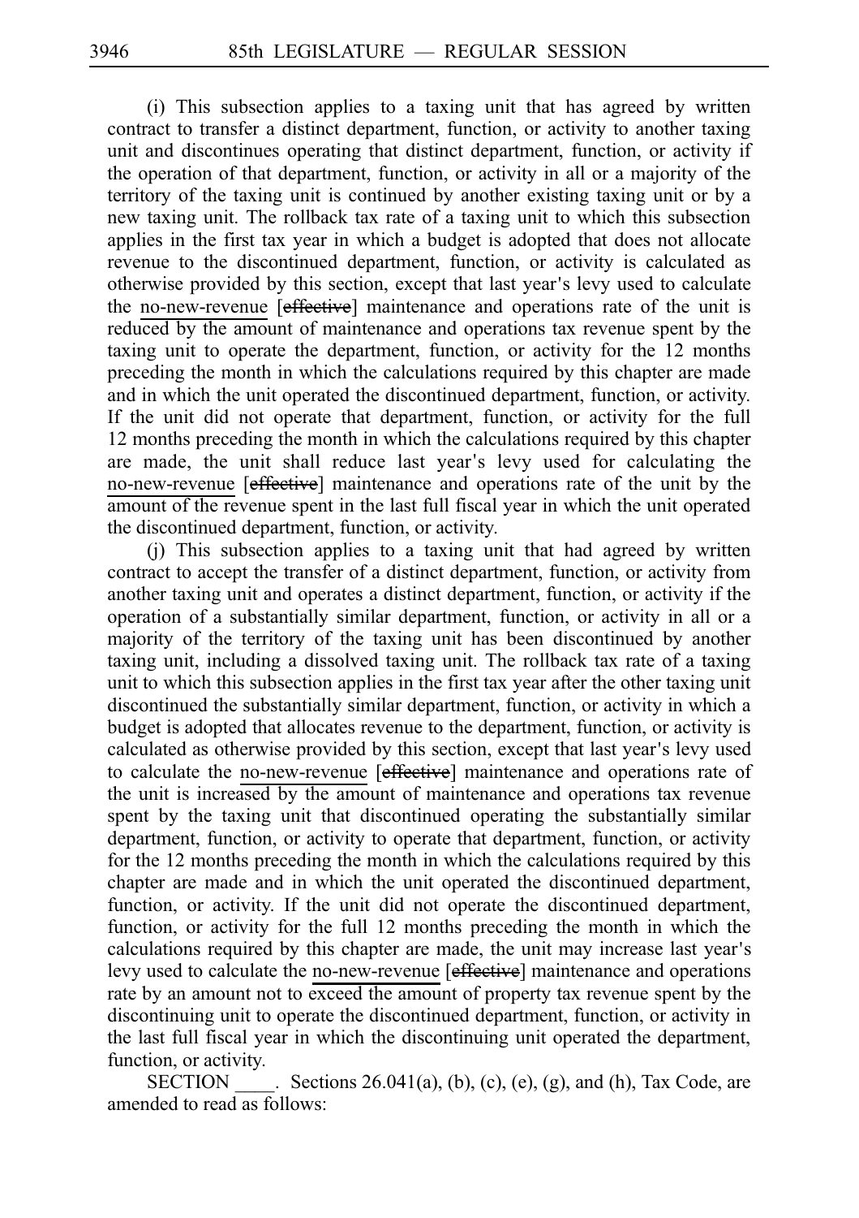(i) This subsection applies to a taxing unit that has agreed by written contract to transfer a distinct department, function, or activity to another taxing unit and discontinues operating that distinct department, function, or activity if the operation of that department, function, or activity in all or a majority of the territory of the taxing unit is continued by another existing taxing unit or by a new taxing unit. The rollback tax rate of a taxing unit to which this subsection applies in the first tax year in which a budget is adopted that does not allocate revenue to the discontinued department, function, or activity is calculated as otherwise provided by this section, except that last year's levy used to calculate the no-new-revenue [~~effective~~] maintenance and operations rate of the unit is reduced by the amount of maintenance and operations tax revenue spent by the taxing unit to operate the department, function, or activity for the 12 months preceding the month in which the calculations required by this chapter are made and in which the unit operated the discontinued department, function, or activity. If the unit did not operate that department, function, or activity for the full 12 months preceding the month in which the calculations required by this chapter are made, the unit shall reduce last year's levy used for calculating the no-new-revenue [~~effective~~] maintenance and operations rate of the unit by the amount of the revenue spent in the last full fiscal year in which the unit operated the discontinued department, function, or activity.

(j) This subsection applies to a taxing unit that had agreed by written contract to accept the transfer of a distinct department, function, or activity from another taxing unit and operates a distinct department, function, or activity if the operation of a substantially similar department, function, or activity in all or a majority of the territory of the taxing unit has been discontinued by another taxing unit, including a dissolved taxing unit. The rollback tax rate of a taxing unit to which this subsection applies in the first tax year after the other taxing unit discontinued the substantially similar department, function, or activity in which a budget is adopted that allocates revenue to the department, function, or activity is calculated as otherwise provided by this section, except that last year's levy used to calculate the no-new-revenue [~~effective~~] maintenance and operations rate of the unit is increased by the amount of maintenance and operations tax revenue spent by the taxing unit that discontinued operating the substantially similar department, function, or activity to operate that department, function, or activity for the 12 months preceding the month in which the calculations required by this chapter are made and in which the unit operated the discontinued department, function, or activity. If the unit did not operate the discontinued department, function, or activity for the full 12 months preceding the month in which the calculations required by this chapter are made, the unit may increase last year's levy used to calculate the no-new-revenue [~~effective~~] maintenance and operations rate by an amount not to exceed the amount of property tax revenue spent by the discontinuing unit to operate the discontinued department, function, or activity in the last full fiscal year in which the discontinuing unit operated the department, function, or activity.

SECTION ____. Sections 26.041(a), (b), (c), (e), (g), and (h), Tax Code, are amended to read as follows: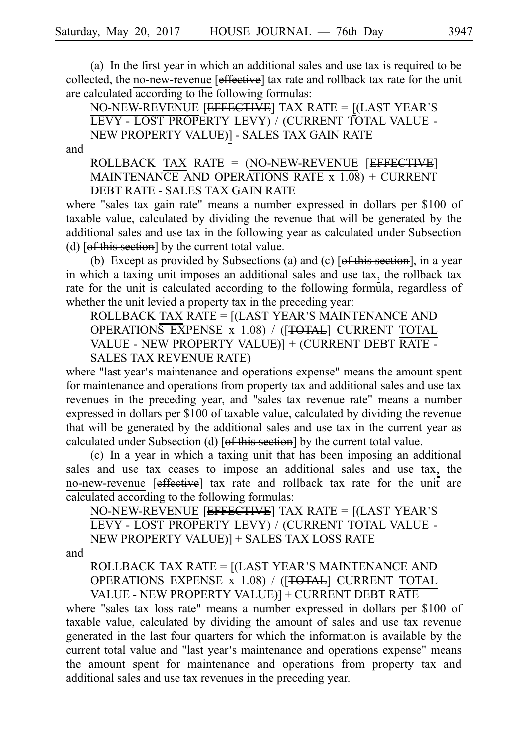(a) In the first year in which an additional sales and use tax is required to be collected, the no-new-revenue [effective] tax rate and rollback tax rate for the unit are calculated according to the following formulas:

NO-NEW-REVENUE [EFFECTIVE] TAX RATE = [(LAST YEAR'S LEVY - LOST PROPERTY LEVY) / (CURRENT TOTAL VALUE - NEW PROPERTY VALUE)] - SALES TAX GAIN RATE

and

ROLLBACK TAX RATE = (NO-NEW-REVENUE [EFFECTIVE] MAINTENANCE AND OPERATIONS RATE x 1.08) + CURRENT DEBT RATE - SALES TAX GAIN RATE

where "sales tax gain rate" means a number expressed in dollars per $100 of taxable value, calculated by dividing the revenue that will be generated by the additional sales and use tax in the following year as calculated under Subsection (d) [of this section] by the current total value.

(b) Except as provided by Subsections (a) and (c) [of this section], in a year in which a taxing unit imposes an additional sales and use tax, the rollback tax rate for the unit is calculated according to the following formula, regardless of whether the unit levied a property tax in the preceding year:

ROLLBACK TAX RATE = [(LAST YEAR'S MAINTENANCE AND OPERATIONS EXPENSE x 1.08) / ([TOTAL] CURRENT TOTAL VALUE - NEW PROPERTY VALUE)] + (CURRENT DEBT RATE - SALES TAX REVENUE RATE)

where "last year's maintenance and operations expense" means the amount spent for maintenance and operations from property tax and additional sales and use tax revenues in the preceding year, and "sales tax revenue rate" means a number expressed in dollars per $100 of taxable value, calculated by dividing the revenue that will be generated by the additional sales and use tax in the current year as calculated under Subsection (d) [of this section] by the current total value.

(c) In a year in which a taxing unit that has been imposing an additional sales and use tax ceases to impose an additional sales and use tax, the no-new-revenue [effective] tax rate and rollback tax rate for the unit are calculated according to the following formulas:

NO-NEW-REVENUE [EFFECTIVE] TAX RATE = [(LAST YEAR'S LEVY - LOST PROPERTY LEVY) / (CURRENT TOTAL VALUE - NEW PROPERTY VALUE)] + SALES TAX LOSS RATE

and

ROLLBACK TAX RATE = [(LAST YEAR'S MAINTENANCE AND OPERATIONS EXPENSE x 1.08) / ([TOTAL] CURRENT TOTAL VALUE - NEW PROPERTY VALUE)] + CURRENT DEBT RATE

where "sales tax loss rate" means a number expressed in dollars per $100 of taxable value, calculated by dividing the amount of sales and use tax revenue generated in the last four quarters for which the information is available by the current total value and "last year's maintenance and operations expense" means the amount spent for maintenance and operations from property tax and additional sales and use tax revenues in the preceding year.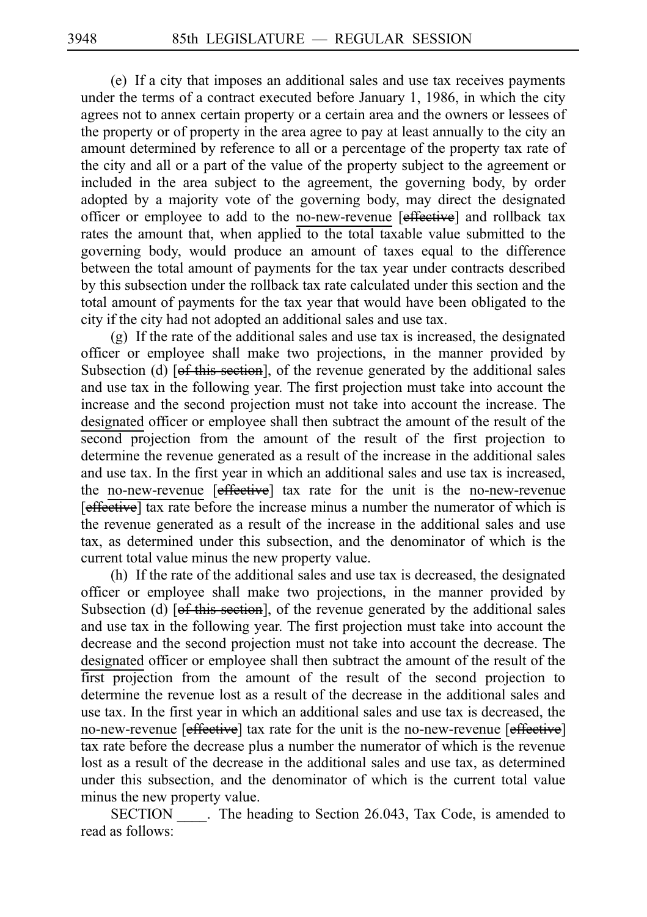(e) If a city that imposes an additional sales and use tax receives payments under the terms of a contract executed before January 1, 1986, in which the city agrees not to annex certain property or a certain area and the owners or lessees of the property or of property in the area agree to pay at least annually to the city an amount determined by reference to all or a percentage of the property tax rate of the city and all or a part of the value of the property subject to the agreement or included in the area subject to the agreement, the governing body, by order adopted by a majority vote of the governing body, may direct the designated officer or employee to add to the no-new-revenue [effective] and rollback tax rates the amount that, when applied to the total taxable value submitted to the governing body, would produce an amount of taxes equal to the difference between the total amount of payments for the tax year under contracts described by this subsection under the rollback tax rate calculated under this section and the total amount of payments for the tax year that would have been obligated to the city if the city had not adopted an additional sales and use tax.

(g) If the rate of the additional sales and use tax is increased, the designated officer or employee shall make two projections, in the manner provided by Subsection (d) [of this section], of the revenue generated by the additional sales and use tax in the following year. The first projection must take into account the increase and the second projection must not take into account the increase. The designated officer or employee shall then subtract the amount of the result of the second projection from the amount of the result of the first projection to determine the revenue generated as a result of the increase in the additional sales and use tax. In the first year in which an additional sales and use tax is increased, the no-new-revenue [effective] tax rate for the unit is the no-new-revenue [effective] tax rate before the increase minus a number the numerator of which is the revenue generated as a result of the increase in the additional sales and use tax, as determined under this subsection, and the denominator of which is the current total value minus the new property value.

(h) If the rate of the additional sales and use tax is decreased, the designated officer or employee shall make two projections, in the manner provided by Subsection (d) [of this section], of the revenue generated by the additional sales and use tax in the following year. The first projection must take into account the decrease and the second projection must not take into account the decrease. The designated officer or employee shall then subtract the amount of the result of the first projection from the amount of the result of the second projection to determine the revenue lost as a result of the decrease in the additional sales and use tax. In the first year in which an additional sales and use tax is decreased, the no-new-revenue [effective] tax rate for the unit is the no-new-revenue [effective] tax rate before the decrease plus a number the numerator of which is the revenue lost as a result of the decrease in the additional sales and use tax, as determined under this subsection, and the denominator of which is the current total value minus the new property value.

SECTION ____. The heading to Section 26.043, Tax Code, is amended to read as follows: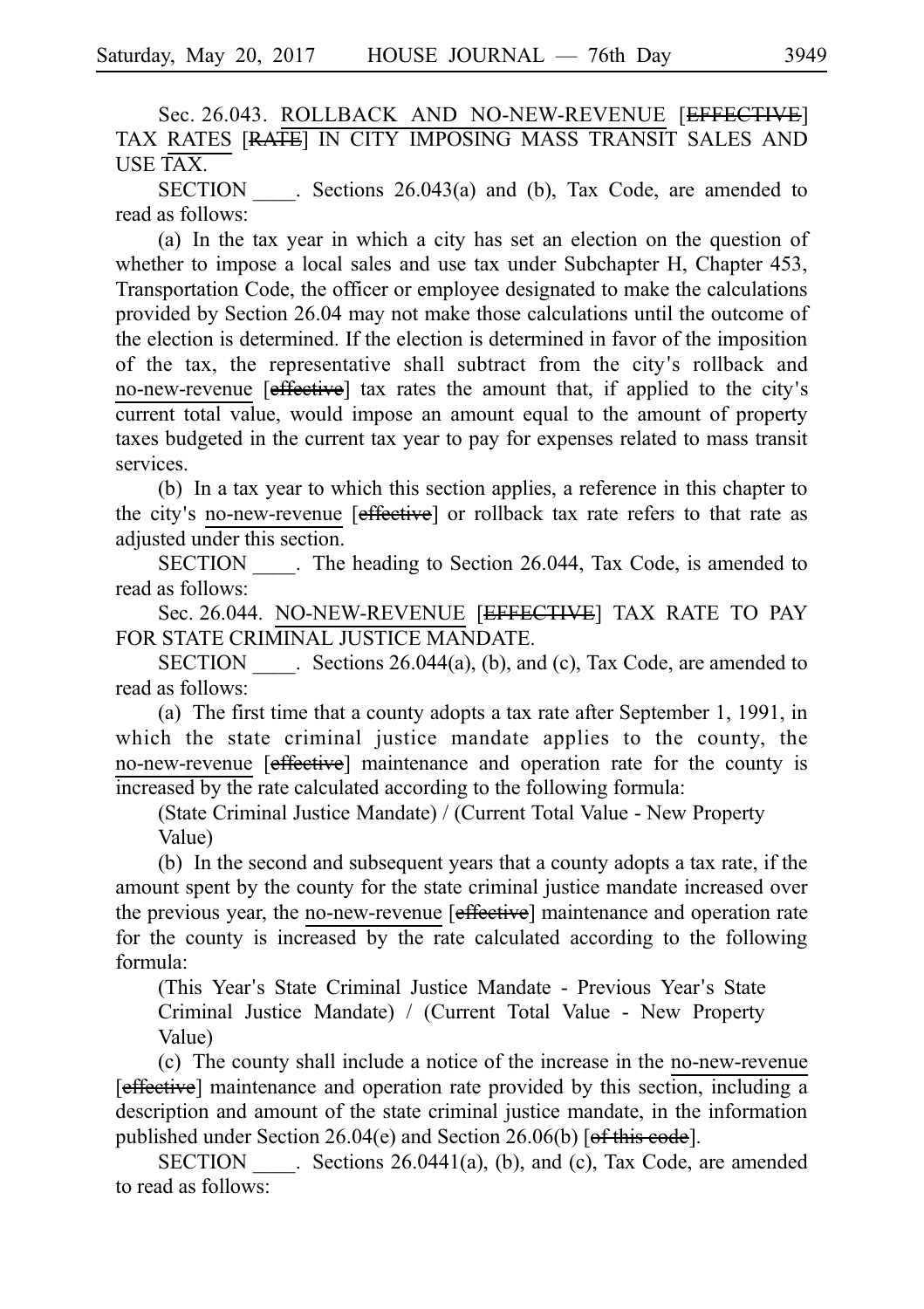Sec. 26.043. ROLLBACK AND NO-NEW-REVENUE [~~EFFECTIVE~~] TAX RATES [~~RATE~~] IN CITY IMPOSING MASS TRANSIT SALES AND USE TAX.

SECTION \_\_\_\_. Sections 26.043(a) and (b), Tax Code, are amended to read as follows:

(a) In the tax year in which a city has set an election on the question of whether to impose a local sales and use tax under Subchapter H, Chapter 453, Transportation Code, the officer or employee designated to make the calculations provided by Section 26.04 may not make those calculations until the outcome of the election is determined. If the election is determined in favor of the imposition of the tax, the representative shall subtract from the city's rollback and no-new-revenue [~~effective~~] tax rates the amount that, if applied to the city's current total value, would impose an amount equal to the amount of property taxes budgeted in the current tax year to pay for expenses related to mass transit services.

(b) In a tax year to which this section applies, a reference in this chapter to the city's no-new-revenue [~~effective~~] or rollback tax rate refers to that rate as adjusted under this section.

SECTION \_\_\_\_. The heading to Section 26.044, Tax Code, is amended to read as follows:

Sec. 26.044. NO-NEW-REVENUE [~~EFFECTIVE~~] TAX RATE TO PAY FOR STATE CRIMINAL JUSTICE MANDATE.

SECTION \_\_\_\_. Sections 26.044(a), (b), and (c), Tax Code, are amended to read as follows:

(a) The first time that a county adopts a tax rate after September 1, 1991, in which the state criminal justice mandate applies to the county, the no-new-revenue [~~effective~~] maintenance and operation rate for the county is increased by the rate calculated according to the following formula:

(State Criminal Justice Mandate) / (Current Total Value - New Property Value)

(b) In the second and subsequent years that a county adopts a tax rate, if the amount spent by the county for the state criminal justice mandate increased over the previous year, the no-new-revenue [~~effective~~] maintenance and operation rate for the county is increased by the rate calculated according to the following formula:

(This Year's State Criminal Justice Mandate - Previous Year's State Criminal Justice Mandate) / (Current Total Value - New Property Value)

(c) The county shall include a notice of the increase in the no-new-revenue [~~effective~~] maintenance and operation rate provided by this section, including a description and amount of the state criminal justice mandate, in the information published under Section 26.04(e) and Section 26.06(b) [~~of this code~~].

SECTION \_\_\_\_. Sections 26.0441(a), (b), and (c), Tax Code, are amended to read as follows: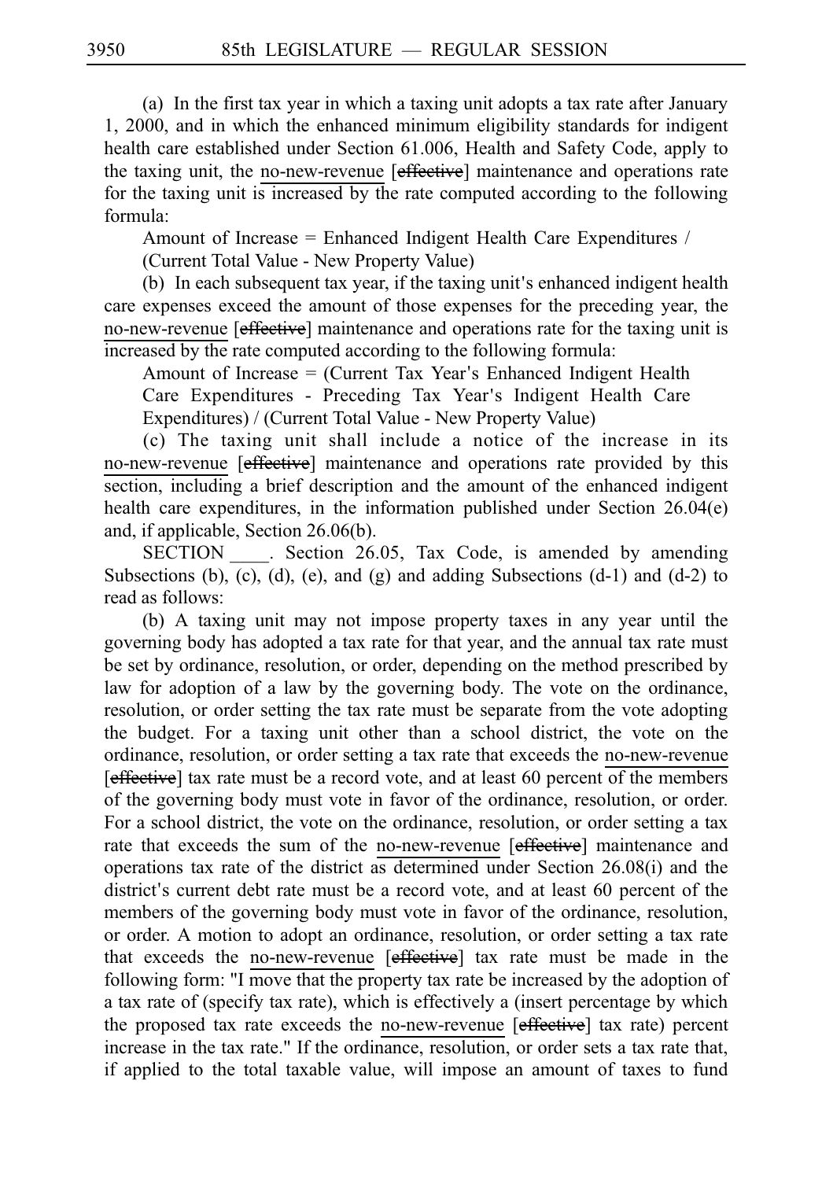(a) In the first tax year in which a taxing unit adopts a tax rate after January 1, 2000, and in which the enhanced minimum eligibility standards for indigent health care established under Section 61.006, Health and Safety Code, apply to the taxing unit, the no-new-revenue [~~effective~~] maintenance and operations rate for the taxing unit is increased by the rate computed according to the following formula:

Amount of Increase = Enhanced Indigent Health Care Expenditures / (Current Total Value - New Property Value)

(b) In each subsequent tax year, if the taxing unit's enhanced indigent health care expenses exceed the amount of those expenses for the preceding year, the no-new-revenue [~~effective~~] maintenance and operations rate for the taxing unit is increased by the rate computed according to the following formula:

Amount of Increase = (Current Tax Year's Enhanced Indigent Health Care Expenditures - Preceding Tax Year's Indigent Health Care Expenditures) / (Current Total Value - New Property Value)

(c) The taxing unit shall include a notice of the increase in its no-new-revenue [~~effective~~] maintenance and operations rate provided by this section, including a brief description and the amount of the enhanced indigent health care expenditures, in the information published under Section 26.04(e) and, if applicable, Section 26.06(b).

SECTION ____. Section 26.05, Tax Code, is amended by amending Subsections (b), (c), (d), (e), and (g) and adding Subsections (d-1) and (d-2) to read as follows:

(b) A taxing unit may not impose property taxes in any year until the governing body has adopted a tax rate for that year, and the annual tax rate must be set by ordinance, resolution, or order, depending on the method prescribed by law for adoption of a law by the governing body. The vote on the ordinance, resolution, or order setting the tax rate must be separate from the vote adopting the budget. For a taxing unit other than a school district, the vote on the ordinance, resolution, or order setting a tax rate that exceeds the no-new-revenue [~~effective~~] tax rate must be a record vote, and at least 60 percent of the members of the governing body must vote in favor of the ordinance, resolution, or order. For a school district, the vote on the ordinance, resolution, or order setting a tax rate that exceeds the sum of the no-new-revenue [~~effective~~] maintenance and operations tax rate of the district as determined under Section 26.08(i) and the district's current debt rate must be a record vote, and at least 60 percent of the members of the governing body must vote in favor of the ordinance, resolution, or order. A motion to adopt an ordinance, resolution, or order setting a tax rate that exceeds the no-new-revenue [~~effective~~] tax rate must be made in the following form: "I move that the property tax rate be increased by the adoption of a tax rate of (specify tax rate), which is effectively a (insert percentage by which the proposed tax rate exceeds the no-new-revenue [~~effective~~] tax rate) percent increase in the tax rate." If the ordinance, resolution, or order sets a tax rate that, if applied to the total taxable value, will impose an amount of taxes to fund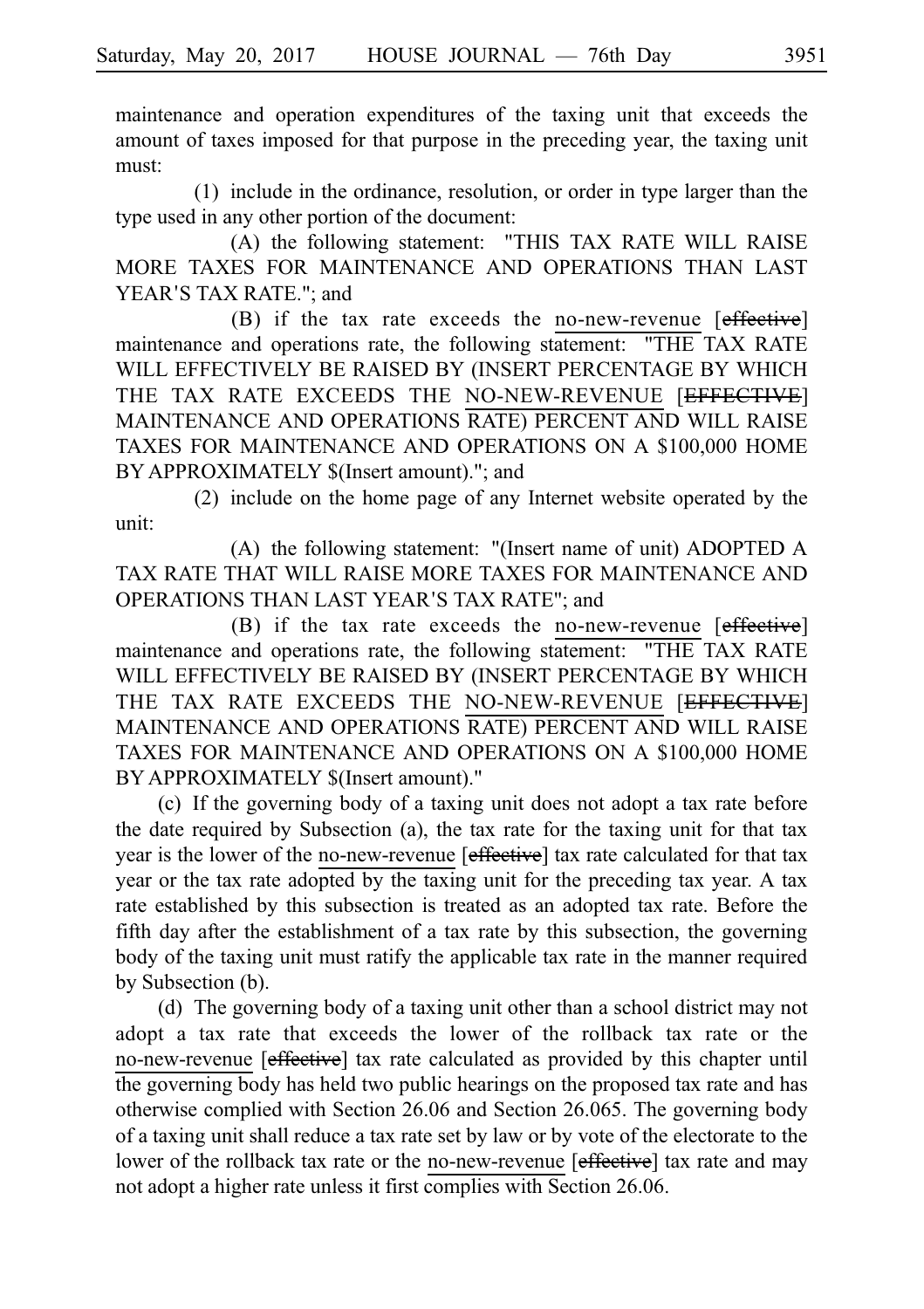maintenance and operation expenditures of the taxing unit that exceeds the amount of taxes imposed for that purpose in the preceding year, the taxing unit must:

(1) include in the ordinance, resolution, or order in type larger than the type used in any other portion of the document:

(A) the following statement: "THIS TAX RATE WILL RAISE MORE TAXES FOR MAINTENANCE AND OPERATIONS THAN LAST YEAR'S TAX RATE."; and

(B) if the tax rate exceeds the no-new-revenue [~~effective~~] maintenance and operations rate, the following statement: "THE TAX RATE WILL EFFECTIVELY BE RAISED BY (INSERT PERCENTAGE BY WHICH THE TAX RATE EXCEEDS THE NO-NEW-REVENUE [~~EFFECTIVE~~] MAINTENANCE AND OPERATIONS RATE) PERCENT AND WILL RAISE TAXES FOR MAINTENANCE AND OPERATIONS ON A $100,000 HOME BY APPROXIMATELY $(Insert amount)."; and

(2) include on the home page of any Internet website operated by the unit:

(A) the following statement: "(Insert name of unit) ADOPTED A TAX RATE THAT WILL RAISE MORE TAXES FOR MAINTENANCE AND OPERATIONS THAN LAST YEAR'S TAX RATE"; and

(B) if the tax rate exceeds the no-new-revenue [~~effective~~] maintenance and operations rate, the following statement: "THE TAX RATE WILL EFFECTIVELY BE RAISED BY (INSERT PERCENTAGE BY WHICH THE TAX RATE EXCEEDS THE NO-NEW-REVENUE [~~EFFECTIVE~~] MAINTENANCE AND OPERATIONS RATE) PERCENT AND WILL RAISE TAXES FOR MAINTENANCE AND OPERATIONS ON A $100,000 HOME BY APPROXIMATELY $(Insert amount)."

(c) If the governing body of a taxing unit does not adopt a tax rate before the date required by Subsection (a), the tax rate for the taxing unit for that tax year is the lower of the no-new-revenue [~~effective~~] tax rate calculated for that tax year or the tax rate adopted by the taxing unit for the preceding tax year. A tax rate established by this subsection is treated as an adopted tax rate. Before the fifth day after the establishment of a tax rate by this subsection, the governing body of the taxing unit must ratify the applicable tax rate in the manner required by Subsection (b).

(d) The governing body of a taxing unit other than a school district may not adopt a tax rate that exceeds the lower of the rollback tax rate or the no-new-revenue [~~effective~~] tax rate calculated as provided by this chapter until the governing body has held two public hearings on the proposed tax rate and has otherwise complied with Section 26.06 and Section 26.065. The governing body of a taxing unit shall reduce a tax rate set by law or by vote of the electorate to the lower of the rollback tax rate or the no-new-revenue [~~effective~~] tax rate and may not adopt a higher rate unless it first complies with Section 26.06.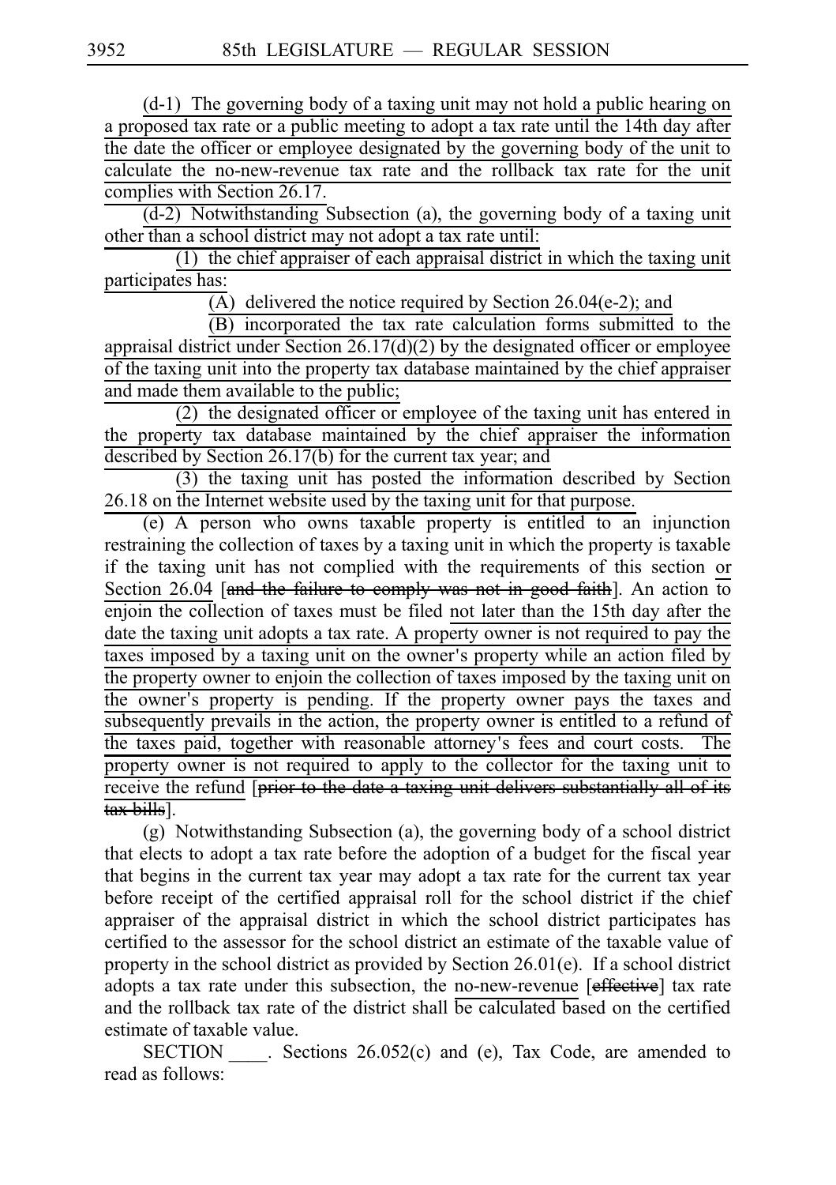(d-1) The governing body of a taxing unit may not hold a public hearing on a proposed tax rate or a public meeting to adopt a tax rate until the 14th day after the date the officer or employee designated by the governing body of the unit to calculate the no-new-revenue tax rate and the rollback tax rate for the unit complies with Section 26.17.

(d-2) Notwithstanding Subsection (a), the governing body of a taxing unit other than a school district may not adopt a tax rate until:

(1) the chief appraiser of each appraisal district in which the taxing unit participates has:

(A) delivered the notice required by Section 26.04(e-2); and

(B) incorporated the tax rate calculation forms submitted to the appraisal district under Section 26.17(d)(2) by the designated officer or employee of the taxing unit into the property tax database maintained by the chief appraiser and made them available to the public;

(2) the designated officer or employee of the taxing unit has entered in the property tax database maintained by the chief appraiser the information described by Section 26.17(b) for the current tax year; and

(3) the taxing unit has posted the information described by Section 26.18 on the Internet website used by the taxing unit for that purpose.

(e) A person who owns taxable property is entitled to an injunction restraining the collection of taxes by a taxing unit in which the property is taxable if the taxing unit has not complied with the requirements of this section or Section 26.04 [~~and the failure to comply was not in good faith~~]. An action to enjoin the collection of taxes must be filed not later than the 15th day after the date the taxing unit adopts a tax rate. A property owner is not required to pay the taxes imposed by a taxing unit on the owner's property while an action filed by the property owner to enjoin the collection of taxes imposed by the taxing unit on the owner's property is pending. If the property owner pays the taxes and subsequently prevails in the action, the property owner is entitled to a refund of the taxes paid, together with reasonable attorney's fees and court costs. The property owner is not required to apply to the collector for the taxing unit to receive the refund [~~prior to the date a taxing unit delivers substantially all of its tax bills~~].

(g) Notwithstanding Subsection (a), the governing body of a school district that elects to adopt a tax rate before the adoption of a budget for the fiscal year that begins in the current tax year may adopt a tax rate for the current tax year before receipt of the certified appraisal roll for the school district if the chief appraiser of the appraisal district in which the school district participates has certified to the assessor for the school district an estimate of the taxable value of property in the school district as provided by Section 26.01(e). If a school district adopts a tax rate under this subsection, the no-new-revenue [~~effective~~] tax rate and the rollback tax rate of the district shall be calculated based on the certified estimate of taxable value.

SECTION \_\_\_\_. Sections 26.052(c) and (e), Tax Code, are amended to read as follows: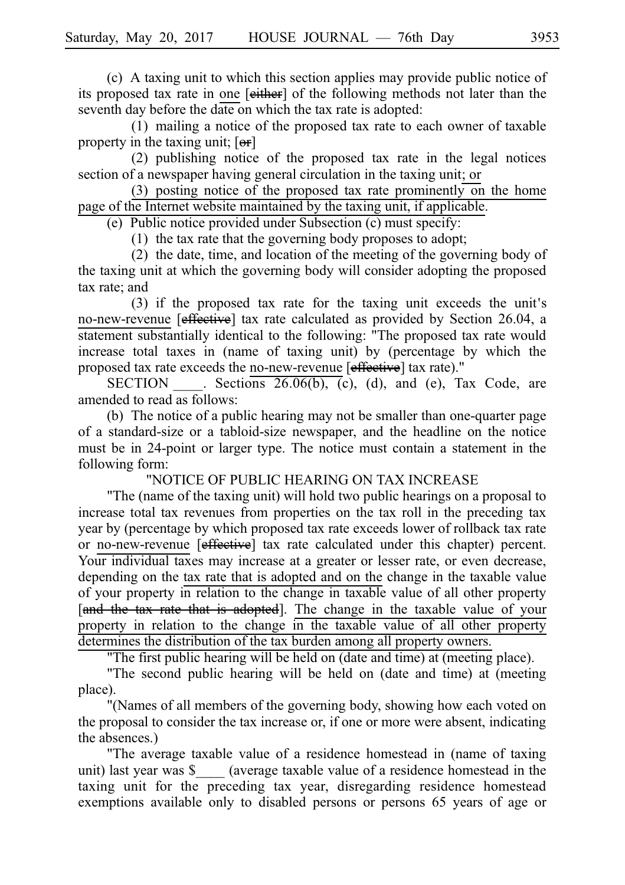(c) A taxing unit to which this section applies may provide public notice of its proposed tax rate in one [either] of the following methods not later than the seventh day before the date on which the tax rate is adopted:

(1) mailing a notice of the proposed tax rate to each owner of taxable property in the taxing unit; [or]

(2) publishing notice of the proposed tax rate in the legal notices section of a newspaper having general circulation in the taxing unit; or

(3) posting notice of the proposed tax rate prominently on the home page of the Internet website maintained by the taxing unit, if applicable.

(e) Public notice provided under Subsection (c) must specify:

(1) the tax rate that the governing body proposes to adopt;

(2) the date, time, and location of the meeting of the governing body of the taxing unit at which the governing body will consider adopting the proposed tax rate; and

(3) if the proposed tax rate for the taxing unit exceeds the unit's no-new-revenue [effective] tax rate calculated as provided by Section 26.04, a statement substantially identical to the following: "The proposed tax rate would increase total taxes in (name of taxing unit) by (percentage by which the proposed tax rate exceeds the no-new-revenue [effective] tax rate)."

SECTION \_\_\_\_. Sections 26.06(b), (c), (d), and (e), Tax Code, are amended to read as follows:

(b) The notice of a public hearing may not be smaller than one-quarter page of a standard-size or a tabloid-size newspaper, and the headline on the notice must be in 24-point or larger type. The notice must contain a statement in the following form:

"NOTICE OF PUBLIC HEARING ON TAX INCREASE

"The (name of the taxing unit) will hold two public hearings on a proposal to increase total tax revenues from properties on the tax roll in the preceding tax year by (percentage by which proposed tax rate exceeds lower of rollback tax rate or no-new-revenue [effective] tax rate calculated under this chapter) percent. Your individual taxes may increase at a greater or lesser rate, or even decrease, depending on the tax rate that is adopted and on the change in the taxable value of your property in relation to the change in taxable value of all other property [and the tax rate that is adopted]. The change in the taxable value of your property in relation to the change in the taxable value of all other property determines the distribution of the tax burden among all property owners.

"The first public hearing will be held on (date and time) at (meeting place).

"The second public hearing will be held on (date and time) at (meeting place).

"(Names of all members of the governing body, showing how each voted on the proposal to consider the tax increase or, if one or more were absent, indicating the absences.)

"The average taxable value of a residence homestead in (name of taxing unit) last year was $\_\_\_\_ (average taxable value of a residence homestead in the taxing unit for the preceding tax year, disregarding residence homestead exemptions available only to disabled persons or persons 65 years of age or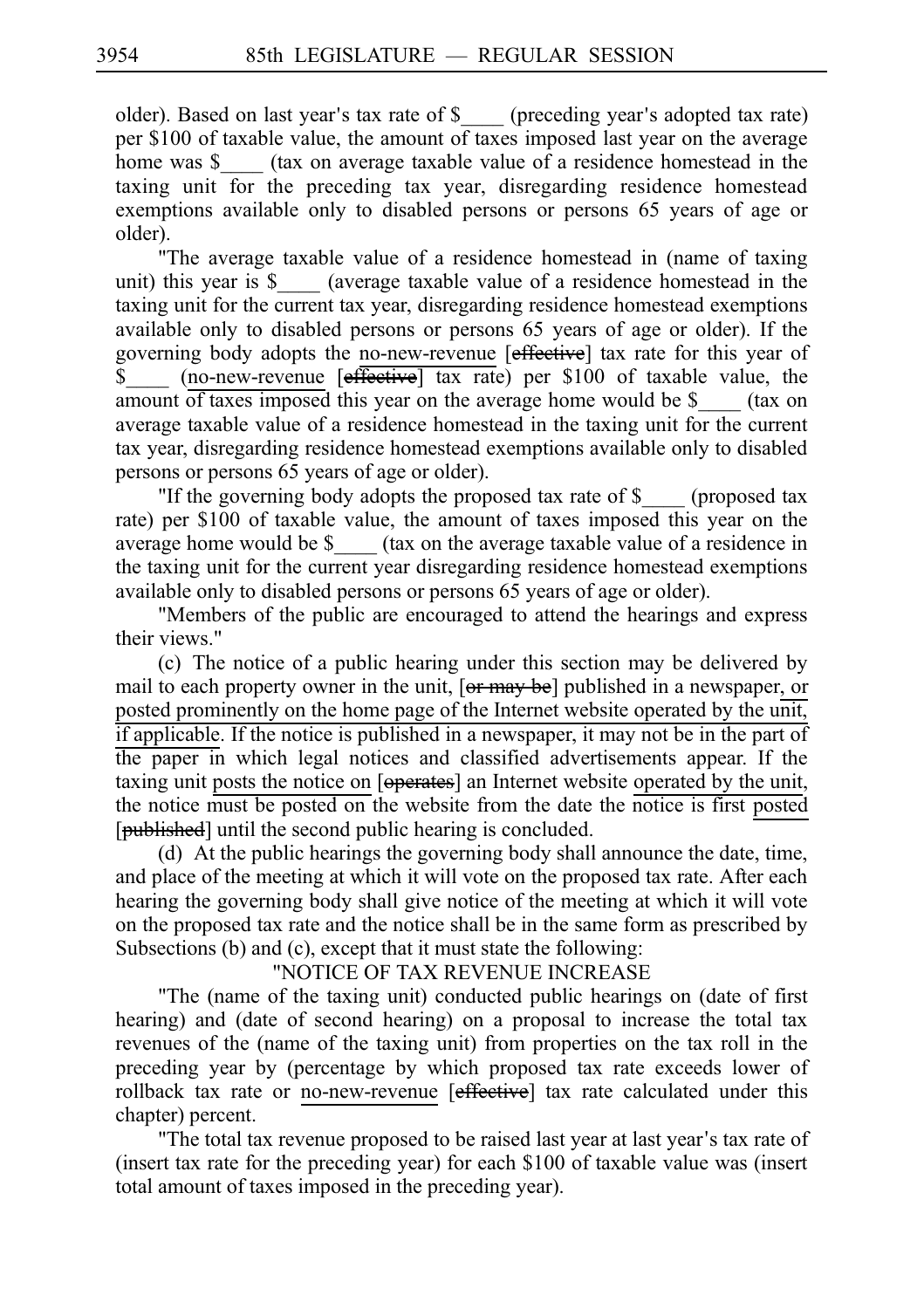older). Based on last year's tax rate of $____ (preceding year's adopted tax rate) per $100 of taxable value, the amount of taxes imposed last year on the average home was $____ (tax on average taxable value of a residence homestead in the taxing unit for the preceding tax year, disregarding residence homestead exemptions available only to disabled persons or persons 65 years of age or older).

"The average taxable value of a residence homestead in (name of taxing unit) this year is $____ (average taxable value of a residence homestead in the taxing unit for the current tax year, disregarding residence homestead exemptions available only to disabled persons or persons 65 years of age or older). If the governing body adopts the no-new-revenue [~~effective~~] tax rate for this year of $____ (no-new-revenue [~~effective~~] tax rate) per $100 of taxable value, the amount of taxes imposed this year on the average home would be $____ (tax on average taxable value of a residence homestead in the taxing unit for the current tax year, disregarding residence homestead exemptions available only to disabled persons or persons 65 years of age or older).

"If the governing body adopts the proposed tax rate of $____ (proposed tax rate) per $100 of taxable value, the amount of taxes imposed this year on the average home would be $____ (tax on the average taxable value of a residence in the taxing unit for the current year disregarding residence homestead exemptions available only to disabled persons or persons 65 years of age or older).

"Members of the public are encouraged to attend the hearings and express their views."

(c) The notice of a public hearing under this section may be delivered by mail to each property owner in the unit, [~~or may be~~] published in a newspaper, or posted prominently on the home page of the Internet website operated by the unit, if applicable. If the notice is published in a newspaper, it may not be in the part of the paper in which legal notices and classified advertisements appear. If the taxing unit posts the notice on [~~operates~~] an Internet website operated by the unit, the notice must be posted on the website from the date the notice is first posted [~~published~~] until the second public hearing is concluded.

(d) At the public hearings the governing body shall announce the date, time, and place of the meeting at which it will vote on the proposed tax rate. After each hearing the governing body shall give notice of the meeting at which it will vote on the proposed tax rate and the notice shall be in the same form as prescribed by Subsections (b) and (c), except that it must state the following:

"NOTICE OF TAX REVENUE INCREASE

"The (name of the taxing unit) conducted public hearings on (date of first hearing) and (date of second hearing) on a proposal to increase the total tax revenues of the (name of the taxing unit) from properties on the tax roll in the preceding year by (percentage by which proposed tax rate exceeds lower of rollback tax rate or no-new-revenue [~~effective~~] tax rate calculated under this chapter) percent.

"The total tax revenue proposed to be raised last year at last year's tax rate of (insert tax rate for the preceding year) for each $100 of taxable value was (insert total amount of taxes imposed in the preceding year).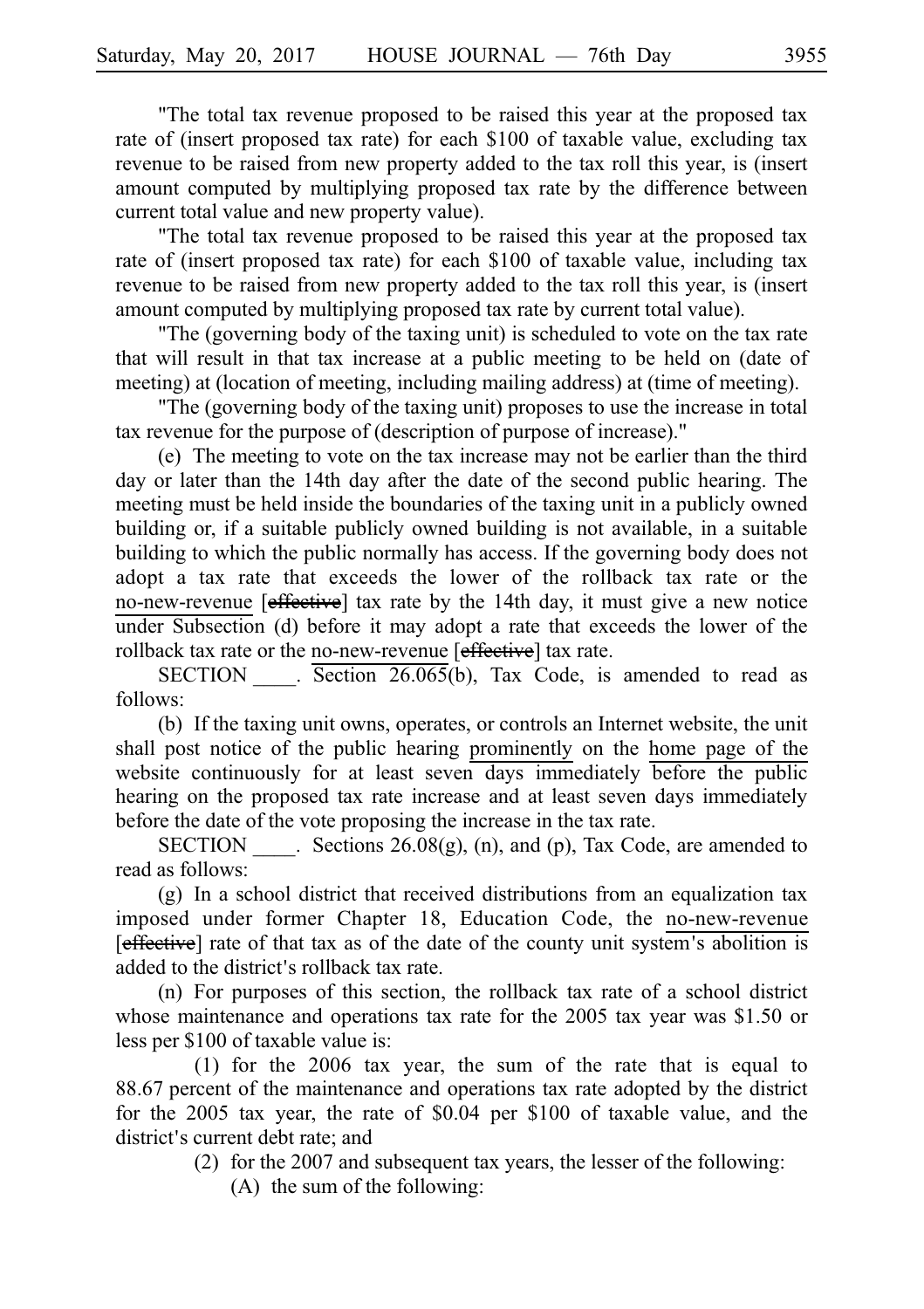"The total tax revenue proposed to be raised this year at the proposed tax rate of (insert proposed tax rate) for each $100 of taxable value, excluding tax revenue to be raised from new property added to the tax roll this year, is (insert amount computed by multiplying proposed tax rate by the difference between current total value and new property value).

"The total tax revenue proposed to be raised this year at the proposed tax rate of (insert proposed tax rate) for each $100 of taxable value, including tax revenue to be raised from new property added to the tax roll this year, is (insert amount computed by multiplying proposed tax rate by current total value).

"The (governing body of the taxing unit) is scheduled to vote on the tax rate that will result in that tax increase at a public meeting to be held on (date of meeting) at (location of meeting, including mailing address) at (time of meeting).

"The (governing body of the taxing unit) proposes to use the increase in total tax revenue for the purpose of (description of purpose of increase)."

(e) The meeting to vote on the tax increase may not be earlier than the third day or later than the 14th day after the date of the second public hearing. The meeting must be held inside the boundaries of the taxing unit in a publicly owned building or, if a suitable publicly owned building is not available, in a suitable building to which the public normally has access. If the governing body does not adopt a tax rate that exceeds the lower of the rollback tax rate or the no-new-revenue [~~effective~~] tax rate by the 14th day, it must give a new notice under Subsection (d) before it may adopt a rate that exceeds the lower of the rollback tax rate or the no-new-revenue [~~effective~~] tax rate.

SECTION ____. Section 26.065(b), Tax Code, is amended to read as follows:

(b) If the taxing unit owns, operates, or controls an Internet website, the unit shall post notice of the public hearing prominently on the home page of the website continuously for at least seven days immediately before the public hearing on the proposed tax rate increase and at least seven days immediately before the date of the vote proposing the increase in the tax rate.

SECTION ____. Sections 26.08(g), (n), and (p), Tax Code, are amended to read as follows:

(g) In a school district that received distributions from an equalization tax imposed under former Chapter 18, Education Code, the no-new-revenue [~~effective~~] rate of that tax as of the date of the county unit system's abolition is added to the district's rollback tax rate.

(n) For purposes of this section, the rollback tax rate of a school district whose maintenance and operations tax rate for the 2005 tax year was $1.50 or less per $100 of taxable value is:

(1) for the 2006 tax year, the sum of the rate that is equal to 88.67 percent of the maintenance and operations tax rate adopted by the district for the 2005 tax year, the rate of $0.04 per $100 of taxable value, and the district's current debt rate; and

(2) for the 2007 and subsequent tax years, the lesser of the following:

(A) the sum of the following: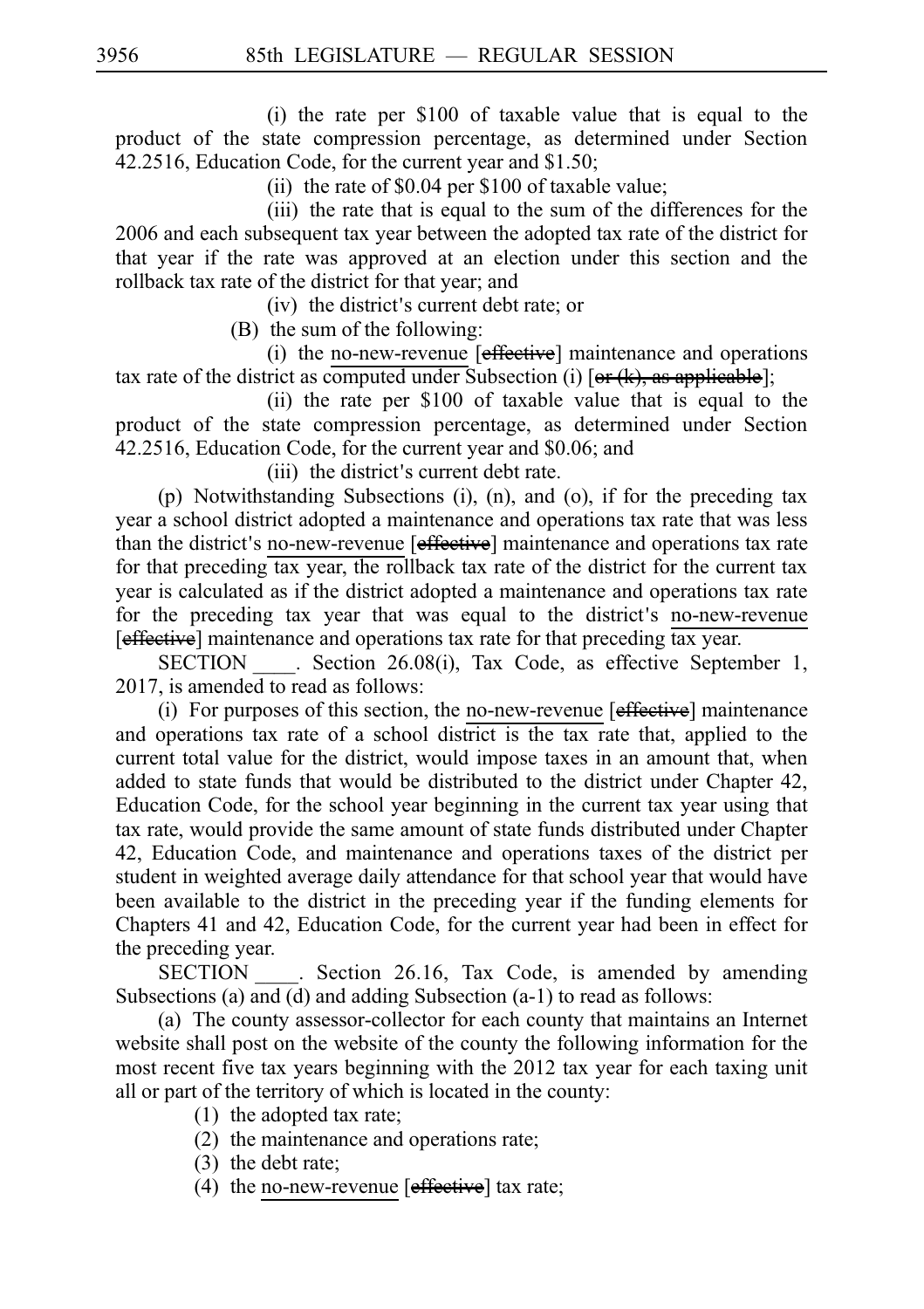(i) the rate per $100 of taxable value that is equal to the product of the state compression percentage, as determined under Section 42.2516, Education Code, for the current year and $1.50;

(ii) the rate of $0.04 per $100 of taxable value;

(iii) the rate that is equal to the sum of the differences for the 2006 and each subsequent tax year between the adopted tax rate of the district for that year if the rate was approved at an election under this section and the rollback tax rate of the district for that year; and

(iv) the district's current debt rate; or

(B) the sum of the following:

(i) the no-new-revenue [~~effective~~] maintenance and operations tax rate of the district as computed under Subsection (i) [~~or (k), as applicable~~];

(ii) the rate per $100 of taxable value that is equal to the product of the state compression percentage, as determined under Section 42.2516, Education Code, for the current year and $0.06; and

(iii) the district's current debt rate.

(p) Notwithstanding Subsections (i), (n), and (o), if for the preceding tax year a school district adopted a maintenance and operations tax rate that was less than the district's no-new-revenue [~~effective~~] maintenance and operations tax rate for that preceding tax year, the rollback tax rate of the district for the current tax year is calculated as if the district adopted a maintenance and operations tax rate for the preceding tax year that was equal to the district's no-new-revenue [~~effective~~] maintenance and operations tax rate for that preceding tax year.

SECTION ____. Section 26.08(i), Tax Code, as effective September 1, 2017, is amended to read as follows:

(i) For purposes of this section, the no-new-revenue [~~effective~~] maintenance and operations tax rate of a school district is the tax rate that, applied to the current total value for the district, would impose taxes in an amount that, when added to state funds that would be distributed to the district under Chapter 42, Education Code, for the school year beginning in the current tax year using that tax rate, would provide the same amount of state funds distributed under Chapter 42, Education Code, and maintenance and operations taxes of the district per student in weighted average daily attendance for that school year that would have been available to the district in the preceding year if the funding elements for Chapters 41 and 42, Education Code, for the current year had been in effect for the preceding year.

SECTION ____. Section 26.16, Tax Code, is amended by amending Subsections (a) and (d) and adding Subsection (a-1) to read as follows:

(a) The county assessor-collector for each county that maintains an Internet website shall post on the website of the county the following information for the most recent five tax years beginning with the 2012 tax year for each taxing unit all or part of the territory of which is located in the county:

(1) the adopted tax rate;

(2) the maintenance and operations rate;

(3) the debt rate;

(4) the no-new-revenue [~~effective~~] tax rate;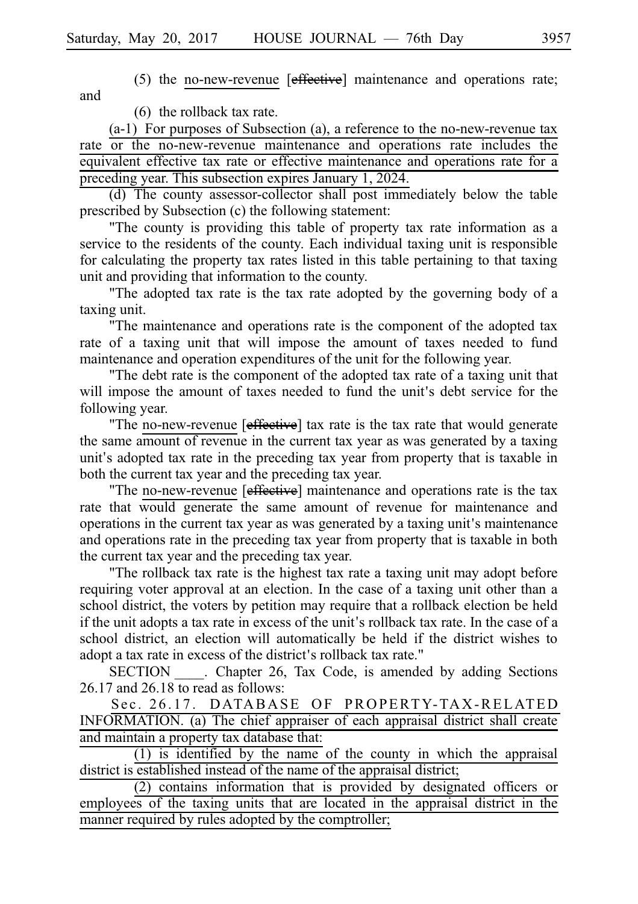(5) the no-new-revenue [effective] maintenance and operations rate; and

(6) the rollback tax rate.

(a-1) For purposes of Subsection (a), a reference to the no-new-revenue tax rate or the no-new-revenue maintenance and operations rate includes the equivalent effective tax rate or effective maintenance and operations rate for a preceding year. This subsection expires January 1, 2024.

(d) The county assessor-collector shall post immediately below the table prescribed by Subsection (c) the following statement:

"The county is providing this table of property tax rate information as a service to the residents of the county. Each individual taxing unit is responsible for calculating the property tax rates listed in this table pertaining to that taxing unit and providing that information to the county.

"The adopted tax rate is the tax rate adopted by the governing body of a taxing unit.

"The maintenance and operations rate is the component of the adopted tax rate of a taxing unit that will impose the amount of taxes needed to fund maintenance and operation expenditures of the unit for the following year.

"The debt rate is the component of the adopted tax rate of a taxing unit that will impose the amount of taxes needed to fund the unit's debt service for the following year.

"The no-new-revenue [effective] tax rate is the tax rate that would generate the same amount of revenue in the current tax year as was generated by a taxing unit's adopted tax rate in the preceding tax year from property that is taxable in both the current tax year and the preceding tax year.

"The no-new-revenue [effective] maintenance and operations rate is the tax rate that would generate the same amount of revenue for maintenance and operations in the current tax year as was generated by a taxing unit's maintenance and operations rate in the preceding tax year from property that is taxable in both the current tax year and the preceding tax year.

"The rollback tax rate is the highest tax rate a taxing unit may adopt before requiring voter approval at an election. In the case of a taxing unit other than a school district, the voters by petition may require that a rollback election be held if the unit adopts a tax rate in excess of the unit's rollback tax rate. In the case of a school district, an election will automatically be held if the district wishes to adopt a tax rate in excess of the district's rollback tax rate."

SECTION ____. Chapter 26, Tax Code, is amended by adding Sections 26.17 and 26.18 to read as follows:

Sec. 26.17. DATABASE OF PROPERTY-TAX-RELATED INFORMATION. (a) The chief appraiser of each appraisal district shall create and maintain a property tax database that:

(1) is identified by the name of the county in which the appraisal district is established instead of the name of the appraisal district;

(2) contains information that is provided by designated officers or employees of the taxing units that are located in the appraisal district in the manner required by rules adopted by the comptroller;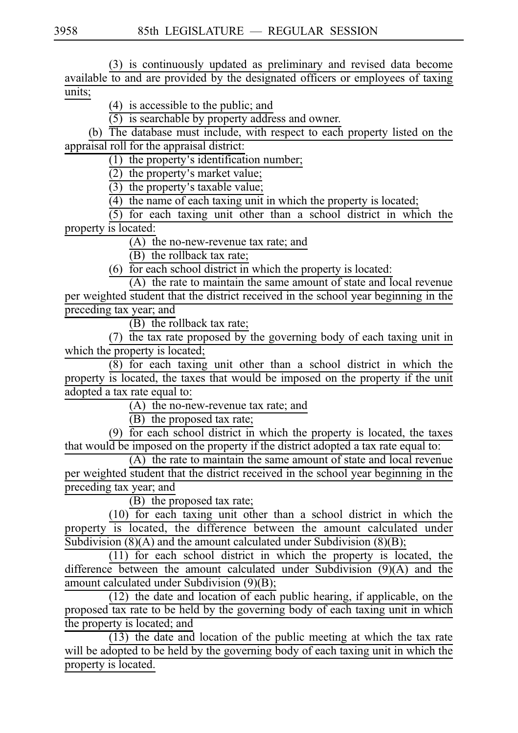(3) is continuously updated as preliminary and revised data become available to and are provided by the designated officers or employees of taxing units;

(4) is accessible to the public; and

(5) is searchable by property address and owner.

(b) The database must include, with respect to each property listed on the appraisal roll for the appraisal district:

(1) the property's identification number;

(2) the property's market value;

(3) the property's taxable value;

(4) the name of each taxing unit in which the property is located;

(5) for each taxing unit other than a school district in which the property is located:

(A) the no-new-revenue tax rate; and

(B) the rollback tax rate;

(6) for each school district in which the property is located:

(A) the rate to maintain the same amount of state and local revenue per weighted student that the district received in the school year beginning in the preceding tax year; and

(B) the rollback tax rate;

(7) the tax rate proposed by the governing body of each taxing unit in which the property is located;

(8) for each taxing unit other than a school district in which the property is located, the taxes that would be imposed on the property if the unit adopted a tax rate equal to:

(A) the no-new-revenue tax rate; and

(B) the proposed tax rate;

(9) for each school district in which the property is located, the taxes that would be imposed on the property if the district adopted a tax rate equal to:

(A) the rate to maintain the same amount of state and local revenue per weighted student that the district received in the school year beginning in the preceding tax year; and

(B) the proposed tax rate;

(10) for each taxing unit other than a school district in which the property is located, the difference between the amount calculated under Subdivision (8)(A) and the amount calculated under Subdivision (8)(B);

(11) for each school district in which the property is located, the difference between the amount calculated under Subdivision (9)(A) and the amount calculated under Subdivision (9)(B);

(12) the date and location of each public hearing, if applicable, on the proposed tax rate to be held by the governing body of each taxing unit in which the property is located; and

(13) the date and location of the public meeting at which the tax rate will be adopted to be held by the governing body of each taxing unit in which the property is located.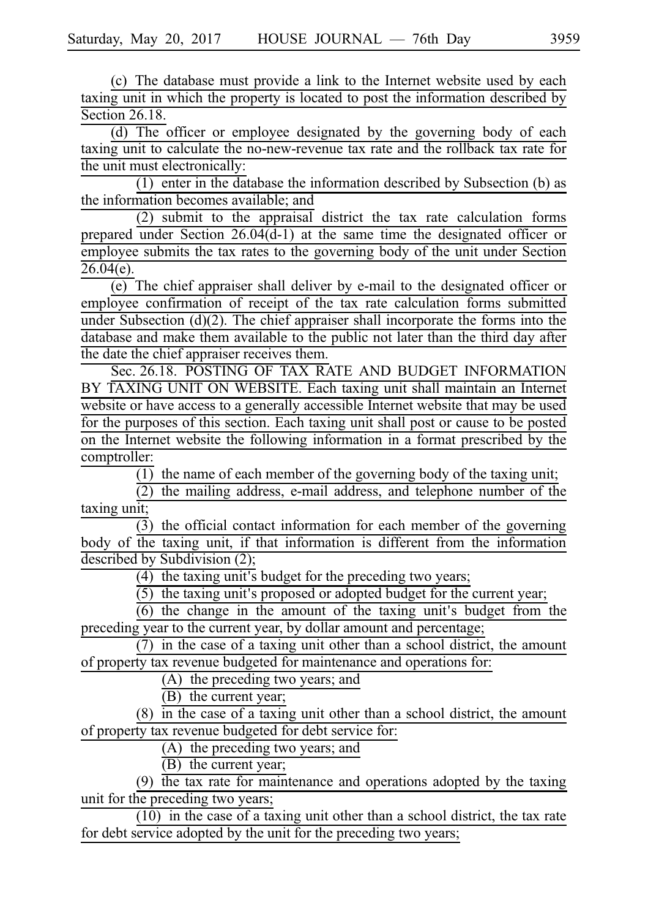(c) The database must provide a link to the Internet website used by each taxing unit in which the property is located to post the information described by Section 26.18.

(d) The officer or employee designated by the governing body of each taxing unit to calculate the no-new-revenue tax rate and the rollback tax rate for the unit must electronically:

(1) enter in the database the information described by Subsection (b) as the information becomes available; and

(2) submit to the appraisal district the tax rate calculation forms prepared under Section 26.04(d-1) at the same time the designated officer or employee submits the tax rates to the governing body of the unit under Section 26.04(e).

(e) The chief appraiser shall deliver by e-mail to the designated officer or employee confirmation of receipt of the tax rate calculation forms submitted under Subsection (d)(2). The chief appraiser shall incorporate the forms into the database and make them available to the public not later than the third day after the date the chief appraiser receives them.

Sec. 26.18. POSTING OF TAX RATE AND BUDGET INFORMATION BY TAXING UNIT ON WEBSITE. Each taxing unit shall maintain an Internet website or have access to a generally accessible Internet website that may be used for the purposes of this section. Each taxing unit shall post or cause to be posted on the Internet website the following information in a format prescribed by the comptroller:

(1) the name of each member of the governing body of the taxing unit;

(2) the mailing address, e-mail address, and telephone number of the taxing unit;

(3) the official contact information for each member of the governing body of the taxing unit, if that information is different from the information described by Subdivision (2);

(4) the taxing unit's budget for the preceding two years;

(5) the taxing unit's proposed or adopted budget for the current year;

(6) the change in the amount of the taxing unit's budget from the preceding year to the current year, by dollar amount and percentage;

(7) in the case of a taxing unit other than a school district, the amount of property tax revenue budgeted for maintenance and operations for:

(A) the preceding two years; and

(B) the current year;

(8) in the case of a taxing unit other than a school district, the amount of property tax revenue budgeted for debt service for:

(A) the preceding two years; and

(B) the current year;

(9) the tax rate for maintenance and operations adopted by the taxing unit for the preceding two years;

(10) in the case of a taxing unit other than a school district, the tax rate for debt service adopted by the unit for the preceding two years;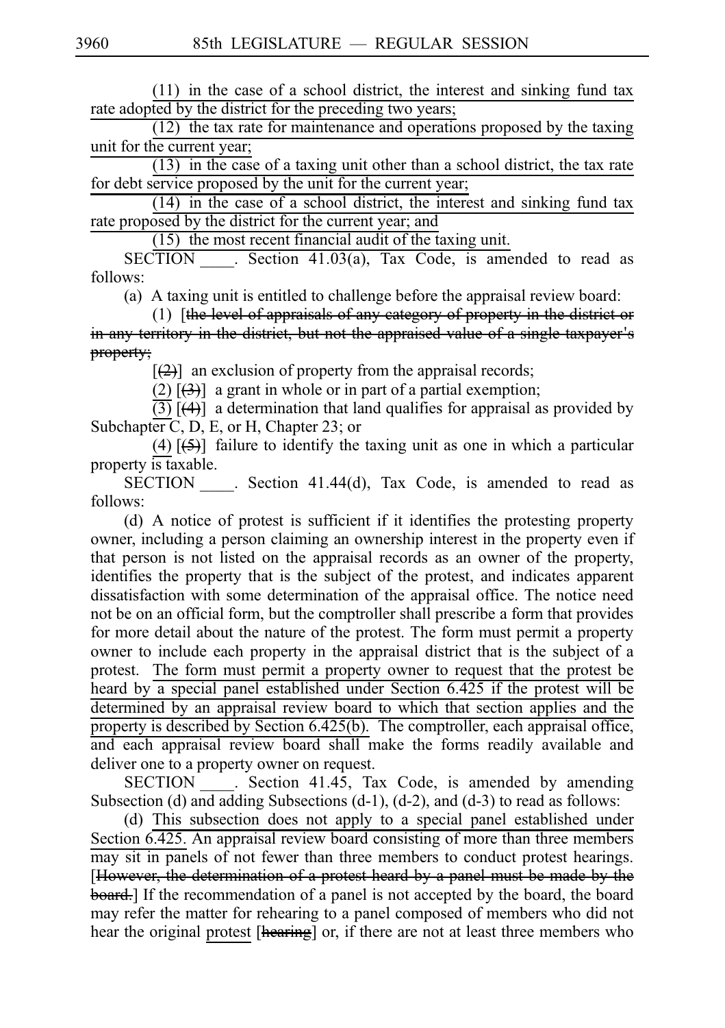(11) in the case of a school district, the interest and sinking fund tax rate adopted by the district for the preceding two years;

(12) the tax rate for maintenance and operations proposed by the taxing unit for the current year;

(13) in the case of a taxing unit other than a school district, the tax rate for debt service proposed by the unit for the current year;

(14) in the case of a school district, the interest and sinking fund tax rate proposed by the district for the current year; and

(15) the most recent financial audit of the taxing unit.

SECTION ____. Section 41.03(a), Tax Code, is amended to read as follows:

(a) A taxing unit is entitled to challenge before the appraisal review board:

(1) [the level of appraisals of any category of property in the district or in any territory in the district, but not the appraised value of a single taxpayer's property;

[(2)] an exclusion of property from the appraisal records;

(2) [(3)] a grant in whole or in part of a partial exemption;

(3) [(4)] a determination that land qualifies for appraisal as provided by Subchapter C, D, E, or H, Chapter 23; or

(4) [(5)] failure to identify the taxing unit as one in which a particular property is taxable.

SECTION ____. Section 41.44(d), Tax Code, is amended to read as follows:

(d) A notice of protest is sufficient if it identifies the protesting property owner, including a person claiming an ownership interest in the property even if that person is not listed on the appraisal records as an owner of the property, identifies the property that is the subject of the protest, and indicates apparent dissatisfaction with some determination of the appraisal office. The notice need not be on an official form, but the comptroller shall prescribe a form that provides for more detail about the nature of the protest. The form must permit a property owner to include each property in the appraisal district that is the subject of a protest. The form must permit a property owner to request that the protest be heard by a special panel established under Section 6.425 if the protest will be determined by an appraisal review board to which that section applies and the property is described by Section 6.425(b). The comptroller, each appraisal office, and each appraisal review board shall make the forms readily available and deliver one to a property owner on request.

SECTION ____. Section 41.45, Tax Code, is amended by amending Subsection (d) and adding Subsections (d-1), (d-2), and (d-3) to read as follows:

(d) This subsection does not apply to a special panel established under Section 6.425. An appraisal review board consisting of more than three members may sit in panels of not fewer than three members to conduct protest hearings. [However, the determination of a protest heard by a panel must be made by the board.] If the recommendation of a panel is not accepted by the board, the board may refer the matter for rehearing to a panel composed of members who did not hear the original protest [hearing] or, if there are not at least three members who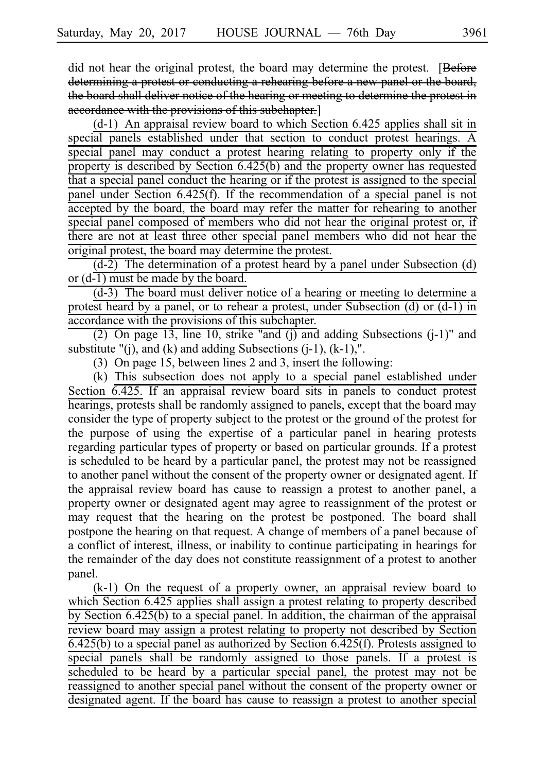did not hear the original protest, the board may determine the protest. [~~Before determining a protest or conducting a rehearing before a new panel or the board, the board shall deliver notice of the hearing or meeting to determine the protest in accordance with the provisions of this subchapter.~~]

(d-1) An appraisal review board to which Section 6.425 applies shall sit in special panels established under that section to conduct protest hearings. A special panel may conduct a protest hearing relating to property only if the property is described by Section 6.425(b) and the property owner has requested that a special panel conduct the hearing or if the protest is assigned to the special panel under Section 6.425(f). If the recommendation of a special panel is not accepted by the board, the board may refer the matter for rehearing to another special panel composed of members who did not hear the original protest or, if there are not at least three other special panel members who did not hear the original protest, the board may determine the protest.

(d-2) The determination of a protest heard by a panel under Subsection (d) or (d-1) must be made by the board.

(d-3) The board must deliver notice of a hearing or meeting to determine a protest heard by a panel, or to rehear a protest, under Subsection (d) or (d-1) in accordance with the provisions of this subchapter.

(2) On page 13, line 10, strike "and (j) and adding Subsections (j-1)" and substitute "(j), and (k) and adding Subsections (j-1), (k-1),".

(3) On page 15, between lines 2 and 3, insert the following:

(k) This subsection does not apply to a special panel established under Section 6.425. If an appraisal review board sits in panels to conduct protest hearings, protests shall be randomly assigned to panels, except that the board may consider the type of property subject to the protest or the ground of the protest for the purpose of using the expertise of a particular panel in hearing protests regarding particular types of property or based on particular grounds. If a protest is scheduled to be heard by a particular panel, the protest may not be reassigned to another panel without the consent of the property owner or designated agent. If the appraisal review board has cause to reassign a protest to another panel, a property owner or designated agent may agree to reassignment of the protest or may request that the hearing on the protest be postponed. The board shall postpone the hearing on that request. A change of members of a panel because of a conflict of interest, illness, or inability to continue participating in hearings for the remainder of the day does not constitute reassignment of a protest to another panel.

(k-1) On the request of a property owner, an appraisal review board to which Section 6.425 applies shall assign a protest relating to property described by Section 6.425(b) to a special panel. In addition, the chairman of the appraisal review board may assign a protest relating to property not described by Section 6.425(b) to a special panel as authorized by Section 6.425(f). Protests assigned to special panels shall be randomly assigned to those panels. If a protest is scheduled to be heard by a particular special panel, the protest may not be reassigned to another special panel without the consent of the property owner or designated agent. If the board has cause to reassign a protest to another special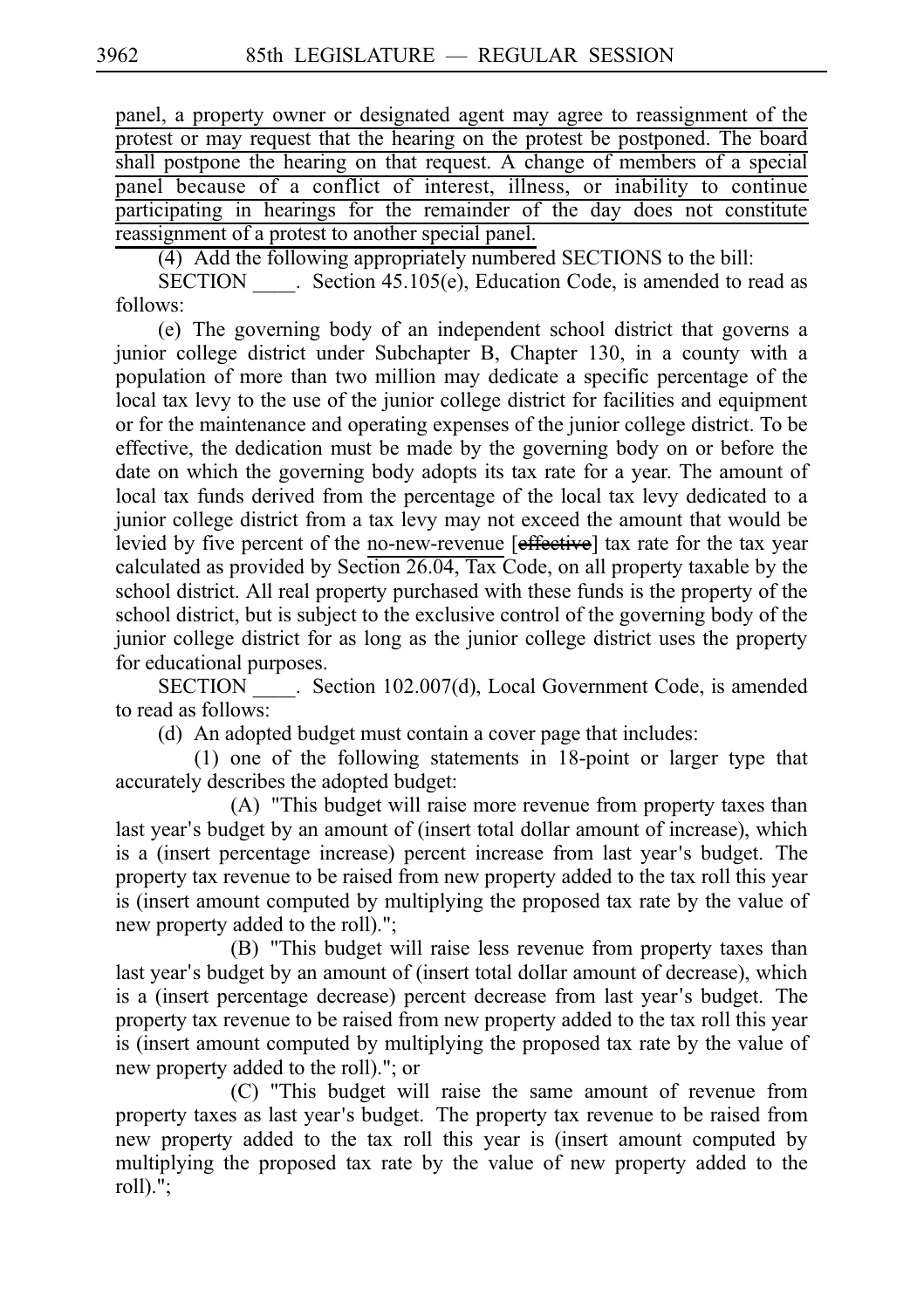panel, a property owner or designated agent may agree to reassignment of the protest or may request that the hearing on the protest be postponed. The board shall postpone the hearing on that request. A change of members of a special panel because of a conflict of interest, illness, or inability to continue participating in hearings for the remainder of the day does not constitute reassignment of a protest to another special panel.

(4) Add the following appropriately numbered SECTIONS to the bill:

SECTION ____. Section 45.105(e), Education Code, is amended to read as follows:

(e) The governing body of an independent school district that governs a junior college district under Subchapter B, Chapter 130, in a county with a population of more than two million may dedicate a specific percentage of the local tax levy to the use of the junior college district for facilities and equipment or for the maintenance and operating expenses of the junior college district. To be effective, the dedication must be made by the governing body on or before the date on which the governing body adopts its tax rate for a year. The amount of local tax funds derived from the percentage of the local tax levy dedicated to a junior college district from a tax levy may not exceed the amount that would be levied by five percent of the no-new-revenue [~~effective~~] tax rate for the tax year calculated as provided by Section 26.04, Tax Code, on all property taxable by the school district. All real property purchased with these funds is the property of the school district, but is subject to the exclusive control of the governing body of the junior college district for as long as the junior college district uses the property for educational purposes.

SECTION ____. Section 102.007(d), Local Government Code, is amended to read as follows:

(d) An adopted budget must contain a cover page that includes:

(1) one of the following statements in 18-point or larger type that accurately describes the adopted budget:

(A) "This budget will raise more revenue from property taxes than last year's budget by an amount of (insert total dollar amount of increase), which is a (insert percentage increase) percent increase from last year's budget. The property tax revenue to be raised from new property added to the tax roll this year is (insert amount computed by multiplying the proposed tax rate by the value of new property added to the roll).";

(B) "This budget will raise less revenue from property taxes than last year's budget by an amount of (insert total dollar amount of decrease), which is a (insert percentage decrease) percent decrease from last year's budget. The property tax revenue to be raised from new property added to the tax roll this year is (insert amount computed by multiplying the proposed tax rate by the value of new property added to the roll)."; or

(C) "This budget will raise the same amount of revenue from property taxes as last year's budget. The property tax revenue to be raised from new property added to the tax roll this year is (insert amount computed by multiplying the proposed tax rate by the value of new property added to the roll).";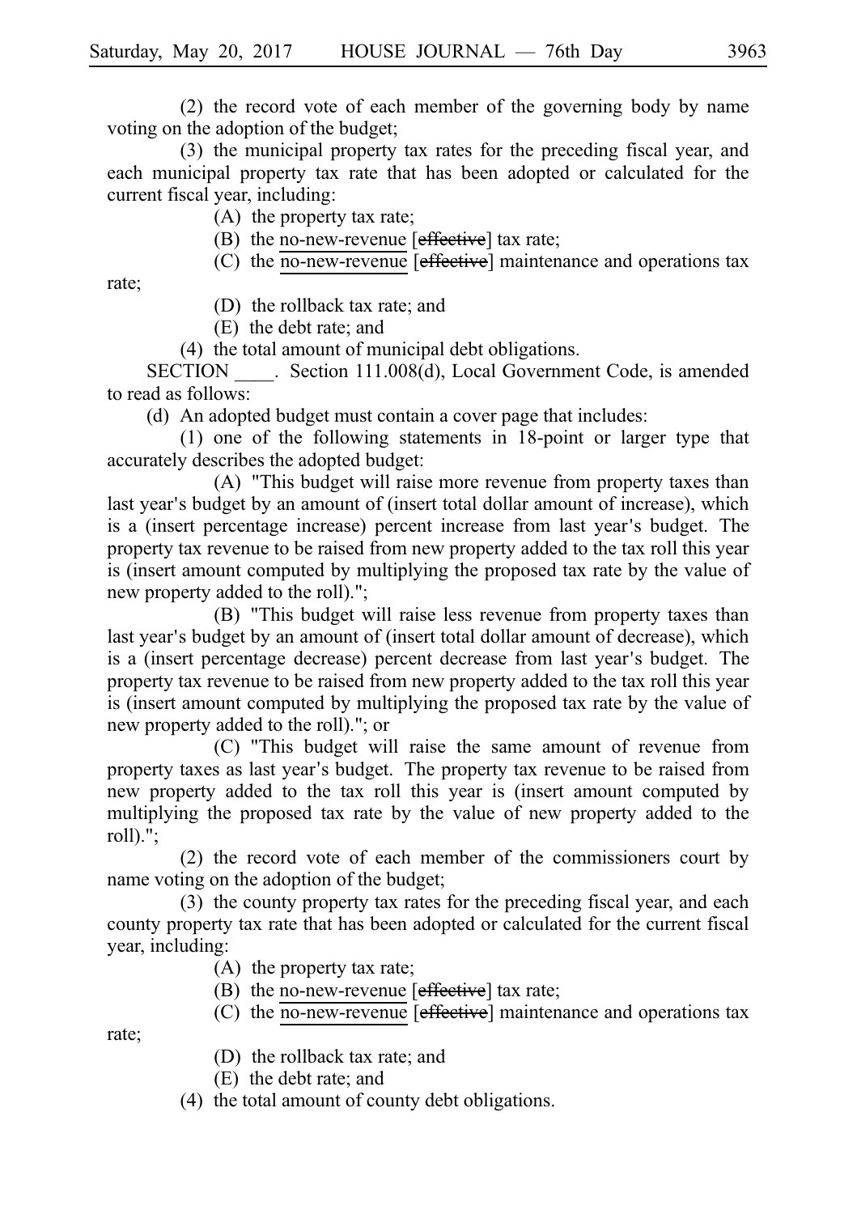(2) the record vote of each member of the governing body by name voting on the adoption of the budget;

(3) the municipal property tax rates for the preceding fiscal year, and each municipal property tax rate that has been adopted or calculated for the current fiscal year, including:

(A) the property tax rate;

(B) the no-new-revenue [effective] tax rate;

(C) the no-new-revenue [effective] maintenance and operations tax rate;

(D) the rollback tax rate; and

(E) the debt rate; and

(4) the total amount of municipal debt obligations.

SECTION ____. Section 111.008(d), Local Government Code, is amended to read as follows:

(d) An adopted budget must contain a cover page that includes:

(1) one of the following statements in 18-point or larger type that accurately describes the adopted budget:

(A) "This budget will raise more revenue from property taxes than last year's budget by an amount of (insert total dollar amount of increase), which is a (insert percentage increase) percent increase from last year's budget. The property tax revenue to be raised from new property added to the tax roll this year is (insert amount computed by multiplying the proposed tax rate by the value of new property added to the roll).";

(B) "This budget will raise less revenue from property taxes than last year's budget by an amount of (insert total dollar amount of decrease), which is a (insert percentage decrease) percent decrease from last year's budget. The property tax revenue to be raised from new property added to the tax roll this year is (insert amount computed by multiplying the proposed tax rate by the value of new property added to the roll)."; or

(C) "This budget will raise the same amount of revenue from property taxes as last year's budget. The property tax revenue to be raised from new property added to the tax roll this year is (insert amount computed by multiplying the proposed tax rate by the value of new property added to the roll).";

(2) the record vote of each member of the commissioners court by name voting on the adoption of the budget;

(3) the county property tax rates for the preceding fiscal year, and each county property tax rate that has been adopted or calculated for the current fiscal year, including:

(A) the property tax rate;

(B) the no-new-revenue [effective] tax rate;

(C) the no-new-revenue [effective] maintenance and operations tax rate;

(D) the rollback tax rate; and

(E) the debt rate; and

(4) the total amount of county debt obligations.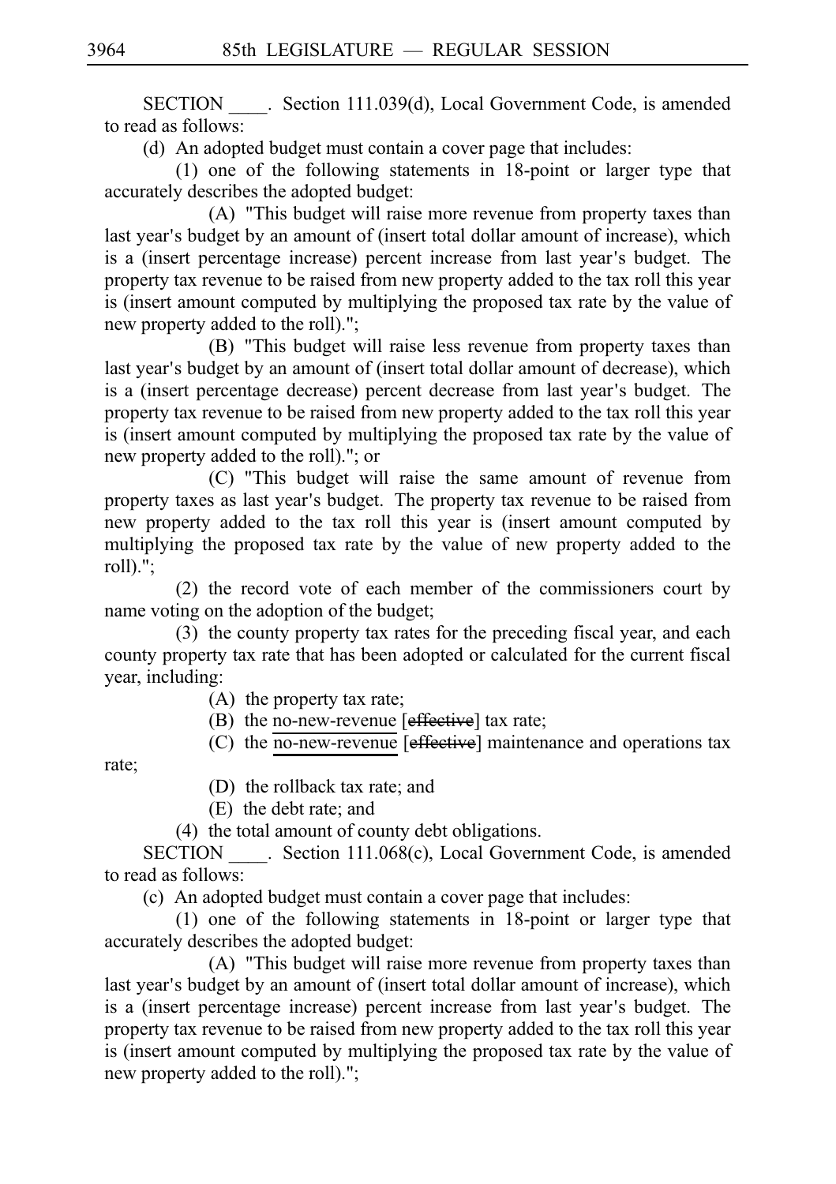SECTION ____. Section 111.039(d), Local Government Code, is amended to read as follows:

(d) An adopted budget must contain a cover page that includes:

(1) one of the following statements in 18-point or larger type that accurately describes the adopted budget:

(A) "This budget will raise more revenue from property taxes than last year's budget by an amount of (insert total dollar amount of increase), which is a (insert percentage increase) percent increase from last year's budget. The property tax revenue to be raised from new property added to the tax roll this year is (insert amount computed by multiplying the proposed tax rate by the value of new property added to the roll).";

(B) "This budget will raise less revenue from property taxes than last year's budget by an amount of (insert total dollar amount of decrease), which is a (insert percentage decrease) percent decrease from last year's budget. The property tax revenue to be raised from new property added to the tax roll this year is (insert amount computed by multiplying the proposed tax rate by the value of new property added to the roll)."; or

(C) "This budget will raise the same amount of revenue from property taxes as last year's budget. The property tax revenue to be raised from new property added to the tax roll this year is (insert amount computed by multiplying the proposed tax rate by the value of new property added to the roll).";

(2) the record vote of each member of the commissioners court by name voting on the adoption of the budget;

(3) the county property tax rates for the preceding fiscal year, and each county property tax rate that has been adopted or calculated for the current fiscal year, including:

(A) the property tax rate;

(B) the no-new-revenue [~~effective~~] tax rate;

(C) the no-new-revenue [~~effective~~] maintenance and operations tax rate;

(D) the rollback tax rate; and

(E) the debt rate; and

(4) the total amount of county debt obligations.

SECTION ____. Section 111.068(c), Local Government Code, is amended to read as follows:

(c) An adopted budget must contain a cover page that includes:

(1) one of the following statements in 18-point or larger type that accurately describes the adopted budget:

(A) "This budget will raise more revenue from property taxes than last year's budget by an amount of (insert total dollar amount of increase), which is a (insert percentage increase) percent increase from last year's budget. The property tax revenue to be raised from new property added to the tax roll this year is (insert amount computed by multiplying the proposed tax rate by the value of new property added to the roll).";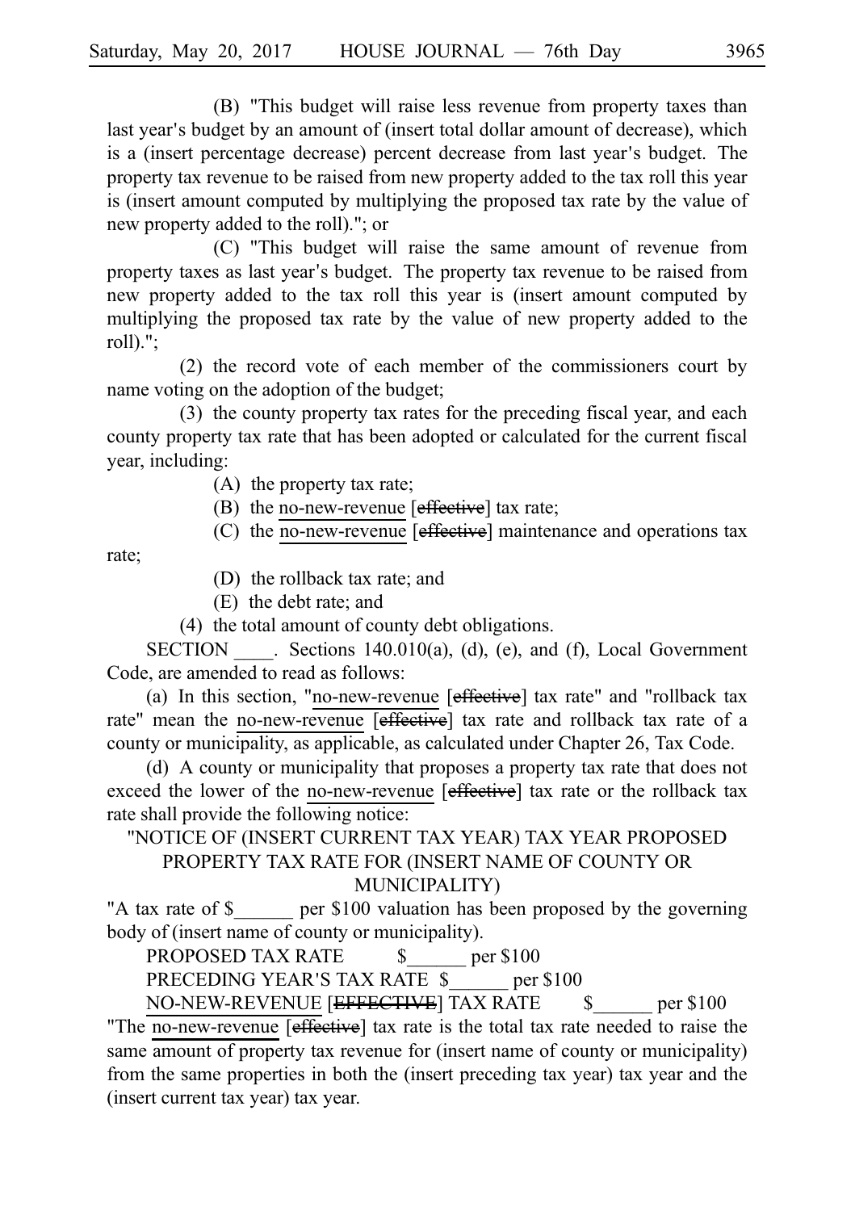(B) "This budget will raise less revenue from property taxes than last year's budget by an amount of (insert total dollar amount of decrease), which is a (insert percentage decrease) percent decrease from last year's budget. The property tax revenue to be raised from new property added to the tax roll this year is (insert amount computed by multiplying the proposed tax rate by the value of new property added to the roll)."; or

(C) "This budget will raise the same amount of revenue from property taxes as last year's budget. The property tax revenue to be raised from new property added to the tax roll this year is (insert amount computed by multiplying the proposed tax rate by the value of new property added to the roll).";

(2) the record vote of each member of the commissioners court by name voting on the adoption of the budget;

(3) the county property tax rates for the preceding fiscal year, and each county property tax rate that has been adopted or calculated for the current fiscal year, including:

(A) the property tax rate;

(B) the no-new-revenue [~~effective~~] tax rate;

(C) the no-new-revenue [~~effective~~] maintenance and operations tax rate;

(D) the rollback tax rate; and

(E) the debt rate; and

(4) the total amount of county debt obligations.

SECTION ____. Sections 140.010(a), (d), (e), and (f), Local Government Code, are amended to read as follows:

(a) In this section, "no-new-revenue [~~effective~~] tax rate" and "rollback tax rate" mean the no-new-revenue [~~effective~~] tax rate and rollback tax rate of a county or municipality, as applicable, as calculated under Chapter 26, Tax Code.

(d) A county or municipality that proposes a property tax rate that does not exceed the lower of the no-new-revenue [~~effective~~] tax rate or the rollback tax rate shall provide the following notice:

"NOTICE OF (INSERT CURRENT TAX YEAR) TAX YEAR PROPOSED PROPERTY TAX RATE FOR (INSERT NAME OF COUNTY OR MUNICIPALITY)

"A tax rate of $______ per $100 valuation has been proposed by the governing body of (insert name of county or municipality).

PROPOSED TAX RATE $______ per $100

PRECEDING YEAR'S TAX RATE $______ per $100

NO-NEW-REVENUE [~~EFFECTIVE~~] TAX RATE $______ per $100

"The no-new-revenue [~~effective~~] tax rate is the total tax rate needed to raise the same amount of property tax revenue for (insert name of county or municipality) from the same properties in both the (insert preceding tax year) tax year and the (insert current tax year) tax year.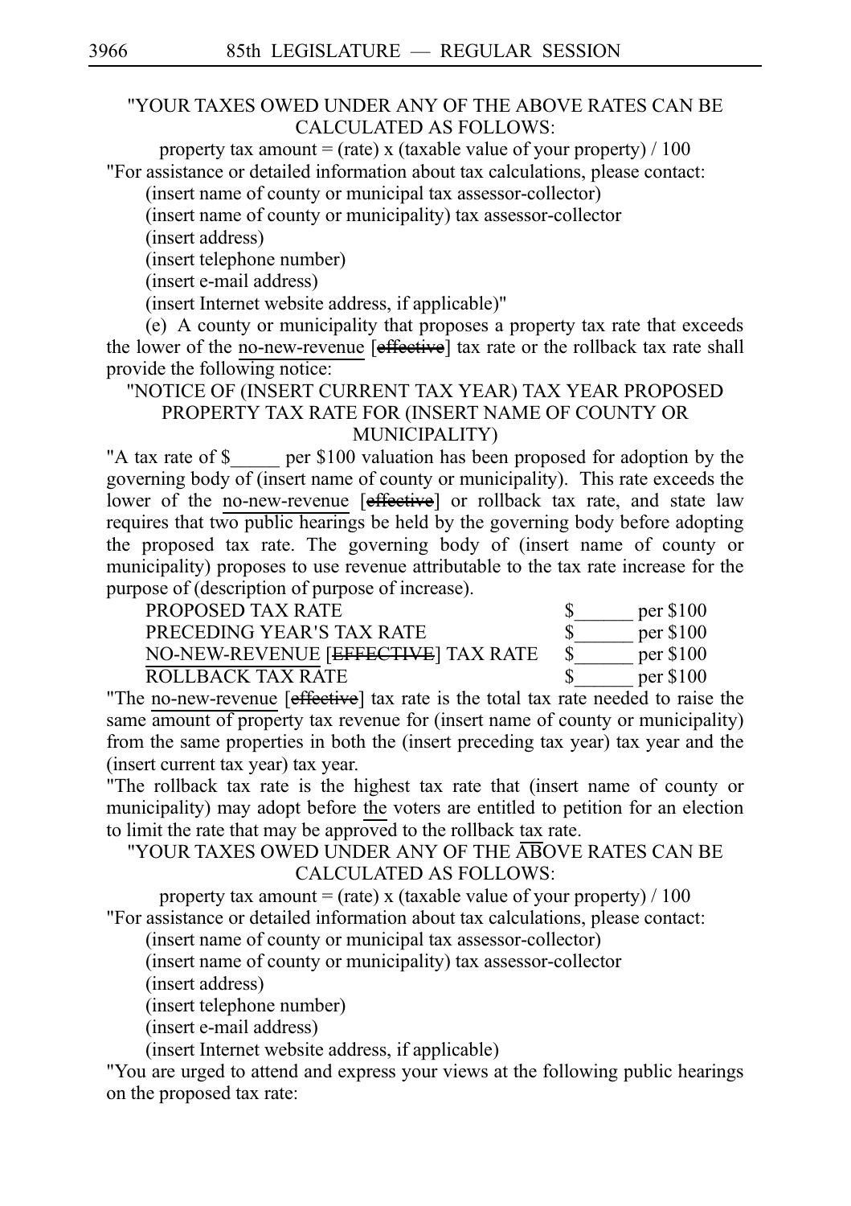"YOUR TAXES OWED UNDER ANY OF THE ABOVE RATES CAN BE CALCULATED AS FOLLOWS:

property tax amount = (rate) x (taxable value of your property) / 100

"For assistance or detailed information about tax calculations, please contact:

(insert name of county or municipal tax assessor-collector)

(insert name of county or municipality) tax assessor-collector

(insert address)

(insert telephone number)

(insert e-mail address)

(insert Internet website address, if applicable)"

(e) A county or municipality that proposes a property tax rate that exceeds the lower of the no-new-revenue [~~effective~~] tax rate or the rollback tax rate shall provide the following notice:

"NOTICE OF (INSERT CURRENT TAX YEAR) TAX YEAR PROPOSED PROPERTY TAX RATE FOR (INSERT NAME OF COUNTY OR MUNICIPALITY)

"A tax rate of $_____ per $100 valuation has been proposed for adoption by the governing body of (insert name of county or municipality). This rate exceeds the lower of the no-new-revenue [~~effective~~] or rollback tax rate, and state law requires that two public hearings be held by the governing body before adopting the proposed tax rate. The governing body of (insert name of county or municipality) proposes to use revenue attributable to the tax rate increase for the purpose of (description of purpose of increase).

| | |
|---|---|
| PROPOSED TAX RATE | $______ per $100 |
| PRECEDING YEAR'S TAX RATE | $______ per $100 |
| NO-NEW-REVENUE [~~EFFECTIVE~~] TAX RATE | $______ per $100 |
| ROLLBACK TAX RATE | $______ per $100 |

"The no-new-revenue [~~effective~~] tax rate is the total tax rate needed to raise the same amount of property tax revenue for (insert name of county or municipality) from the same properties in both the (insert preceding tax year) tax year and the (insert current tax year) tax year.

"The rollback tax rate is the highest tax rate that (insert name of county or municipality) may adopt before the voters are entitled to petition for an election to limit the rate that may be approved to the rollback tax rate.

"YOUR TAXES OWED UNDER ANY OF THE ABOVE RATES CAN BE CALCULATED AS FOLLOWS:

property tax amount = (rate) x (taxable value of your property) / 100

"For assistance or detailed information about tax calculations, please contact:

(insert name of county or municipal tax assessor-collector)

(insert name of county or municipality) tax assessor-collector

(insert address)

(insert telephone number)

(insert e-mail address)

(insert Internet website address, if applicable)

"You are urged to attend and express your views at the following public hearings on the proposed tax rate: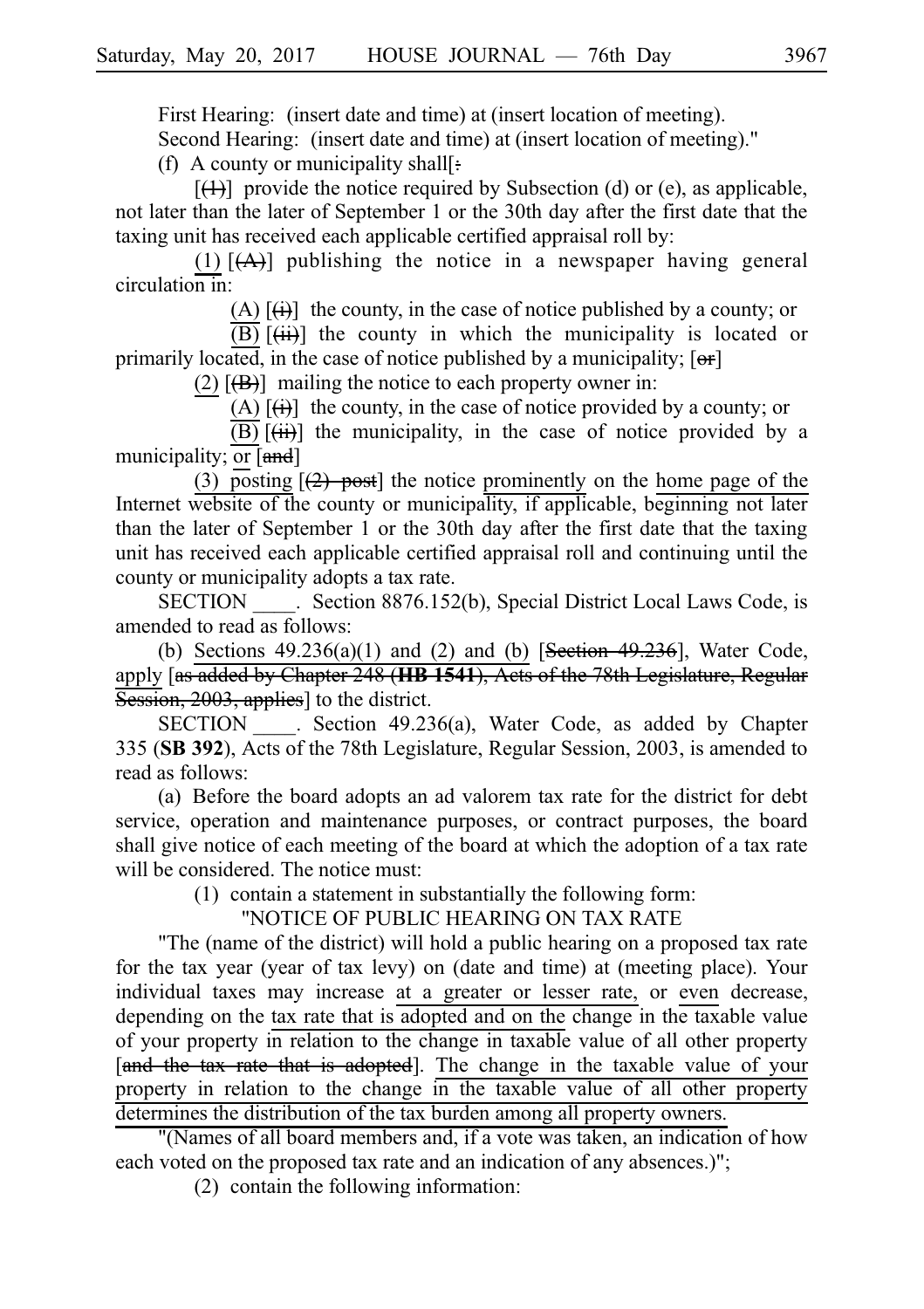First Hearing: (insert date and time) at (insert location of meeting).

Second Hearing: (insert date and time) at (insert location of meeting)."

(f) A county or municipality shall[:

[(1)] provide the notice required by Subsection (d) or (e), as applicable, not later than the later of September 1 or the 30th day after the first date that the taxing unit has received each applicable certified appraisal roll by:

(1) [(A)] publishing the notice in a newspaper having general circulation in:

(A) [(i)] the county, in the case of notice published by a county; or

(B) [(ii)] the county in which the municipality is located or primarily located, in the case of notice published by a municipality; [or]

(2) [(B)] mailing the notice to each property owner in:

(A) [(i)] the county, in the case of notice provided by a county; or

(B) [(ii)] the municipality, in the case of notice provided by a municipality; or [and]

(3) posting [(2) post] the notice prominently on the home page of the Internet website of the county or municipality, if applicable, beginning not later than the later of September 1 or the 30th day after the first date that the taxing unit has received each applicable certified appraisal roll and continuing until the county or municipality adopts a tax rate.

SECTION ____. Section 8876.152(b), Special District Local Laws Code, is amended to read as follows:

(b) Sections 49.236(a)(1) and (2) and (b) [Section 49.236], Water Code, apply [as added by Chapter 248 (**HB 1541**), Acts of the 78th Legislature, Regular Session, 2003, applies] to the district.

SECTION ____. Section 49.236(a), Water Code, as added by Chapter 335 (**SB 392**), Acts of the 78th Legislature, Regular Session, 2003, is amended to read as follows:

(a) Before the board adopts an ad valorem tax rate for the district for debt service, operation and maintenance purposes, or contract purposes, the board shall give notice of each meeting of the board at which the adoption of a tax rate will be considered. The notice must:

(1) contain a statement in substantially the following form:

"NOTICE OF PUBLIC HEARING ON TAX RATE

"The (name of the district) will hold a public hearing on a proposed tax rate for the tax year (year of tax levy) on (date and time) at (meeting place). Your individual taxes may increase at a greater or lesser rate, or even decrease, depending on the tax rate that is adopted and on the change in the taxable value of your property in relation to the change in taxable value of all other property [and the tax rate that is adopted]. The change in the taxable value of your property in relation to the change in the taxable value of all other property determines the distribution of the tax burden among all property owners.

"(Names of all board members and, if a vote was taken, an indication of how each voted on the proposed tax rate and an indication of any absences.)";

(2) contain the following information: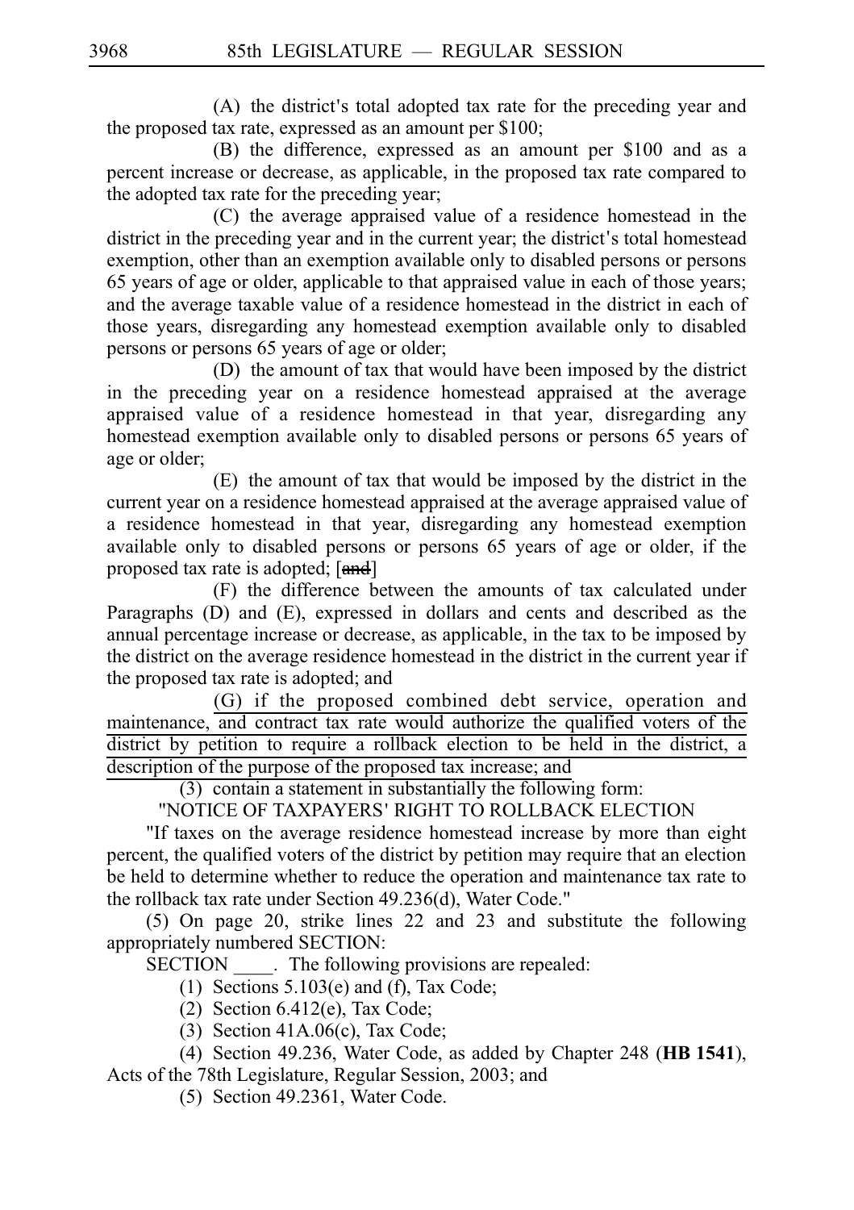(A) the district's total adopted tax rate for the preceding year and the proposed tax rate, expressed as an amount per $100;

(B) the difference, expressed as an amount per $100 and as a percent increase or decrease, as applicable, in the proposed tax rate compared to the adopted tax rate for the preceding year;

(C) the average appraised value of a residence homestead in the district in the preceding year and in the current year; the district's total homestead exemption, other than an exemption available only to disabled persons or persons 65 years of age or older, applicable to that appraised value in each of those years; and the average taxable value of a residence homestead in the district in each of those years, disregarding any homestead exemption available only to disabled persons or persons 65 years of age or older;

(D) the amount of tax that would have been imposed by the district in the preceding year on a residence homestead appraised at the average appraised value of a residence homestead in that year, disregarding any homestead exemption available only to disabled persons or persons 65 years of age or older;

(E) the amount of tax that would be imposed by the district in the current year on a residence homestead appraised at the average appraised value of a residence homestead in that year, disregarding any homestead exemption available only to disabled persons or persons 65 years of age or older, if the proposed tax rate is adopted; [~~and~~]

(F) the difference between the amounts of tax calculated under Paragraphs (D) and (E), expressed in dollars and cents and described as the annual percentage increase or decrease, as applicable, in the tax to be imposed by the district on the average residence homestead in the district in the current year if the proposed tax rate is adopted; and

<u>(G) if the proposed combined debt service, operation and maintenance, and contract tax rate would authorize the qualified voters of the district by petition to require a rollback election to be held in the district, a description of the purpose of the proposed tax increase; and</u>

(3) contain a statement in substantially the following form:

"NOTICE OF TAXPAYERS' RIGHT TO ROLLBACK ELECTION

"If taxes on the average residence homestead increase by more than eight percent, the qualified voters of the district by petition may require that an election be held to determine whether to reduce the operation and maintenance tax rate to the rollback tax rate under Section 49.236(d), Water Code."

(5) On page 20, strike lines 22 and 23 and substitute the following appropriately numbered SECTION:

SECTION ____. The following provisions are repealed:

(1) Sections 5.103(e) and (f), Tax Code;

(2) Section 6.412(e), Tax Code;

(3) Section 41A.06(c), Tax Code;

(4) Section 49.236, Water Code, as added by Chapter 248 (**HB 1541**), Acts of the 78th Legislature, Regular Session, 2003; and

(5) Section 49.2361, Water Code.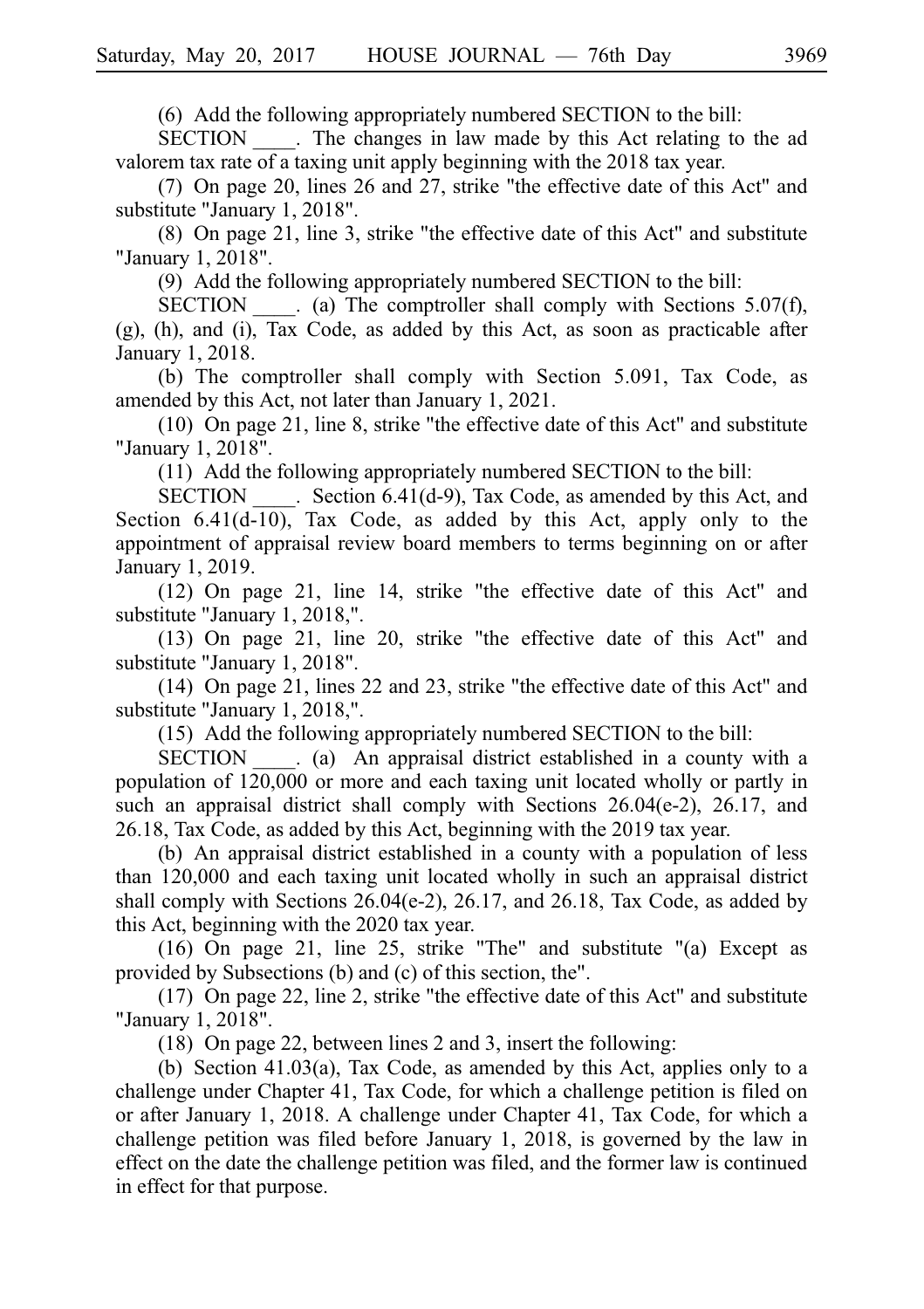(6) Add the following appropriately numbered SECTION to the bill:

SECTION ____. The changes in law made by this Act relating to the ad valorem tax rate of a taxing unit apply beginning with the 2018 tax year.

(7) On page 20, lines 26 and 27, strike "the effective date of this Act" and substitute "January 1, 2018".

(8) On page 21, line 3, strike "the effective date of this Act" and substitute "January 1, 2018".

(9) Add the following appropriately numbered SECTION to the bill:

SECTION ____. (a) The comptroller shall comply with Sections 5.07(f), (g), (h), and (i), Tax Code, as added by this Act, as soon as practicable after January 1, 2018.

(b) The comptroller shall comply with Section 5.091, Tax Code, as amended by this Act, not later than January 1, 2021.

(10) On page 21, line 8, strike "the effective date of this Act" and substitute "January 1, 2018".

(11) Add the following appropriately numbered SECTION to the bill:

SECTION ____. Section 6.41(d-9), Tax Code, as amended by this Act, and Section 6.41(d-10), Tax Code, as added by this Act, apply only to the appointment of appraisal review board members to terms beginning on or after January 1, 2019.

(12) On page 21, line 14, strike "the effective date of this Act" and substitute "January 1, 2018,".

(13) On page 21, line 20, strike "the effective date of this Act" and substitute "January 1, 2018".

(14) On page 21, lines 22 and 23, strike "the effective date of this Act" and substitute "January 1, 2018,".

(15) Add the following appropriately numbered SECTION to the bill:

SECTION ____. (a) An appraisal district established in a county with a population of 120,000 or more and each taxing unit located wholly or partly in such an appraisal district shall comply with Sections 26.04(e-2), 26.17, and 26.18, Tax Code, as added by this Act, beginning with the 2019 tax year.

(b) An appraisal district established in a county with a population of less than 120,000 and each taxing unit located wholly in such an appraisal district shall comply with Sections 26.04(e-2), 26.17, and 26.18, Tax Code, as added by this Act, beginning with the 2020 tax year.

(16) On page 21, line 25, strike "The" and substitute "(a) Except as provided by Subsections (b) and (c) of this section, the".

(17) On page 22, line 2, strike "the effective date of this Act" and substitute "January 1, 2018".

(18) On page 22, between lines 2 and 3, insert the following:

(b) Section 41.03(a), Tax Code, as amended by this Act, applies only to a challenge under Chapter 41, Tax Code, for which a challenge petition is filed on or after January 1, 2018. A challenge under Chapter 41, Tax Code, for which a challenge petition was filed before January 1, 2018, is governed by the law in effect on the date the challenge petition was filed, and the former law is continued in effect for that purpose.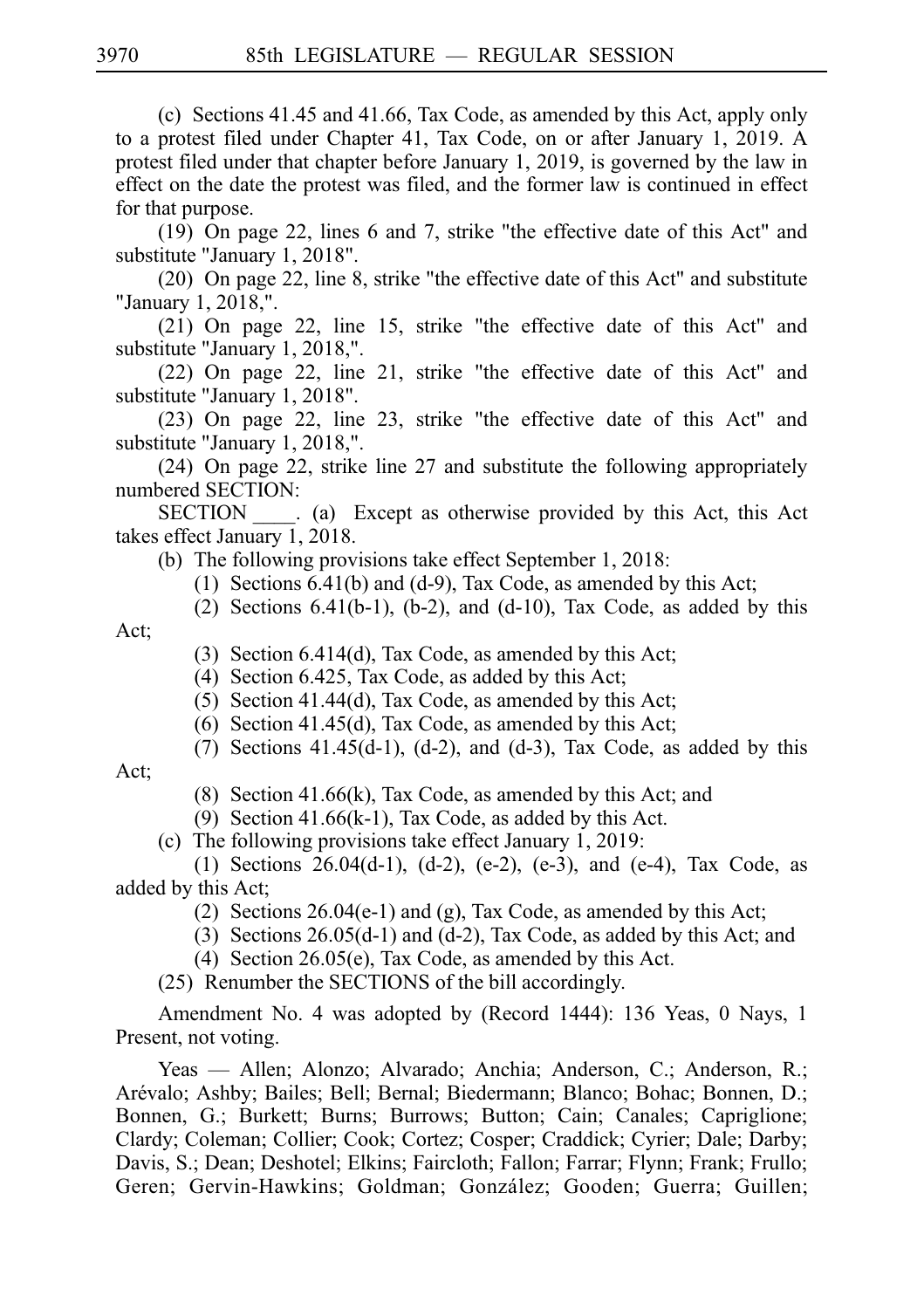(c) Sections 41.45 and 41.66, Tax Code, as amended by this Act, apply only to a protest filed under Chapter 41, Tax Code, on or after January 1, 2019. A protest filed under that chapter before January 1, 2019, is governed by the law in effect on the date the protest was filed, and the former law is continued in effect for that purpose.

(19) On page 22, lines 6 and 7, strike "the effective date of this Act" and substitute "January 1, 2018".

(20) On page 22, line 8, strike "the effective date of this Act" and substitute "January 1, 2018,".

(21) On page 22, line 15, strike "the effective date of this Act" and substitute "January 1, 2018,".

(22) On page 22, line 21, strike "the effective date of this Act" and substitute "January 1, 2018".

(23) On page 22, line 23, strike "the effective date of this Act" and substitute "January 1, 2018,".

(24) On page 22, strike line 27 and substitute the following appropriately numbered SECTION:

SECTION ____. (a) Except as otherwise provided by this Act, this Act takes effect January 1, 2018.

(b) The following provisions take effect September 1, 2018:

(1) Sections 6.41(b) and (d-9), Tax Code, as amended by this Act;

(2) Sections 6.41(b-1), (b-2), and (d-10), Tax Code, as added by this Act;

(3) Section 6.414(d), Tax Code, as amended by this Act;

(4) Section 6.425, Tax Code, as added by this Act;

(5) Section 41.44(d), Tax Code, as amended by this Act;

(6) Section 41.45(d), Tax Code, as amended by this Act;

(7) Sections 41.45(d-1), (d-2), and (d-3), Tax Code, as added by this Act;

(8) Section 41.66(k), Tax Code, as amended by this Act; and

(9) Section 41.66(k-1), Tax Code, as added by this Act.

(c) The following provisions take effect January 1, 2019:

(1) Sections 26.04(d-1), (d-2), (e-2), (e-3), and (e-4), Tax Code, as added by this Act;

(2) Sections 26.04(e-1) and (g), Tax Code, as amended by this Act;

(3) Sections 26.05(d-1) and (d-2), Tax Code, as added by this Act; and

(4) Section 26.05(e), Tax Code, as amended by this Act.

(25) Renumber the SECTIONS of the bill accordingly.

Amendment No. 4 was adopted by (Record 1444): 136 Yeas, 0 Nays, 1 Present, not voting.

Yeas — Allen; Alonzo; Alvarado; Anchia; Anderson, C.; Anderson, R.; Arévalo; Ashby; Bailes; Bell; Bernal; Biedermann; Blanco; Bohac; Bonnen, D.; Bonnen, G.; Burkett; Burns; Burrows; Button; Cain; Canales; Capriglione; Clardy; Coleman; Collier; Cook; Cortez; Cosper; Craddick; Cyrier; Dale; Darby; Davis, S.; Dean; Deshotel; Elkins; Faircloth; Fallon; Farrar; Flynn; Frank; Frullo; Geren; Gervin-Hawkins; Goldman; González; Gooden; Guerra; Guillen;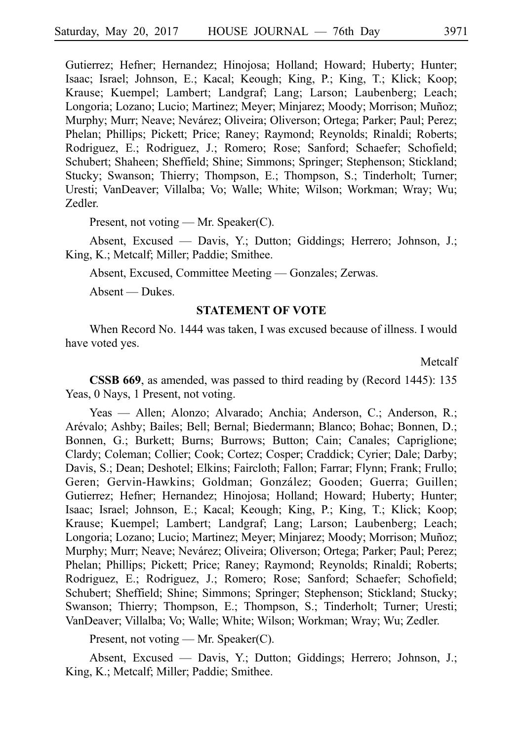Gutierrez; Hefner; Hernandez; Hinojosa; Holland; Howard; Huberty; Hunter; Isaac; Israel; Johnson, E.; Kacal; Keough; King, P.; King, T.; Klick; Koop; Krause; Kuempel; Lambert; Landgraf; Lang; Larson; Laubenberg; Leach; Longoria; Lozano; Lucio; Martinez; Meyer; Minjarez; Moody; Morrison; Muñoz; Murphy; Murr; Neave; Nevárez; Oliveira; Oliverson; Ortega; Parker; Paul; Perez; Phelan; Phillips; Pickett; Price; Raney; Raymond; Reynolds; Rinaldi; Roberts; Rodriguez, E.; Rodriguez, J.; Romero; Rose; Sanford; Schaefer; Schofield; Schubert; Shaheen; Sheffield; Shine; Simmons; Springer; Stephenson; Stickland; Stucky; Swanson; Thierry; Thompson, E.; Thompson, S.; Tinderholt; Turner; Uresti; VanDeaver; Villalba; Vo; Walle; White; Wilson; Workman; Wray; Wu; Zedler.

Present, not voting — Mr. Speaker(C).

Absent, Excused — Davis, Y.; Dutton; Giddings; Herrero; Johnson, J.; King, K.; Metcalf; Miller; Paddie; Smithee.

Absent, Excused, Committee Meeting — Gonzales; Zerwas.

Absent — Dukes.

**STATEMENT OF VOTE**

When Record No. 1444 was taken, I was excused because of illness. I would have voted yes.

Metcalf

**CSSB 669**, as amended, was passed to third reading by (Record 1445): 135 Yeas, 0 Nays, 1 Present, not voting.

Yeas — Allen; Alonzo; Alvarado; Anchia; Anderson, C.; Anderson, R.; Arévalo; Ashby; Bailes; Bell; Bernal; Biedermann; Blanco; Bohac; Bonnen, D.; Bonnen, G.; Burkett; Burns; Burrows; Button; Cain; Canales; Capriglione; Clardy; Coleman; Collier; Cook; Cortez; Cosper; Craddick; Cyrier; Dale; Darby; Davis, S.; Dean; Deshotel; Elkins; Faircloth; Fallon; Farrar; Flynn; Frank; Frullo; Geren; Gervin-Hawkins; Goldman; González; Gooden; Guerra; Guillen; Gutierrez; Hefner; Hernandez; Hinojosa; Holland; Howard; Huberty; Hunter; Isaac; Israel; Johnson, E.; Kacal; Keough; King, P.; King, T.; Klick; Koop; Krause; Kuempel; Lambert; Landgraf; Lang; Larson; Laubenberg; Leach; Longoria; Lozano; Lucio; Martinez; Meyer; Minjarez; Moody; Morrison; Muñoz; Murphy; Murr; Neave; Nevárez; Oliveira; Oliverson; Ortega; Parker; Paul; Perez; Phelan; Phillips; Pickett; Price; Raney; Raymond; Reynolds; Rinaldi; Roberts; Rodriguez, E.; Rodriguez, J.; Romero; Rose; Sanford; Schaefer; Schofield; Schubert; Sheffield; Shine; Simmons; Springer; Stephenson; Stickland; Stucky; Swanson; Thierry; Thompson, E.; Thompson, S.; Tinderholt; Turner; Uresti; VanDeaver; Villalba; Vo; Walle; White; Wilson; Workman; Wray; Wu; Zedler.

Present, not voting — Mr. Speaker(C).

Absent, Excused — Davis, Y.; Dutton; Giddings; Herrero; Johnson, J.; King, K.; Metcalf; Miller; Paddie; Smithee.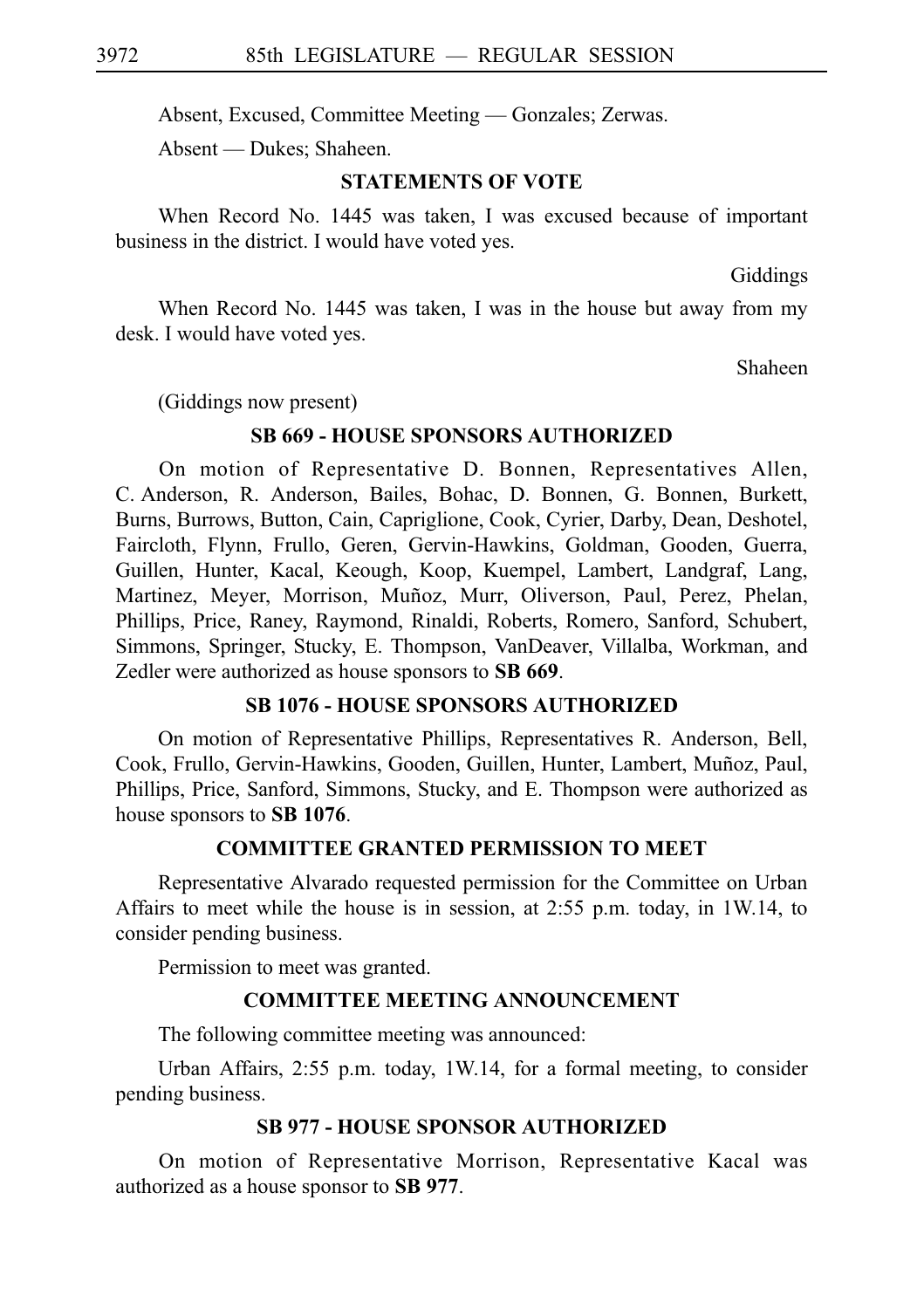Absent, Excused, Committee Meeting — Gonzales; Zerwas.

Absent — Dukes; Shaheen.

### STATEMENTS OF VOTE

When Record No. 1445 was taken, I was excused because of important business in the district. I would have voted yes.

Giddings

When Record No. 1445 was taken, I was in the house but away from my desk. I would have voted yes.

Shaheen

(Giddings now present)

### SB 669 - HOUSE SPONSORS AUTHORIZED

On motion of Representative D. Bonnen, Representatives Allen, C. Anderson, R. Anderson, Bailes, Bohac, D. Bonnen, G. Bonnen, Burkett, Burns, Burrows, Button, Cain, Capriglione, Cook, Cyrier, Darby, Dean, Deshotel, Faircloth, Flynn, Frullo, Geren, Gervin-Hawkins, Goldman, Gooden, Guerra, Guillen, Hunter, Kacal, Keough, Koop, Kuempel, Lambert, Landgraf, Lang, Martinez, Meyer, Morrison, Muñoz, Murr, Oliverson, Paul, Perez, Phelan, Phillips, Price, Raney, Raymond, Rinaldi, Roberts, Romero, Sanford, Schubert, Simmons, Springer, Stucky, E. Thompson, VanDeaver, Villalba, Workman, and Zedler were authorized as house sponsors to **SB 669**.

### SB 1076 - HOUSE SPONSORS AUTHORIZED

On motion of Representative Phillips, Representatives R. Anderson, Bell, Cook, Frullo, Gervin-Hawkins, Gooden, Guillen, Hunter, Lambert, Muñoz, Paul, Phillips, Price, Sanford, Simmons, Stucky, and E. Thompson were authorized as house sponsors to **SB 1076**.

### COMMITTEE GRANTED PERMISSION TO MEET

Representative Alvarado requested permission for the Committee on Urban Affairs to meet while the house is in session, at 2:55 p.m. today, in 1W.14, to consider pending business.

Permission to meet was granted.

### COMMITTEE MEETING ANNOUNCEMENT

The following committee meeting was announced:

Urban Affairs, 2:55 p.m. today, 1W.14, for a formal meeting, to consider pending business.

### SB 977 - HOUSE SPONSOR AUTHORIZED

On motion of Representative Morrison, Representative Kacal was authorized as a house sponsor to **SB 977**.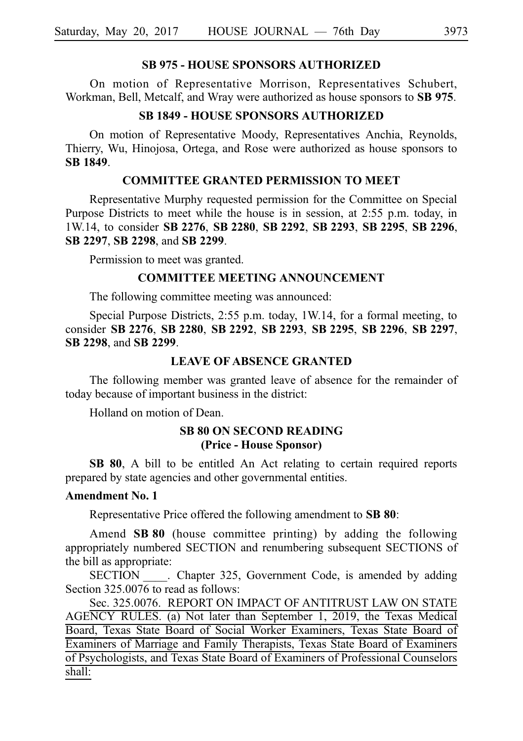### SB 975 - HOUSE SPONSORS AUTHORIZED

On motion of Representative Morrison, Representatives Schubert, Workman, Bell, Metcalf, and Wray were authorized as house sponsors to **SB 975**.

### SB 1849 - HOUSE SPONSORS AUTHORIZED

On motion of Representative Moody, Representatives Anchia, Reynolds, Thierry, Wu, Hinojosa, Ortega, and Rose were authorized as house sponsors to **SB 1849**.

### COMMITTEE GRANTED PERMISSION TO MEET

Representative Murphy requested permission for the Committee on Special Purpose Districts to meet while the house is in session, at 2:55 p.m. today, in 1W.14, to consider **SB 2276**, **SB 2280**, **SB 2292**, **SB 2293**, **SB 2295**, **SB 2296**, **SB 2297**, **SB 2298**, and **SB 2299**.

Permission to meet was granted.

### COMMITTEE MEETING ANNOUNCEMENT

The following committee meeting was announced:

Special Purpose Districts, 2:55 p.m. today, 1W.14, for a formal meeting, to consider **SB 2276**, **SB 2280**, **SB 2292**, **SB 2293**, **SB 2295**, **SB 2296**, **SB 2297**, **SB 2298**, and **SB 2299**.

### LEAVE OF ABSENCE GRANTED

The following member was granted leave of absence for the remainder of today because of important business in the district:

Holland on motion of Dean.

### SB 80 ON SECOND READING
### (Price - House Sponsor)

**SB 80**, A bill to be entitled An Act relating to certain required reports prepared by state agencies and other governmental entities.

**Amendment No. 1**

Representative Price offered the following amendment to **SB 80**:

Amend **SB 80** (house committee printing) by adding the following appropriately numbered SECTION and renumbering subsequent SECTIONS of the bill as appropriate:

SECTION \_\_\_\_. Chapter 325, Government Code, is amended by adding Section 325.0076 to read as follows:

Sec. 325.0076. REPORT ON IMPACT OF ANTITRUST LAW ON STATE AGENCY RULES. (a) Not later than September 1, 2019, the Texas Medical Board, Texas State Board of Social Worker Examiners, Texas State Board of Examiners of Marriage and Family Therapists, Texas State Board of Examiners of Psychologists, and Texas State Board of Examiners of Professional Counselors shall: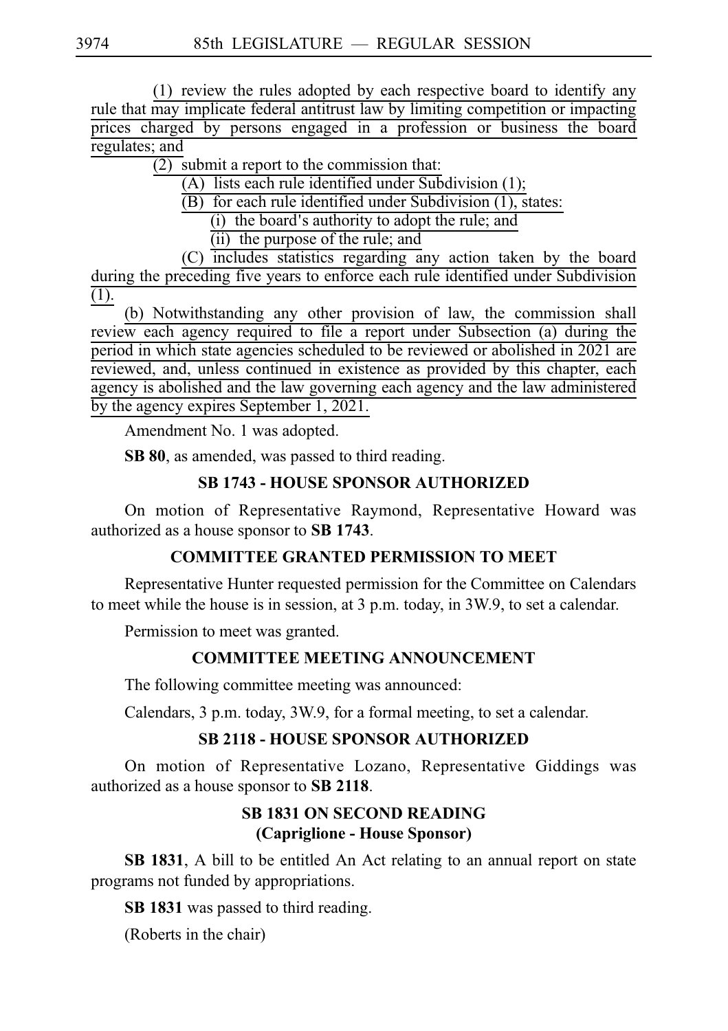(1) review the rules adopted by each respective board to identify any rule that may implicate federal antitrust law by limiting competition or impacting prices charged by persons engaged in a profession or business the board regulates; and

(2) submit a report to the commission that:

(A) lists each rule identified under Subdivision (1);

(B) for each rule identified under Subdivision (1), states:

(i) the board's authority to adopt the rule; and

(ii) the purpose of the rule; and

(C) includes statistics regarding any action taken by the board during the preceding five years to enforce each rule identified under Subdivision (1).

(b) Notwithstanding any other provision of law, the commission shall review each agency required to file a report under Subsection (a) during the period in which state agencies scheduled to be reviewed or abolished in 2021 are reviewed, and, unless continued in existence as provided by this chapter, each agency is abolished and the law governing each agency and the law administered by the agency expires September 1, 2021.

Amendment No. 1 was adopted.

**SB 80**, as amended, was passed to third reading.

### SB 1743 - HOUSE SPONSOR AUTHORIZED

On motion of Representative Raymond, Representative Howard was authorized as a house sponsor to **SB 1743**.

### COMMITTEE GRANTED PERMISSION TO MEET

Representative Hunter requested permission for the Committee on Calendars to meet while the house is in session, at 3 p.m. today, in 3W.9, to set a calendar.

Permission to meet was granted.

### COMMITTEE MEETING ANNOUNCEMENT

The following committee meeting was announced:

Calendars, 3 p.m. today, 3W.9, for a formal meeting, to set a calendar.

### SB 2118 - HOUSE SPONSOR AUTHORIZED

On motion of Representative Lozano, Representative Giddings was authorized as a house sponsor to **SB 2118**.

### SB 1831 ON SECOND READING
### (Capriglione - House Sponsor)

**SB 1831**, A bill to be entitled An Act relating to an annual report on state programs not funded by appropriations.

**SB 1831** was passed to third reading.

(Roberts in the chair)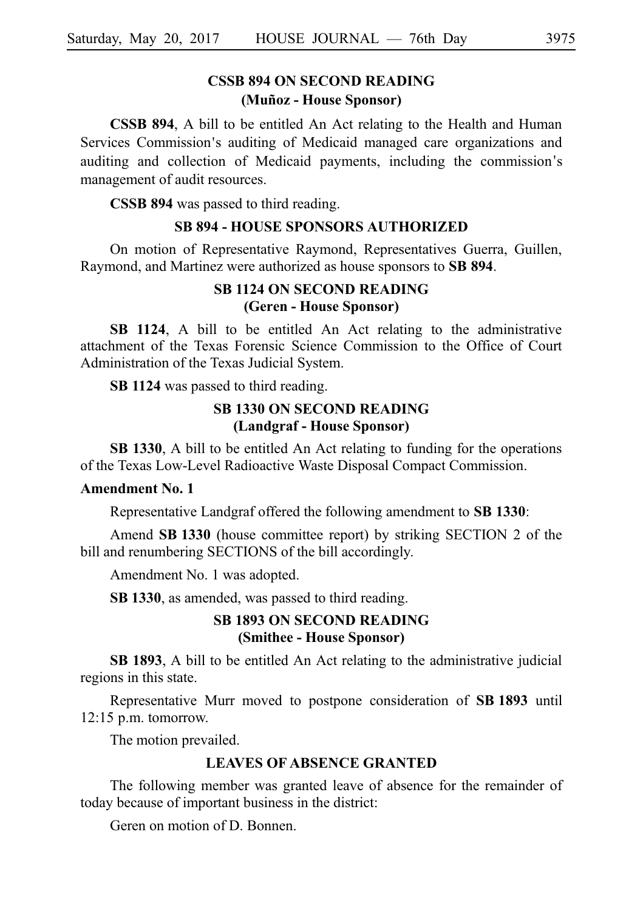## CSSB 894 ON SECOND READING
## (Muñoz - House Sponsor)

**CSSB 894**, A bill to be entitled An Act relating to the Health and Human Services Commission's auditing of Medicaid managed care organizations and auditing and collection of Medicaid payments, including the commission's management of audit resources.

**CSSB 894** was passed to third reading.

## SB 894 - HOUSE SPONSORS AUTHORIZED

On motion of Representative Raymond, Representatives Guerra, Guillen, Raymond, and Martinez were authorized as house sponsors to **SB 894**.

## SB 1124 ON SECOND READING
## (Geren - House Sponsor)

**SB 1124**, A bill to be entitled An Act relating to the administrative attachment of the Texas Forensic Science Commission to the Office of Court Administration of the Texas Judicial System.

**SB 1124** was passed to third reading.

## SB 1330 ON SECOND READING
## (Landgraf - House Sponsor)

**SB 1330**, A bill to be entitled An Act relating to funding for the operations of the Texas Low-Level Radioactive Waste Disposal Compact Commission.

**Amendment No. 1**

Representative Landgraf offered the following amendment to **SB 1330**:

Amend **SB 1330** (house committee report) by striking SECTION 2 of the bill and renumbering SECTIONS of the bill accordingly.

Amendment No. 1 was adopted.

**SB 1330**, as amended, was passed to third reading.

## SB 1893 ON SECOND READING
## (Smithee - House Sponsor)

**SB 1893**, A bill to be entitled An Act relating to the administrative judicial regions in this state.

Representative Murr moved to postpone consideration of **SB 1893** until 12:15 p.m. tomorrow.

The motion prevailed.

## LEAVES OF ABSENCE GRANTED

The following member was granted leave of absence for the remainder of today because of important business in the district:

Geren on motion of D. Bonnen.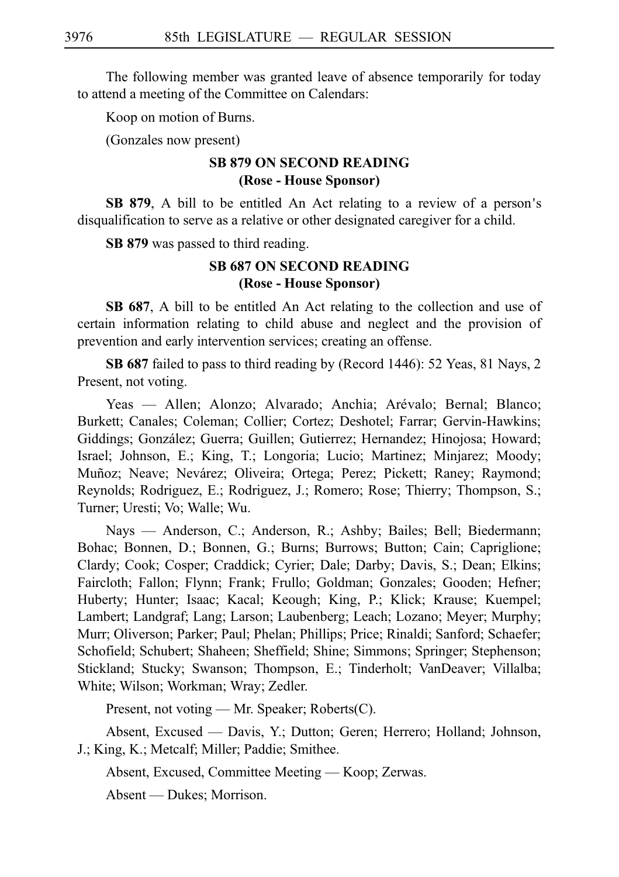The following member was granted leave of absence temporarily for today to attend a meeting of the Committee on Calendars:

Koop on motion of Burns.

(Gonzales now present)

## SB 879 ON SECOND READING
## (Rose - House Sponsor)

**SB 879**, A bill to be entitled An Act relating to a review of a person's disqualification to serve as a relative or other designated caregiver for a child.

**SB 879** was passed to third reading.

## SB 687 ON SECOND READING
## (Rose - House Sponsor)

**SB 687**, A bill to be entitled An Act relating to the collection and use of certain information relating to child abuse and neglect and the provision of prevention and early intervention services; creating an offense.

**SB 687** failed to pass to third reading by (Record 1446): 52 Yeas, 81 Nays, 2 Present, not voting.

Yeas — Allen; Alonzo; Alvarado; Anchia; Arévalo; Bernal; Blanco; Burkett; Canales; Coleman; Collier; Cortez; Deshotel; Farrar; Gervin-Hawkins; Giddings; González; Guerra; Guillen; Gutierrez; Hernandez; Hinojosa; Howard; Israel; Johnson, E.; King, T.; Longoria; Lucio; Martinez; Minjarez; Moody; Muñoz; Neave; Nevárez; Oliveira; Ortega; Perez; Pickett; Raney; Raymond; Reynolds; Rodriguez, E.; Rodriguez, J.; Romero; Rose; Thierry; Thompson, S.; Turner; Uresti; Vo; Walle; Wu.

Nays — Anderson, C.; Anderson, R.; Ashby; Bailes; Bell; Biedermann; Bohac; Bonnen, D.; Bonnen, G.; Burns; Burrows; Button; Cain; Capriglione; Clardy; Cook; Cosper; Craddick; Cyrier; Dale; Darby; Davis, S.; Dean; Elkins; Faircloth; Fallon; Flynn; Frank; Frullo; Goldman; Gonzales; Gooden; Hefner; Huberty; Hunter; Isaac; Kacal; Keough; King, P.; Klick; Krause; Kuempel; Lambert; Landgraf; Lang; Larson; Laubenberg; Leach; Lozano; Meyer; Murphy; Murr; Oliverson; Parker; Paul; Phelan; Phillips; Price; Rinaldi; Sanford; Schaefer; Schofield; Schubert; Shaheen; Sheffield; Shine; Simmons; Springer; Stephenson; Stickland; Stucky; Swanson; Thompson, E.; Tinderholt; VanDeaver; Villalba; White; Wilson; Workman; Wray; Zedler.

Present, not voting — Mr. Speaker; Roberts(C).

Absent, Excused — Davis, Y.; Dutton; Geren; Herrero; Holland; Johnson, J.; King, K.; Metcalf; Miller; Paddie; Smithee.

Absent, Excused, Committee Meeting — Koop; Zerwas.

Absent — Dukes; Morrison.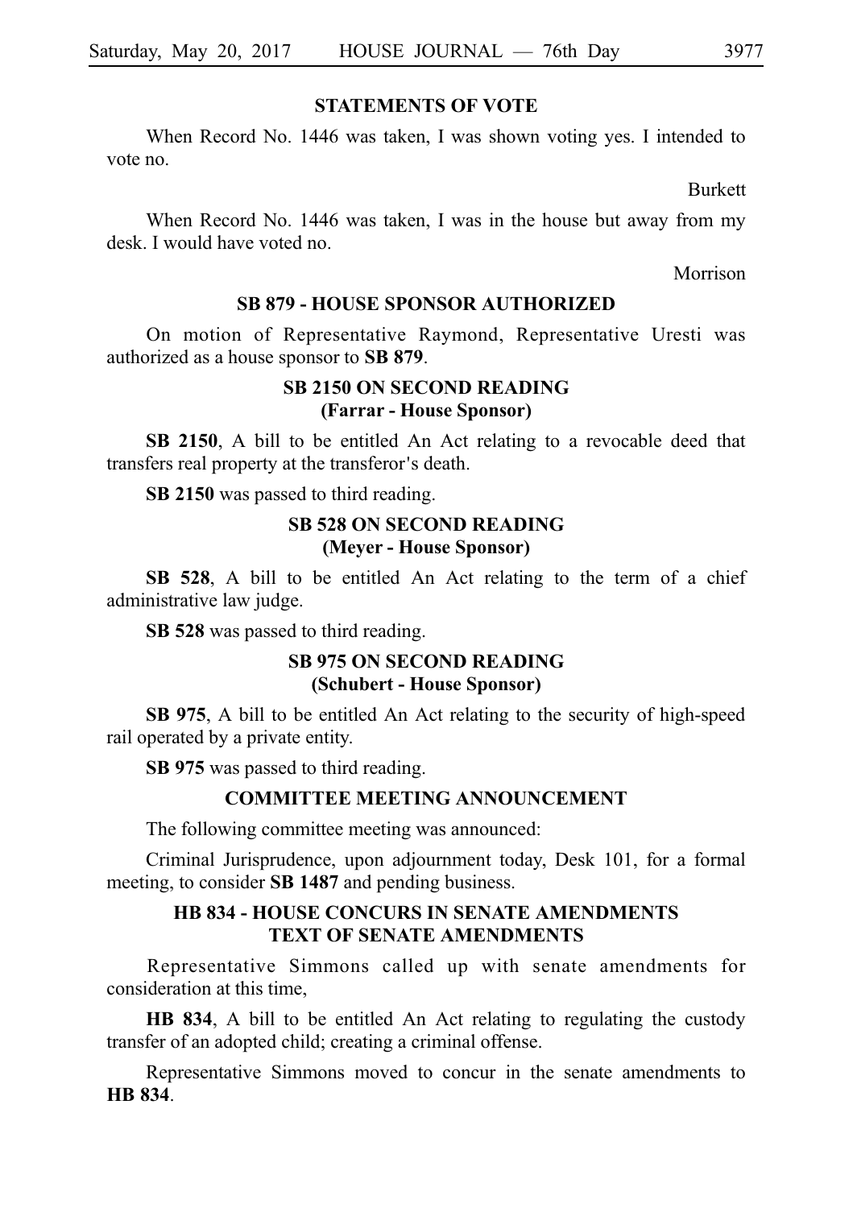## STATEMENTS OF VOTE

When Record No. 1446 was taken, I was shown voting yes. I intended to vote no.

Burkett

When Record No. 1446 was taken, I was in the house but away from my desk. I would have voted no.

Morrison

## SB 879 - HOUSE SPONSOR AUTHORIZED

On motion of Representative Raymond, Representative Uresti was authorized as a house sponsor to **SB 879**.

## SB 2150 ON SECOND READING (Farrar - House Sponsor)

**SB 2150**, A bill to be entitled An Act relating to a revocable deed that transfers real property at the transferor's death.

**SB 2150** was passed to third reading.

## SB 528 ON SECOND READING (Meyer - House Sponsor)

**SB 528**, A bill to be entitled An Act relating to the term of a chief administrative law judge.

**SB 528** was passed to third reading.

## SB 975 ON SECOND READING (Schubert - House Sponsor)

**SB 975**, A bill to be entitled An Act relating to the security of high-speed rail operated by a private entity.

**SB 975** was passed to third reading.

## COMMITTEE MEETING ANNOUNCEMENT

The following committee meeting was announced:

Criminal Jurisprudence, upon adjournment today, Desk 101, for a formal meeting, to consider **SB 1487** and pending business.

## HB 834 - HOUSE CONCURS IN SENATE AMENDMENTS TEXT OF SENATE AMENDMENTS

Representative Simmons called up with senate amendments for consideration at this time,

**HB 834**, A bill to be entitled An Act relating to regulating the custody transfer of an adopted child; creating a criminal offense.

Representative Simmons moved to concur in the senate amendments to **HB 834**.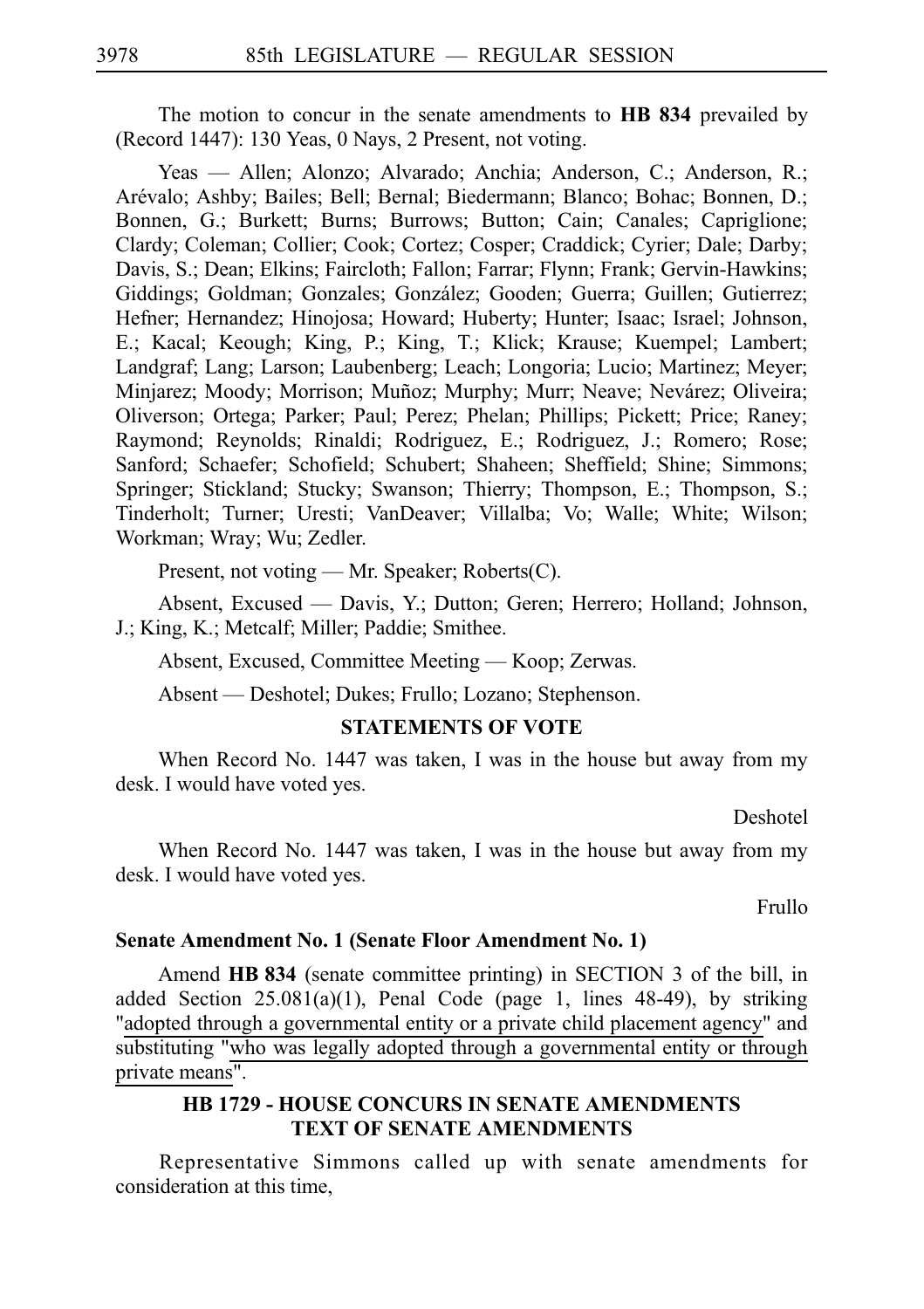The motion to concur in the senate amendments to **HB 834** prevailed by (Record 1447): 130 Yeas, 0 Nays, 2 Present, not voting.

Yeas — Allen; Alonzo; Alvarado; Anchia; Anderson, C.; Anderson, R.; Arévalo; Ashby; Bailes; Bell; Bernal; Biedermann; Blanco; Bohac; Bonnen, D.; Bonnen, G.; Burkett; Burns; Burrows; Button; Cain; Canales; Capriglione; Clardy; Coleman; Collier; Cook; Cortez; Cosper; Craddick; Cyrier; Dale; Darby; Davis, S.; Dean; Elkins; Faircloth; Fallon; Farrar; Flynn; Frank; Gervin-Hawkins; Giddings; Goldman; Gonzales; González; Gooden; Guerra; Guillen; Gutierrez; Hefner; Hernandez; Hinojosa; Howard; Huberty; Hunter; Isaac; Israel; Johnson, E.; Kacal; Keough; King, P.; King, T.; Klick; Krause; Kuempel; Lambert; Landgraf; Lang; Larson; Laubenberg; Leach; Longoria; Lucio; Martinez; Meyer; Minjarez; Moody; Morrison; Muñoz; Murphy; Murr; Neave; Nevárez; Oliveira; Oliverson; Ortega; Parker; Paul; Perez; Phelan; Phillips; Pickett; Price; Raney; Raymond; Reynolds; Rinaldi; Rodriguez, E.; Rodriguez, J.; Romero; Rose; Sanford; Schaefer; Schofield; Schubert; Shaheen; Sheffield; Shine; Simmons; Springer; Stickland; Stucky; Swanson; Thierry; Thompson, E.; Thompson, S.; Tinderholt; Turner; Uresti; VanDeaver; Villalba; Vo; Walle; White; Wilson; Workman; Wray; Wu; Zedler.

Present, not voting — Mr. Speaker; Roberts(C).

Absent, Excused — Davis, Y.; Dutton; Geren; Herrero; Holland; Johnson, J.; King, K.; Metcalf; Miller; Paddie; Smithee.

Absent, Excused, Committee Meeting — Koop; Zerwas.

Absent — Deshotel; Dukes; Frullo; Lozano; Stephenson.

## STATEMENTS OF VOTE

When Record No. 1447 was taken, I was in the house but away from my desk. I would have voted yes.

Deshotel

When Record No. 1447 was taken, I was in the house but away from my desk. I would have voted yes.

Frullo

**Senate Amendment No. 1 (Senate Floor Amendment No. 1)**

Amend **HB 834** (senate committee printing) in SECTION 3 of the bill, in added Section 25.081(a)(1), Penal Code (page 1, lines 48-49), by striking "adopted through a governmental entity or a private child placement agency" and substituting "who was legally adopted through a governmental entity or through private means".

## HB 1729 - HOUSE CONCURS IN SENATE AMENDMENTS TEXT OF SENATE AMENDMENTS

Representative Simmons called up with senate amendments for consideration at this time,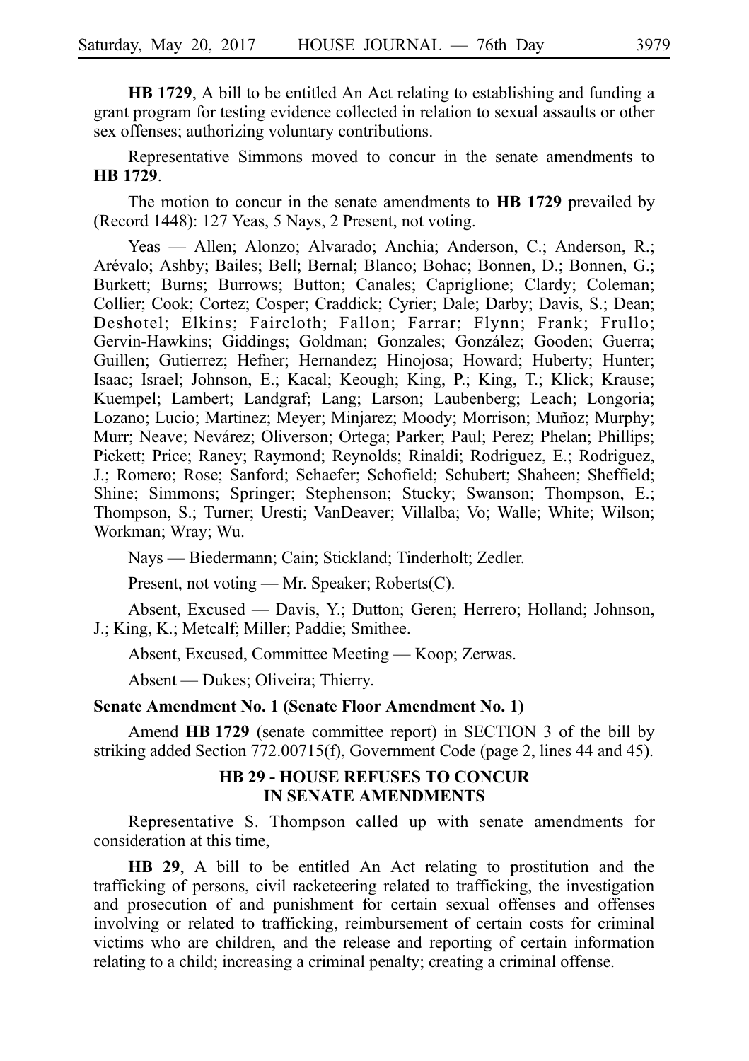**HB 1729**, A bill to be entitled An Act relating to establishing and funding a grant program for testing evidence collected in relation to sexual assaults or other sex offenses; authorizing voluntary contributions.

Representative Simmons moved to concur in the senate amendments to **HB 1729**.

The motion to concur in the senate amendments to **HB 1729** prevailed by (Record 1448): 127 Yeas, 5 Nays, 2 Present, not voting.

Yeas — Allen; Alonzo; Alvarado; Anchia; Anderson, C.; Anderson, R.; Arévalo; Ashby; Bailes; Bell; Bernal; Blanco; Bohac; Bonnen, D.; Bonnen, G.; Burkett; Burns; Burrows; Button; Canales; Capriglione; Clardy; Coleman; Collier; Cook; Cortez; Cosper; Craddick; Cyrier; Dale; Darby; Davis, S.; Dean; Deshotel; Elkins; Faircloth; Fallon; Farrar; Flynn; Frank; Frullo; Gervin-Hawkins; Giddings; Goldman; Gonzales; González; Gooden; Guerra; Guillen; Gutierrez; Hefner; Hernandez; Hinojosa; Howard; Huberty; Hunter; Isaac; Israel; Johnson, E.; Kacal; Keough; King, P.; King, T.; Klick; Krause; Kuempel; Lambert; Landgraf; Lang; Larson; Laubenberg; Leach; Longoria; Lozano; Lucio; Martinez; Meyer; Minjarez; Moody; Morrison; Muñoz; Murphy; Murr; Neave; Nevárez; Oliverson; Ortega; Parker; Paul; Perez; Phelan; Phillips; Pickett; Price; Raney; Raymond; Reynolds; Rinaldi; Rodriguez, E.; Rodriguez, J.; Romero; Rose; Sanford; Schaefer; Schofield; Schubert; Shaheen; Sheffield; Shine; Simmons; Springer; Stephenson; Stucky; Swanson; Thompson, E.; Thompson, S.; Turner; Uresti; VanDeaver; Villalba; Vo; Walle; White; Wilson; Workman; Wray; Wu.

Nays — Biedermann; Cain; Stickland; Tinderholt; Zedler.

Present, not voting — Mr. Speaker; Roberts(C).

Absent, Excused — Davis, Y.; Dutton; Geren; Herrero; Holland; Johnson, J.; King, K.; Metcalf; Miller; Paddie; Smithee.

Absent, Excused, Committee Meeting — Koop; Zerwas.

Absent — Dukes; Oliveira; Thierry.

**Senate Amendment No. 1 (Senate Floor Amendment No. 1)**

Amend **HB 1729** (senate committee report) in SECTION 3 of the bill by striking added Section 772.00715(f), Government Code (page 2, lines 44 and 45).

## HB 29 - HOUSE REFUSES TO CONCUR IN SENATE AMENDMENTS

Representative S. Thompson called up with senate amendments for consideration at this time,

**HB 29**, A bill to be entitled An Act relating to prostitution and the trafficking of persons, civil racketeering related to trafficking, the investigation and prosecution of and punishment for certain sexual offenses and offenses involving or related to trafficking, reimbursement of certain costs for criminal victims who are children, and the release and reporting of certain information relating to a child; increasing a criminal penalty; creating a criminal offense.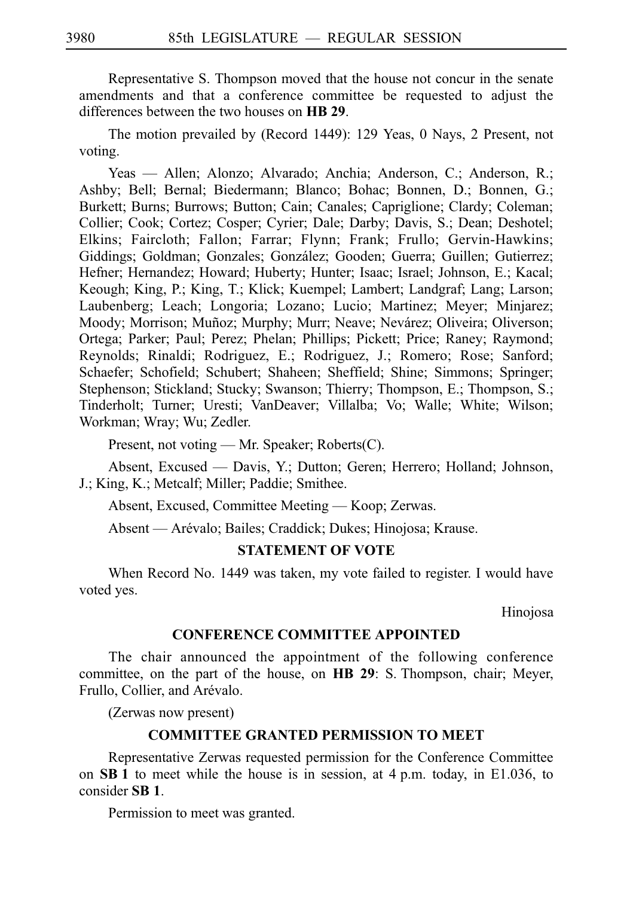Representative S. Thompson moved that the house not concur in the senate amendments and that a conference committee be requested to adjust the differences between the two houses on **HB 29**.

The motion prevailed by (Record 1449): 129 Yeas, 0 Nays, 2 Present, not voting.

Yeas — Allen; Alonzo; Alvarado; Anchia; Anderson, C.; Anderson, R.; Ashby; Bell; Bernal; Biedermann; Blanco; Bohac; Bonnen, D.; Bonnen, G.; Burkett; Burns; Burrows; Button; Cain; Canales; Capriglione; Clardy; Coleman; Collier; Cook; Cortez; Cosper; Cyrier; Dale; Darby; Davis, S.; Dean; Deshotel; Elkins; Faircloth; Fallon; Farrar; Flynn; Frank; Frullo; Gervin-Hawkins; Giddings; Goldman; Gonzales; González; Gooden; Guerra; Guillen; Gutierrez; Hefner; Hernandez; Howard; Huberty; Hunter; Isaac; Israel; Johnson, E.; Kacal; Keough; King, P.; King, T.; Klick; Kuempel; Lambert; Landgraf; Lang; Larson; Laubenberg; Leach; Longoria; Lozano; Lucio; Martinez; Meyer; Minjarez; Moody; Morrison; Muñoz; Murphy; Murr; Neave; Nevárez; Oliveira; Oliverson; Ortega; Parker; Paul; Perez; Phelan; Phillips; Pickett; Price; Raney; Raymond; Reynolds; Rinaldi; Rodriguez, E.; Rodriguez, J.; Romero; Rose; Sanford; Schaefer; Schofield; Schubert; Shaheen; Sheffield; Shine; Simmons; Springer; Stephenson; Stickland; Stucky; Swanson; Thierry; Thompson, E.; Thompson, S.; Tinderholt; Turner; Uresti; VanDeaver; Villalba; Vo; Walle; White; Wilson; Workman; Wray; Wu; Zedler.

Present, not voting — Mr. Speaker; Roberts(C).

Absent, Excused — Davis, Y.; Dutton; Geren; Herrero; Holland; Johnson, J.; King, K.; Metcalf; Miller; Paddie; Smithee.

Absent, Excused, Committee Meeting — Koop; Zerwas.

Absent — Arévalo; Bailes; Craddick; Dukes; Hinojosa; Krause.

## STATEMENT OF VOTE

When Record No. 1449 was taken, my vote failed to register. I would have voted yes.

Hinojosa

## CONFERENCE COMMITTEE APPOINTED

The chair announced the appointment of the following conference committee, on the part of the house, on **HB 29**: S. Thompson, chair; Meyer, Frullo, Collier, and Arévalo.

(Zerwas now present)

## COMMITTEE GRANTED PERMISSION TO MEET

Representative Zerwas requested permission for the Conference Committee on **SB 1** to meet while the house is in session, at 4 p.m. today, in E1.036, to consider **SB 1**.

Permission to meet was granted.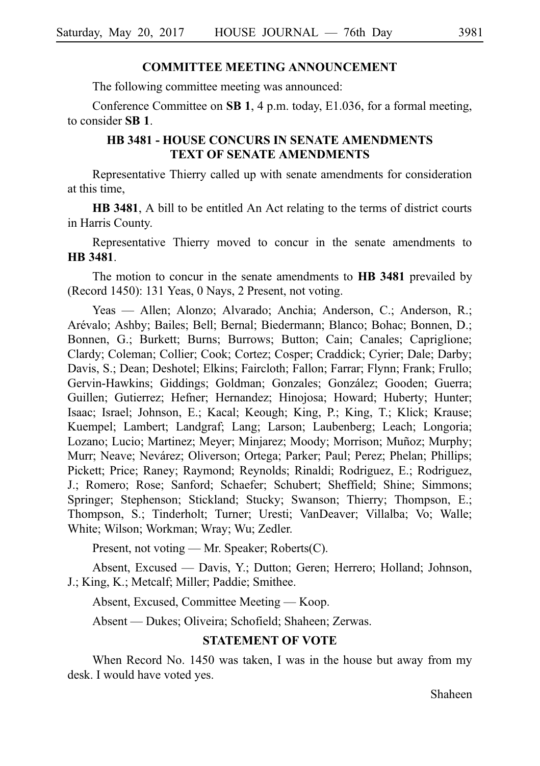## COMMITTEE MEETING ANNOUNCEMENT

The following committee meeting was announced:

Conference Committee on **SB 1**, 4 p.m. today, E1.036, for a formal meeting, to consider **SB 1**.

## HB 3481 - HOUSE CONCURS IN SENATE AMENDMENTS TEXT OF SENATE AMENDMENTS

Representative Thierry called up with senate amendments for consideration at this time,

**HB 3481**, A bill to be entitled An Act relating to the terms of district courts in Harris County.

Representative Thierry moved to concur in the senate amendments to **HB 3481**.

The motion to concur in the senate amendments to **HB 3481** prevailed by (Record 1450): 131 Yeas, 0 Nays, 2 Present, not voting.

Yeas — Allen; Alonzo; Alvarado; Anchia; Anderson, C.; Anderson, R.; Arévalo; Ashby; Bailes; Bell; Bernal; Biedermann; Blanco; Bohac; Bonnen, D.; Bonnen, G.; Burkett; Burns; Burrows; Button; Cain; Canales; Capriglione; Clardy; Coleman; Collier; Cook; Cortez; Cosper; Craddick; Cyrier; Dale; Darby; Davis, S.; Dean; Deshotel; Elkins; Faircloth; Fallon; Farrar; Flynn; Frank; Frullo; Gervin-Hawkins; Giddings; Goldman; Gonzales; González; Gooden; Guerra; Guillen; Gutierrez; Hefner; Hernandez; Hinojosa; Howard; Huberty; Hunter; Isaac; Israel; Johnson, E.; Kacal; Keough; King, P.; King, T.; Klick; Krause; Kuempel; Lambert; Landgraf; Lang; Larson; Laubenberg; Leach; Longoria; Lozano; Lucio; Martinez; Meyer; Minjarez; Moody; Morrison; Muñoz; Murphy; Murr; Neave; Nevárez; Oliverson; Ortega; Parker; Paul; Perez; Phelan; Phillips; Pickett; Price; Raney; Raymond; Reynolds; Rinaldi; Rodriguez, E.; Rodriguez, J.; Romero; Rose; Sanford; Schaefer; Schubert; Sheffield; Shine; Simmons; Springer; Stephenson; Stickland; Stucky; Swanson; Thierry; Thompson, E.; Thompson, S.; Tinderholt; Turner; Uresti; VanDeaver; Villalba; Vo; Walle; White; Wilson; Workman; Wray; Wu; Zedler.

Present, not voting — Mr. Speaker; Roberts(C).

Absent, Excused — Davis, Y.; Dutton; Geren; Herrero; Holland; Johnson, J.; King, K.; Metcalf; Miller; Paddie; Smithee.

Absent, Excused, Committee Meeting — Koop.

Absent — Dukes; Oliveira; Schofield; Shaheen; Zerwas.

## STATEMENT OF VOTE

When Record No. 1450 was taken, I was in the house but away from my desk. I would have voted yes.

Shaheen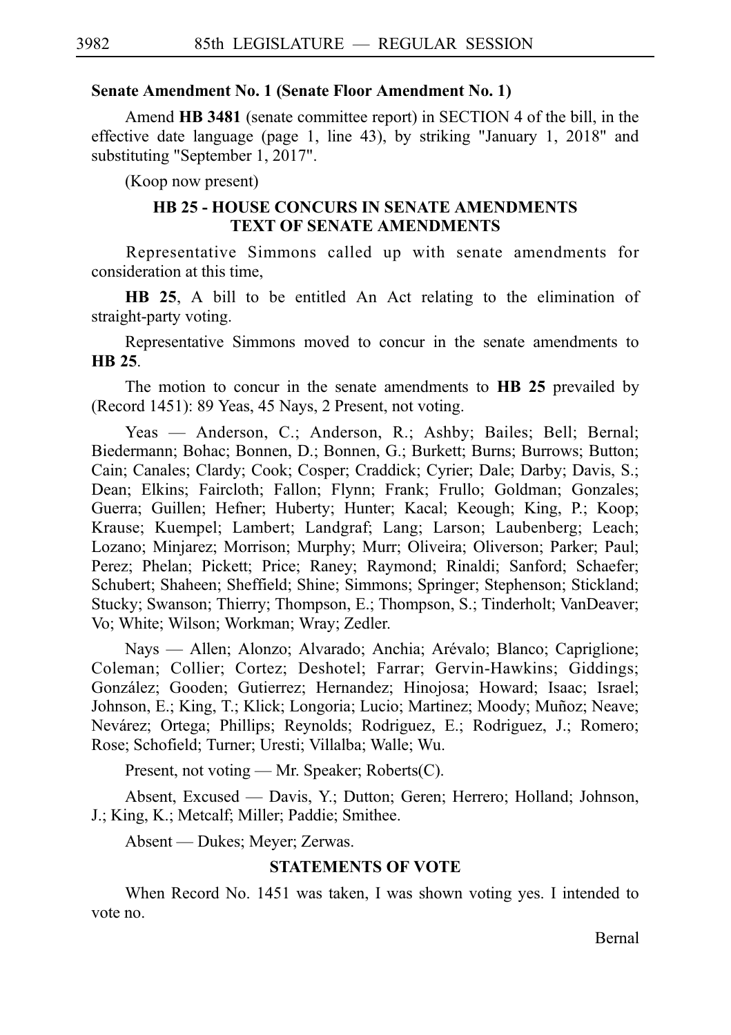**Senate Amendment No. 1 (Senate Floor Amendment No. 1)**

Amend **HB 3481** (senate committee report) in SECTION 4 of the bill, in the effective date language (page 1, line 43), by striking "January 1, 2018" and substituting "September 1, 2017".

(Koop now present)

### HB 25 - HOUSE CONCURS IN SENATE AMENDMENTS TEXT OF SENATE AMENDMENTS

Representative Simmons called up with senate amendments for consideration at this time,

**HB 25**, A bill to be entitled An Act relating to the elimination of straight-party voting.

Representative Simmons moved to concur in the senate amendments to **HB 25**.

The motion to concur in the senate amendments to **HB 25** prevailed by (Record 1451): 89 Yeas, 45 Nays, 2 Present, not voting.

Yeas — Anderson, C.; Anderson, R.; Ashby; Bailes; Bell; Bernal; Biedermann; Bohac; Bonnen, D.; Bonnen, G.; Burkett; Burns; Burrows; Button; Cain; Canales; Clardy; Cook; Cosper; Craddick; Cyrier; Dale; Darby; Davis, S.; Dean; Elkins; Faircloth; Fallon; Flynn; Frank; Frullo; Goldman; Gonzales; Guerra; Guillen; Hefner; Huberty; Hunter; Kacal; Keough; King, P.; Koop; Krause; Kuempel; Lambert; Landgraf; Lang; Larson; Laubenberg; Leach; Lozano; Minjarez; Morrison; Murphy; Murr; Oliveira; Oliverson; Parker; Paul; Perez; Phelan; Pickett; Price; Raney; Raymond; Rinaldi; Sanford; Schaefer; Schubert; Shaheen; Sheffield; Shine; Simmons; Springer; Stephenson; Stickland; Stucky; Swanson; Thierry; Thompson, E.; Thompson, S.; Tinderholt; VanDeaver; Vo; White; Wilson; Workman; Wray; Zedler.

Nays — Allen; Alonzo; Alvarado; Anchia; Arévalo; Blanco; Capriglione; Coleman; Collier; Cortez; Deshotel; Farrar; Gervin-Hawkins; Giddings; González; Gooden; Gutierrez; Hernandez; Hinojosa; Howard; Isaac; Israel; Johnson, E.; King, T.; Klick; Longoria; Lucio; Martinez; Moody; Muñoz; Neave; Nevárez; Ortega; Phillips; Reynolds; Rodriguez, E.; Rodriguez, J.; Romero; Rose; Schofield; Turner; Uresti; Villalba; Walle; Wu.

Present, not voting — Mr. Speaker; Roberts(C).

Absent, Excused — Davis, Y.; Dutton; Geren; Herrero; Holland; Johnson, J.; King, K.; Metcalf; Miller; Paddie; Smithee.

Absent — Dukes; Meyer; Zerwas.

### STATEMENTS OF VOTE

When Record No. 1451 was taken, I was shown voting yes. I intended to vote no.

Bernal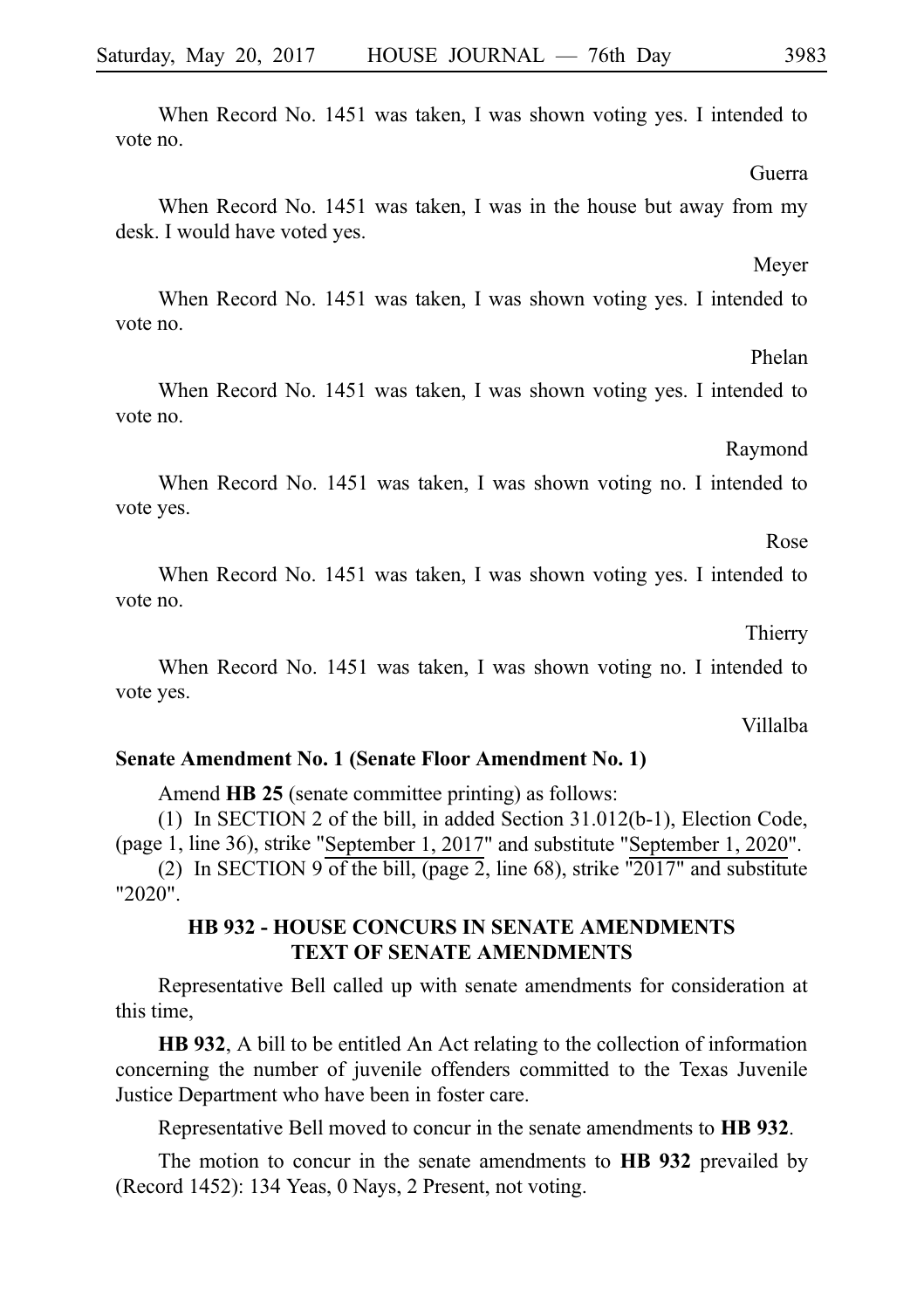When Record No. 1451 was taken, I was shown voting yes. I intended to vote no.

Guerra

When Record No. 1451 was taken, I was in the house but away from my desk. I would have voted yes.

Meyer

When Record No. 1451 was taken, I was shown voting yes. I intended to vote no.

Phelan

When Record No. 1451 was taken, I was shown voting yes. I intended to vote no.

Raymond

When Record No. 1451 was taken, I was shown voting no. I intended to vote yes.

Rose

When Record No. 1451 was taken, I was shown voting yes. I intended to vote no.

Thierry

When Record No. 1451 was taken, I was shown voting no. I intended to vote yes.

Villalba

**Senate Amendment No. 1 (Senate Floor Amendment No. 1)**

Amend **HB 25** (senate committee printing) as follows:

(1) In SECTION 2 of the bill, in added Section 31.012(b-1), Election Code, (page 1, line 36), strike "September 1, 2017" and substitute "September 1, 2020".

(2) In SECTION 9 of the bill, (page 2, line 68), strike "2017" and substitute "2020".

**HB 932 - HOUSE CONCURS IN SENATE AMENDMENTS TEXT OF SENATE AMENDMENTS**

Representative Bell called up with senate amendments for consideration at this time,

**HB 932**, A bill to be entitled An Act relating to the collection of information concerning the number of juvenile offenders committed to the Texas Juvenile Justice Department who have been in foster care.

Representative Bell moved to concur in the senate amendments to **HB 932**.

The motion to concur in the senate amendments to **HB 932** prevailed by (Record 1452): 134 Yeas, 0 Nays, 2 Present, not voting.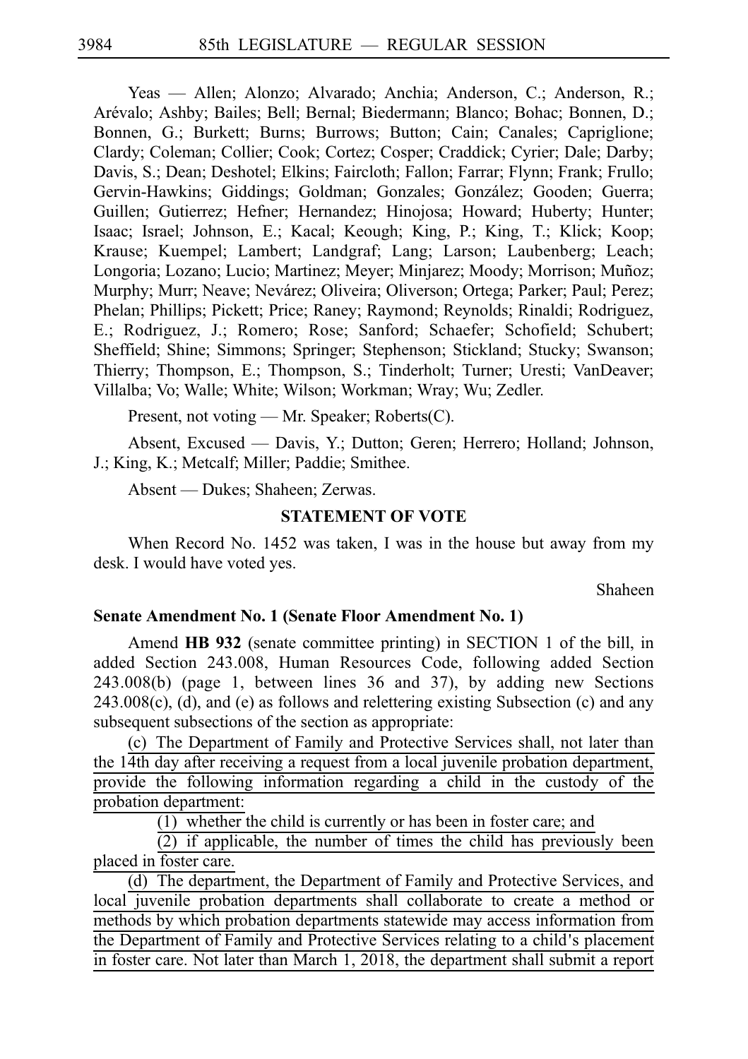Yeas — Allen; Alonzo; Alvarado; Anchia; Anderson, C.; Anderson, R.; Arévalo; Ashby; Bailes; Bell; Bernal; Biedermann; Blanco; Bohac; Bonnen, D.; Bonnen, G.; Burkett; Burns; Burrows; Button; Cain; Canales; Capriglione; Clardy; Coleman; Collier; Cook; Cortez; Cosper; Craddick; Cyrier; Dale; Darby; Davis, S.; Dean; Deshotel; Elkins; Faircloth; Fallon; Farrar; Flynn; Frank; Frullo; Gervin-Hawkins; Giddings; Goldman; Gonzales; González; Gooden; Guerra; Guillen; Gutierrez; Hefner; Hernandez; Hinojosa; Howard; Huberty; Hunter; Isaac; Israel; Johnson, E.; Kacal; Keough; King, P.; King, T.; Klick; Koop; Krause; Kuempel; Lambert; Landgraf; Lang; Larson; Laubenberg; Leach; Longoria; Lozano; Lucio; Martinez; Meyer; Minjarez; Moody; Morrison; Muñoz; Murphy; Murr; Neave; Nevárez; Oliveira; Oliverson; Ortega; Parker; Paul; Perez; Phelan; Phillips; Pickett; Price; Raney; Raymond; Reynolds; Rinaldi; Rodriguez, E.; Rodriguez, J.; Romero; Rose; Sanford; Schaefer; Schofield; Schubert; Sheffield; Shine; Simmons; Springer; Stephenson; Stickland; Stucky; Swanson; Thierry; Thompson, E.; Thompson, S.; Tinderholt; Turner; Uresti; VanDeaver; Villalba; Vo; Walle; White; Wilson; Workman; Wray; Wu; Zedler.

Present, not voting — Mr. Speaker; Roberts(C).

Absent, Excused — Davis, Y.; Dutton; Geren; Herrero; Holland; Johnson, J.; King, K.; Metcalf; Miller; Paddie; Smithee.

Absent — Dukes; Shaheen; Zerwas.

## STATEMENT OF VOTE

When Record No. 1452 was taken, I was in the house but away from my desk. I would have voted yes.

Shaheen

**Senate Amendment No. 1 (Senate Floor Amendment No. 1)**

Amend **HB 932** (senate committee printing) in SECTION 1 of the bill, in added Section 243.008, Human Resources Code, following added Section 243.008(b) (page 1, between lines 36 and 37), by adding new Sections 243.008(c), (d), and (e) as follows and relettering existing Subsection (c) and any subsequent subsections of the section as appropriate:

(c) The Department of Family and Protective Services shall, not later than the 14th day after receiving a request from a local juvenile probation department, provide the following information regarding a child in the custody of the probation department:

(1) whether the child is currently or has been in foster care; and

(2) if applicable, the number of times the child has previously been placed in foster care.

(d) The department, the Department of Family and Protective Services, and local juvenile probation departments shall collaborate to create a method or methods by which probation departments statewide may access information from the Department of Family and Protective Services relating to a child's placement in foster care. Not later than March 1, 2018, the department shall submit a report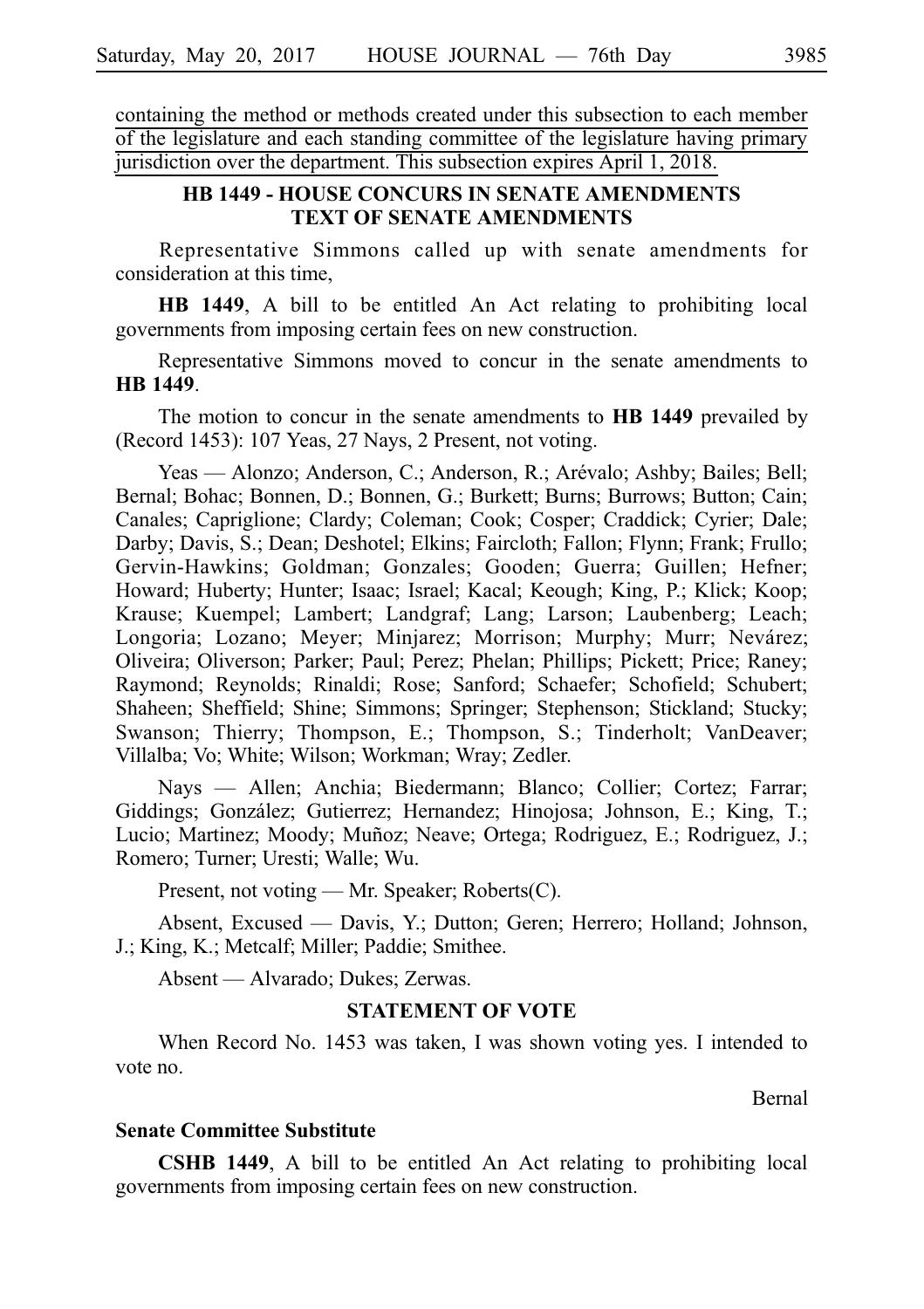containing the method or methods created under this subsection to each member of the legislature and each standing committee of the legislature having primary jurisdiction over the department. This subsection expires April 1, 2018.

### HB 1449 - HOUSE CONCURS IN SENATE AMENDMENTS TEXT OF SENATE AMENDMENTS

Representative Simmons called up with senate amendments for consideration at this time,

**HB 1449**, A bill to be entitled An Act relating to prohibiting local governments from imposing certain fees on new construction.

Representative Simmons moved to concur in the senate amendments to **HB 1449**.

The motion to concur in the senate amendments to **HB 1449** prevailed by (Record 1453): 107 Yeas, 27 Nays, 2 Present, not voting.

Yeas — Alonzo; Anderson, C.; Anderson, R.; Arévalo; Ashby; Bailes; Bell; Bernal; Bohac; Bonnen, D.; Bonnen, G.; Burkett; Burns; Burrows; Button; Cain; Canales; Capriglione; Clardy; Coleman; Cook; Cosper; Craddick; Cyrier; Dale; Darby; Davis, S.; Dean; Deshotel; Elkins; Faircloth; Fallon; Flynn; Frank; Frullo; Gervin-Hawkins; Goldman; Gonzales; Gooden; Guerra; Guillen; Hefner; Howard; Huberty; Hunter; Isaac; Israel; Kacal; Keough; King, P.; Klick; Koop; Krause; Kuempel; Lambert; Landgraf; Lang; Larson; Laubenberg; Leach; Longoria; Lozano; Meyer; Minjarez; Morrison; Murphy; Murr; Nevárez; Oliveira; Oliverson; Parker; Paul; Perez; Phelan; Phillips; Pickett; Price; Raney; Raymond; Reynolds; Rinaldi; Rose; Sanford; Schaefer; Schofield; Schubert; Shaheen; Sheffield; Shine; Simmons; Springer; Stephenson; Stickland; Stucky; Swanson; Thierry; Thompson, E.; Thompson, S.; Tinderholt; VanDeaver; Villalba; Vo; White; Wilson; Workman; Wray; Zedler.

Nays — Allen; Anchia; Biedermann; Blanco; Collier; Cortez; Farrar; Giddings; González; Gutierrez; Hernandez; Hinojosa; Johnson, E.; King, T.; Lucio; Martinez; Moody; Muñoz; Neave; Ortega; Rodriguez, E.; Rodriguez, J.; Romero; Turner; Uresti; Walle; Wu.

Present, not voting — Mr. Speaker; Roberts(C).

Absent, Excused — Davis, Y.; Dutton; Geren; Herrero; Holland; Johnson, J.; King, K.; Metcalf; Miller; Paddie; Smithee.

Absent — Alvarado; Dukes; Zerwas.

### STATEMENT OF VOTE

When Record No. 1453 was taken, I was shown voting yes. I intended to vote no.

Bernal

**Senate Committee Substitute**

**CSHB 1449**, A bill to be entitled An Act relating to prohibiting local governments from imposing certain fees on new construction.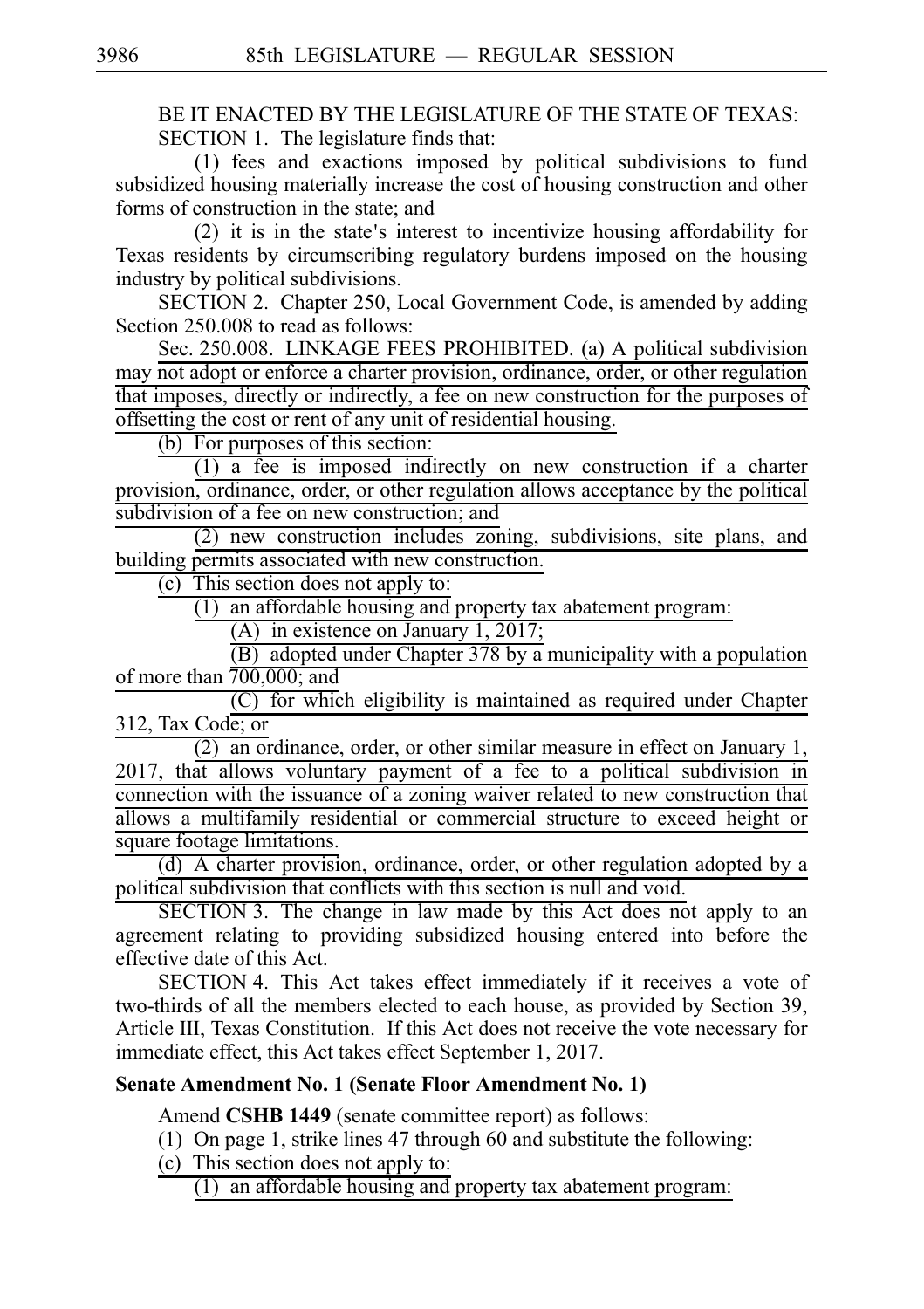BE IT ENACTED BY THE LEGISLATURE OF THE STATE OF TEXAS:

SECTION 1. The legislature finds that:

(1) fees and exactions imposed by political subdivisions to fund subsidized housing materially increase the cost of housing construction and other forms of construction in the state; and

(2) it is in the state's interest to incentivize housing affordability for Texas residents by circumscribing regulatory burdens imposed on the housing industry by political subdivisions.

SECTION 2. Chapter 250, Local Government Code, is amended by adding Section 250.008 to read as follows:

Sec. 250.008. LINKAGE FEES PROHIBITED. (a) A political subdivision may not adopt or enforce a charter provision, ordinance, order, or other regulation that imposes, directly or indirectly, a fee on new construction for the purposes of offsetting the cost or rent of any unit of residential housing.

(b) For purposes of this section:

(1) a fee is imposed indirectly on new construction if a charter provision, ordinance, order, or other regulation allows acceptance by the political subdivision of a fee on new construction; and

(2) new construction includes zoning, subdivisions, site plans, and building permits associated with new construction.

(c) This section does not apply to:

(1) an affordable housing and property tax abatement program:

(A) in existence on January 1, 2017;

(B) adopted under Chapter 378 by a municipality with a population of more than 700,000; and

(C) for which eligibility is maintained as required under Chapter 312, Tax Code; or

(2) an ordinance, order, or other similar measure in effect on January 1, 2017, that allows voluntary payment of a fee to a political subdivision in connection with the issuance of a zoning waiver related to new construction that allows a multifamily residential or commercial structure to exceed height or square footage limitations.

(d) A charter provision, ordinance, order, or other regulation adopted by a political subdivision that conflicts with this section is null and void.

SECTION 3. The change in law made by this Act does not apply to an agreement relating to providing subsidized housing entered into before the effective date of this Act.

SECTION 4. This Act takes effect immediately if it receives a vote of two-thirds of all the members elected to each house, as provided by Section 39, Article III, Texas Constitution. If this Act does not receive the vote necessary for immediate effect, this Act takes effect September 1, 2017.

**Senate Amendment No. 1 (Senate Floor Amendment No. 1)**

Amend **CSHB 1449** (senate committee report) as follows:

(1) On page 1, strike lines 47 through 60 and substitute the following:

(c) This section does not apply to:

(1) an affordable housing and property tax abatement program: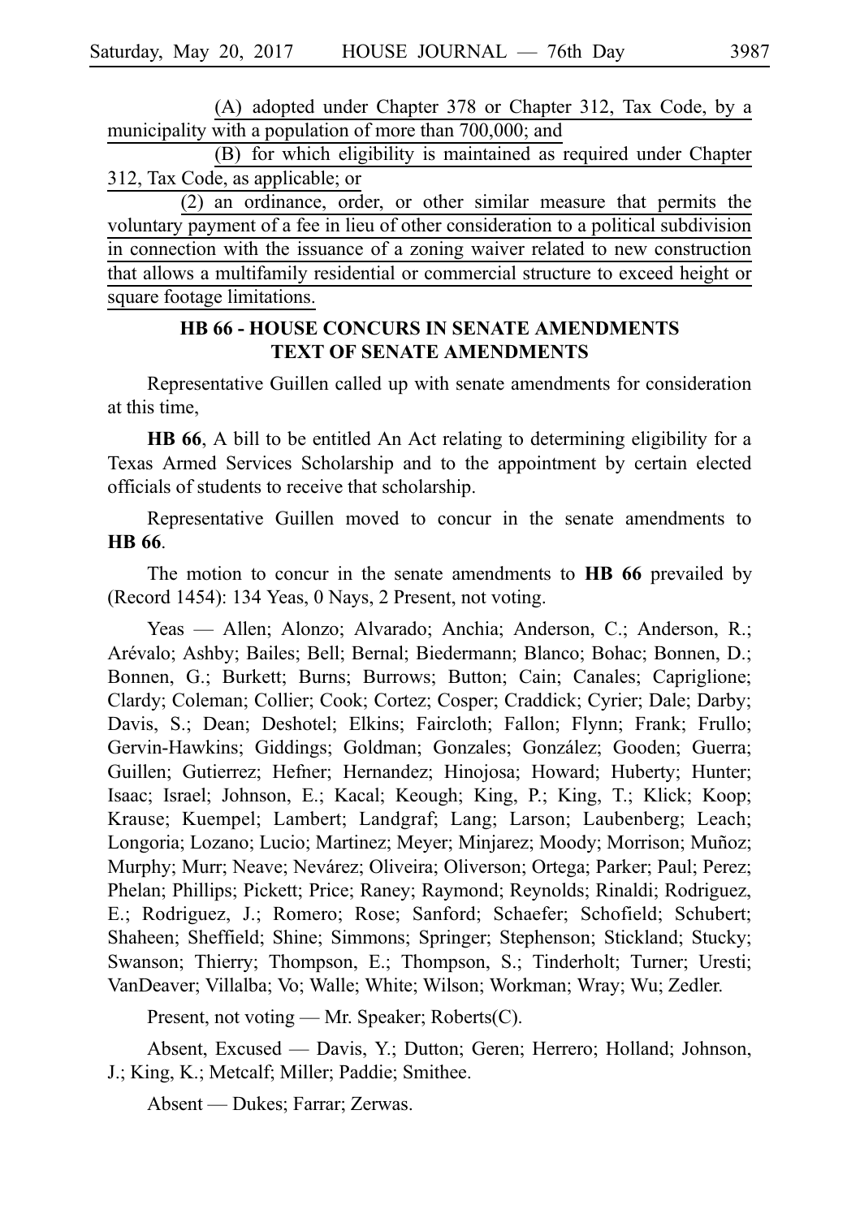(A) adopted under Chapter 378 or Chapter 312, Tax Code, by a municipality with a population of more than 700,000; and

(B) for which eligibility is maintained as required under Chapter 312, Tax Code, as applicable; or

(2) an ordinance, order, or other similar measure that permits the voluntary payment of a fee in lieu of other consideration to a political subdivision in connection with the issuance of a zoning waiver related to new construction that allows a multifamily residential or commercial structure to exceed height or square footage limitations.

## HB 66 - HOUSE CONCURS IN SENATE AMENDMENTS TEXT OF SENATE AMENDMENTS

Representative Guillen called up with senate amendments for consideration at this time,

**HB 66**, A bill to be entitled An Act relating to determining eligibility for a Texas Armed Services Scholarship and to the appointment by certain elected officials of students to receive that scholarship.

Representative Guillen moved to concur in the senate amendments to **HB 66**.

The motion to concur in the senate amendments to **HB 66** prevailed by (Record 1454): 134 Yeas, 0 Nays, 2 Present, not voting.

Yeas — Allen; Alonzo; Alvarado; Anchia; Anderson, C.; Anderson, R.; Arévalo; Ashby; Bailes; Bell; Bernal; Biedermann; Blanco; Bohac; Bonnen, D.; Bonnen, G.; Burkett; Burns; Burrows; Button; Cain; Canales; Capriglione; Clardy; Coleman; Collier; Cook; Cortez; Cosper; Craddick; Cyrier; Dale; Darby; Davis, S.; Dean; Deshotel; Elkins; Faircloth; Fallon; Flynn; Frank; Frullo; Gervin-Hawkins; Giddings; Goldman; Gonzales; González; Gooden; Guerra; Guillen; Gutierrez; Hefner; Hernandez; Hinojosa; Howard; Huberty; Hunter; Isaac; Israel; Johnson, E.; Kacal; Keough; King, P.; King, T.; Klick; Koop; Krause; Kuempel; Lambert; Landgraf; Lang; Larson; Laubenberg; Leach; Longoria; Lozano; Lucio; Martinez; Meyer; Minjarez; Moody; Morrison; Muñoz; Murphy; Murr; Neave; Nevárez; Oliveira; Oliverson; Ortega; Parker; Paul; Perez; Phelan; Phillips; Pickett; Price; Raney; Raymond; Reynolds; Rinaldi; Rodriguez, E.; Rodriguez, J.; Romero; Rose; Sanford; Schaefer; Schofield; Schubert; Shaheen; Sheffield; Shine; Simmons; Springer; Stephenson; Stickland; Stucky; Swanson; Thierry; Thompson, E.; Thompson, S.; Tinderholt; Turner; Uresti; VanDeaver; Villalba; Vo; Walle; White; Wilson; Workman; Wray; Wu; Zedler.

Present, not voting — Mr. Speaker; Roberts(C).

Absent, Excused — Davis, Y.; Dutton; Geren; Herrero; Holland; Johnson, J.; King, K.; Metcalf; Miller; Paddie; Smithee.

Absent — Dukes; Farrar; Zerwas.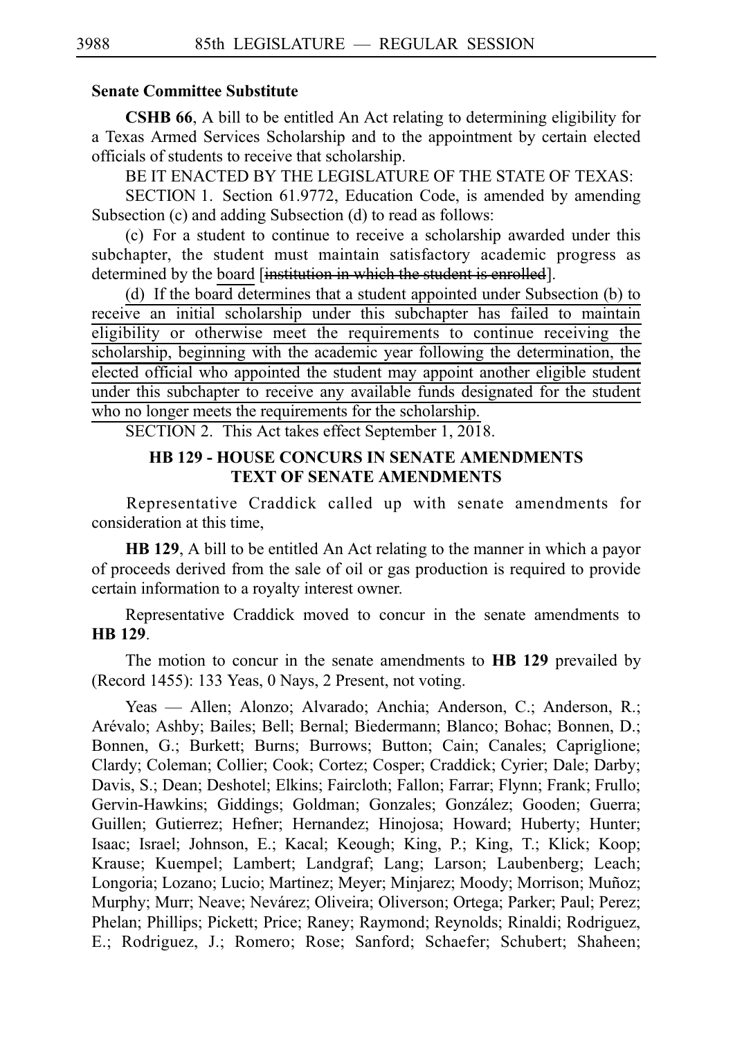**Senate Committee Substitute**

**CSHB 66**, A bill to be entitled An Act relating to determining eligibility for a Texas Armed Services Scholarship and to the appointment by certain elected officials of students to receive that scholarship.

BE IT ENACTED BY THE LEGISLATURE OF THE STATE OF TEXAS:

SECTION 1. Section 61.9772, Education Code, is amended by amending Subsection (c) and adding Subsection (d) to read as follows:

(c) For a student to continue to receive a scholarship awarded under this subchapter, the student must maintain satisfactory academic progress as determined by the <u>board</u> [~~institution in which the student is enrolled~~].

<u>(d) If the board determines that a student appointed under Subsection (b) to receive an initial scholarship under this subchapter has failed to maintain eligibility or otherwise meet the requirements to continue receiving the scholarship, beginning with the academic year following the determination, the elected official who appointed the student may appoint another eligible student under this subchapter to receive any available funds designated for the student who no longer meets the requirements for the scholarship.</u>

SECTION 2. This Act takes effect September 1, 2018.

## HB 129 - HOUSE CONCURS IN SENATE AMENDMENTS TEXT OF SENATE AMENDMENTS

Representative Craddick called up with senate amendments for consideration at this time,

**HB 129**, A bill to be entitled An Act relating to the manner in which a payor of proceeds derived from the sale of oil or gas production is required to provide certain information to a royalty interest owner.

Representative Craddick moved to concur in the senate amendments to **HB 129**.

The motion to concur in the senate amendments to **HB 129** prevailed by (Record 1455): 133 Yeas, 0 Nays, 2 Present, not voting.

Yeas — Allen; Alonzo; Alvarado; Anchia; Anderson, C.; Anderson, R.; Arévalo; Ashby; Bailes; Bell; Bernal; Biedermann; Blanco; Bohac; Bonnen, D.; Bonnen, G.; Burkett; Burns; Burrows; Button; Cain; Canales; Capriglione; Clardy; Coleman; Collier; Cook; Cortez; Cosper; Craddick; Cyrier; Dale; Darby; Davis, S.; Dean; Deshotel; Elkins; Faircloth; Fallon; Farrar; Flynn; Frank; Frullo; Gervin-Hawkins; Giddings; Goldman; Gonzales; González; Gooden; Guerra; Guillen; Gutierrez; Hefner; Hernandez; Hinojosa; Howard; Huberty; Hunter; Isaac; Israel; Johnson, E.; Kacal; Keough; King, P.; King, T.; Klick; Koop; Krause; Kuempel; Lambert; Landgraf; Lang; Larson; Laubenberg; Leach; Longoria; Lozano; Lucio; Martinez; Meyer; Minjarez; Moody; Morrison; Muñoz; Murphy; Murr; Neave; Nevárez; Oliveira; Oliverson; Ortega; Parker; Paul; Perez; Phelan; Phillips; Pickett; Price; Raney; Raymond; Reynolds; Rinaldi; Rodriguez, E.; Rodriguez, J.; Romero; Rose; Sanford; Schaefer; Schubert; Shaheen;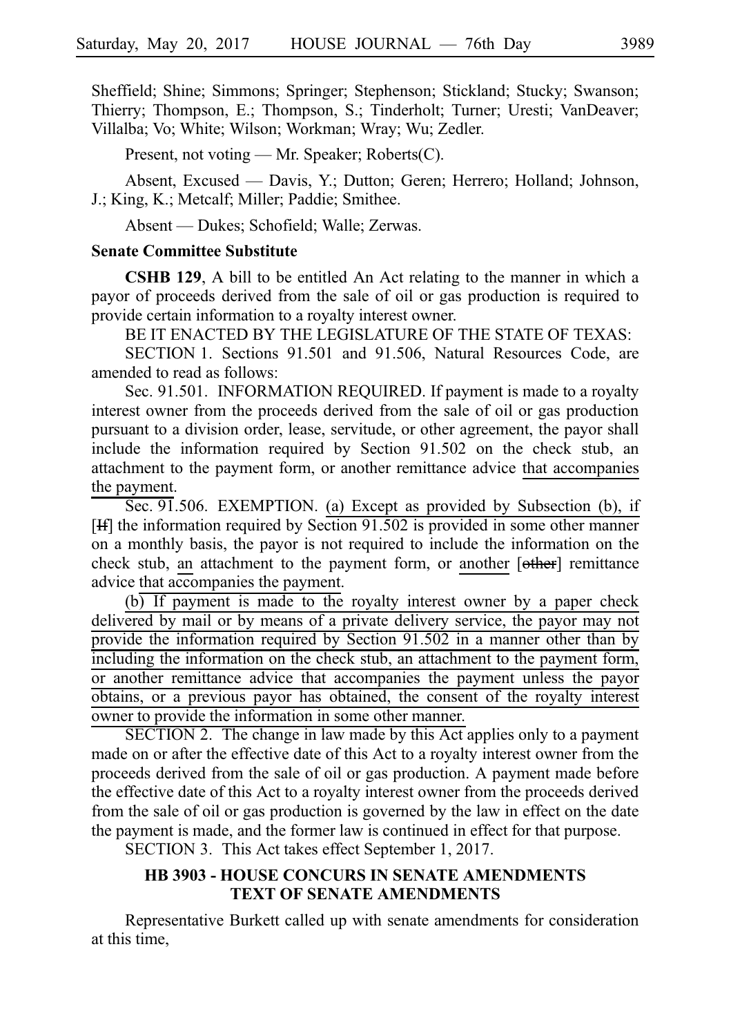Sheffield; Shine; Simmons; Springer; Stephenson; Stickland; Stucky; Swanson; Thierry; Thompson, E.; Thompson, S.; Tinderholt; Turner; Uresti; VanDeaver; Villalba; Vo; White; Wilson; Workman; Wray; Wu; Zedler.

Present, not voting — Mr. Speaker; Roberts(C).

Absent, Excused — Davis, Y.; Dutton; Geren; Herrero; Holland; Johnson, J.; King, K.; Metcalf; Miller; Paddie; Smithee.

Absent — Dukes; Schofield; Walle; Zerwas.

**Senate Committee Substitute**

**CSHB 129**, A bill to be entitled An Act relating to the manner in which a payor of proceeds derived from the sale of oil or gas production is required to provide certain information to a royalty interest owner.

BE IT ENACTED BY THE LEGISLATURE OF THE STATE OF TEXAS:

SECTION 1. Sections 91.501 and 91.506, Natural Resources Code, are amended to read as follows:

Sec. 91.501. INFORMATION REQUIRED. If payment is made to a royalty interest owner from the proceeds derived from the sale of oil or gas production pursuant to a division order, lease, servitude, or other agreement, the payor shall include the information required by Section 91.502 on the check stub, an attachment to the payment form, or another remittance advice <u>that accompanies the payment</u>.

Sec. 91.506. EXEMPTION. <u>(a) Except as provided by Subsection (b), if</u> [~~If~~] the information required by Section 91.502 is provided in some other manner on a monthly basis, the payor is not required to include the information on the check stub, <u>an</u> attachment to the payment form, or <u>another</u> [~~other~~] remittance advice that accompanies the payment.

<u>(b) If payment is made to the royalty interest owner by a paper check delivered by mail or by means of a private delivery service, the payor may not provide the information required by Section 91.502 in a manner other than by including the information on the check stub, an attachment to the payment form, or another remittance advice that accompanies the payment unless the payor obtains, or a previous payor has obtained, the consent of the royalty interest owner to provide the information in some other manner.</u>

SECTION 2. The change in law made by this Act applies only to a payment made on or after the effective date of this Act to a royalty interest owner from the proceeds derived from the sale of oil or gas production. A payment made before the effective date of this Act to a royalty interest owner from the proceeds derived from the sale of oil or gas production is governed by the law in effect on the date the payment is made, and the former law is continued in effect for that purpose.

SECTION 3. This Act takes effect September 1, 2017.

## HB 3903 - HOUSE CONCURS IN SENATE AMENDMENTS TEXT OF SENATE AMENDMENTS

Representative Burkett called up with senate amendments for consideration at this time,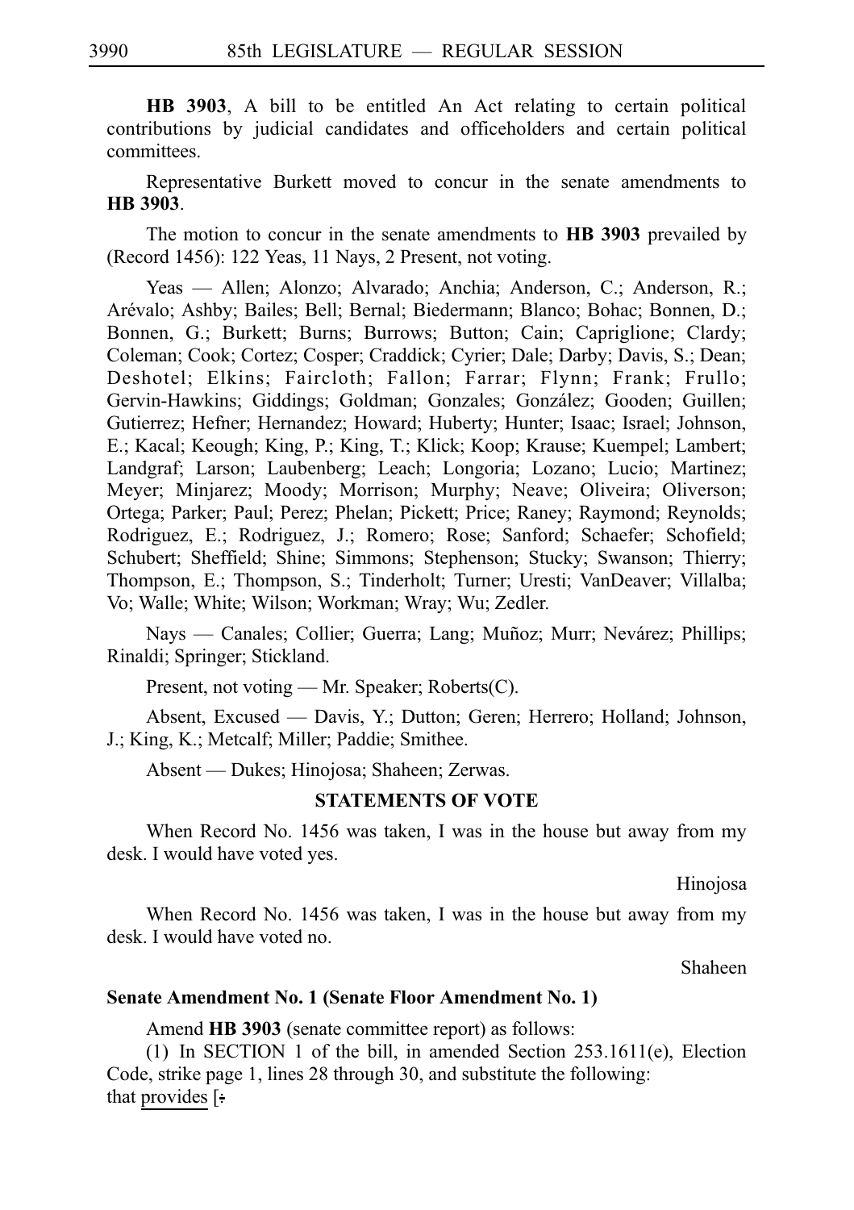**HB 3903**, A bill to be entitled An Act relating to certain political contributions by judicial candidates and officeholders and certain political committees.

Representative Burkett moved to concur in the senate amendments to **HB 3903**.

The motion to concur in the senate amendments to **HB 3903** prevailed by (Record 1456): 122 Yeas, 11 Nays, 2 Present, not voting.

Yeas — Allen; Alonzo; Alvarado; Anchia; Anderson, C.; Anderson, R.; Arévalo; Ashby; Bailes; Bell; Bernal; Biedermann; Blanco; Bohac; Bonnen, D.; Bonnen, G.; Burkett; Burns; Burrows; Button; Cain; Capriglione; Clardy; Coleman; Cook; Cortez; Cosper; Craddick; Cyrier; Dale; Darby; Davis, S.; Dean; Deshotel; Elkins; Faircloth; Fallon; Farrar; Flynn; Frank; Frullo; Gervin-Hawkins; Giddings; Goldman; Gonzales; González; Gooden; Guillen; Gutierrez; Hefner; Hernandez; Howard; Huberty; Hunter; Isaac; Israel; Johnson, E.; Kacal; Keough; King, P.; King, T.; Klick; Koop; Krause; Kuempel; Lambert; Landgraf; Larson; Laubenberg; Leach; Longoria; Lozano; Lucio; Martinez; Meyer; Minjarez; Moody; Morrison; Murphy; Neave; Oliveira; Oliverson; Ortega; Parker; Paul; Perez; Phelan; Pickett; Price; Raney; Raymond; Reynolds; Rodriguez, E.; Rodriguez, J.; Romero; Rose; Sanford; Schaefer; Schofield; Schubert; Sheffield; Shine; Simmons; Stephenson; Stucky; Swanson; Thierry; Thompson, E.; Thompson, S.; Tinderholt; Turner; Uresti; VanDeaver; Villalba; Vo; Walle; White; Wilson; Workman; Wray; Wu; Zedler.

Nays — Canales; Collier; Guerra; Lang; Muñoz; Murr; Nevárez; Phillips; Rinaldi; Springer; Stickland.

Present, not voting — Mr. Speaker; Roberts(C).

Absent, Excused — Davis, Y.; Dutton; Geren; Herrero; Holland; Johnson, J.; King, K.; Metcalf; Miller; Paddie; Smithee.

Absent — Dukes; Hinojosa; Shaheen; Zerwas.

**STATEMENTS OF VOTE**

When Record No. 1456 was taken, I was in the house but away from my desk. I would have voted yes.

Hinojosa

When Record No. 1456 was taken, I was in the house but away from my desk. I would have voted no.

Shaheen

**Senate Amendment No. 1 (Senate Floor Amendment No. 1)**

Amend **HB 3903** (senate committee report) as follows:

(1) In SECTION 1 of the bill, in amended Section 253.1611(e), Election Code, strike page 1, lines 28 through 30, and substitute the following:

that <u>provides</u> [~~:~~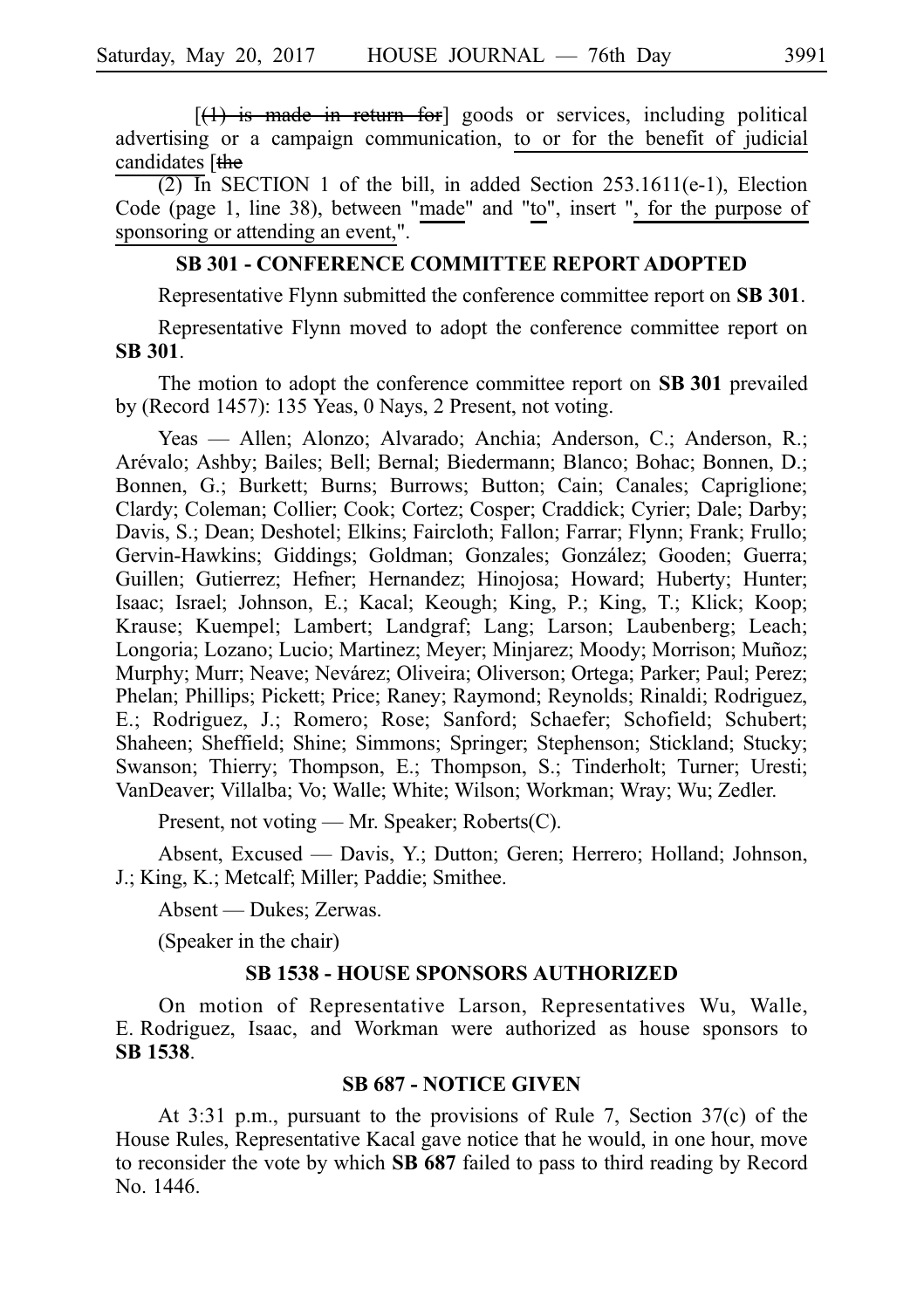[~~(1) is made in return for~~] goods or services, including political advertising or a campaign communication, <u>to or for the benefit of judicial candidates</u> [~~the~~

(2) In SECTION 1 of the bill, in added Section 253.1611(e-1), Election Code (page 1, line 38), between "<u>made</u>" and "<u>to</u>", insert "<u>, for the purpose of sponsoring or attending an event,</u>".

### SB 301 - CONFERENCE COMMITTEE REPORT ADOPTED

Representative Flynn submitted the conference committee report on **SB 301**.

Representative Flynn moved to adopt the conference committee report on **SB 301**.

The motion to adopt the conference committee report on **SB 301** prevailed by (Record 1457): 135 Yeas, 0 Nays, 2 Present, not voting.

Yeas — Allen; Alonzo; Alvarado; Anchia; Anderson, C.; Anderson, R.; Arévalo; Ashby; Bailes; Bell; Bernal; Biedermann; Blanco; Bohac; Bonnen, D.; Bonnen, G.; Burkett; Burns; Burrows; Button; Cain; Canales; Capriglione; Clardy; Coleman; Collier; Cook; Cortez; Cosper; Craddick; Cyrier; Dale; Darby; Davis, S.; Dean; Deshotel; Elkins; Faircloth; Fallon; Farrar; Flynn; Frank; Frullo; Gervin-Hawkins; Giddings; Goldman; Gonzales; González; Gooden; Guerra; Guillen; Gutierrez; Hefner; Hernandez; Hinojosa; Howard; Huberty; Hunter; Isaac; Israel; Johnson, E.; Kacal; Keough; King, P.; King, T.; Klick; Koop; Krause; Kuempel; Lambert; Landgraf; Lang; Larson; Laubenberg; Leach; Longoria; Lozano; Lucio; Martinez; Meyer; Minjarez; Moody; Morrison; Muñoz; Murphy; Murr; Neave; Nevárez; Oliveira; Oliverson; Ortega; Parker; Paul; Perez; Phelan; Phillips; Pickett; Price; Raney; Raymond; Reynolds; Rinaldi; Rodriguez, E.; Rodriguez, J.; Romero; Rose; Sanford; Schaefer; Schofield; Schubert; Shaheen; Sheffield; Shine; Simmons; Springer; Stephenson; Stickland; Stucky; Swanson; Thierry; Thompson, E.; Thompson, S.; Tinderholt; Turner; Uresti; VanDeaver; Villalba; Vo; Walle; White; Wilson; Workman; Wray; Wu; Zedler.

Present, not voting — Mr. Speaker; Roberts(C).

Absent, Excused — Davis, Y.; Dutton; Geren; Herrero; Holland; Johnson, J.; King, K.; Metcalf; Miller; Paddie; Smithee.

Absent — Dukes; Zerwas.

(Speaker in the chair)

### SB 1538 - HOUSE SPONSORS AUTHORIZED

On motion of Representative Larson, Representatives Wu, Walle, E. Rodriguez, Isaac, and Workman were authorized as house sponsors to **SB 1538**.

### SB 687 - NOTICE GIVEN

At 3:31 p.m., pursuant to the provisions of Rule 7, Section 37(c) of the House Rules, Representative Kacal gave notice that he would, in one hour, move to reconsider the vote by which **SB 687** failed to pass to third reading by Record No. 1446.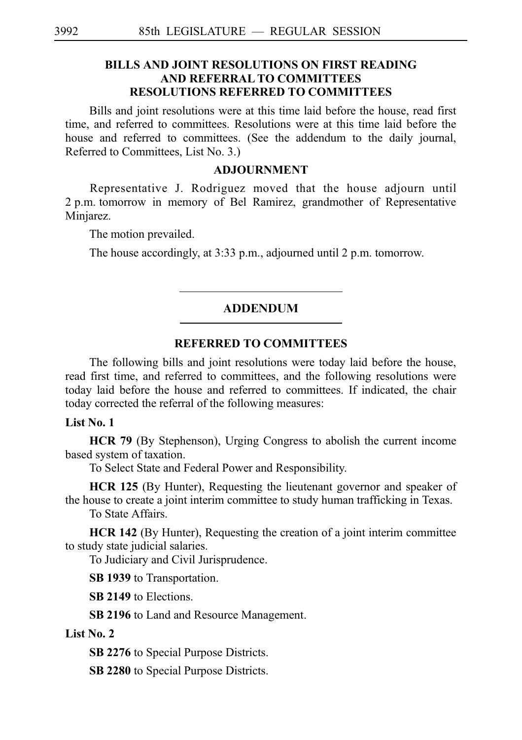## BILLS AND JOINT RESOLUTIONS ON FIRST READING AND REFERRAL TO COMMITTEES RESOLUTIONS REFERRED TO COMMITTEES

Bills and joint resolutions were at this time laid before the house, read first time, and referred to committees. Resolutions were at this time laid before the house and referred to committees. (See the addendum to the daily journal, Referred to Committees, List No. 3.)

## ADJOURNMENT

Representative J. Rodriguez moved that the house adjourn until 2 p.m. tomorrow in memory of Bel Ramirez, grandmother of Representative Minjarez.

The motion prevailed.

The house accordingly, at 3:33 p.m., adjourned until 2 p.m. tomorrow.

---

## ADDENDUM

---

## REFERRED TO COMMITTEES

The following bills and joint resolutions were today laid before the house, read first time, and referred to committees, and the following resolutions were today laid before the house and referred to committees. If indicated, the chair today corrected the referral of the following measures:

**List No. 1**

**HCR 79** (By Stephenson), Urging Congress to abolish the current income based system of taxation.

To Select State and Federal Power and Responsibility.

**HCR 125** (By Hunter), Requesting the lieutenant governor and speaker of the house to create a joint interim committee to study human trafficking in Texas.

To State Affairs.

**HCR 142** (By Hunter), Requesting the creation of a joint interim committee to study state judicial salaries.

To Judiciary and Civil Jurisprudence.

**SB 1939** to Transportation.

**SB 2149** to Elections.

**SB 2196** to Land and Resource Management.

**List No. 2**

**SB 2276** to Special Purpose Districts.

**SB 2280** to Special Purpose Districts.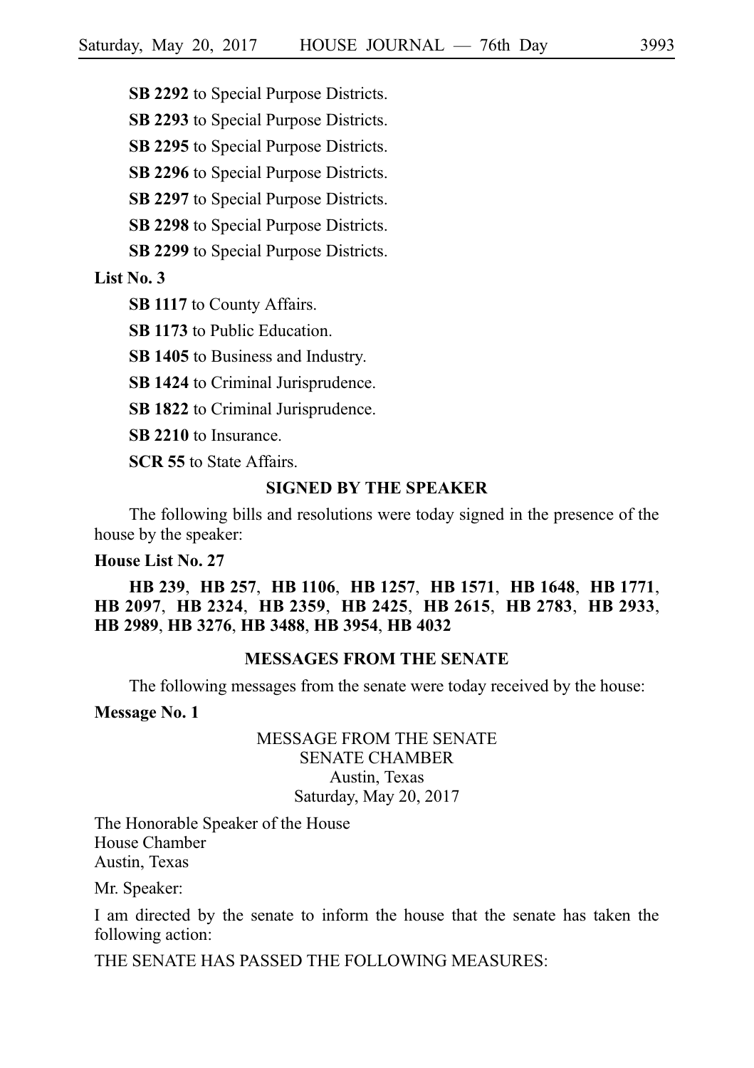**SB 2292** to Special Purpose Districts.

**SB 2293** to Special Purpose Districts.

**SB 2295** to Special Purpose Districts.

**SB 2296** to Special Purpose Districts.

**SB 2297** to Special Purpose Districts.

**SB 2298** to Special Purpose Districts.

**SB 2299** to Special Purpose Districts.

**List No. 3**

**SB 1117** to County Affairs.

**SB 1173** to Public Education.

**SB 1405** to Business and Industry.

**SB 1424** to Criminal Jurisprudence.

**SB 1822** to Criminal Jurisprudence.

**SB 2210** to Insurance.

**SCR 55** to State Affairs.

## SIGNED BY THE SPEAKER

The following bills and resolutions were today signed in the presence of the house by the speaker:

**House List No. 27**

**HB 239**, **HB 257**, **HB 1106**, **HB 1257**, **HB 1571**, **HB 1648**, **HB 1771**, **HB 2097**, **HB 2324**, **HB 2359**, **HB 2425**, **HB 2615**, **HB 2783**, **HB 2933**, **HB 2989**, **HB 3276**, **HB 3488**, **HB 3954**, **HB 4032**

## MESSAGES FROM THE SENATE

The following messages from the senate were today received by the house:

**Message No. 1**

MESSAGE FROM THE SENATE
SENATE CHAMBER
Austin, Texas
Saturday, May 20, 2017

The Honorable Speaker of the House
House Chamber
Austin, Texas

Mr. Speaker:

I am directed by the senate to inform the house that the senate has taken the following action:

THE SENATE HAS PASSED THE FOLLOWING MEASURES: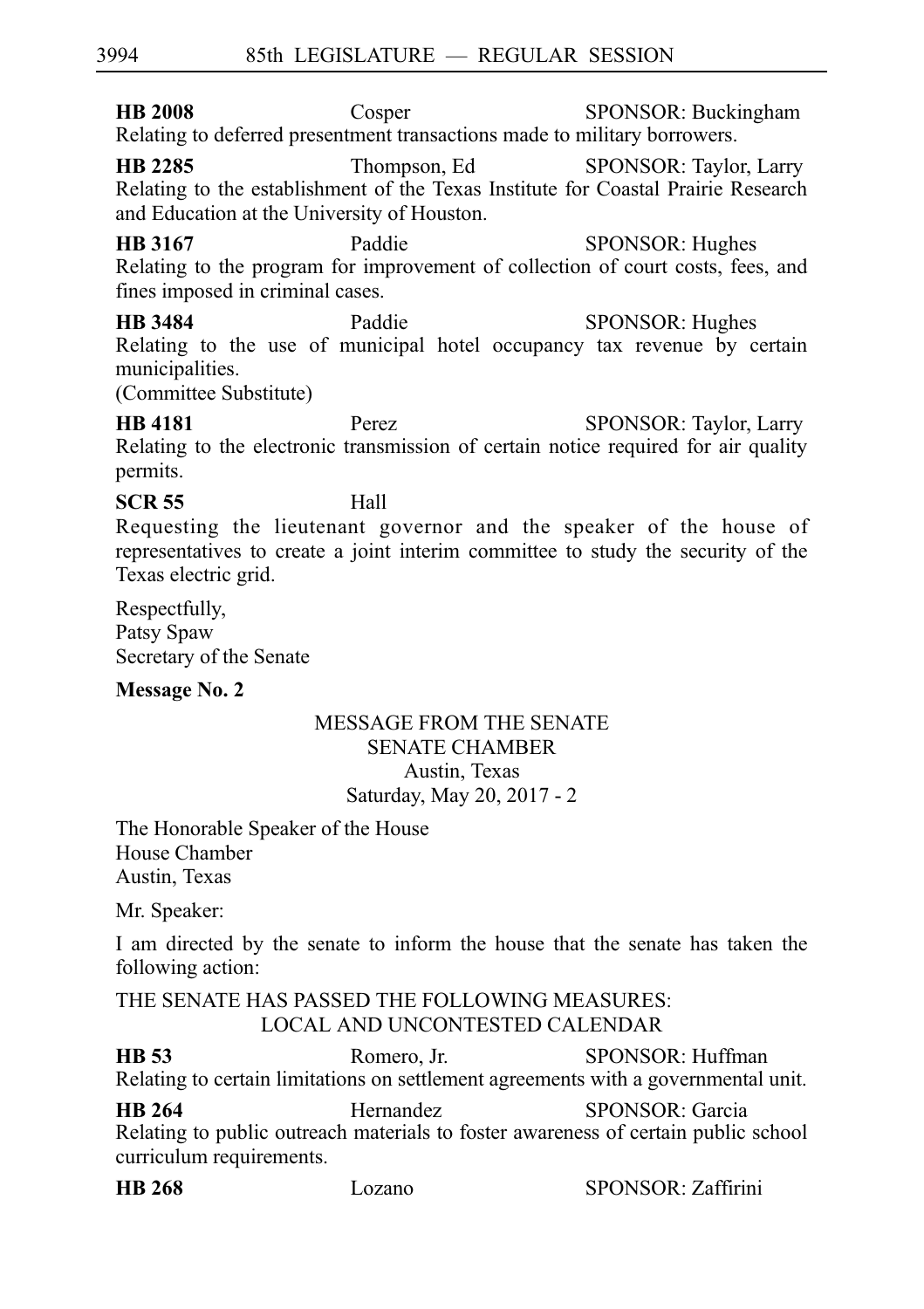**HB 2008** Cosper SPONSOR: Buckingham
Relating to deferred presentment transactions made to military borrowers.

**HB 2285** Thompson, Ed SPONSOR: Taylor, Larry
Relating to the establishment of the Texas Institute for Coastal Prairie Research and Education at the University of Houston.

**HB 3167** Paddie SPONSOR: Hughes
Relating to the program for improvement of collection of court costs, fees, and fines imposed in criminal cases.

**HB 3484** Paddie SPONSOR: Hughes
Relating to the use of municipal hotel occupancy tax revenue by certain municipalities.
(Committee Substitute)

**HB 4181** Perez SPONSOR: Taylor, Larry
Relating to the electronic transmission of certain notice required for air quality permits.

**SCR 55** Hall
Requesting the lieutenant governor and the speaker of the house of representatives to create a joint interim committee to study the security of the Texas electric grid.

Respectfully,
Patsy Spaw
Secretary of the Senate

**Message No. 2**

MESSAGE FROM THE SENATE
SENATE CHAMBER
Austin, Texas
Saturday, May 20, 2017 - 2

The Honorable Speaker of the House
House Chamber
Austin, Texas

Mr. Speaker:

I am directed by the senate to inform the house that the senate has taken the following action:

THE SENATE HAS PASSED THE FOLLOWING MEASURES:
LOCAL AND UNCONTESTED CALENDAR

**HB 53** Romero, Jr. SPONSOR: Huffman
Relating to certain limitations on settlement agreements with a governmental unit.

**HB 264** Hernandez SPONSOR: Garcia
Relating to public outreach materials to foster awareness of certain public school curriculum requirements.

**HB 268** Lozano SPONSOR: Zaffirini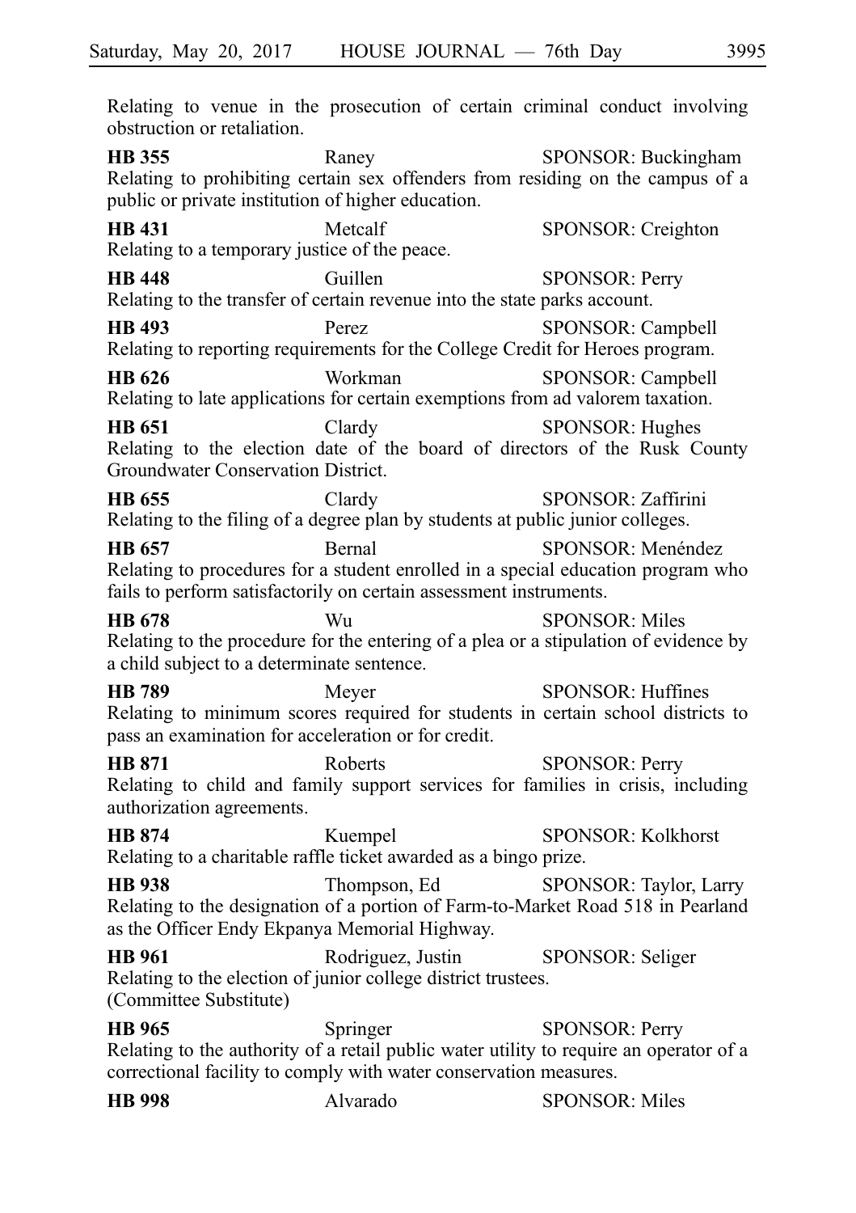Relating to venue in the prosecution of certain criminal conduct involving obstruction or retaliation.

**HB 355** Raney SPONSOR: Buckingham
Relating to prohibiting certain sex offenders from residing on the campus of a public or private institution of higher education.

**HB 431** Metcalf SPONSOR: Creighton
Relating to a temporary justice of the peace.

**HB 448** Guillen SPONSOR: Perry
Relating to the transfer of certain revenue into the state parks account.

**HB 493** Perez SPONSOR: Campbell
Relating to reporting requirements for the College Credit for Heroes program.

**HB 626** Workman SPONSOR: Campbell
Relating to late applications for certain exemptions from ad valorem taxation.

**HB 651** Clardy SPONSOR: Hughes
Relating to the election date of the board of directors of the Rusk County Groundwater Conservation District.

**HB 655** Clardy SPONSOR: Zaffirini
Relating to the filing of a degree plan by students at public junior colleges.

**HB 657** Bernal SPONSOR: Menéndez
Relating to procedures for a student enrolled in a special education program who fails to perform satisfactorily on certain assessment instruments.

**HB 678** Wu SPONSOR: Miles
Relating to the procedure for the entering of a plea or a stipulation of evidence by a child subject to a determinate sentence.

**HB 789** Meyer SPONSOR: Huffines
Relating to minimum scores required for students in certain school districts to pass an examination for acceleration or for credit.

**HB 871** Roberts SPONSOR: Perry
Relating to child and family support services for families in crisis, including authorization agreements.

**HB 874** Kuempel SPONSOR: Kolkhorst
Relating to a charitable raffle ticket awarded as a bingo prize.

**HB 938** Thompson, Ed SPONSOR: Taylor, Larry
Relating to the designation of a portion of Farm-to-Market Road 518 in Pearland as the Officer Endy Ekpanya Memorial Highway.

**HB 961** Rodriguez, Justin SPONSOR: Seliger
Relating to the election of junior college district trustees.
(Committee Substitute)

**HB 965** Springer SPONSOR: Perry
Relating to the authority of a retail public water utility to require an operator of a correctional facility to comply with water conservation measures.

**HB 998** Alvarado SPONSOR: Miles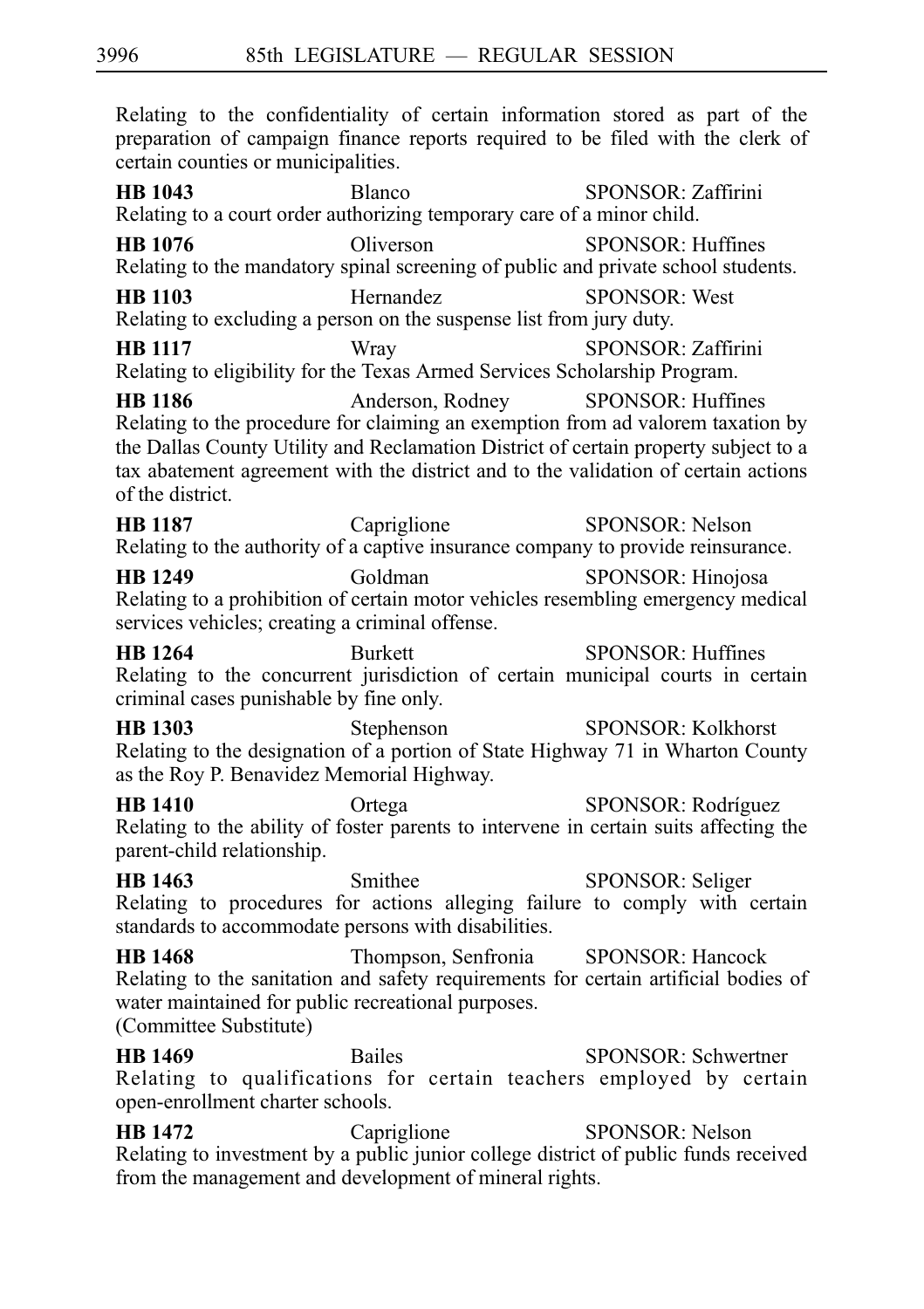Relating to the confidentiality of certain information stored as part of the preparation of campaign finance reports required to be filed with the clerk of certain counties or municipalities.

**HB 1043** Blanco SPONSOR: Zaffirini
Relating to a court order authorizing temporary care of a minor child.

**HB 1076** Oliverson SPONSOR: Huffines
Relating to the mandatory spinal screening of public and private school students.

**HB 1103** Hernandez SPONSOR: West
Relating to excluding a person on the suspense list from jury duty.

**HB 1117** Wray SPONSOR: Zaffirini
Relating to eligibility for the Texas Armed Services Scholarship Program.

**HB 1186** Anderson, Rodney SPONSOR: Huffines
Relating to the procedure for claiming an exemption from ad valorem taxation by the Dallas County Utility and Reclamation District of certain property subject to a tax abatement agreement with the district and to the validation of certain actions of the district.

**HB 1187** Capriglione SPONSOR: Nelson
Relating to the authority of a captive insurance company to provide reinsurance.

**HB 1249** Goldman SPONSOR: Hinojosa
Relating to a prohibition of certain motor vehicles resembling emergency medical services vehicles; creating a criminal offense.

**HB 1264** Burkett SPONSOR: Huffines
Relating to the concurrent jurisdiction of certain municipal courts in certain criminal cases punishable by fine only.

**HB 1303** Stephenson SPONSOR: Kolkhorst
Relating to the designation of a portion of State Highway 71 in Wharton County as the Roy P. Benavidez Memorial Highway.

**HB 1410** Ortega SPONSOR: Rodríguez
Relating to the ability of foster parents to intervene in certain suits affecting the parent-child relationship.

**HB 1463** Smithee SPONSOR: Seliger
Relating to procedures for actions alleging failure to comply with certain standards to accommodate persons with disabilities.

**HB 1468** Thompson, Senfronia SPONSOR: Hancock
Relating to the sanitation and safety requirements for certain artificial bodies of water maintained for public recreational purposes.
(Committee Substitute)

**HB 1469** Bailes SPONSOR: Schwertner
Relating to qualifications for certain teachers employed by certain open-enrollment charter schools.

**HB 1472** Capriglione SPONSOR: Nelson
Relating to investment by a public junior college district of public funds received from the management and development of mineral rights.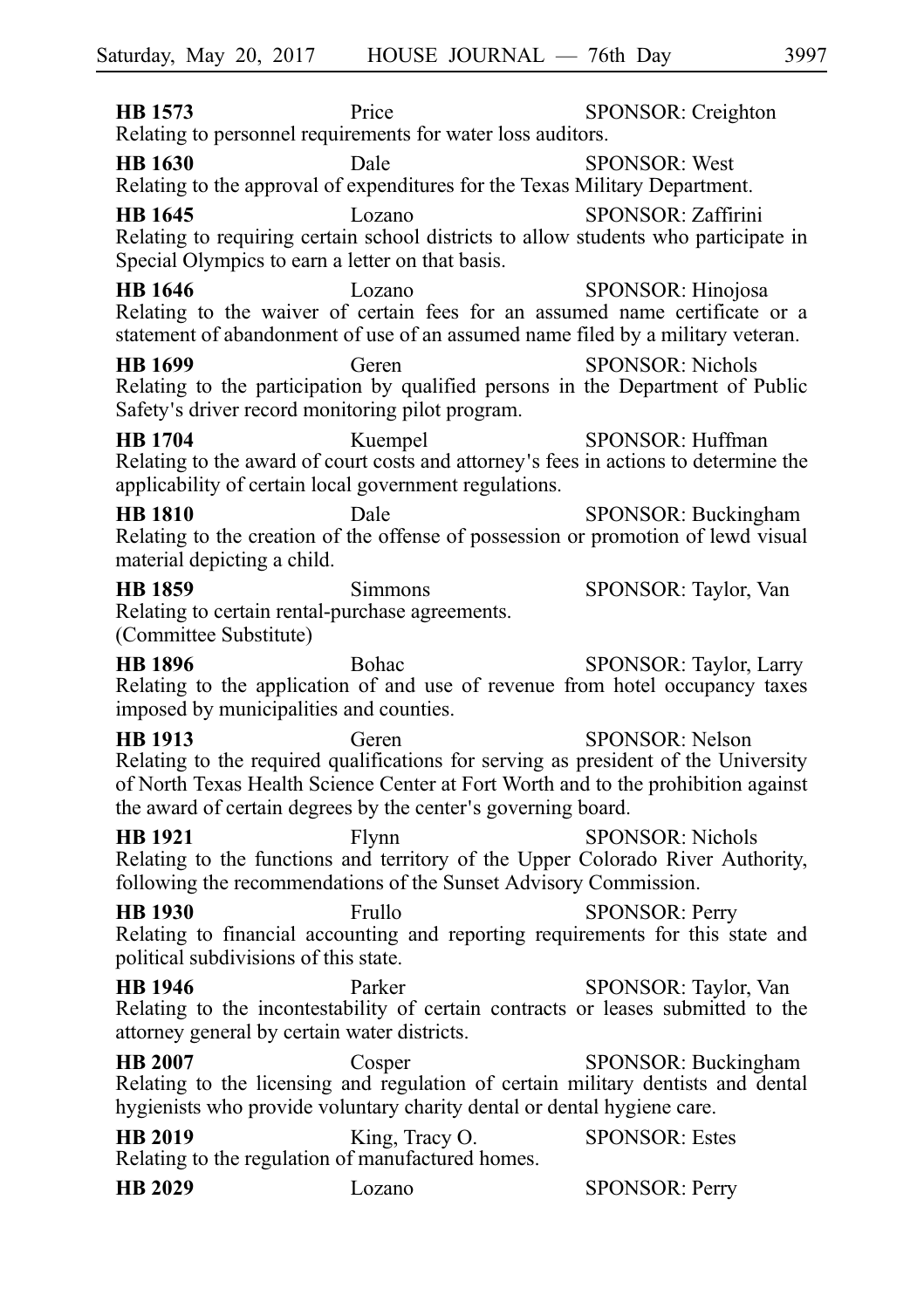**HB 1573** Price SPONSOR: Creighton
Relating to personnel requirements for water loss auditors.

**HB 1630** Dale SPONSOR: West
Relating to the approval of expenditures for the Texas Military Department.

**HB 1645** Lozano SPONSOR: Zaffirini
Relating to requiring certain school districts to allow students who participate in Special Olympics to earn a letter on that basis.

**HB 1646** Lozano SPONSOR: Hinojosa
Relating to the waiver of certain fees for an assumed name certificate or a statement of abandonment of use of an assumed name filed by a military veteran.

**HB 1699** Geren SPONSOR: Nichols
Relating to the participation by qualified persons in the Department of Public Safety's driver record monitoring pilot program.

**HB 1704** Kuempel SPONSOR: Huffman
Relating to the award of court costs and attorney's fees in actions to determine the applicability of certain local government regulations.

**HB 1810** Dale SPONSOR: Buckingham
Relating to the creation of the offense of possession or promotion of lewd visual material depicting a child.

**HB 1859** Simmons SPONSOR: Taylor, Van
Relating to certain rental-purchase agreements.
(Committee Substitute)

**HB 1896** Bohac SPONSOR: Taylor, Larry
Relating to the application of and use of revenue from hotel occupancy taxes imposed by municipalities and counties.

**HB 1913** Geren SPONSOR: Nelson
Relating to the required qualifications for serving as president of the University of North Texas Health Science Center at Fort Worth and to the prohibition against the award of certain degrees by the center's governing board.

**HB 1921** Flynn SPONSOR: Nichols
Relating to the functions and territory of the Upper Colorado River Authority, following the recommendations of the Sunset Advisory Commission.

**HB 1930** Frullo SPONSOR: Perry
Relating to financial accounting and reporting requirements for this state and political subdivisions of this state.

**HB 1946** Parker SPONSOR: Taylor, Van
Relating to the incontestability of certain contracts or leases submitted to the attorney general by certain water districts.

**HB 2007** Cosper SPONSOR: Buckingham
Relating to the licensing and regulation of certain military dentists and dental hygienists who provide voluntary charity dental or dental hygiene care.

**HB 2019** King, Tracy O. SPONSOR: Estes
Relating to the regulation of manufactured homes.

**HB 2029** Lozano SPONSOR: Perry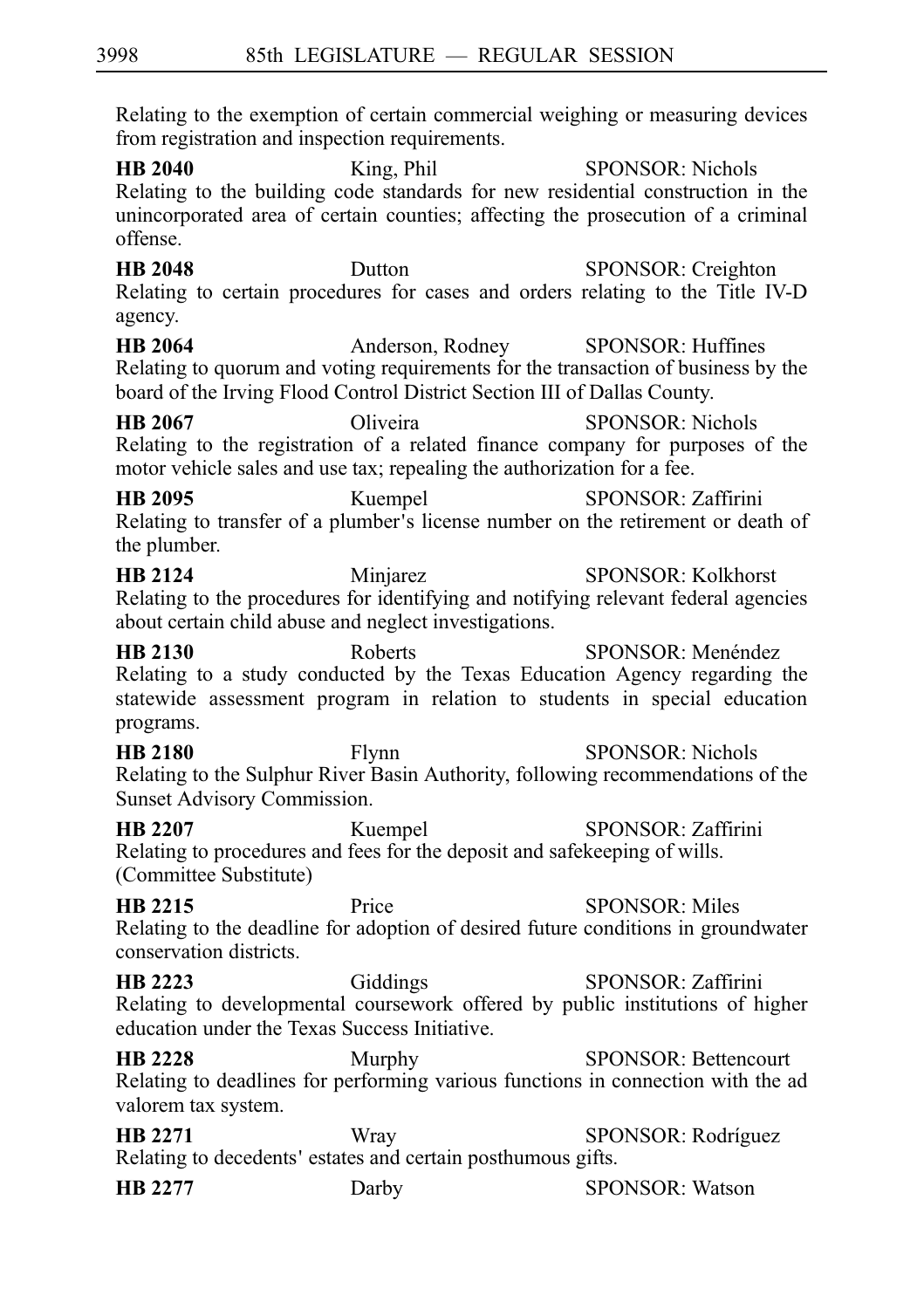Relating to the exemption of certain commercial weighing or measuring devices from registration and inspection requirements.

**HB 2040** King, Phil SPONSOR: Nichols
Relating to the building code standards for new residential construction in the unincorporated area of certain counties; affecting the prosecution of a criminal offense.

**HB 2048** Dutton SPONSOR: Creighton
Relating to certain procedures for cases and orders relating to the Title IV-D agency.

**HB 2064** Anderson, Rodney SPONSOR: Huffines
Relating to quorum and voting requirements for the transaction of business by the board of the Irving Flood Control District Section III of Dallas County.

**HB 2067** Oliveira SPONSOR: Nichols
Relating to the registration of a related finance company for purposes of the motor vehicle sales and use tax; repealing the authorization for a fee.

**HB 2095** Kuempel SPONSOR: Zaffirini
Relating to transfer of a plumber's license number on the retirement or death of the plumber.

**HB 2124** Minjarez SPONSOR: Kolkhorst
Relating to the procedures for identifying and notifying relevant federal agencies about certain child abuse and neglect investigations.

**HB 2130** Roberts SPONSOR: Menéndez
Relating to a study conducted by the Texas Education Agency regarding the statewide assessment program in relation to students in special education programs.

**HB 2180** Flynn SPONSOR: Nichols
Relating to the Sulphur River Basin Authority, following recommendations of the Sunset Advisory Commission.

**HB 2207** Kuempel SPONSOR: Zaffirini
Relating to procedures and fees for the deposit and safekeeping of wills.
(Committee Substitute)

**HB 2215** Price SPONSOR: Miles
Relating to the deadline for adoption of desired future conditions in groundwater conservation districts.

**HB 2223** Giddings SPONSOR: Zaffirini
Relating to developmental coursework offered by public institutions of higher education under the Texas Success Initiative.

**HB 2228** Murphy SPONSOR: Bettencourt
Relating to deadlines for performing various functions in connection with the ad valorem tax system.

**HB 2271** Wray SPONSOR: Rodríguez
Relating to decedents' estates and certain posthumous gifts.

**HB 2277** Darby SPONSOR: Watson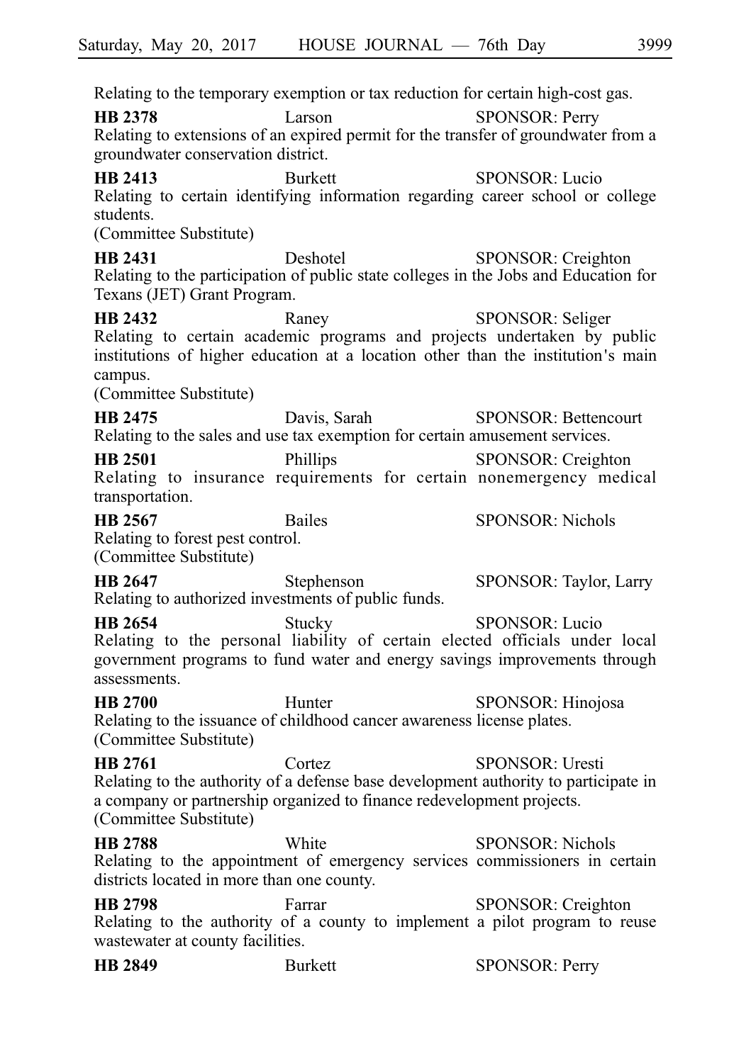Relating to the temporary exemption or tax reduction for certain high-cost gas.

**HB 2378** Larson SPONSOR: Perry
Relating to extensions of an expired permit for the transfer of groundwater from a groundwater conservation district.

**HB 2413** Burkett SPONSOR: Lucio
Relating to certain identifying information regarding career school or college students.
(Committee Substitute)

**HB 2431** Deshotel SPONSOR: Creighton
Relating to the participation of public state colleges in the Jobs and Education for Texans (JET) Grant Program.

**HB 2432** Raney SPONSOR: Seliger
Relating to certain academic programs and projects undertaken by public institutions of higher education at a location other than the institution's main campus.
(Committee Substitute)

**HB 2475** Davis, Sarah SPONSOR: Bettencourt
Relating to the sales and use tax exemption for certain amusement services.

**HB 2501** Phillips SPONSOR: Creighton
Relating to insurance requirements for certain nonemergency medical transportation.

**HB 2567** Bailes SPONSOR: Nichols
Relating to forest pest control.
(Committee Substitute)

**HB 2647** Stephenson SPONSOR: Taylor, Larry
Relating to authorized investments of public funds.

**HB 2654** Stucky SPONSOR: Lucio
Relating to the personal liability of certain elected officials under local government programs to fund water and energy savings improvements through assessments.

**HB 2700** Hunter SPONSOR: Hinojosa
Relating to the issuance of childhood cancer awareness license plates.
(Committee Substitute)

**HB 2761** Cortez SPONSOR: Uresti
Relating to the authority of a defense base development authority to participate in a company or partnership organized to finance redevelopment projects.
(Committee Substitute)

**HB 2788** White SPONSOR: Nichols
Relating to the appointment of emergency services commissioners in certain districts located in more than one county.

**HB 2798** Farrar SPONSOR: Creighton
Relating to the authority of a county to implement a pilot program to reuse wastewater at county facilities.

**HB 2849** Burkett SPONSOR: Perry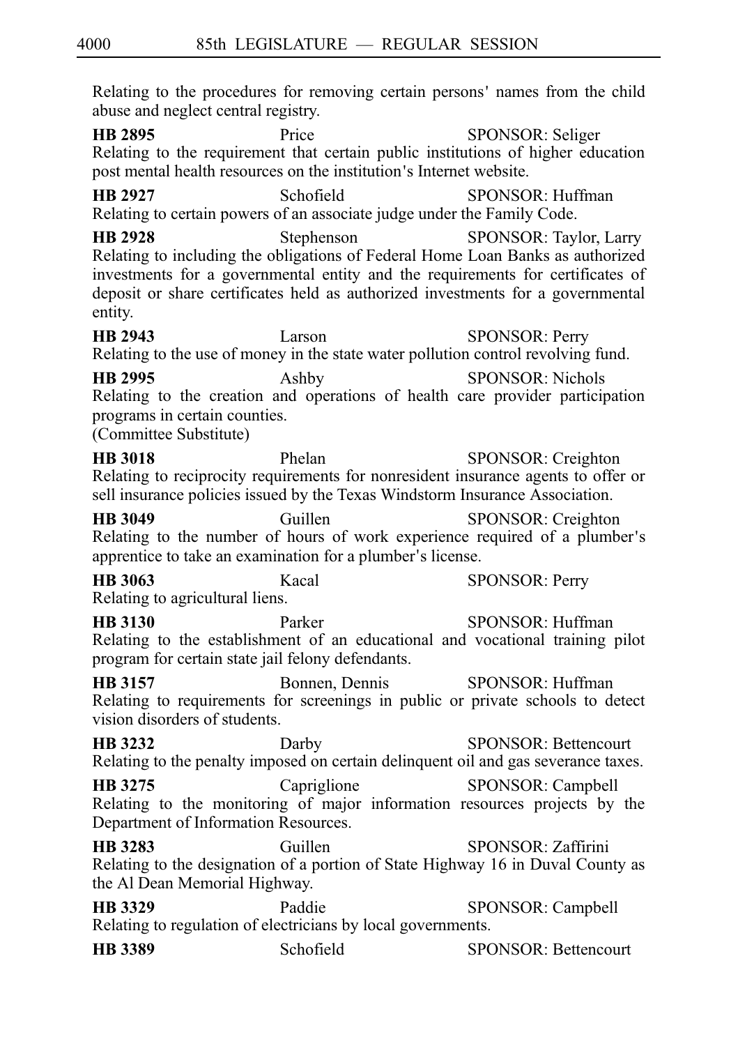Relating to the procedures for removing certain persons' names from the child abuse and neglect central registry.

**HB 2895** Price SPONSOR: Seliger
Relating to the requirement that certain public institutions of higher education post mental health resources on the institution's Internet website.

**HB 2927** Schofield SPONSOR: Huffman
Relating to certain powers of an associate judge under the Family Code.

**HB 2928** Stephenson SPONSOR: Taylor, Larry
Relating to including the obligations of Federal Home Loan Banks as authorized investments for a governmental entity and the requirements for certificates of deposit or share certificates held as authorized investments for a governmental entity.

**HB 2943** Larson SPONSOR: Perry
Relating to the use of money in the state water pollution control revolving fund.

**HB 2995** Ashby SPONSOR: Nichols
Relating to the creation and operations of health care provider participation programs in certain counties.
(Committee Substitute)

**HB 3018** Phelan SPONSOR: Creighton
Relating to reciprocity requirements for nonresident insurance agents to offer or sell insurance policies issued by the Texas Windstorm Insurance Association.

**HB 3049** Guillen SPONSOR: Creighton
Relating to the number of hours of work experience required of a plumber's apprentice to take an examination for a plumber's license.

**HB 3063** Kacal SPONSOR: Perry
Relating to agricultural liens.

**HB 3130** Parker SPONSOR: Huffman
Relating to the establishment of an educational and vocational training pilot program for certain state jail felony defendants.

**HB 3157** Bonnen, Dennis SPONSOR: Huffman
Relating to requirements for screenings in public or private schools to detect vision disorders of students.

**HB 3232** Darby SPONSOR: Bettencourt
Relating to the penalty imposed on certain delinquent oil and gas severance taxes.

**HB 3275** Capriglione SPONSOR: Campbell
Relating to the monitoring of major information resources projects by the Department of Information Resources.

**HB 3283** Guillen SPONSOR: Zaffirini
Relating to the designation of a portion of State Highway 16 in Duval County as the Al Dean Memorial Highway.

**HB 3329** Paddie SPONSOR: Campbell
Relating to regulation of electricians by local governments.

**HB 3389** Schofield SPONSOR: Bettencourt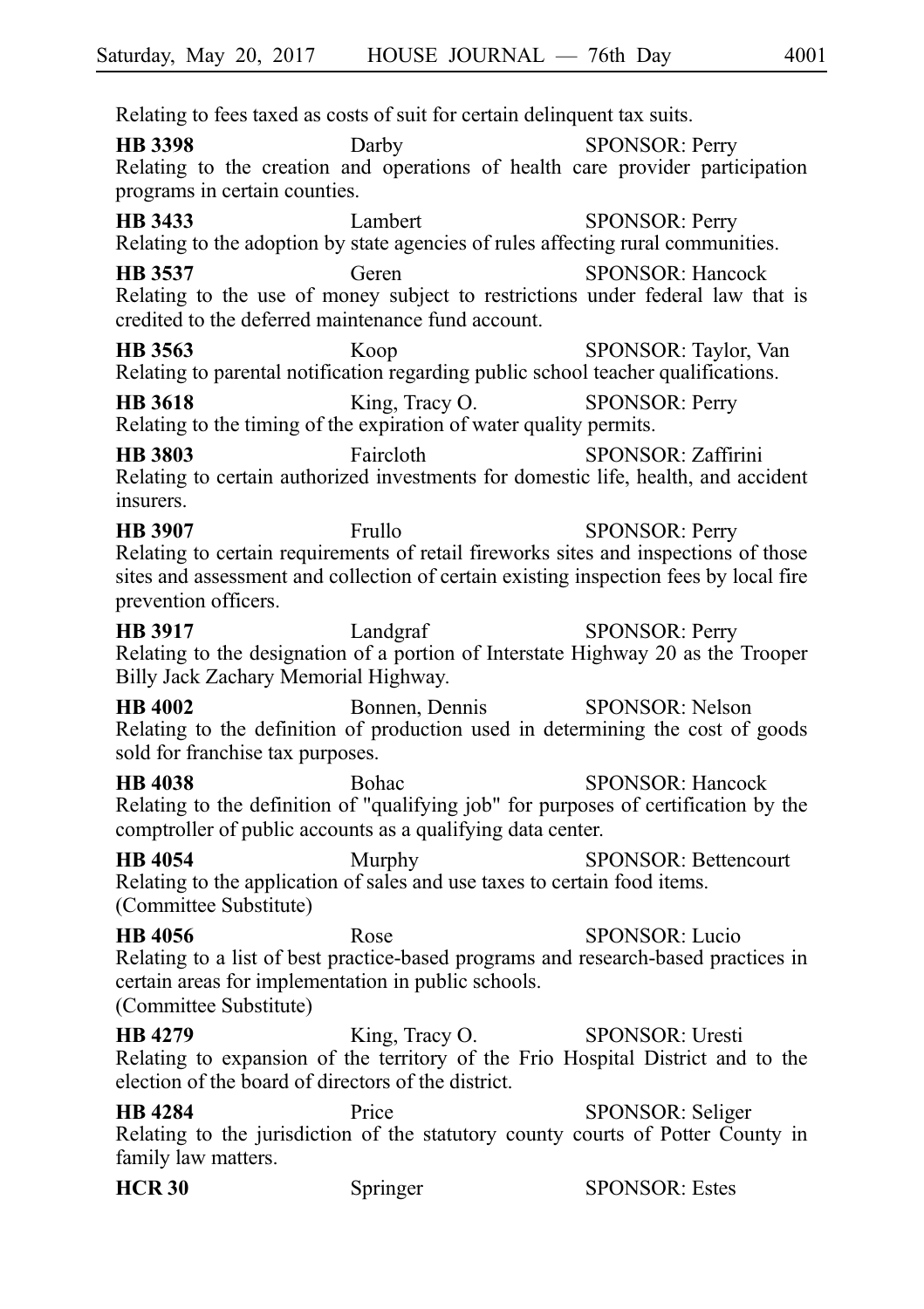Relating to fees taxed as costs of suit for certain delinquent tax suits.

**HB 3398** Darby SPONSOR: Perry
Relating to the creation and operations of health care provider participation programs in certain counties.

**HB 3433** Lambert SPONSOR: Perry
Relating to the adoption by state agencies of rules affecting rural communities.

**HB 3537** Geren SPONSOR: Hancock
Relating to the use of money subject to restrictions under federal law that is credited to the deferred maintenance fund account.

**HB 3563** Koop SPONSOR: Taylor, Van
Relating to parental notification regarding public school teacher qualifications.

**HB 3618** King, Tracy O. SPONSOR: Perry
Relating to the timing of the expiration of water quality permits.

**HB 3803** Faircloth SPONSOR: Zaffirini
Relating to certain authorized investments for domestic life, health, and accident insurers.

**HB 3907** Frullo SPONSOR: Perry
Relating to certain requirements of retail fireworks sites and inspections of those sites and assessment and collection of certain existing inspection fees by local fire prevention officers.

**HB 3917** Landgraf SPONSOR: Perry
Relating to the designation of a portion of Interstate Highway 20 as the Trooper Billy Jack Zachary Memorial Highway.

**HB 4002** Bonnen, Dennis SPONSOR: Nelson
Relating to the definition of production used in determining the cost of goods sold for franchise tax purposes.

**HB 4038** Bohac SPONSOR: Hancock
Relating to the definition of "qualifying job" for purposes of certification by the comptroller of public accounts as a qualifying data center.

**HB 4054** Murphy SPONSOR: Bettencourt
Relating to the application of sales and use taxes to certain food items.
(Committee Substitute)

**HB 4056** Rose SPONSOR: Lucio
Relating to a list of best practice-based programs and research-based practices in certain areas for implementation in public schools.
(Committee Substitute)

**HB 4279** King, Tracy O. SPONSOR: Uresti
Relating to expansion of the territory of the Frio Hospital District and to the election of the board of directors of the district.

**HB 4284** Price SPONSOR: Seliger
Relating to the jurisdiction of the statutory county courts of Potter County in family law matters.

**HCR 30** Springer SPONSOR: Estes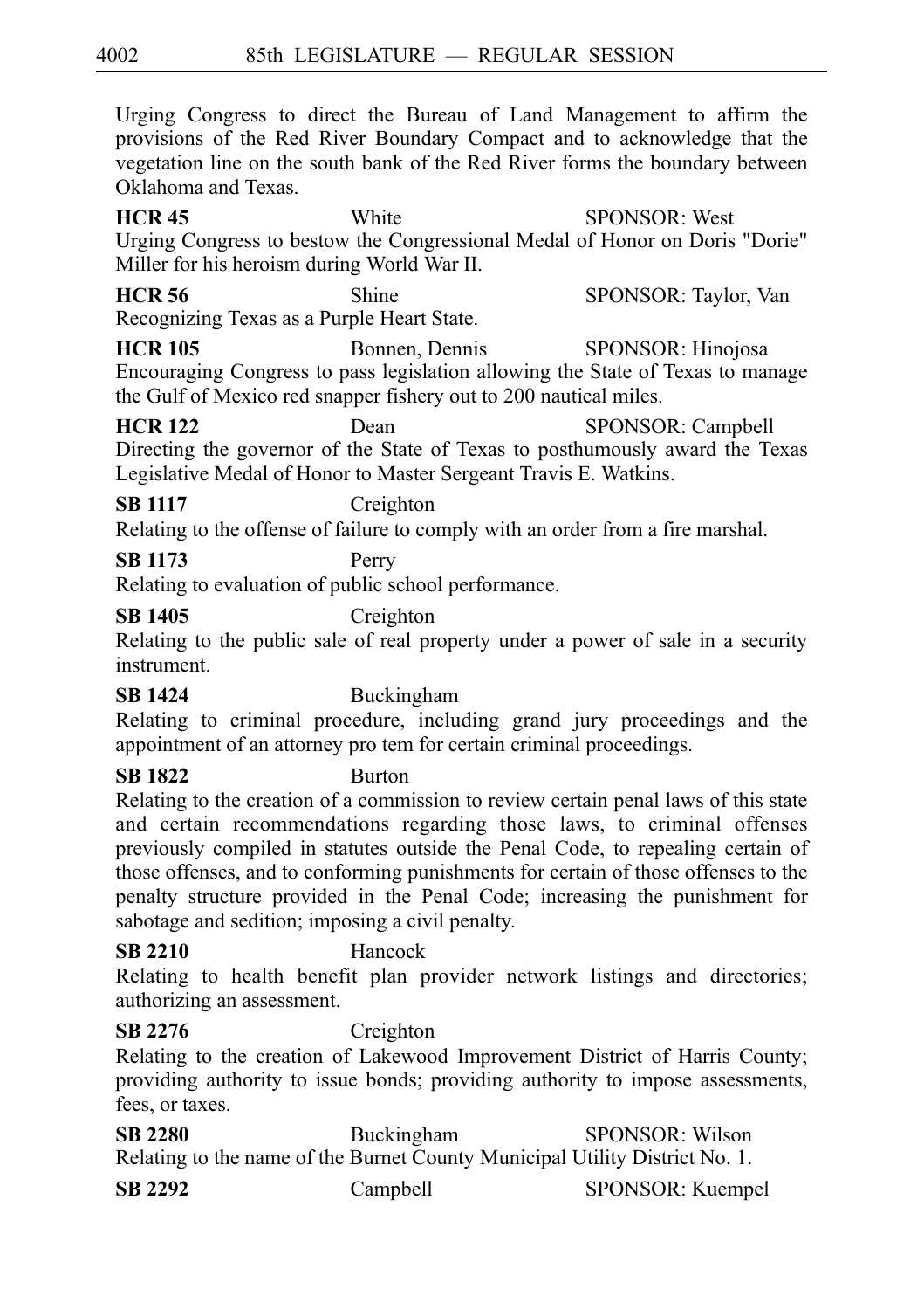Urging Congress to direct the Bureau of Land Management to affirm the provisions of the Red River Boundary Compact and to acknowledge that the vegetation line on the south bank of the Red River forms the boundary between Oklahoma and Texas.

**HCR 45** White SPONSOR: West
Urging Congress to bestow the Congressional Medal of Honor on Doris "Dorie" Miller for his heroism during World War II.

**HCR 56** Shine SPONSOR: Taylor, Van
Recognizing Texas as a Purple Heart State.

**HCR 105** Bonnen, Dennis SPONSOR: Hinojosa
Encouraging Congress to pass legislation allowing the State of Texas to manage the Gulf of Mexico red snapper fishery out to 200 nautical miles.

**HCR 122** Dean SPONSOR: Campbell
Directing the governor of the State of Texas to posthumously award the Texas Legislative Medal of Honor to Master Sergeant Travis E. Watkins.

**SB 1117** Creighton
Relating to the offense of failure to comply with an order from a fire marshal.

**SB 1173** Perry
Relating to evaluation of public school performance.

**SB 1405** Creighton
Relating to the public sale of real property under a power of sale in a security instrument.

**SB 1424** Buckingham
Relating to criminal procedure, including grand jury proceedings and the appointment of an attorney pro tem for certain criminal proceedings.

**SB 1822** Burton
Relating to the creation of a commission to review certain penal laws of this state and certain recommendations regarding those laws, to criminal offenses previously compiled in statutes outside the Penal Code, to repealing certain of those offenses, and to conforming punishments for certain of those offenses to the penalty structure provided in the Penal Code; increasing the punishment for sabotage and sedition; imposing a civil penalty.

**SB 2210** Hancock
Relating to health benefit plan provider network listings and directories; authorizing an assessment.

**SB 2276** Creighton
Relating to the creation of Lakewood Improvement District of Harris County; providing authority to issue bonds; providing authority to impose assessments, fees, or taxes.

**SB 2280** Buckingham SPONSOR: Wilson
Relating to the name of the Burnet County Municipal Utility District No. 1.

**SB 2292** Campbell SPONSOR: Kuempel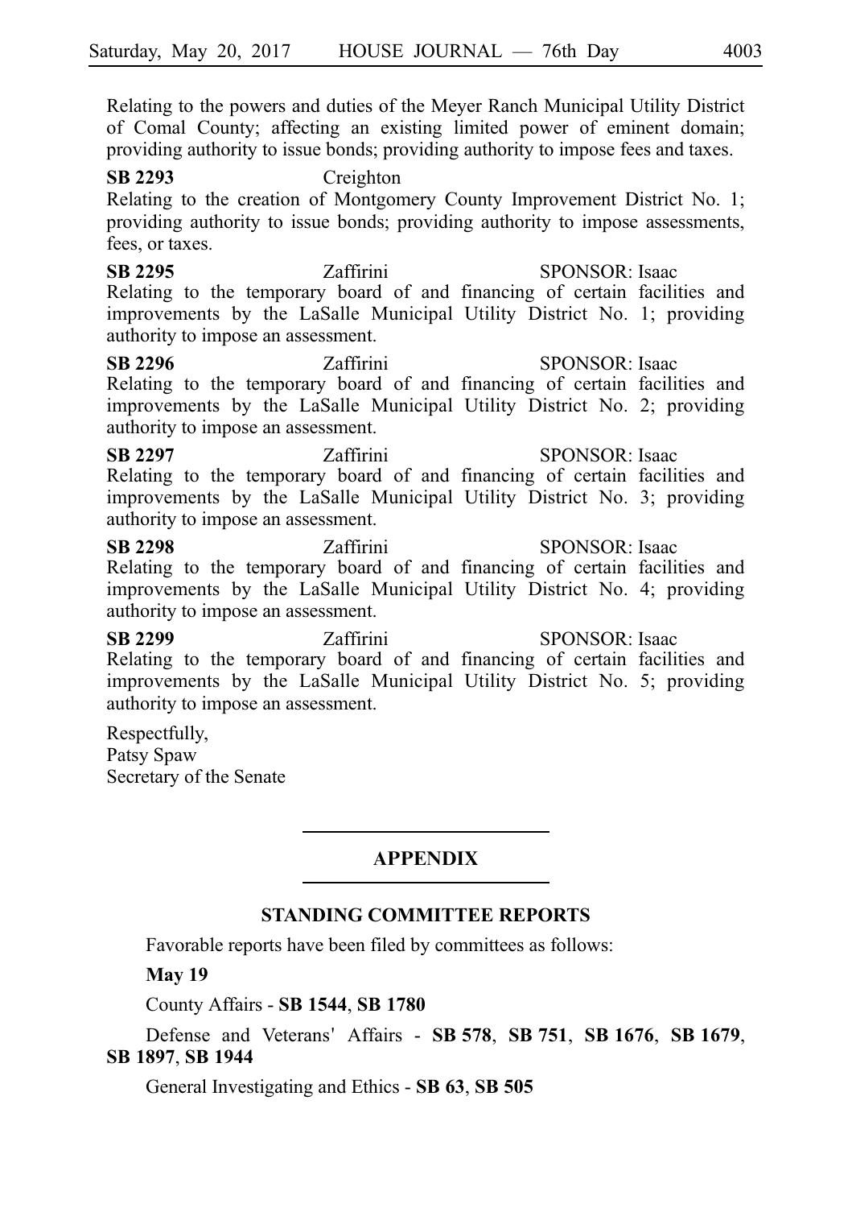Relating to the powers and duties of the Meyer Ranch Municipal Utility District of Comal County; affecting an existing limited power of eminent domain; providing authority to issue bonds; providing authority to impose fees and taxes.

**SB 2293** Creighton
Relating to the creation of Montgomery County Improvement District No. 1; providing authority to issue bonds; providing authority to impose assessments, fees, or taxes.

**SB 2295** Zaffirini SPONSOR: Isaac
Relating to the temporary board of and financing of certain facilities and improvements by the LaSalle Municipal Utility District No. 1; providing authority to impose an assessment.

**SB 2296** Zaffirini SPONSOR: Isaac
Relating to the temporary board of and financing of certain facilities and improvements by the LaSalle Municipal Utility District No. 2; providing authority to impose an assessment.

**SB 2297** Zaffirini SPONSOR: Isaac
Relating to the temporary board of and financing of certain facilities and improvements by the LaSalle Municipal Utility District No. 3; providing authority to impose an assessment.

**SB 2298** Zaffirini SPONSOR: Isaac
Relating to the temporary board of and financing of certain facilities and improvements by the LaSalle Municipal Utility District No. 4; providing authority to impose an assessment.

**SB 2299** Zaffirini SPONSOR: Isaac
Relating to the temporary board of and financing of certain facilities and improvements by the LaSalle Municipal Utility District No. 5; providing authority to impose an assessment.

Respectfully,
Patsy Spaw
Secretary of the Senate

## APPENDIX

### STANDING COMMITTEE REPORTS

Favorable reports have been filed by committees as follows:

**May 19**

County Affairs - **SB 1544**, **SB 1780**

Defense and Veterans' Affairs - **SB 578**, **SB 751**, **SB 1676**, **SB 1679**, **SB 1897**, **SB 1944**

General Investigating and Ethics - **SB 63**, **SB 505**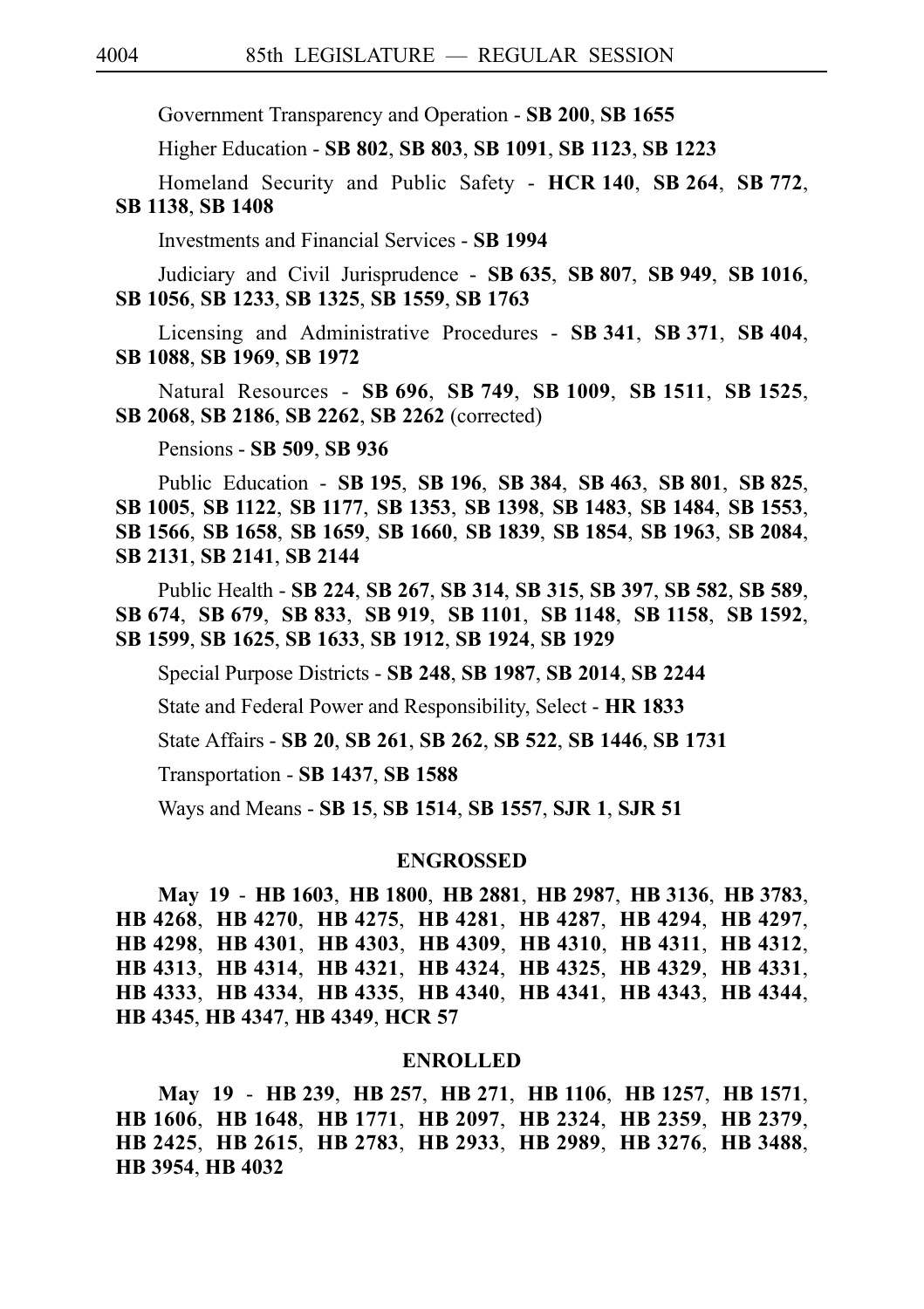Government Transparency and Operation - **SB 200**, **SB 1655**

Higher Education - **SB 802**, **SB 803**, **SB 1091**, **SB 1123**, **SB 1223**

Homeland Security and Public Safety - **HCR 140**, **SB 264**, **SB 772**, **SB 1138**, **SB 1408**

Investments and Financial Services - **SB 1994**

Judiciary and Civil Jurisprudence - **SB 635**, **SB 807**, **SB 949**, **SB 1016**, **SB 1056**, **SB 1233**, **SB 1325**, **SB 1559**, **SB 1763**

Licensing and Administrative Procedures - **SB 341**, **SB 371**, **SB 404**, **SB 1088**, **SB 1969**, **SB 1972**

Natural Resources - **SB 696**, **SB 749**, **SB 1009**, **SB 1511**, **SB 1525**, **SB 2068**, **SB 2186**, **SB 2262**, **SB 2262** (corrected)

Pensions - **SB 509**, **SB 936**

Public Education - **SB 195**, **SB 196**, **SB 384**, **SB 463**, **SB 801**, **SB 825**, **SB 1005**, **SB 1122**, **SB 1177**, **SB 1353**, **SB 1398**, **SB 1483**, **SB 1484**, **SB 1553**, **SB 1566**, **SB 1658**, **SB 1659**, **SB 1660**, **SB 1839**, **SB 1854**, **SB 1963**, **SB 2084**, **SB 2131**, **SB 2141**, **SB 2144**

Public Health - **SB 224**, **SB 267**, **SB 314**, **SB 315**, **SB 397**, **SB 582**, **SB 589**, **SB 674**, **SB 679**, **SB 833**, **SB 919**, **SB 1101**, **SB 1148**, **SB 1158**, **SB 1592**, **SB 1599**, **SB 1625**, **SB 1633**, **SB 1912**, **SB 1924**, **SB 1929**

Special Purpose Districts - **SB 248**, **SB 1987**, **SB 2014**, **SB 2244**

State and Federal Power and Responsibility, Select - **HR 1833**

State Affairs - **SB 20**, **SB 261**, **SB 262**, **SB 522**, **SB 1446**, **SB 1731**

Transportation - **SB 1437**, **SB 1588**

Ways and Means - **SB 15**, **SB 1514**, **SB 1557**, **SJR 1**, **SJR 51**

## ENGROSSED

**May 19** - **HB 1603**, **HB 1800**, **HB 2881**, **HB 2987**, **HB 3136**, **HB 3783**, **HB 4268**, **HB 4270**, **HB 4275**, **HB 4281**, **HB 4287**, **HB 4294**, **HB 4297**, **HB 4298**, **HB 4301**, **HB 4303**, **HB 4309**, **HB 4310**, **HB 4311**, **HB 4312**, **HB 4313**, **HB 4314**, **HB 4321**, **HB 4324**, **HB 4325**, **HB 4329**, **HB 4331**, **HB 4333**, **HB 4334**, **HB 4335**, **HB 4340**, **HB 4341**, **HB 4343**, **HB 4344**, **HB 4345**, **HB 4347**, **HB 4349**, **HCR 57**

## ENROLLED

**May 19** - **HB 239**, **HB 257**, **HB 271**, **HB 1106**, **HB 1257**, **HB 1571**, **HB 1606**, **HB 1648**, **HB 1771**, **HB 2097**, **HB 2324**, **HB 2359**, **HB 2379**, **HB 2425**, **HB 2615**, **HB 2783**, **HB 2933**, **HB 2989**, **HB 3276**, **HB 3488**, **HB 3954**, **HB 4032**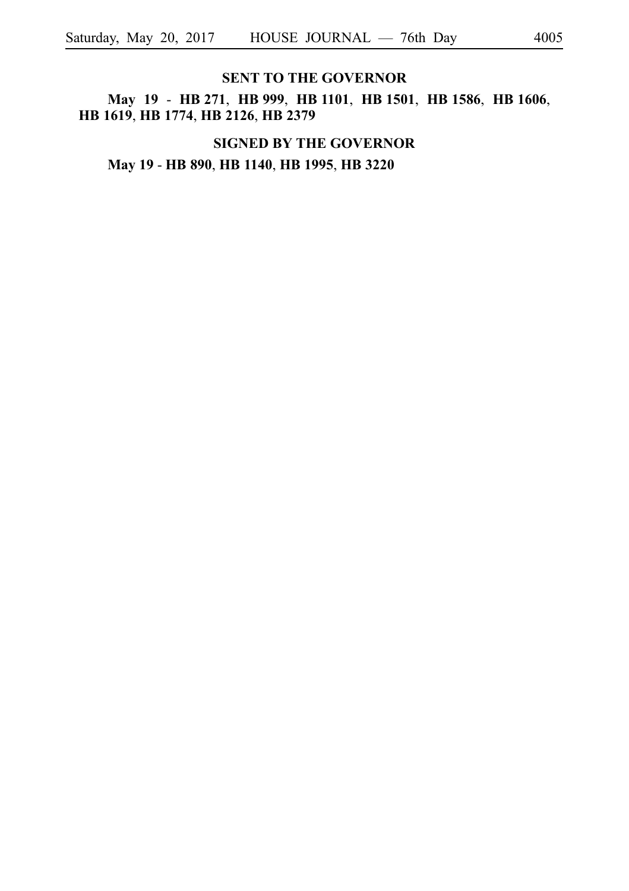## SENT TO THE GOVERNOR

**May 19 - HB 271, HB 999, HB 1101, HB 1501, HB 1586, HB 1606, HB 1619, HB 1774, HB 2126, HB 2379**

## SIGNED BY THE GOVERNOR

**May 19 - HB 890, HB 1140, HB 1995, HB 3220**